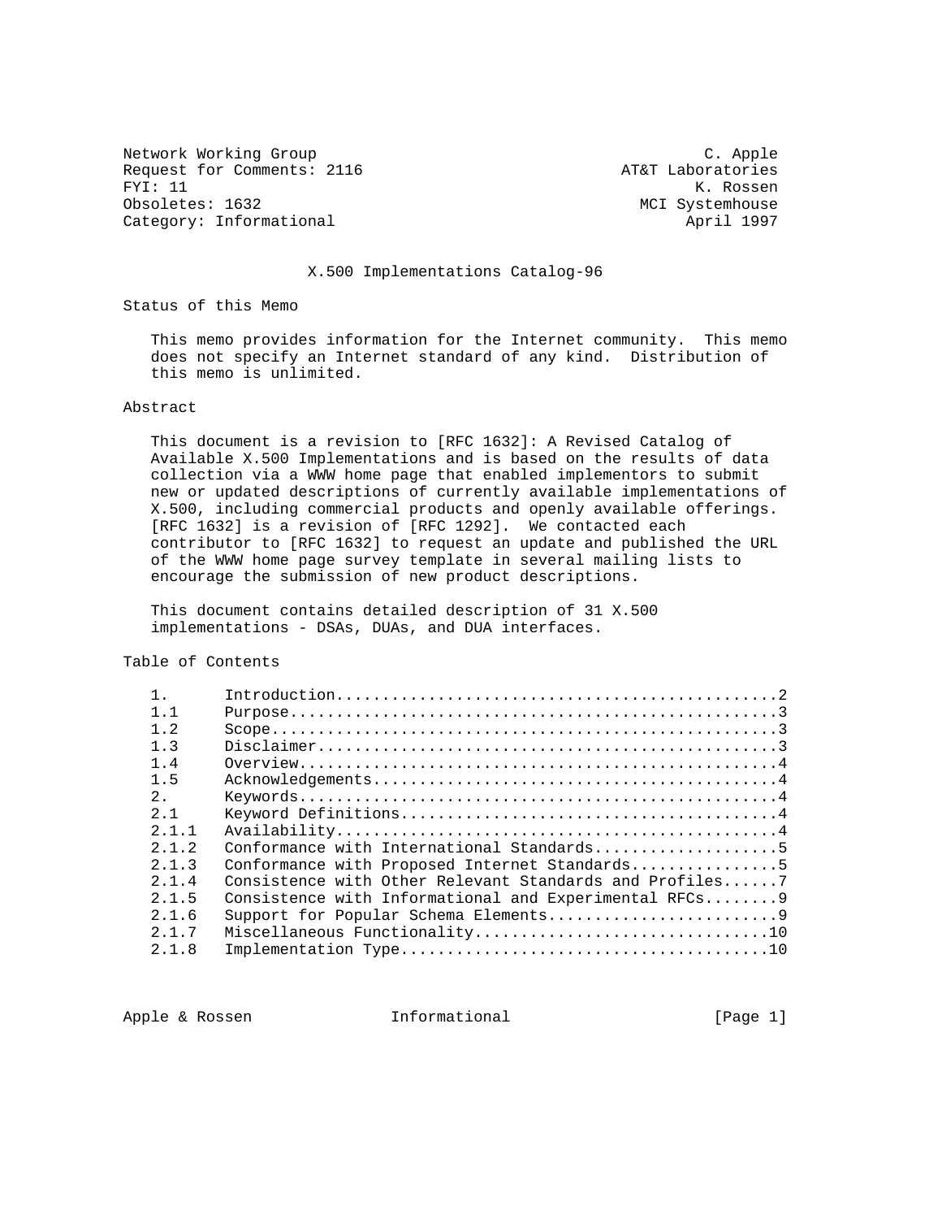Network Working Group C. Apple
Request for Comments: 2116 AT&T Laboratories
FYI: 11 K. Rossen
Obsoletes: 1632 MCI Systemhouse
Category: Informational April 1997

# X.500 Implementations Catalog-96

## Status of this Memo

This memo provides information for the Internet community. This memo does not specify an Internet standard of any kind. Distribution of this memo is unlimited.

## Abstract

This document is a revision to [RFC 1632]: A Revised Catalog of Available X.500 Implementations and is based on the results of data collection via a WWW home page that enabled implementors to submit new or updated descriptions of currently available implementations of X.500, including commercial products and openly available offerings. [RFC 1632] is a revision of [RFC 1292]. We contacted each contributor to [RFC 1632] to request an update and published the URL of the WWW home page survey template in several mailing lists to encourage the submission of new product descriptions.

This document contains detailed description of 31 X.500 implementations - DSAs, DUAs, and DUA interfaces.

## Table of Contents

```
1.      Introduction................................................2
1.1     Purpose.....................................................3
1.2     Scope.......................................................3
1.3     Disclaimer..................................................3
1.4     Overview....................................................4
1.5     Acknowledgements............................................4
2.      Keywords....................................................4
2.1     Keyword Definitions.........................................4
2.1.1   Availability................................................4
2.1.2   Conformance with International Standards....................5
2.1.3   Conformance with Proposed Internet Standards................5
2.1.4   Consistence with Other Relevant Standards and Profiles......7
2.1.5   Consistence with Informational and Experimental RFCs........9
2.1.6   Support for Popular Schema Elements.........................9
2.1.7   Miscellaneous Functionality................................10
2.1.8   Implementation Type........................................10
```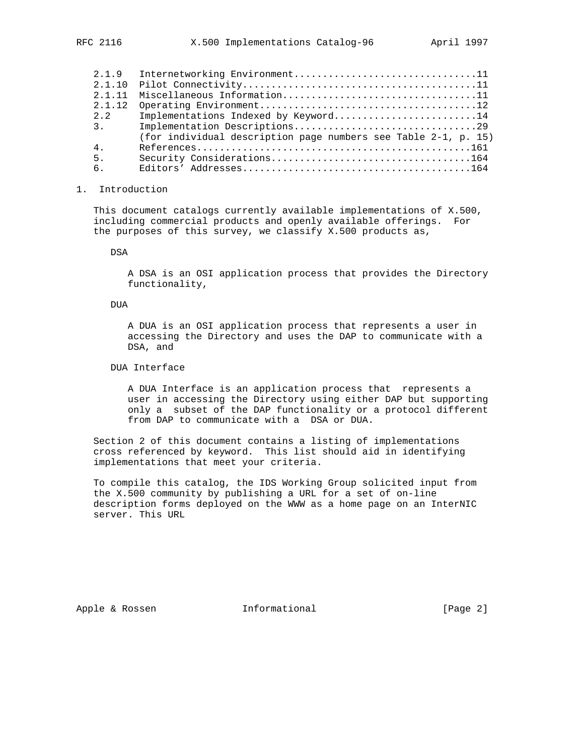```
   2.1.9   Internetworking Environment...............................11
   2.1.10  Pilot Connectivity........................................11
   2.1.11  Miscellaneous Information.................................11
   2.1.12  Operating Environment.....................................12
   2.2     Implementations Indexed by Keyword........................14
   3.      Implementation Descriptions...............................29
           (for individual description page numbers see Table 2-1, p. 15)
   4.      References...............................................161
   5.      Security Considerations..................................164
   6.      Editors' Addresses.......................................164
```

# 1. Introduction

This document catalogs currently available implementations of X.500, including commercial products and openly available offerings. For the purposes of this survey, we classify X.500 products as,

DSA

> A DSA is an OSI application process that provides the Directory functionality,

DUA

> A DUA is an OSI application process that represents a user in accessing the Directory and uses the DAP to communicate with a DSA, and

DUA Interface

> A DUA Interface is an application process that represents a user in accessing the Directory using either DAP but supporting only a subset of the DAP functionality or a protocol different from DAP to communicate with a DSA or DUA.

Section 2 of this document contains a listing of implementations cross referenced by keyword. This list should aid in identifying implementations that meet your criteria.

To compile this catalog, the IDS Working Group solicited input from the X.500 community by publishing a URL for a set of on-line description forms deployed on the WWW as a home page on an InterNIC server. This URL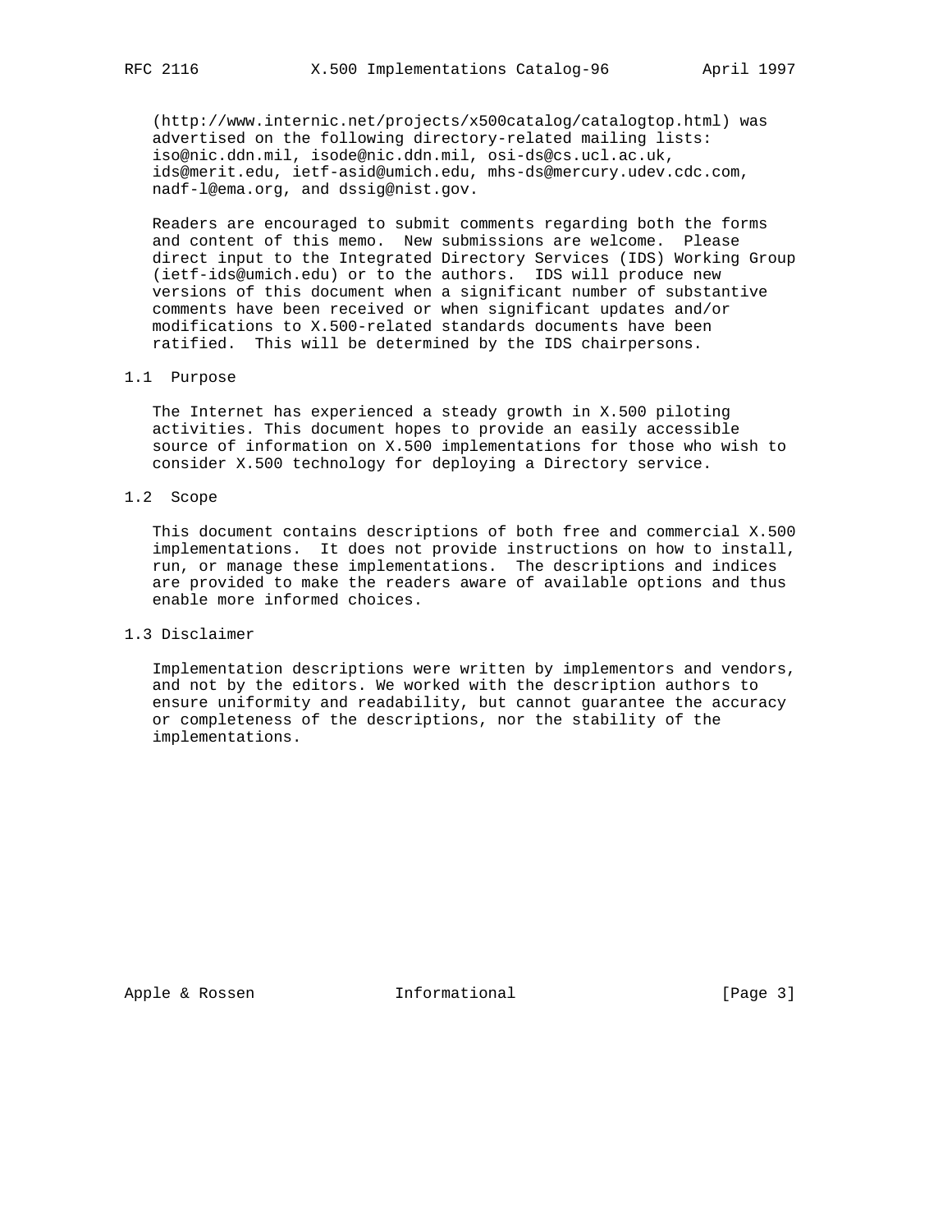(http://www.internic.net/projects/x500catalog/catalogtop.html) was advertised on the following directory-related mailing lists: iso@nic.ddn.mil, isode@nic.ddn.mil, osi-ds@cs.ucl.ac.uk, ids@merit.edu, ietf-asid@umich.edu, mhs-ds@mercury.udev.cdc.com, nadf-l@ema.org, and dssig@nist.gov.

Readers are encouraged to submit comments regarding both the forms and content of this memo. New submissions are welcome. Please direct input to the Integrated Directory Services (IDS) Working Group (ietf-ids@umich.edu) or to the authors. IDS will produce new versions of this document when a significant number of substantive comments have been received or when significant updates and/or modifications to X.500-related standards documents have been ratified. This will be determined by the IDS chairpersons.

## 1.1 Purpose

The Internet has experienced a steady growth in X.500 piloting activities. This document hopes to provide an easily accessible source of information on X.500 implementations for those who wish to consider X.500 technology for deploying a Directory service.

## 1.2 Scope

This document contains descriptions of both free and commercial X.500 implementations. It does not provide instructions on how to install, run, or manage these implementations. The descriptions and indices are provided to make the readers aware of available options and thus enable more informed choices.

## 1.3 Disclaimer

Implementation descriptions were written by implementors and vendors, and not by the editors. We worked with the description authors to ensure uniformity and readability, but cannot guarantee the accuracy or completeness of the descriptions, nor the stability of the implementations.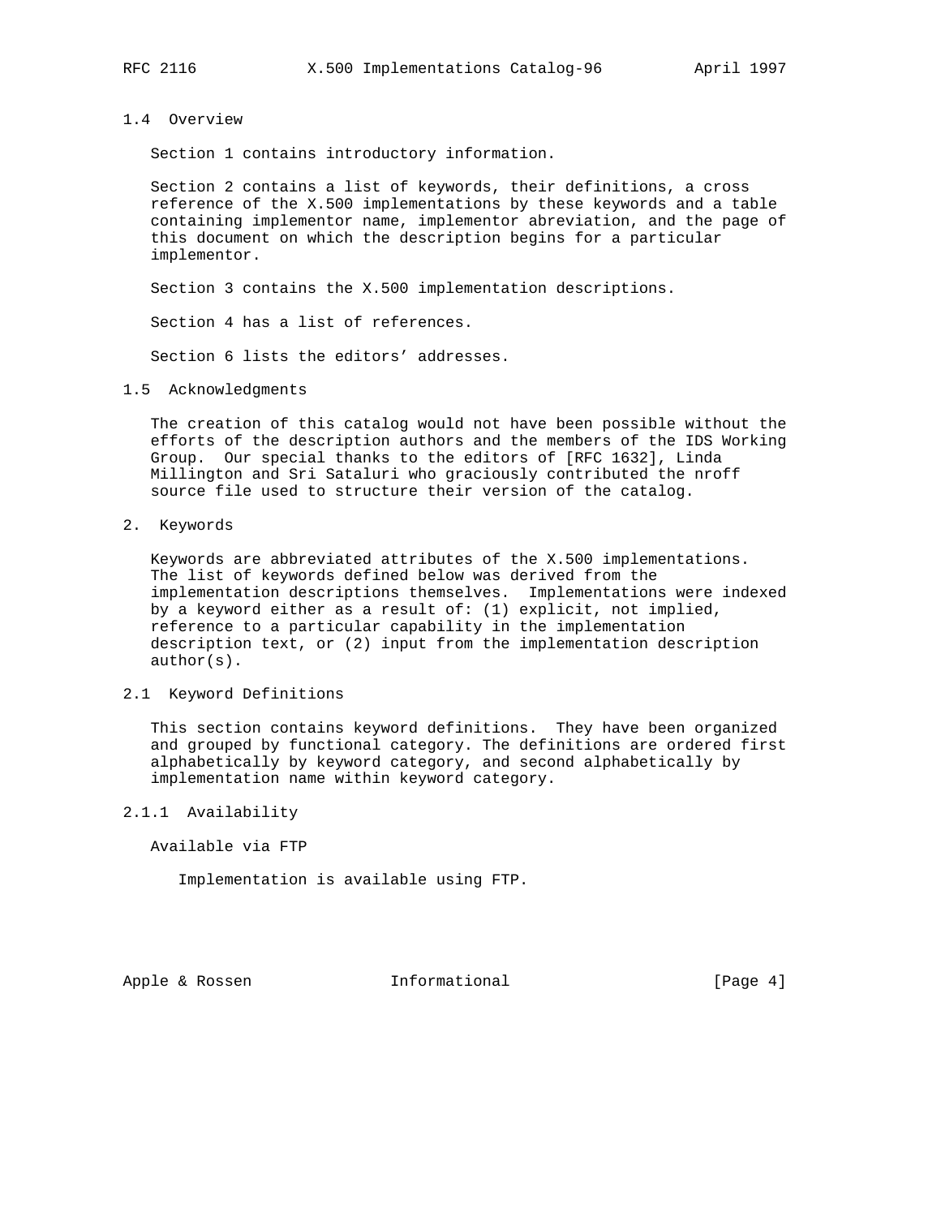## 1.4 Overview

Section 1 contains introductory information.

Section 2 contains a list of keywords, their definitions, a cross reference of the X.500 implementations by these keywords and a table containing implementor name, implementor abreviation, and the page of this document on which the description begins for a particular implementor.

Section 3 contains the X.500 implementation descriptions.

Section 4 has a list of references.

Section 6 lists the editors' addresses.

## 1.5 Acknowledgments

The creation of this catalog would not have been possible without the efforts of the description authors and the members of the IDS Working Group. Our special thanks to the editors of [RFC 1632], Linda Millington and Sri Sataluri who graciously contributed the nroff source file used to structure their version of the catalog.

# 2. Keywords

Keywords are abbreviated attributes of the X.500 implementations. The list of keywords defined below was derived from the implementation descriptions themselves. Implementations were indexed by a keyword either as a result of: (1) explicit, not implied, reference to a particular capability in the implementation description text, or (2) input from the implementation description author(s).

## 2.1 Keyword Definitions

This section contains keyword definitions. They have been organized and grouped by functional category. The definitions are ordered first alphabetically by keyword category, and second alphabetically by implementation name within keyword category.

### 2.1.1 Availability

Available via FTP

Implementation is available using FTP.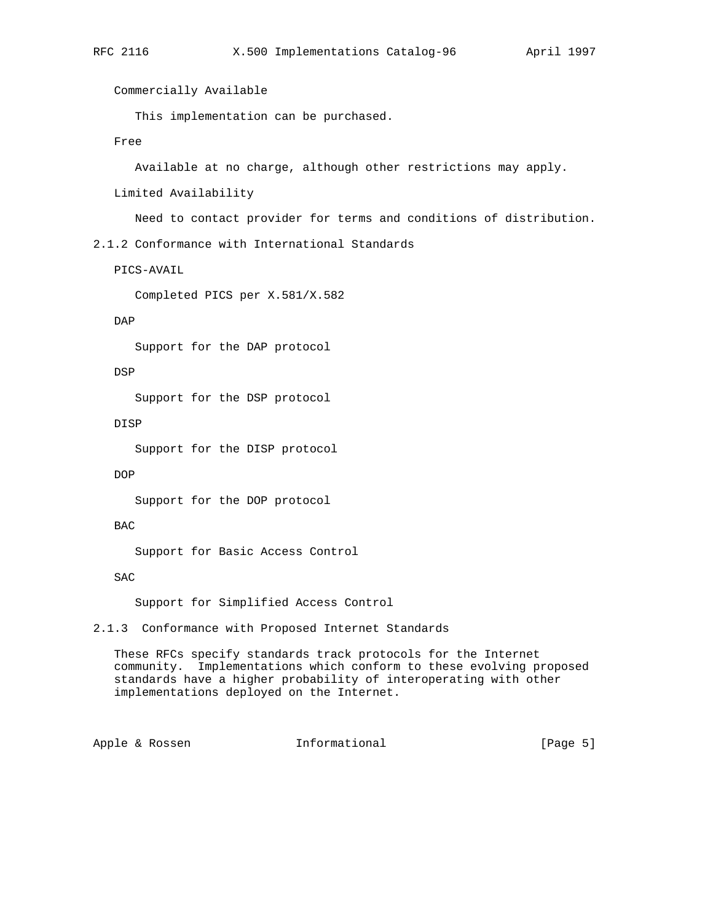Commercially Available

This implementation can be purchased.

Free

Available at no charge, although other restrictions may apply.

Limited Availability

Need to contact provider for terms and conditions of distribution.

### 2.1.2 Conformance with International Standards

PICS-AVAIL

Completed PICS per X.581/X.582

DAP

Support for the DAP protocol

DSP

Support for the DSP protocol

DISP

Support for the DISP protocol

DOP

Support for the DOP protocol

BAC

Support for Basic Access Control

SAC

Support for Simplified Access Control

### 2.1.3 Conformance with Proposed Internet Standards

These RFCs specify standards track protocols for the Internet community. Implementations which conform to these evolving proposed standards have a higher probability of interoperating with other implementations deployed on the Internet.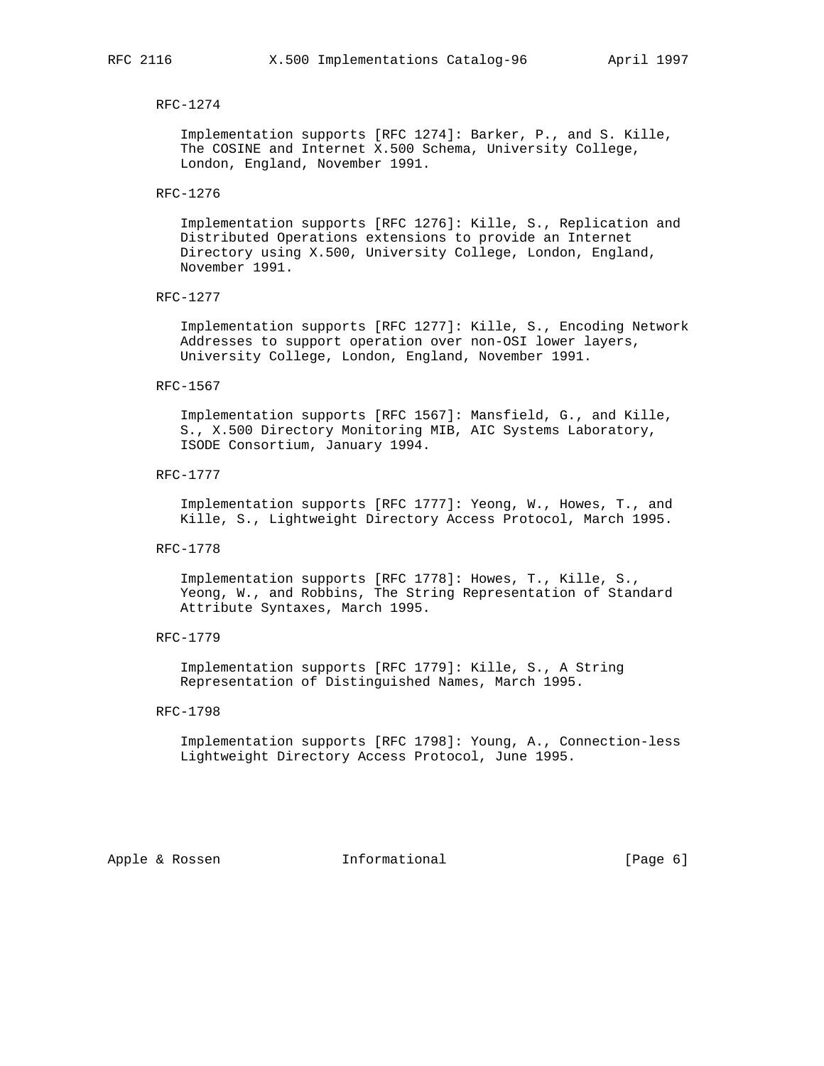RFC-1274

Implementation supports [RFC 1274]: Barker, P., and S. Kille, The COSINE and Internet X.500 Schema, University College, London, England, November 1991.

RFC-1276

Implementation supports [RFC 1276]: Kille, S., Replication and Distributed Operations extensions to provide an Internet Directory using X.500, University College, London, England, November 1991.

RFC-1277

Implementation supports [RFC 1277]: Kille, S., Encoding Network Addresses to support operation over non-OSI lower layers, University College, London, England, November 1991.

RFC-1567

Implementation supports [RFC 1567]: Mansfield, G., and Kille, S., X.500 Directory Monitoring MIB, AIC Systems Laboratory, ISODE Consortium, January 1994.

RFC-1777

Implementation supports [RFC 1777]: Yeong, W., Howes, T., and Kille, S., Lightweight Directory Access Protocol, March 1995.

RFC-1778

Implementation supports [RFC 1778]: Howes, T., Kille, S., Yeong, W., and Robbins, The String Representation of Standard Attribute Syntaxes, March 1995.

RFC-1779

Implementation supports [RFC 1779]: Kille, S., A String Representation of Distinguished Names, March 1995.

RFC-1798

Implementation supports [RFC 1798]: Young, A., Connection-less Lightweight Directory Access Protocol, June 1995.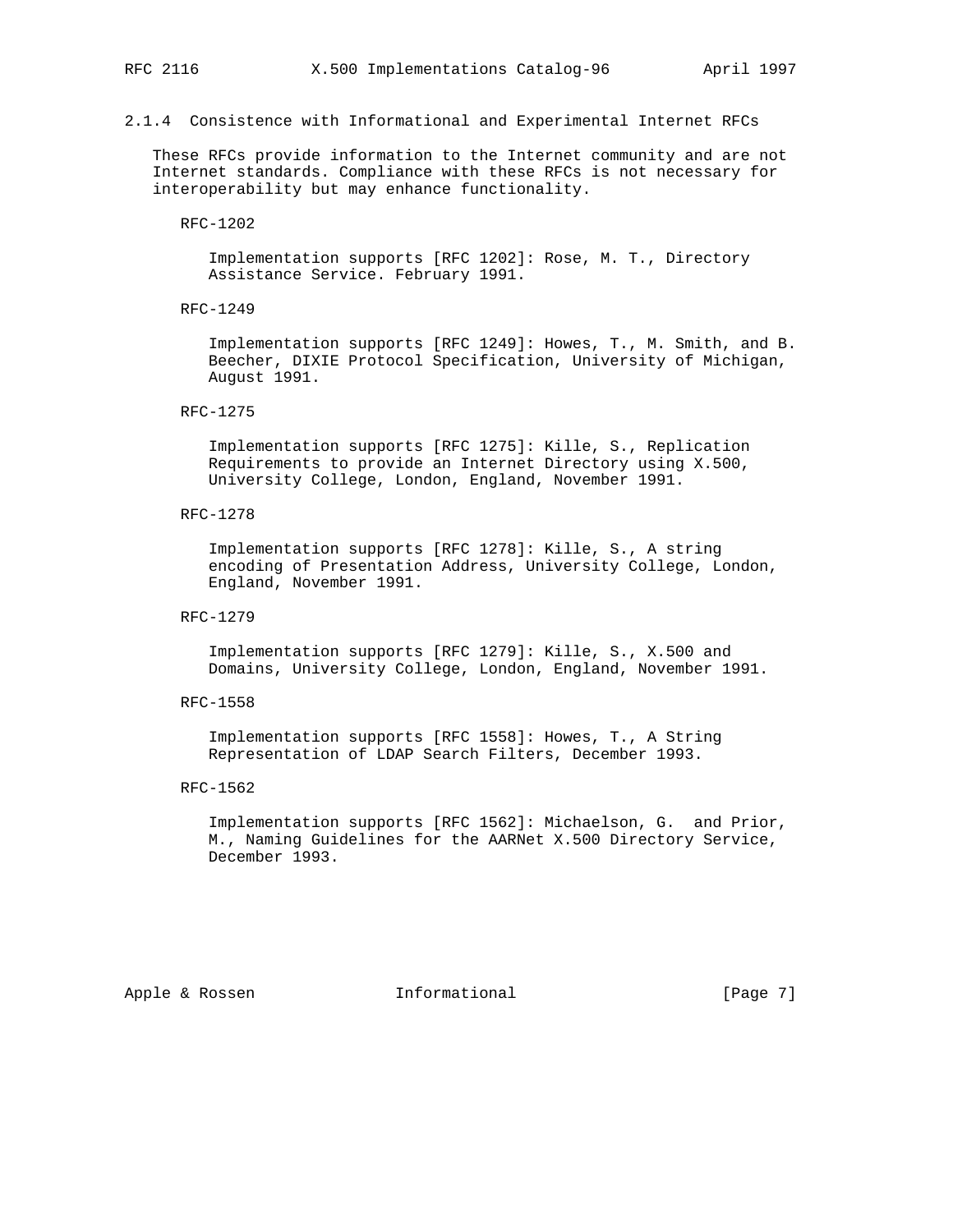### 2.1.4 Consistence with Informational and Experimental Internet RFCs

These RFCs provide information to the Internet community and are not Internet standards. Compliance with these RFCs is not necessary for interoperability but may enhance functionality.

RFC-1202

Implementation supports [RFC 1202]: Rose, M. T., Directory Assistance Service. February 1991.

RFC-1249

Implementation supports [RFC 1249]: Howes, T., M. Smith, and B. Beecher, DIXIE Protocol Specification, University of Michigan, August 1991.

RFC-1275

Implementation supports [RFC 1275]: Kille, S., Replication Requirements to provide an Internet Directory using X.500, University College, London, England, November 1991.

RFC-1278

Implementation supports [RFC 1278]: Kille, S., A string encoding of Presentation Address, University College, London, England, November 1991.

RFC-1279

Implementation supports [RFC 1279]: Kille, S., X.500 and Domains, University College, London, England, November 1991.

RFC-1558

Implementation supports [RFC 1558]: Howes, T., A String Representation of LDAP Search Filters, December 1993.

RFC-1562

Implementation supports [RFC 1562]: Michaelson, G. and Prior, M., Naming Guidelines for the AARNet X.500 Directory Service, December 1993.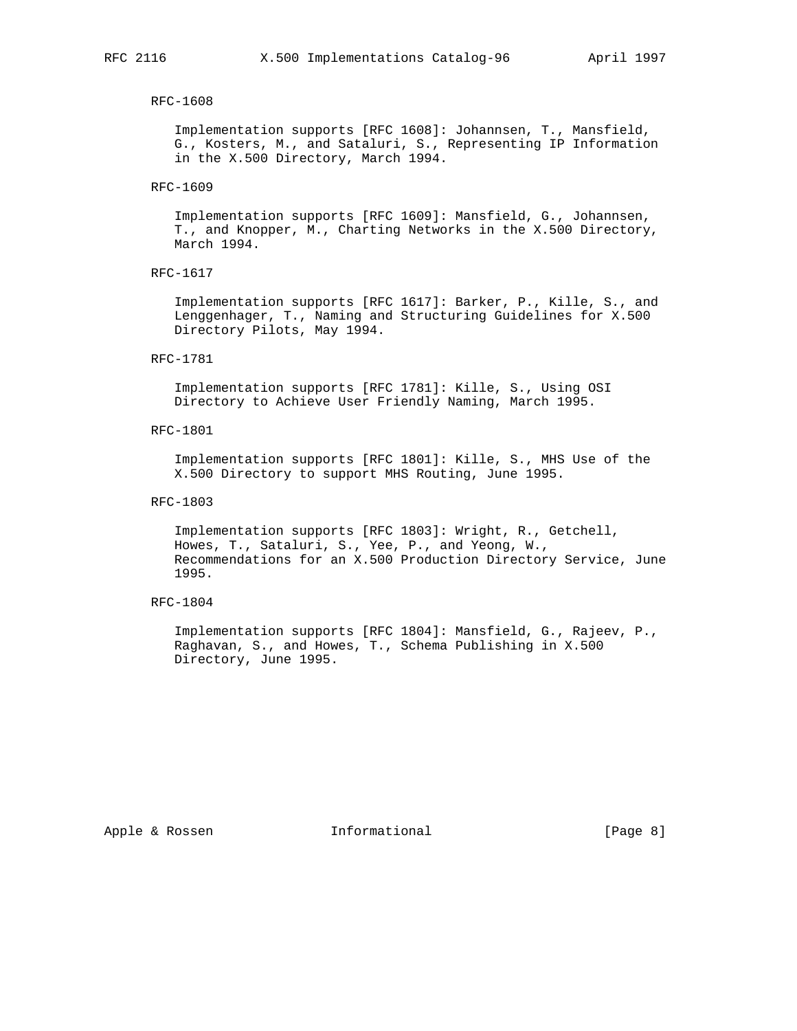RFC-1608

Implementation supports [RFC 1608]: Johannsen, T., Mansfield, G., Kosters, M., and Sataluri, S., Representing IP Information in the X.500 Directory, March 1994.

RFC-1609

Implementation supports [RFC 1609]: Mansfield, G., Johannsen, T., and Knopper, M., Charting Networks in the X.500 Directory, March 1994.

RFC-1617

Implementation supports [RFC 1617]: Barker, P., Kille, S., and Lenggenhager, T., Naming and Structuring Guidelines for X.500 Directory Pilots, May 1994.

RFC-1781

Implementation supports [RFC 1781]: Kille, S., Using OSI Directory to Achieve User Friendly Naming, March 1995.

RFC-1801

Implementation supports [RFC 1801]: Kille, S., MHS Use of the X.500 Directory to support MHS Routing, June 1995.

RFC-1803

Implementation supports [RFC 1803]: Wright, R., Getchell, Howes, T., Sataluri, S., Yee, P., and Yeong, W., Recommendations for an X.500 Production Directory Service, June 1995.

RFC-1804

Implementation supports [RFC 1804]: Mansfield, G., Rajeev, P., Raghavan, S., and Howes, T., Schema Publishing in X.500 Directory, June 1995.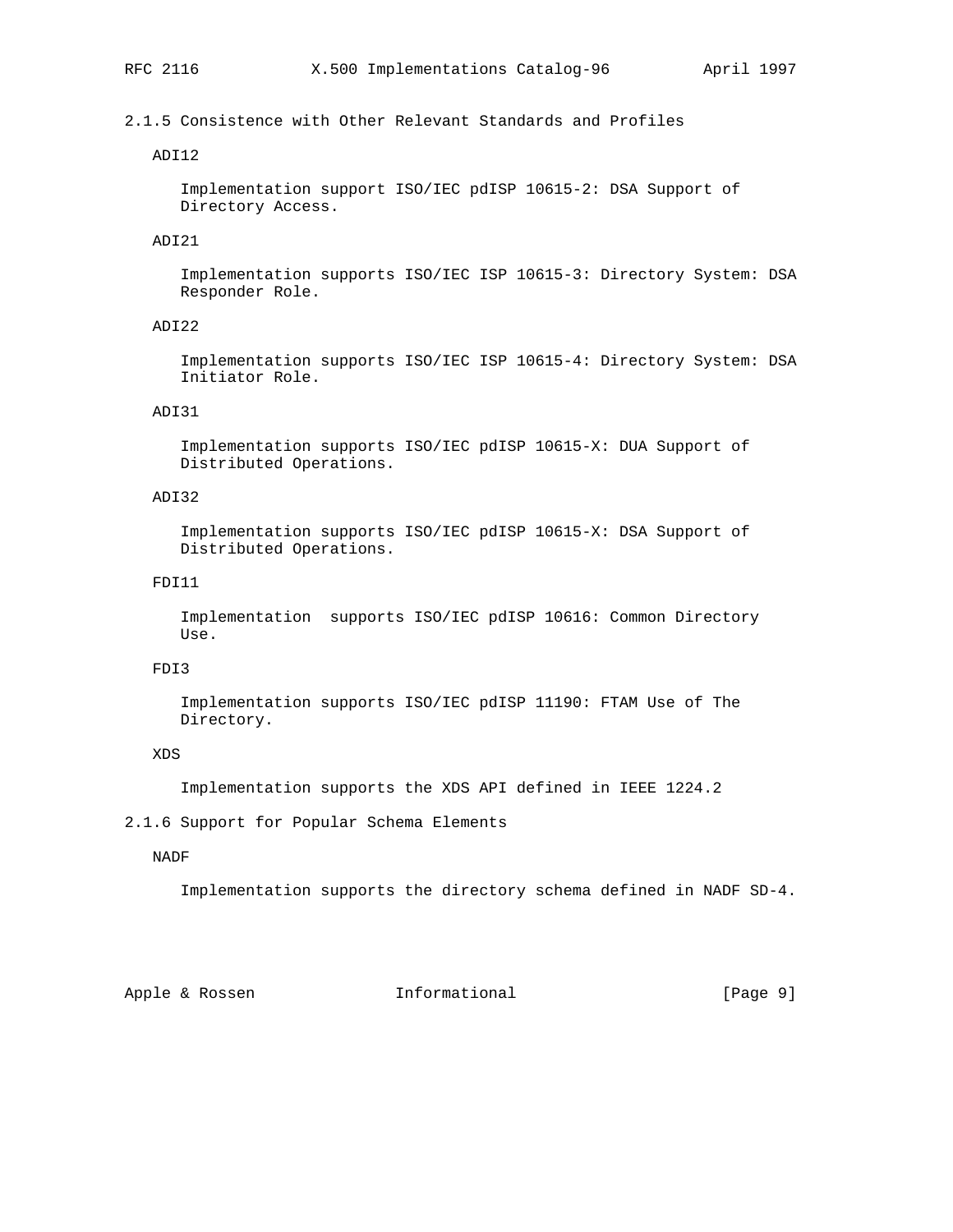### 2.1.5 Consistence with Other Relevant Standards and Profiles

ADI12

Implementation support ISO/IEC pdISP 10615-2: DSA Support of Directory Access.

ADI21

Implementation supports ISO/IEC ISP 10615-3: Directory System: DSA Responder Role.

ADI22

Implementation supports ISO/IEC ISP 10615-4: Directory System: DSA Initiator Role.

ADI31

Implementation supports ISO/IEC pdISP 10615-X: DUA Support of Distributed Operations.

ADI32

Implementation supports ISO/IEC pdISP 10615-X: DSA Support of Distributed Operations.

FDI11

Implementation  supports ISO/IEC pdISP 10616: Common Directory Use.

FDI3

Implementation supports ISO/IEC pdISP 11190: FTAM Use of The Directory.

XDS

Implementation supports the XDS API defined in IEEE 1224.2

### 2.1.6 Support for Popular Schema Elements

NADF

Implementation supports the directory schema defined in NADF SD-4.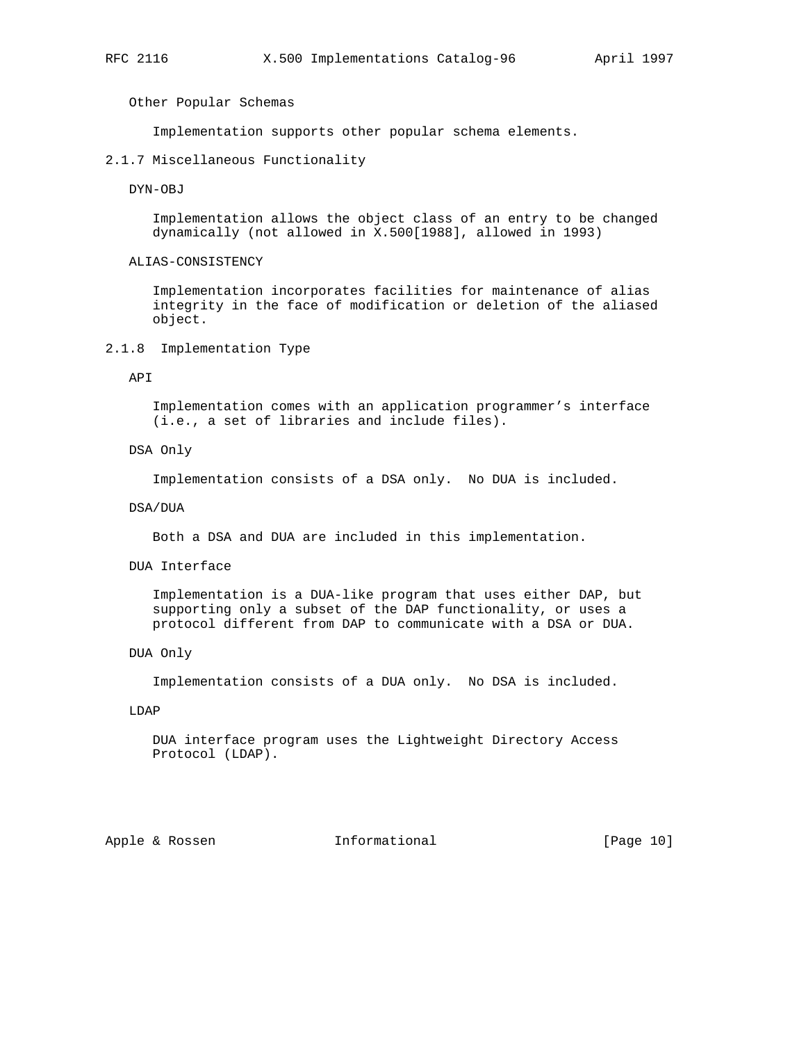Other Popular Schemas

Implementation supports other popular schema elements.

### 2.1.7 Miscellaneous Functionality

DYN-OBJ

Implementation allows the object class of an entry to be changed dynamically (not allowed in X.500[1988], allowed in 1993)

ALIAS-CONSISTENCY

Implementation incorporates facilities for maintenance of alias integrity in the face of modification or deletion of the aliased object.

### 2.1.8 Implementation Type

API

Implementation comes with an application programmer's interface (i.e., a set of libraries and include files).

DSA Only

Implementation consists of a DSA only. No DUA is included.

DSA/DUA

Both a DSA and DUA are included in this implementation.

DUA Interface

Implementation is a DUA-like program that uses either DAP, but supporting only a subset of the DAP functionality, or uses a protocol different from DAP to communicate with a DSA or DUA.

DUA Only

Implementation consists of a DUA only. No DSA is included.

LDAP

DUA interface program uses the Lightweight Directory Access Protocol (LDAP).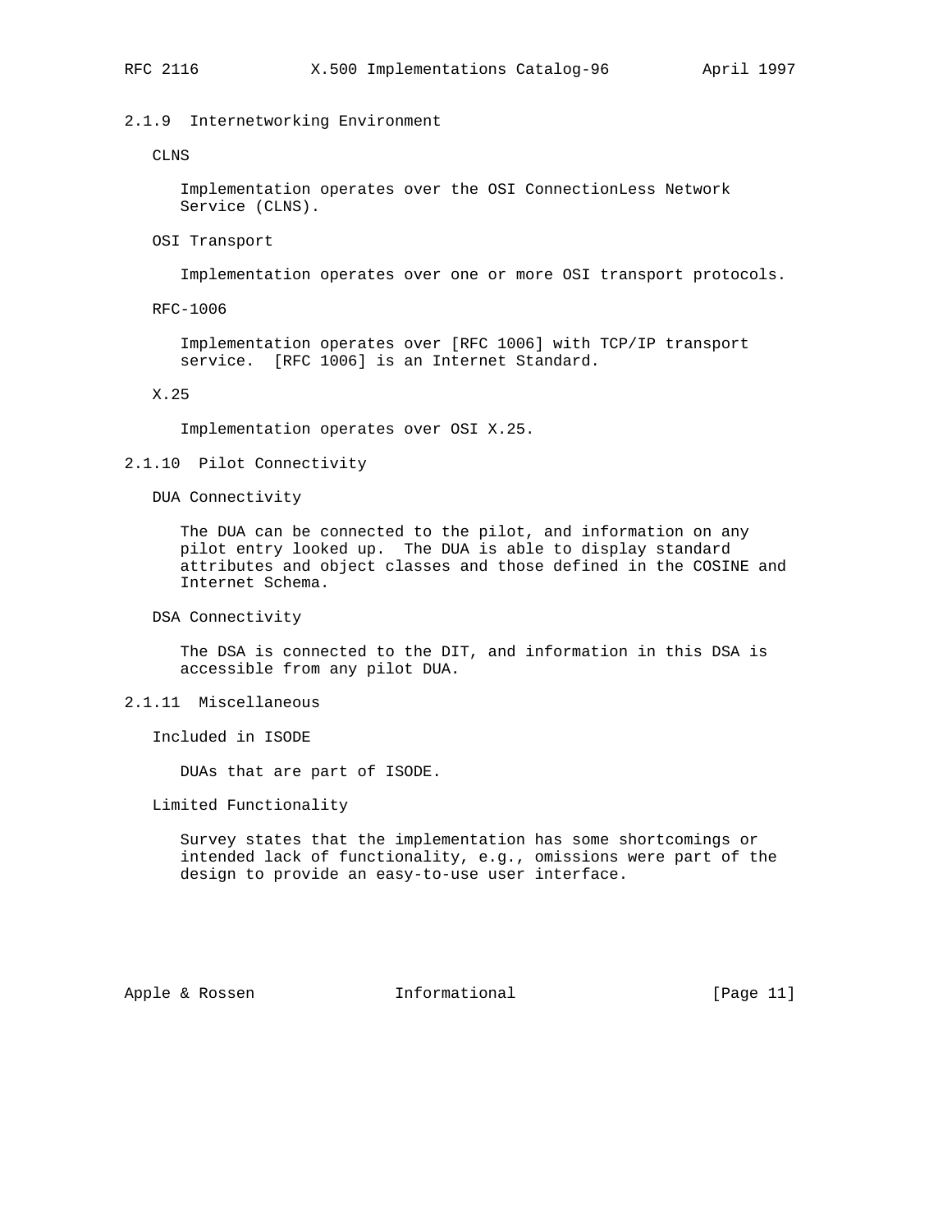### 2.1.9 Internetworking Environment

CLNS

Implementation operates over the OSI ConnectionLess Network Service (CLNS).

OSI Transport

Implementation operates over one or more OSI transport protocols.

RFC-1006

Implementation operates over [RFC 1006] with TCP/IP transport service. [RFC 1006] is an Internet Standard.

X.25

Implementation operates over OSI X.25.

### 2.1.10 Pilot Connectivity

DUA Connectivity

The DUA can be connected to the pilot, and information on any pilot entry looked up. The DUA is able to display standard attributes and object classes and those defined in the COSINE and Internet Schema.

DSA Connectivity

The DSA is connected to the DIT, and information in this DSA is accessible from any pilot DUA.

### 2.1.11 Miscellaneous

Included in ISODE

DUAs that are part of ISODE.

Limited Functionality

Survey states that the implementation has some shortcomings or intended lack of functionality, e.g., omissions were part of the design to provide an easy-to-use user interface.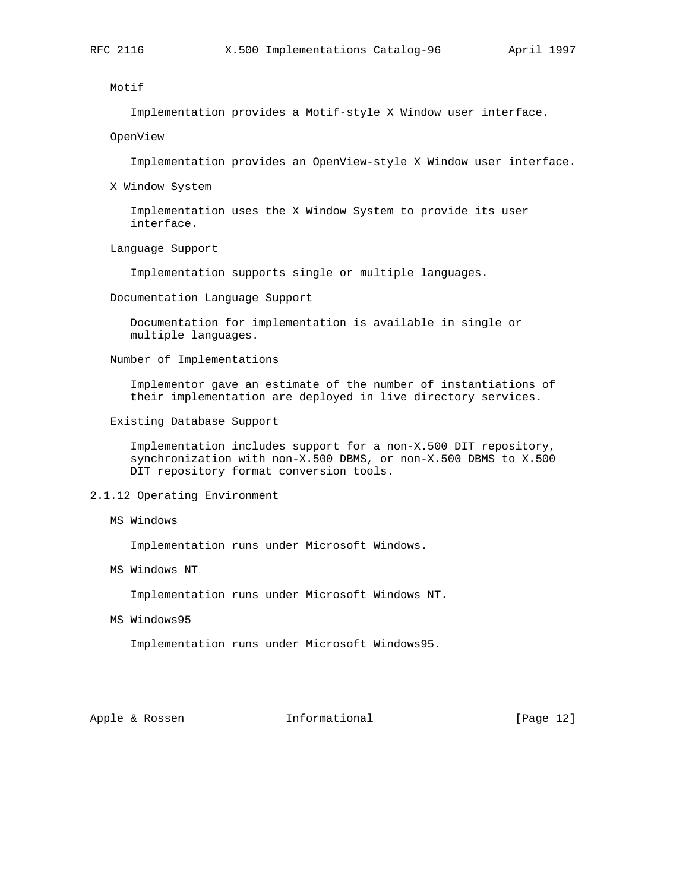Motif

Implementation provides a Motif-style X Window user interface.

OpenView

Implementation provides an OpenView-style X Window user interface.

X Window System

Implementation uses the X Window System to provide its user interface.

Language Support

Implementation supports single or multiple languages.

Documentation Language Support

Documentation for implementation is available in single or multiple languages.

Number of Implementations

Implementor gave an estimate of the number of instantiations of their implementation are deployed in live directory services.

Existing Database Support

Implementation includes support for a non-X.500 DIT repository, synchronization with non-X.500 DBMS, or non-X.500 DBMS to X.500 DIT repository format conversion tools.

### 2.1.12 Operating Environment

MS Windows

Implementation runs under Microsoft Windows.

MS Windows NT

Implementation runs under Microsoft Windows NT.

MS Windows95

Implementation runs under Microsoft Windows95.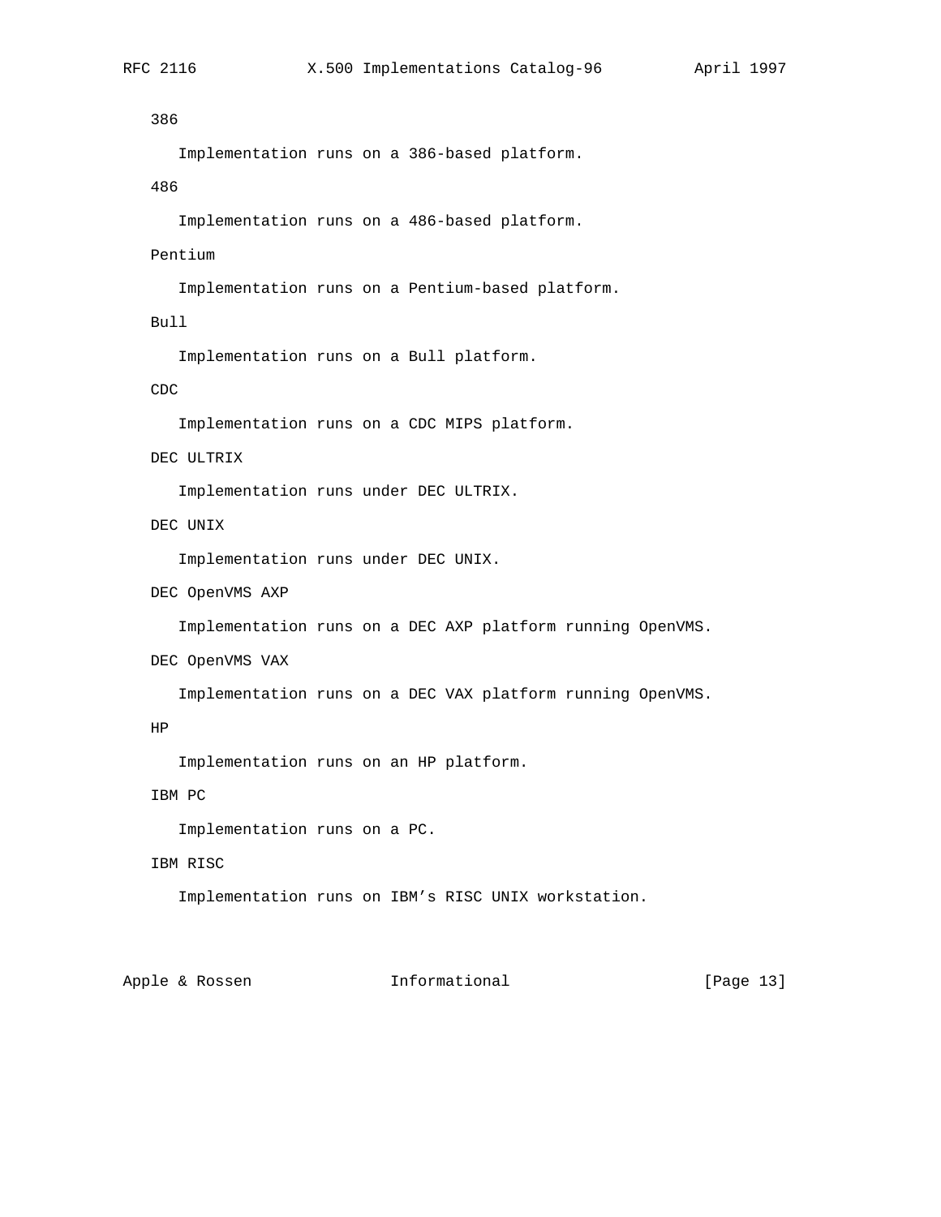386

Implementation runs on a 386-based platform.

486

Implementation runs on a 486-based platform.

Pentium

Implementation runs on a Pentium-based platform.

Bull

Implementation runs on a Bull platform.

CDC

Implementation runs on a CDC MIPS platform.

DEC ULTRIX

Implementation runs under DEC ULTRIX.

DEC UNIX

Implementation runs under DEC UNIX.

DEC OpenVMS AXP

Implementation runs on a DEC AXP platform running OpenVMS.

DEC OpenVMS VAX

Implementation runs on a DEC VAX platform running OpenVMS.

HP

Implementation runs on an HP platform.

IBM PC

Implementation runs on a PC.

IBM RISC

Implementation runs on IBM's RISC UNIX workstation.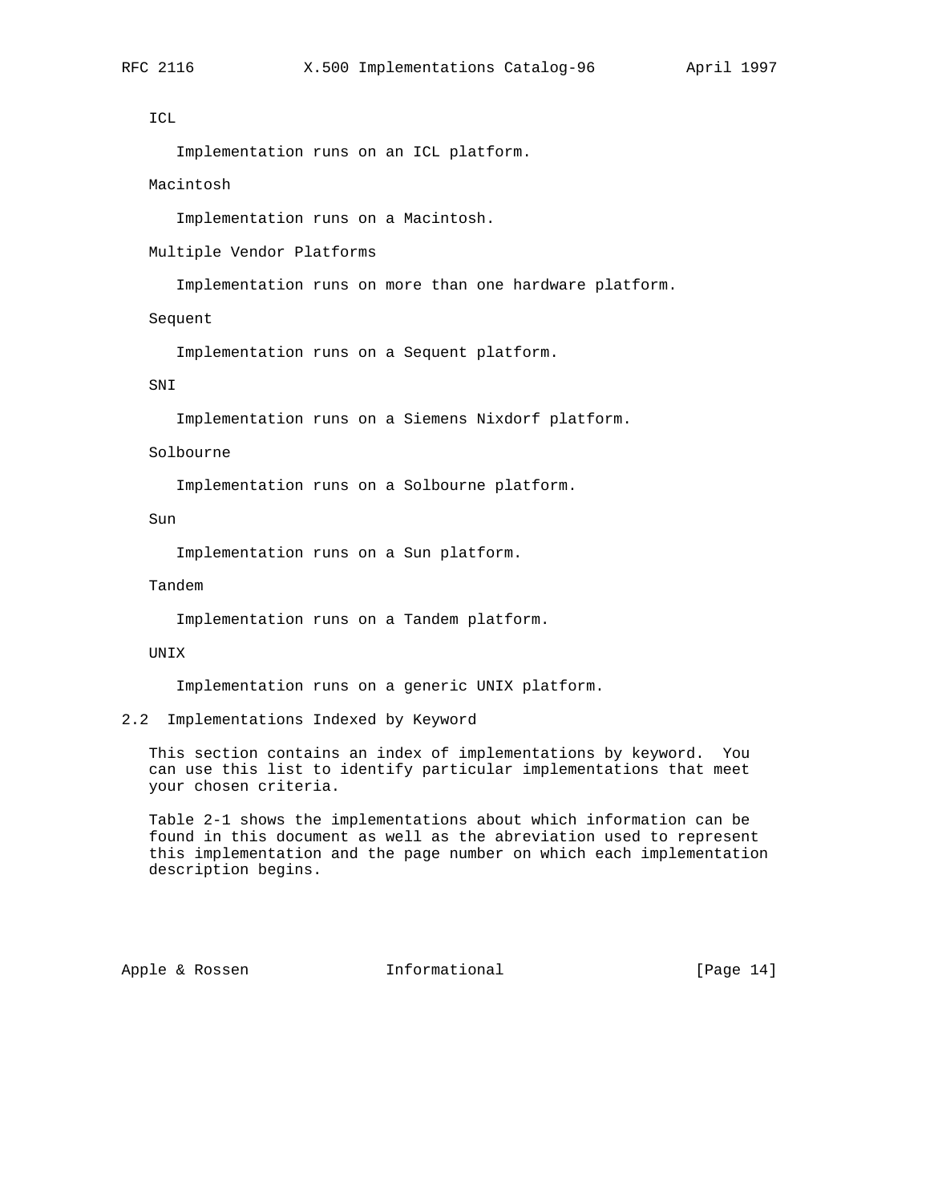ICL

Implementation runs on an ICL platform.

Macintosh

Implementation runs on a Macintosh.

Multiple Vendor Platforms

Implementation runs on more than one hardware platform.

Sequent

Implementation runs on a Sequent platform.

SNI

Implementation runs on a Siemens Nixdorf platform.

Solbourne

Implementation runs on a Solbourne platform.

Sun

Implementation runs on a Sun platform.

Tandem

Implementation runs on a Tandem platform.

UNIX

Implementation runs on a generic UNIX platform.

## 2.2 Implementations Indexed by Keyword

This section contains an index of implementations by keyword. You can use this list to identify particular implementations that meet your chosen criteria.

Table 2-1 shows the implementations about which information can be found in this document as well as the abreviation used to represent this implementation and the page number on which each implementation description begins.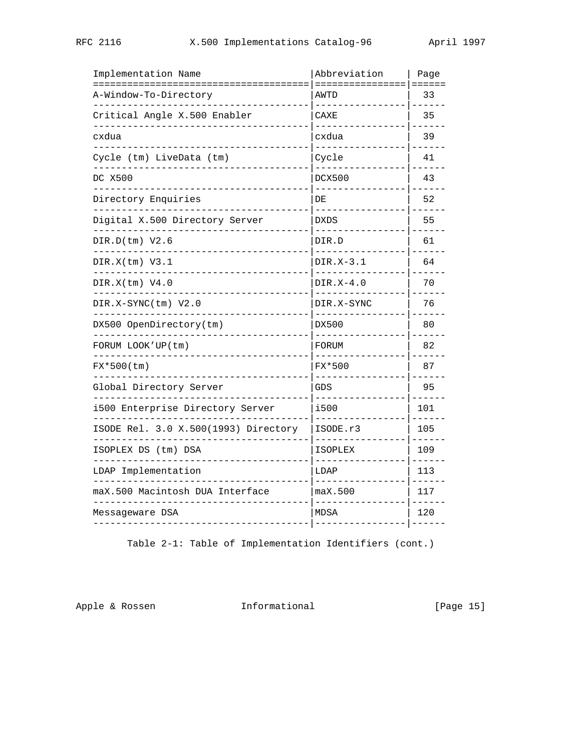| Implementation Name | Abbreviation | Page |
|---|---|---|
| A-Window-To-Directory | AWTD | 33 |
| Critical Angle X.500 Enabler | CAXE | 35 |
| cxdua | cxdua | 39 |
| Cycle (tm) LiveData (tm) | Cycle | 41 |
| DC X500 | DCX500 | 43 |
| Directory Enquiries | DE | 52 |
| Digital X.500 Directory Server | DXDS | 55 |
| DIR.D(tm) V2.6 | DIR.D | 61 |
| DIR.X(tm) V3.1 | DIR.X-3.1 | 64 |
| DIR.X(tm) V4.0 | DIR.X-4.0 | 70 |
| DIR.X-SYNC(tm) V2.0 | DIR.X-SYNC | 76 |
| DX500 OpenDirectory(tm) | DX500 | 80 |
| FORUM LOOK'UP(tm) | FORUM | 82 |
| FX*500(tm) | FX*500 | 87 |
| Global Directory Server | GDS | 95 |
| i500 Enterprise Directory Server | i500 | 101 |
| ISODE Rel. 3.0 X.500(1993) Directory | ISODE.r3 | 105 |
| ISOPLEX DS (tm) DSA | ISOPLEX | 109 |
| LDAP Implementation | LDAP | 113 |
| maX.500 Macintosh DUA Interface | maX.500 | 117 |
| Messageware DSA | MDSA | 120 |

Table 2-1: Table of Implementation Identifiers (cont.)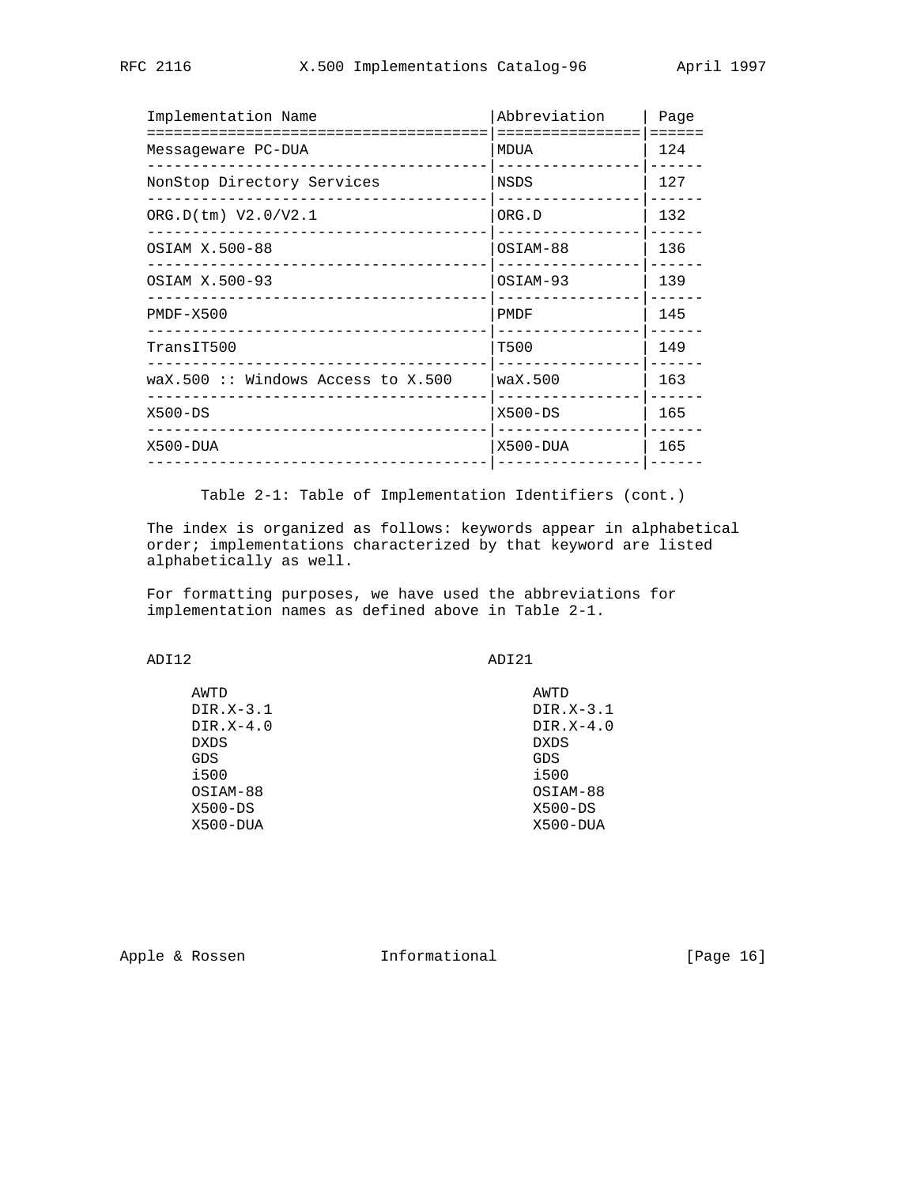| Implementation Name | Abbreviation | Page |
|---|---|---|
| Messageware PC-DUA | MDUA | 124 |
| NonStop Directory Services | NSDS | 127 |
| ORG.D(tm) V2.0/V2.1 | ORG.D | 132 |
| OSIAM X.500-88 | OSIAM-88 | 136 |
| OSIAM X.500-93 | OSIAM-93 | 139 |
| PMDF-X500 | PMDF | 145 |
| TransIT500 | T500 | 149 |
| waX.500 :: Windows Access to X.500 | waX.500 | 163 |
| X500-DS | X500-DS | 165 |
| X500-DUA | X500-DUA | 165 |

Table 2-1: Table of Implementation Identifiers (cont.)

The index is organized as follows: keywords appear in alphabetical order; implementations characterized by that keyword are listed alphabetically as well.

For formatting purposes, we have used the abbreviations for implementation names as defined above in Table 2-1.

ADI12

- AWTD
- DIR.X-3.1
- DIR.X-4.0
- DXDS
- GDS
- i500
- OSIAM-88
- X500-DS
- X500-DUA

ADI21

- AWTD
- DIR.X-3.1
- DIR.X-4.0
- DXDS
- GDS
- i500
- OSIAM-88
- X500-DS
- X500-DUA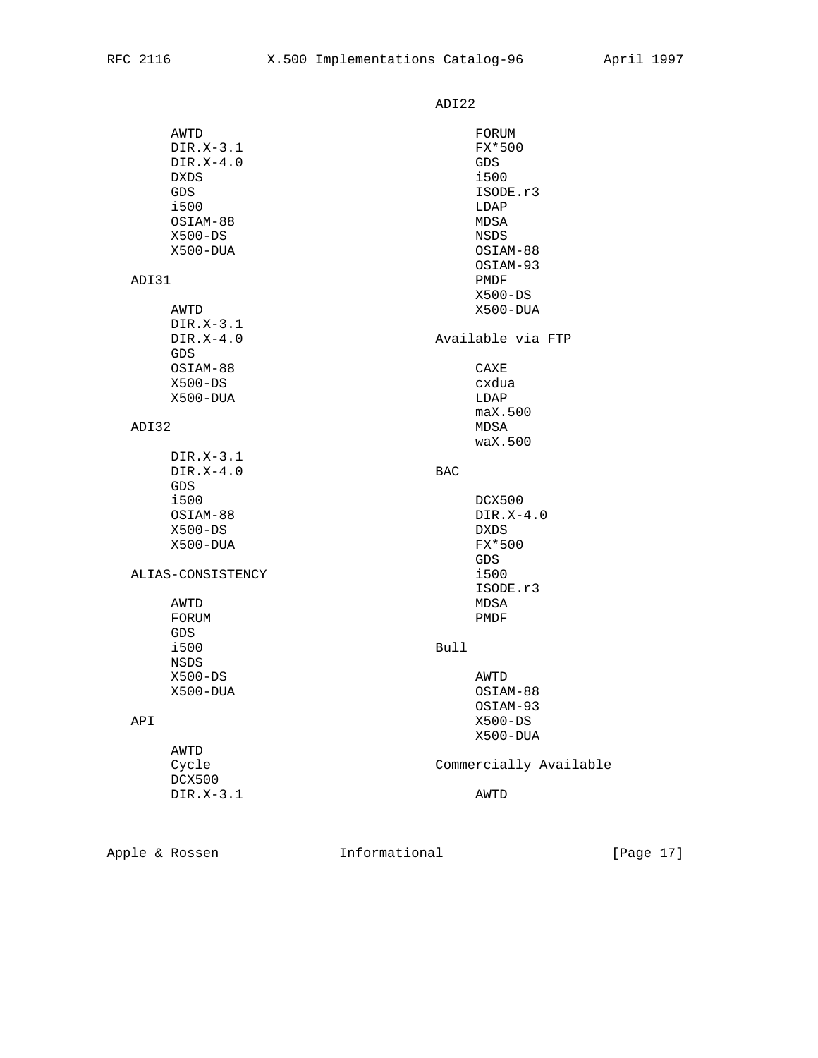(continued)

AWTD
DIR.X-3.1
DIR.X-4.0
DXDS
GDS
i500
OSIAM-88
X500-DS
X500-DUA

ADI31

AWTD
DIR.X-3.1
DIR.X-4.0
GDS
OSIAM-88
X500-DS
X500-DUA

ADI32

DIR.X-3.1
DIR.X-4.0
GDS
i500
OSIAM-88
X500-DS
X500-DUA

ALIAS-CONSISTENCY

AWTD
FORUM
GDS
i500
NSDS
X500-DS
X500-DUA

API

AWTD
Cycle
DCX500
DIR.X-3.1

ADI22

FORUM
FX*500
GDS
i500
ISODE.r3
LDAP
MDSA
NSDS
OSIAM-88
OSIAM-93
PMDF
X500-DS
X500-DUA

Available via FTP

CAXE
cxdua
LDAP
maX.500
MDSA
waX.500

BAC

DCX500
DIR.X-4.0
DXDS
FX*500
GDS
i500
ISODE.r3
MDSA
PMDF

Bull

AWTD
OSIAM-88
OSIAM-93
X500-DS
X500-DUA

Commercially Available

AWTD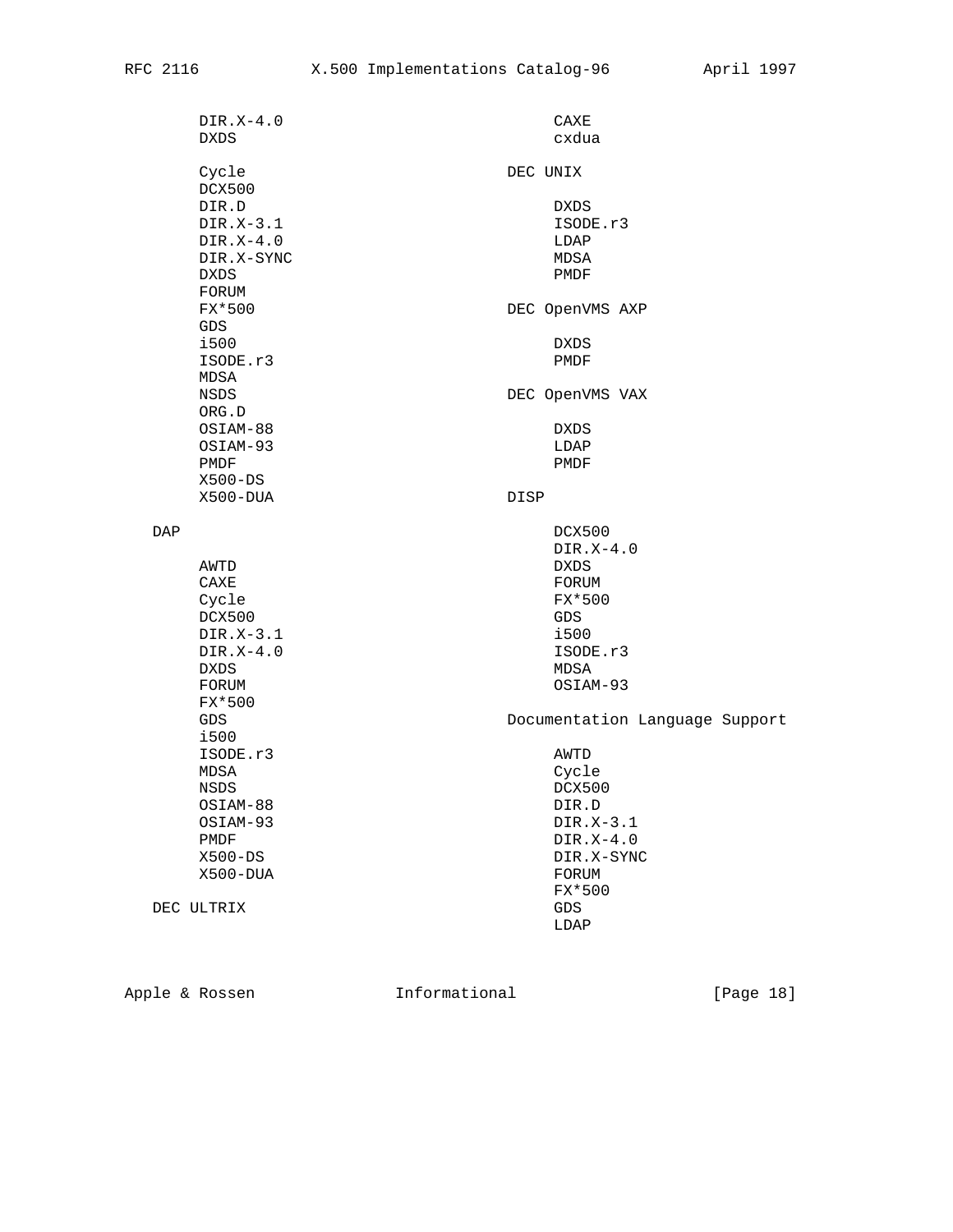```
      DIR.X-4.0
      DXDS

      Cycle
      DCX500
      DIR.D
      DIR.X-3.1
      DIR.X-4.0
      DIR.X-SYNC
      DXDS
      FORUM
      FX*500
      GDS
      i500
      ISODE.r3
      MDSA
      NSDS
      ORG.D
      OSIAM-88
      OSIAM-93
      PMDF
      X500-DS
      X500-DUA

   DAP

      AWTD
      CAXE
      Cycle
      DCX500
      DIR.X-3.1
      DIR.X-4.0
      DXDS
      FORUM
      FX*500
      GDS
      i500
      ISODE.r3
      MDSA
      NSDS
      OSIAM-88
      OSIAM-93
      PMDF
      X500-DS
      X500-DUA

   DEC ULTRIX

      CAXE
      cxdua

   DEC UNIX

      DXDS
      ISODE.r3
      LDAP
      MDSA
      PMDF

   DEC OpenVMS AXP

      DXDS
      PMDF

   DEC OpenVMS VAX

      DXDS
      LDAP
      PMDF

   DISP

      DCX500
      DIR.X-4.0
      DXDS
      FORUM
      FX*500
      GDS
      i500
      ISODE.r3
      MDSA
      OSIAM-93

   Documentation Language Support

      AWTD
      Cycle
      DCX500
      DIR.D
      DIR.X-3.1
      DIR.X-4.0
      DIR.X-SYNC
      FORUM
      FX*500
      GDS
      LDAP
```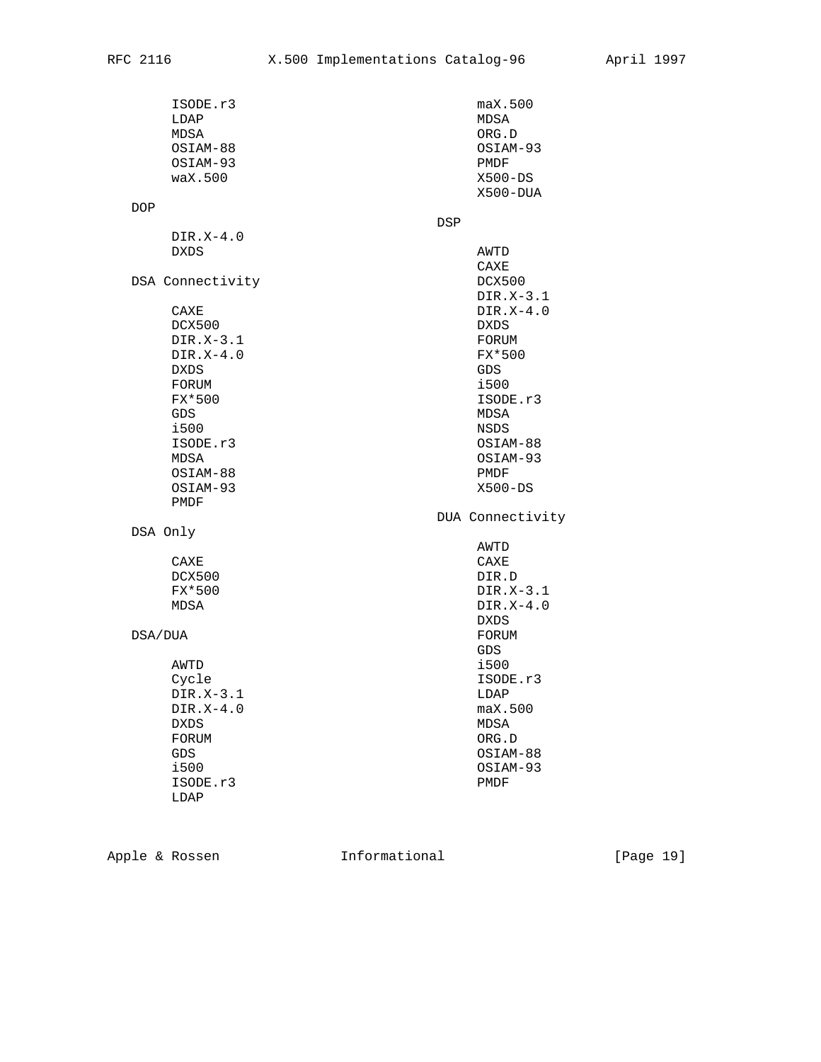ISODE.r3
LDAP
MDSA
OSIAM-88
OSIAM-93
waX.500

DOP

DIR.X-4.0
DXDS

DSA Connectivity

CAXE
DCX500
DIR.X-3.1
DIR.X-4.0
DXDS
FORUM
FX*500
GDS
i500
ISODE.r3
MDSA
OSIAM-88
OSIAM-93
PMDF

DSA Only

CAXE
DCX500
FX*500
MDSA

DSA/DUA

AWTD
Cycle
DIR.X-3.1
DIR.X-4.0
DXDS
FORUM
GDS
i500
ISODE.r3
LDAP
maX.500
MDSA
ORG.D
OSIAM-93
PMDF
X500-DS
X500-DUA

DSP

AWTD
CAXE
DCX500
DIR.X-3.1
DIR.X-4.0
DXDS
FORUM
FX*500
GDS
i500
ISODE.r3
MDSA
NSDS
OSIAM-88
OSIAM-93
PMDF
X500-DS

DUA Connectivity

AWTD
CAXE
DIR.D
DIR.X-3.1
DIR.X-4.0
DXDS
FORUM
GDS
i500
ISODE.r3
LDAP
maX.500
MDSA
ORG.D
OSIAM-88
OSIAM-93
PMDF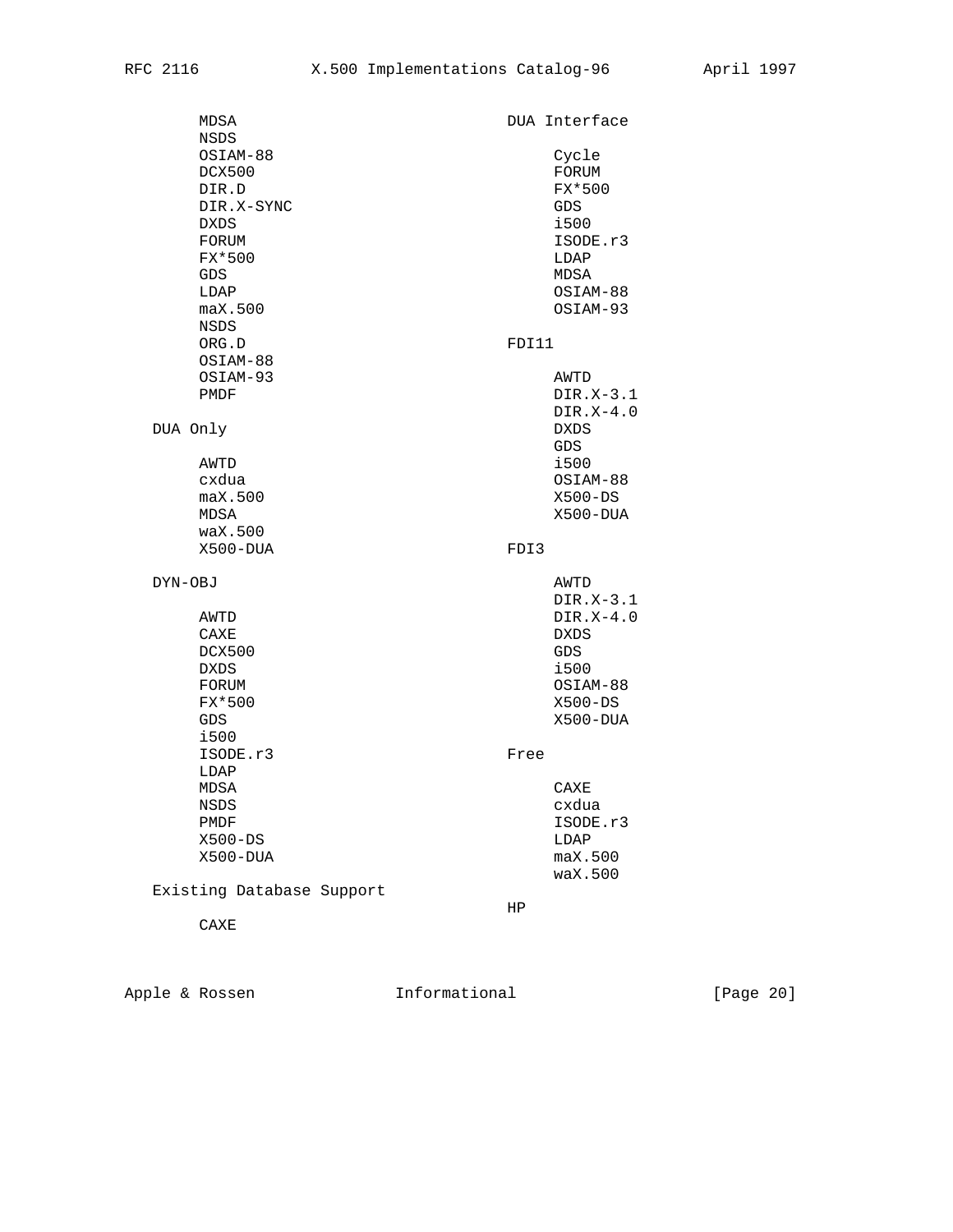MDSA
NSDS
OSIAM-88
DCX500
DIR.D
DIR.X-SYNC
DXDS
FORUM
FX*500
GDS
LDAP
maX.500
NSDS
ORG.D
OSIAM-88
OSIAM-93
PMDF

DUA Only

AWTD
cxdua
maX.500
MDSA
waX.500
X500-DUA

DYN-OBJ

AWTD
CAXE
DCX500
DXDS
FORUM
FX*500
GDS
i500
ISODE.r3
LDAP
MDSA
NSDS
PMDF
X500-DS
X500-DUA

Existing Database Support

CAXE

DUA Interface

Cycle
FORUM
FX*500
GDS
i500
ISODE.r3
LDAP
MDSA
OSIAM-88
OSIAM-93

FDI11

AWTD
DIR.X-3.1
DIR.X-4.0
DXDS
GDS
i500
OSIAM-88
X500-DS
X500-DUA

FDI3

AWTD
DIR.X-3.1
DIR.X-4.0
DXDS
GDS
i500
OSIAM-88
X500-DS
X500-DUA

Free

CAXE
cxdua
ISODE.r3
LDAP
maX.500
waX.500

HP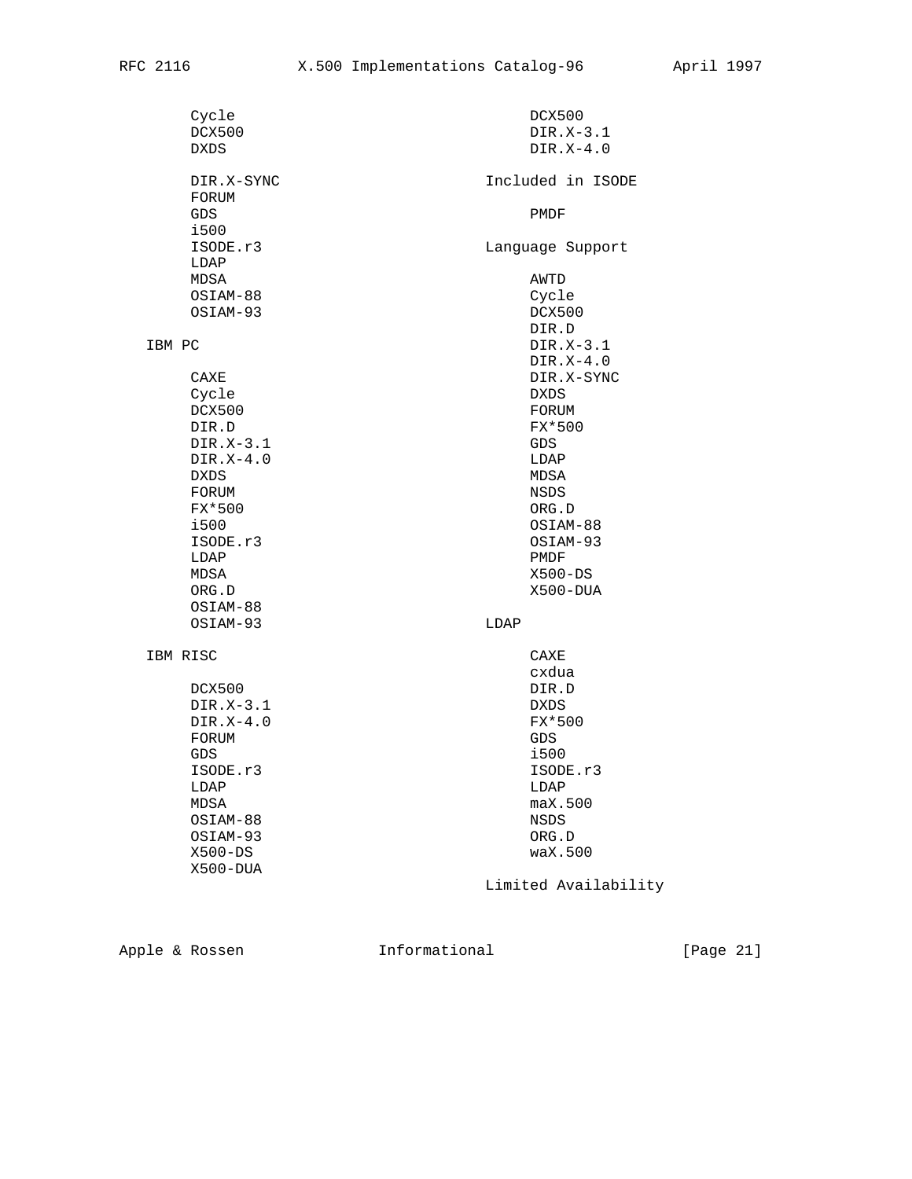```
      Cycle                                  DCX500
      DCX500                                 DIR.X-3.1
      DXDS                                   DIR.X-4.0

      DIR.X-SYNC                        Included in ISODE
      FORUM
      GDS                                    PMDF
      i500
      ISODE.r3                          Language Support
      LDAP
      MDSA                                   AWTD
      OSIAM-88                               Cycle
      OSIAM-93                               DCX500
                                             DIR.D
   IBM PC                                    DIR.X-3.1
                                             DIR.X-4.0
      CAXE                                   DIR.X-SYNC
      Cycle                                  DXDS
      DCX500                                 FORUM
      DIR.D                                  FX*500
      DIR.X-3.1                              GDS
      DIR.X-4.0                              LDAP
      DXDS                                   MDSA
      FORUM                                  NSDS
      FX*500                                 ORG.D
      i500                                   OSIAM-88
      ISODE.r3                               OSIAM-93
      LDAP                                   PMDF
      MDSA                                   X500-DS
      ORG.D                                  X500-DUA
      OSIAM-88
      OSIAM-93                          LDAP

   IBM RISC                                  CAXE
                                             cxdua
      DCX500                                 DIR.D
      DIR.X-3.1                              DXDS
      DIR.X-4.0                              FX*500
      FORUM                                  GDS
      GDS                                    i500
      ISODE.r3                               ISODE.r3
      LDAP                                   LDAP
      MDSA                                   maX.500
      OSIAM-88                               NSDS
      OSIAM-93                               ORG.D
      X500-DS                                waX.500
      X500-DUA
                                        Limited Availability
```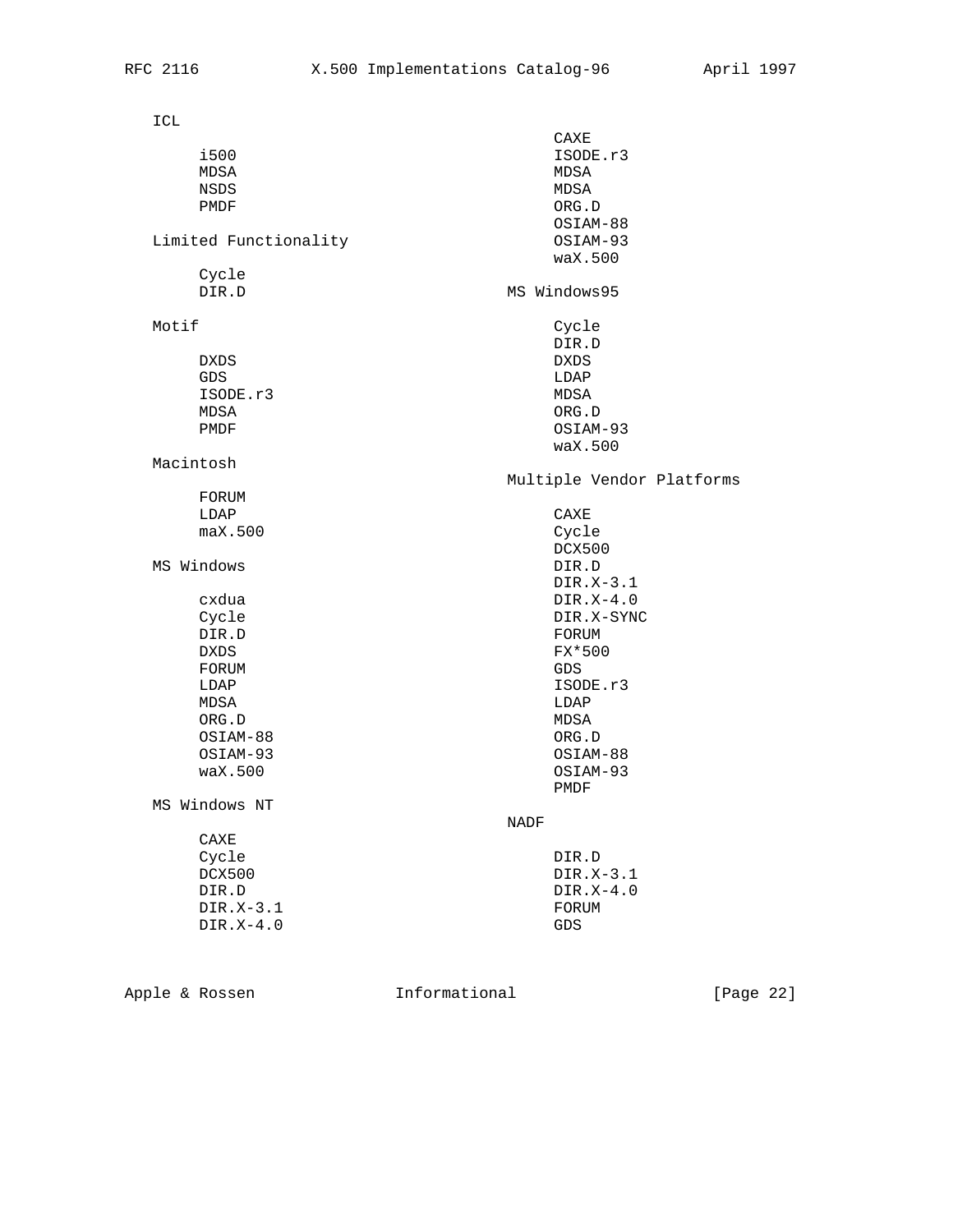ICL

- i500
- MDSA
- NSDS
- PMDF

Limited Functionality

- Cycle
- DIR.D

Motif

- DXDS
- GDS
- ISODE.r3
- MDSA
- PMDF

Macintosh

- FORUM
- LDAP
- maX.500

MS Windows

- cxdua
- Cycle
- DIR.D
- DXDS
- FORUM
- LDAP
- MDSA
- ORG.D
- OSIAM-88
- OSIAM-93
- waX.500

MS Windows NT

- CAXE
- Cycle
- DCX500
- DIR.D
- DIR.X-3.1
- DIR.X-4.0
- CAXE
- ISODE.r3
- MDSA
- MDSA
- ORG.D
- OSIAM-88
- OSIAM-93
- waX.500

MS Windows95

- Cycle
- DIR.D
- DXDS
- LDAP
- MDSA
- ORG.D
- OSIAM-93
- waX.500

Multiple Vendor Platforms

- CAXE
- Cycle
- DCX500
- DIR.D
- DIR.X-3.1
- DIR.X-4.0
- DIR.X-SYNC
- FORUM
- FX*500
- GDS
- ISODE.r3
- LDAP
- MDSA
- ORG.D
- OSIAM-88
- OSIAM-93
- PMDF

NADF

- DIR.D
- DIR.X-3.1
- DIR.X-4.0
- FORUM
- GDS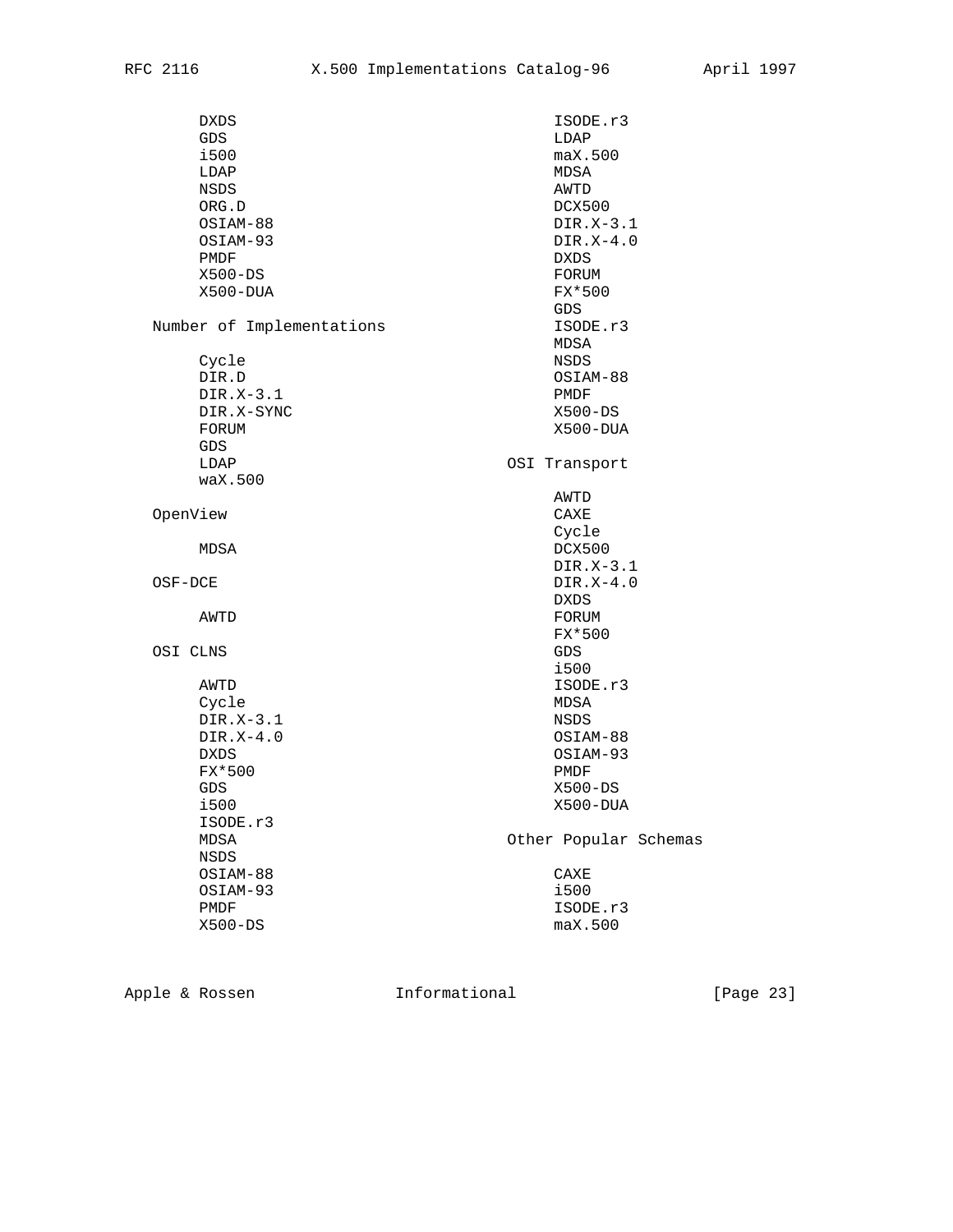DXDS
GDS
i500
LDAP
NSDS
ORG.D
OSIAM-88
OSIAM-93
PMDF
X500-DS
X500-DUA

Number of Implementations

Cycle
DIR.D
DIR.X-3.1
DIR.X-SYNC
FORUM
GDS
LDAP
waX.500

OpenView

MDSA

OSF-DCE

AWTD

OSI CLNS

AWTD
Cycle
DIR.X-3.1
DIR.X-4.0
DXDS
FX*500
GDS
i500
ISODE.r3
MDSA
NSDS
OSIAM-88
OSIAM-93
PMDF
X500-DS
ISODE.r3
LDAP
maX.500
MDSA
AWTD
DCX500
DIR.X-3.1
DIR.X-4.0
DXDS
FORUM
FX*500
GDS
ISODE.r3
MDSA
NSDS
OSIAM-88
PMDF
X500-DS
X500-DUA

OSI Transport

AWTD
CAXE
Cycle
DCX500
DIR.X-3.1
DIR.X-4.0
DXDS
FORUM
FX*500
GDS
i500
ISODE.r3
MDSA
NSDS
OSIAM-88
OSIAM-93
PMDF
X500-DS
X500-DUA

Other Popular Schemas

CAXE
i500
ISODE.r3
maX.500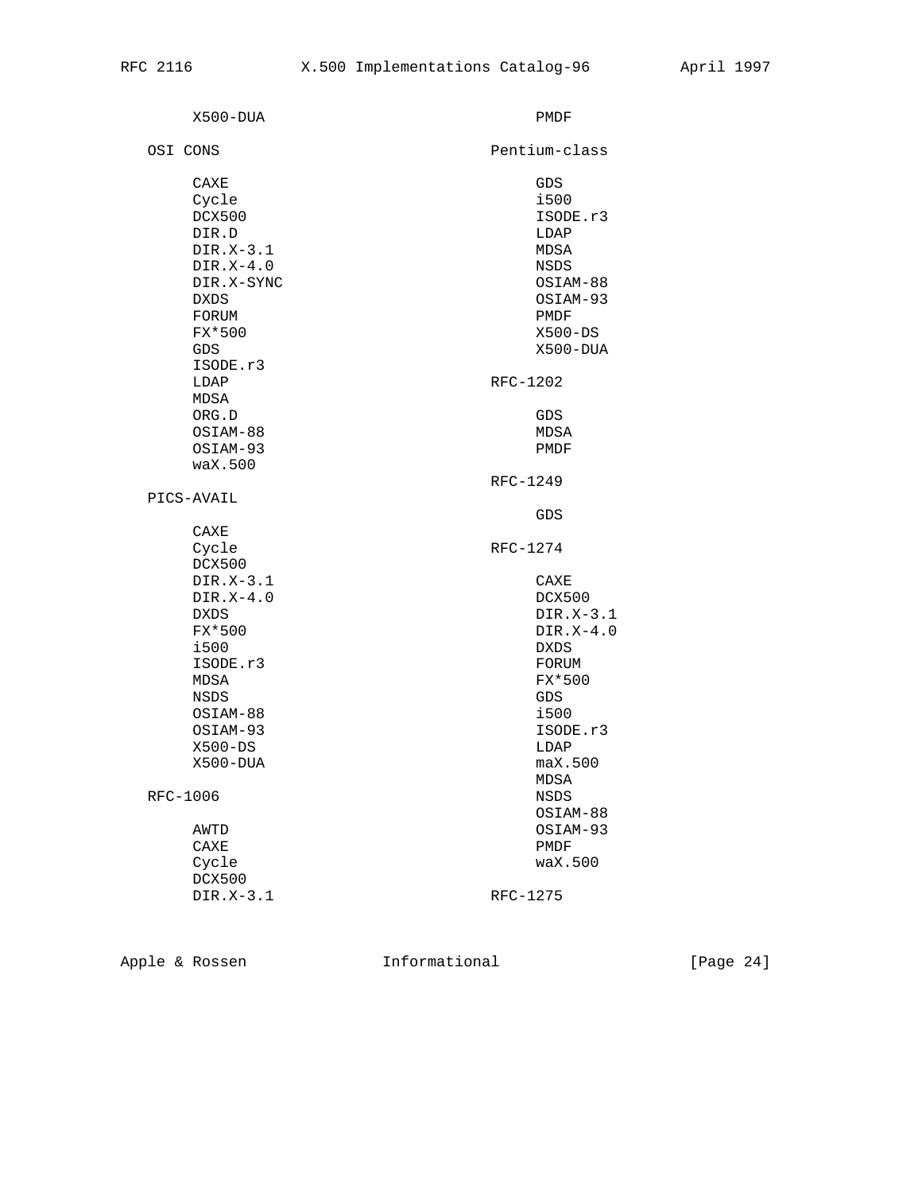X500-DUA

   OSI CONS

      CAXE
      Cycle
      DCX500
      DIR.D
      DIR.X-3.1
      DIR.X-4.0
      DIR.X-SYNC
      DXDS
      FORUM
      FX*500
      GDS
      ISODE.r3
      LDAP
      MDSA
      ORG.D
      OSIAM-88
      OSIAM-93
      waX.500

   PICS-AVAIL

      CAXE
      Cycle
      DCX500
      DIR.X-3.1
      DIR.X-4.0
      DXDS
      FX*500
      i500
      ISODE.r3
      MDSA
      NSDS
      OSIAM-88
      OSIAM-93
      X500-DS
      X500-DUA

   RFC-1006

      AWTD
      CAXE
      Cycle
      DCX500
      DIR.X-3.1

      PMDF

   Pentium-class

      GDS
      i500
      ISODE.r3
      LDAP
      MDSA
      NSDS
      OSIAM-88
      OSIAM-93
      PMDF
      X500-DS
      X500-DUA

   RFC-1202

      GDS
      MDSA
      PMDF

   RFC-1249

      GDS

   RFC-1274

      CAXE
      DCX500
      DIR.X-3.1
      DIR.X-4.0
      DXDS
      FORUM
      FX*500
      GDS
      i500
      ISODE.r3
      LDAP
      maX.500
      MDSA
      NSDS
      OSIAM-88
      OSIAM-93
      PMDF
      waX.500

   RFC-1275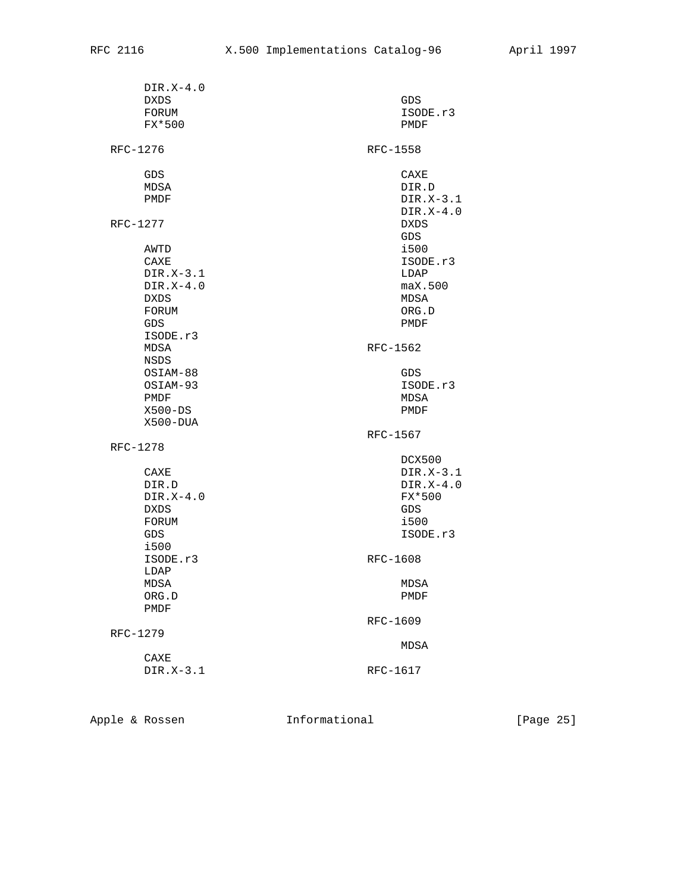DIR.X-4.0
DXDS
FORUM
FX*500
GDS
ISODE.r3
PMDF

RFC-1276

GDS
MDSA
PMDF

RFC-1277

AWTD
CAXE
DIR.X-3.1
DIR.X-4.0
DXDS
FORUM
GDS
ISODE.r3
MDSA
NSDS
OSIAM-88
OSIAM-93
PMDF
X500-DS
X500-DUA

RFC-1278

CAXE
DIR.D
DIR.X-4.0
DXDS
FORUM
GDS
i500
ISODE.r3
LDAP
MDSA
ORG.D
PMDF

RFC-1279

CAXE
DIR.X-3.1

RFC-1558

CAXE
DIR.D
DIR.X-3.1
DIR.X-4.0
DXDS
GDS
i500
ISODE.r3
LDAP
maX.500
MDSA
ORG.D
PMDF

RFC-1562

GDS
ISODE.r3
MDSA
PMDF

RFC-1567

DCX500
DIR.X-3.1
DIR.X-4.0
FX*500
GDS
i500
ISODE.r3

RFC-1608

MDSA
PMDF

RFC-1609

MDSA

RFC-1617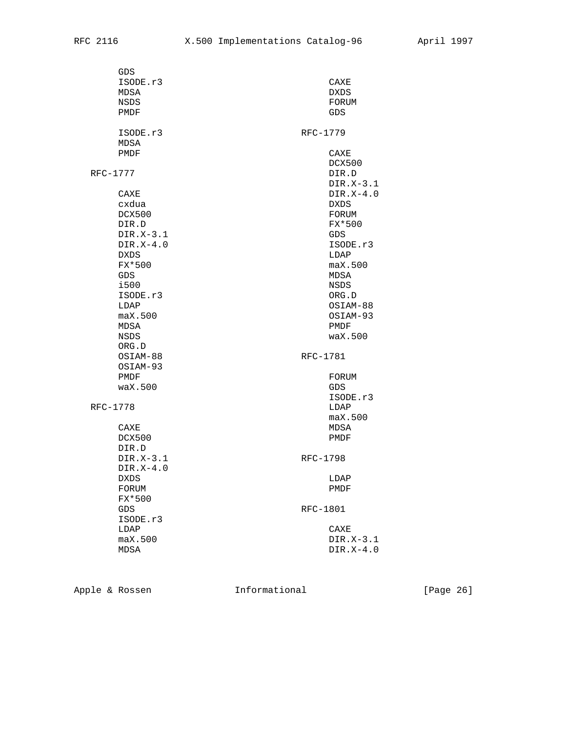GDS
ISODE.r3
MDSA
NSDS
PMDF

ISODE.r3
MDSA
PMDF

RFC-1777

CAXE
cxdua
DCX500
DIR.D
DIR.X-3.1
DIR.X-4.0
DXDS
FX*500
GDS
i500
ISODE.r3
LDAP
maX.500
MDSA
NSDS
ORG.D
OSIAM-88
OSIAM-93
PMDF
waX.500

RFC-1778

CAXE
DCX500
DIR.D
DIR.X-3.1
DIR.X-4.0
DXDS
FORUM
FX*500
GDS
ISODE.r3
LDAP
maX.500
MDSA

CAXE
DXDS
FORUM
GDS

RFC-1779

CAXE
DCX500
DIR.D
DIR.X-3.1
DIR.X-4.0
DXDS
FORUM
FX*500
GDS
ISODE.r3
LDAP
maX.500
MDSA
NSDS
ORG.D
OSIAM-88
OSIAM-93
PMDF
waX.500

RFC-1781

FORUM
GDS
ISODE.r3
LDAP
maX.500
MDSA
PMDF

RFC-1798

LDAP
PMDF

RFC-1801

CAXE
DIR.X-3.1
DIR.X-4.0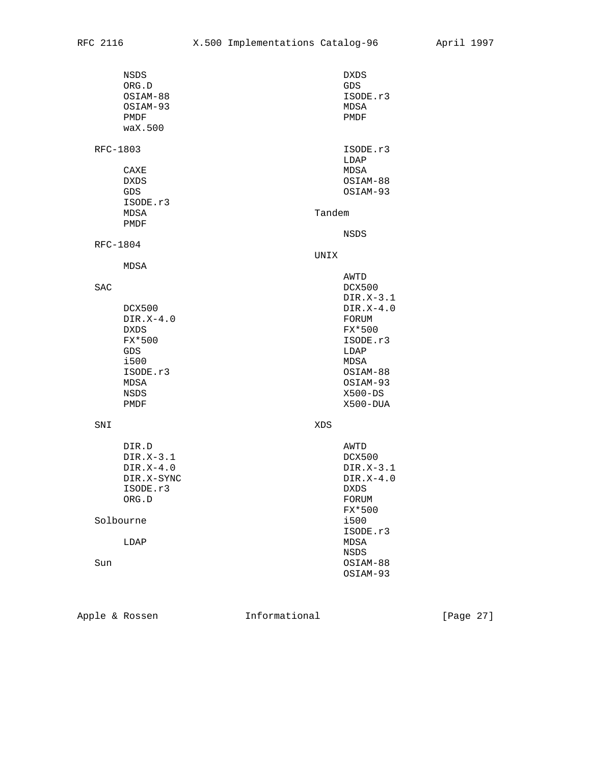```
      NSDS
      ORG.D
      OSIAM-88
      OSIAM-93
      PMDF
      waX.500

  RFC-1803

      CAXE
      DXDS
      GDS
      ISODE.r3
      MDSA
      PMDF

  RFC-1804

      MDSA

  SAC

      DCX500
      DIR.X-4.0
      DXDS
      FX*500
      GDS
      i500
      ISODE.r3
      MDSA
      NSDS
      PMDF

  SNI

      DIR.D
      DIR.X-3.1
      DIR.X-4.0
      DIR.X-SYNC
      ISODE.r3
      ORG.D

  Solbourne

      LDAP

  Sun

      DXDS
      GDS
      ISODE.r3
      MDSA
      PMDF

      ISODE.r3
      LDAP
      MDSA
      OSIAM-88
      OSIAM-93

  Tandem

      NSDS

  UNIX

      AWTD
      DCX500
      DIR.X-3.1
      DIR.X-4.0
      FORUM
      FX*500
      ISODE.r3
      LDAP
      MDSA
      OSIAM-88
      OSIAM-93
      X500-DS
      X500-DUA

  XDS

      AWTD
      DCX500
      DIR.X-3.1
      DIR.X-4.0
      DXDS
      FORUM
      FX*500
      i500
      ISODE.r3
      MDSA
      NSDS
      OSIAM-88
      OSIAM-93
```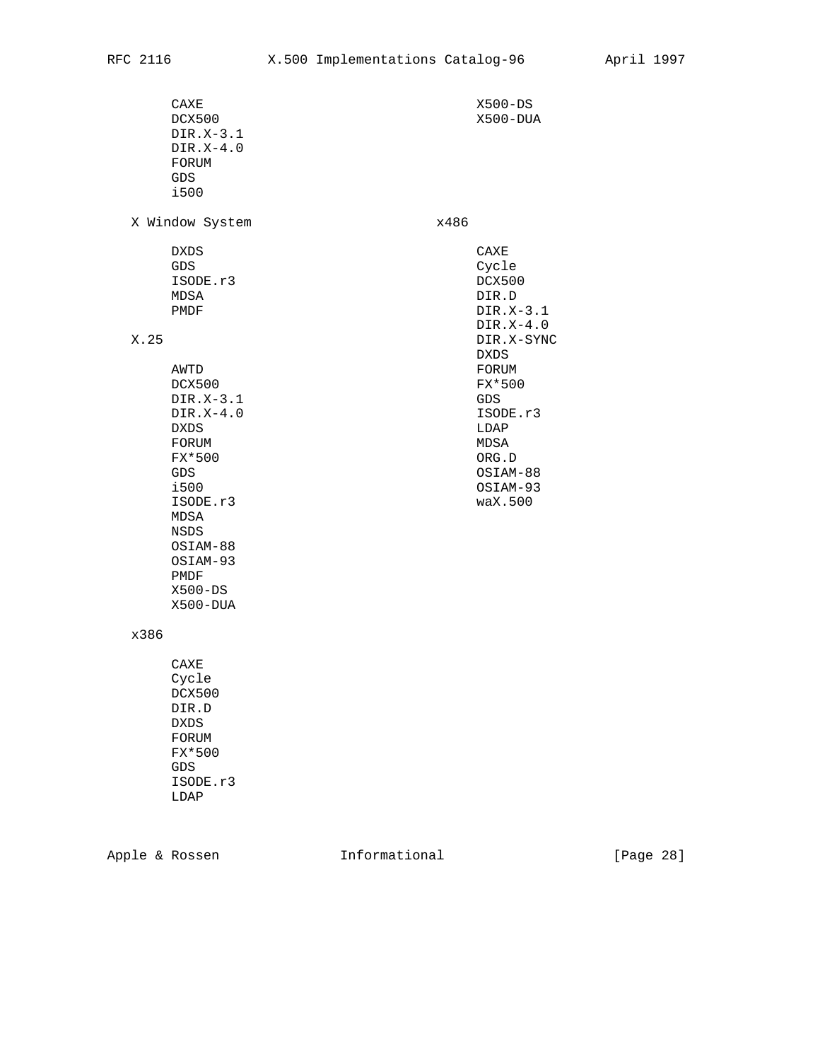CAXE
DCX500
DIR.X-3.1
DIR.X-4.0
FORUM
GDS
i500
X500-DS
X500-DUA

X Window System

DXDS
GDS
ISODE.r3
MDSA
PMDF

X.25

AWTD
DCX500
DIR.X-3.1
DIR.X-4.0
DXDS
FORUM
FX*500
GDS
i500
ISODE.r3
MDSA
NSDS
OSIAM-88
OSIAM-93
PMDF
X500-DS
X500-DUA

x386

CAXE
Cycle
DCX500
DIR.D
DXDS
FORUM
FX*500
GDS
ISODE.r3
LDAP

x486

CAXE
Cycle
DCX500
DIR.D
DIR.X-3.1
DIR.X-4.0
DIR.X-SYNC
DXDS
FORUM
FX*500
GDS
ISODE.r3
LDAP
MDSA
ORG.D
OSIAM-88
OSIAM-93
waX.500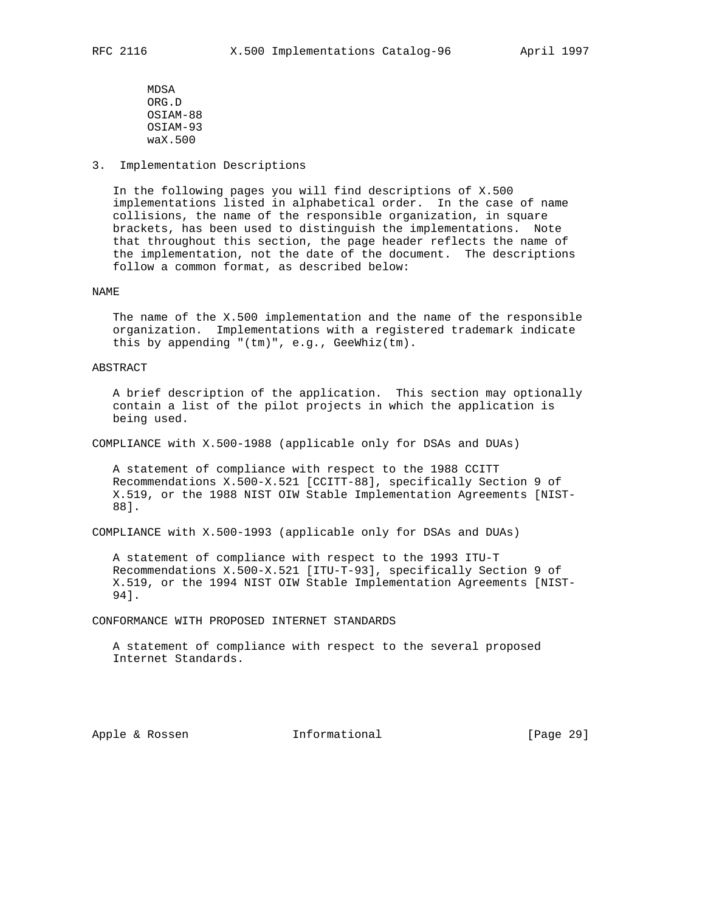MDSA
ORG.D
OSIAM-88
OSIAM-93
waX.500

## 3. Implementation Descriptions

In the following pages you will find descriptions of X.500 implementations listed in alphabetical order. In the case of name collisions, the name of the responsible organization, in square brackets, has been used to distinguish the implementations. Note that throughout this section, the page header reflects the name of the implementation, not the date of the document. The descriptions follow a common format, as described below:

NAME

The name of the X.500 implementation and the name of the responsible organization. Implementations with a registered trademark indicate this by appending "(tm)", e.g., GeeWhiz(tm).

ABSTRACT

A brief description of the application. This section may optionally contain a list of the pilot projects in which the application is being used.

COMPLIANCE with X.500-1988 (applicable only for DSAs and DUAs)

A statement of compliance with respect to the 1988 CCITT Recommendations X.500-X.521 [CCITT-88], specifically Section 9 of X.519, or the 1988 NIST OIW Stable Implementation Agreements [NIST-88].

COMPLIANCE with X.500-1993 (applicable only for DSAs and DUAs)

A statement of compliance with respect to the 1993 ITU-T Recommendations X.500-X.521 [ITU-T-93], specifically Section 9 of X.519, or the 1994 NIST OIW Stable Implementation Agreements [NIST-94].

CONFORMANCE WITH PROPOSED INTERNET STANDARDS

A statement of compliance with respect to the several proposed Internet Standards.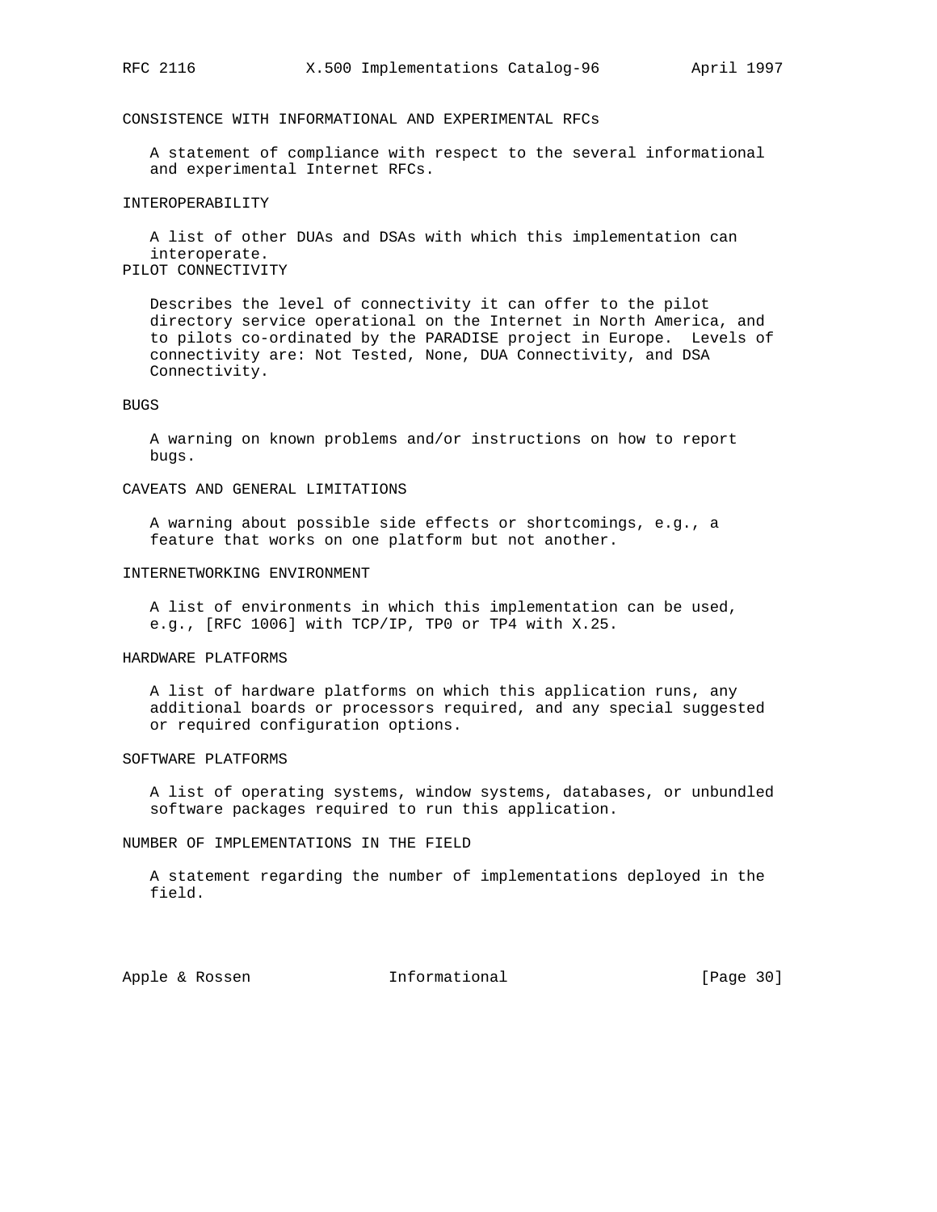CONSISTENCE WITH INFORMATIONAL AND EXPERIMENTAL RFCs

A statement of compliance with respect to the several informational and experimental Internet RFCs.

INTEROPERABILITY

A list of other DUAs and DSAs with which this implementation can interoperate.

PILOT CONNECTIVITY

Describes the level of connectivity it can offer to the pilot directory service operational on the Internet in North America, and to pilots co-ordinated by the PARADISE project in Europe. Levels of connectivity are: Not Tested, None, DUA Connectivity, and DSA Connectivity.

BUGS

A warning on known problems and/or instructions on how to report bugs.

CAVEATS AND GENERAL LIMITATIONS

A warning about possible side effects or shortcomings, e.g., a feature that works on one platform but not another.

INTERNETWORKING ENVIRONMENT

A list of environments in which this implementation can be used, e.g., [RFC 1006] with TCP/IP, TP0 or TP4 with X.25.

HARDWARE PLATFORMS

A list of hardware platforms on which this application runs, any additional boards or processors required, and any special suggested or required configuration options.

SOFTWARE PLATFORMS

A list of operating systems, window systems, databases, or unbundled software packages required to run this application.

NUMBER OF IMPLEMENTATIONS IN THE FIELD

A statement regarding the number of implementations deployed in the field.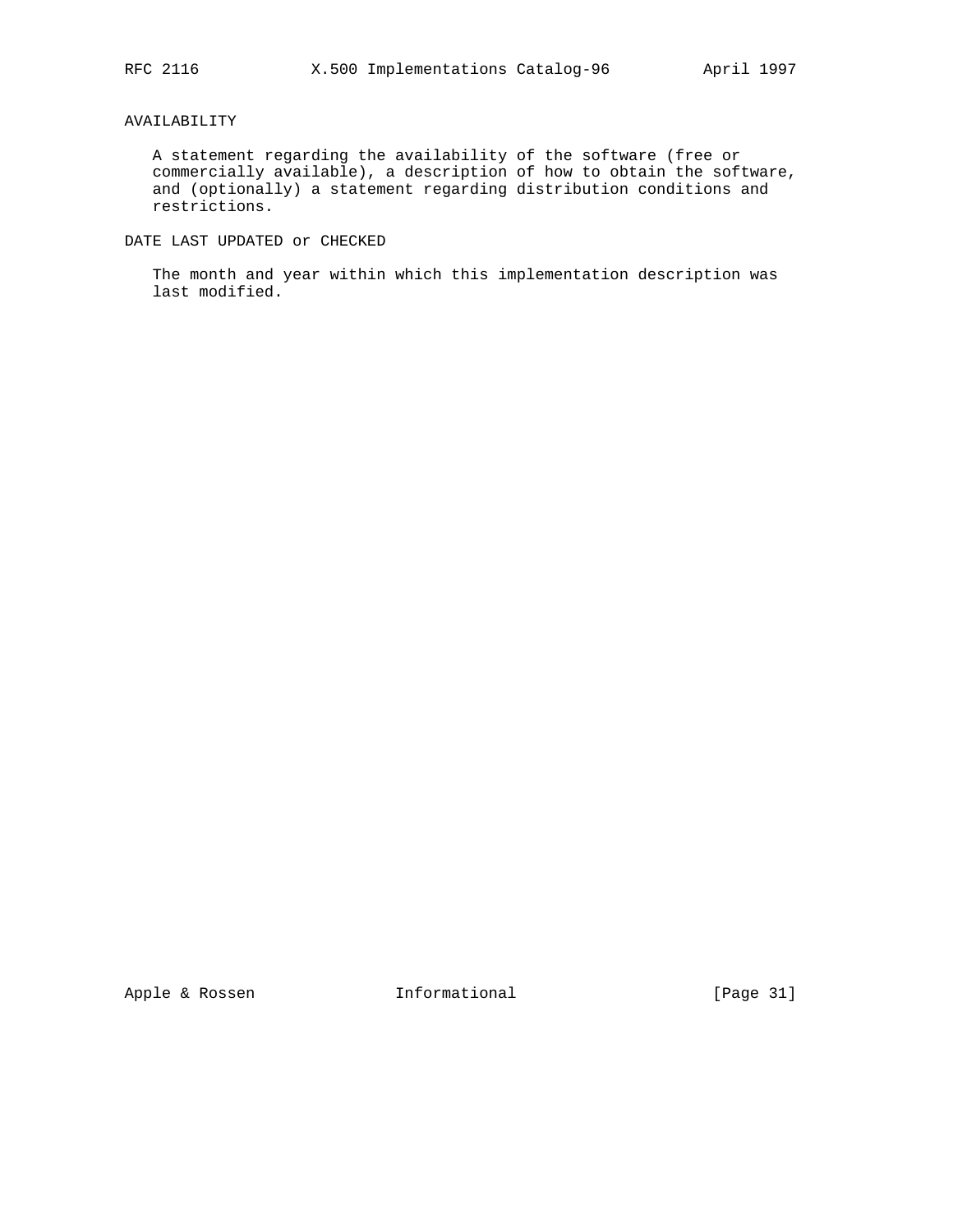AVAILABILITY

A statement regarding the availability of the software (free or commercially available), a description of how to obtain the software, and (optionally) a statement regarding distribution conditions and restrictions.

DATE LAST UPDATED or CHECKED

The month and year within which this implementation description was last modified.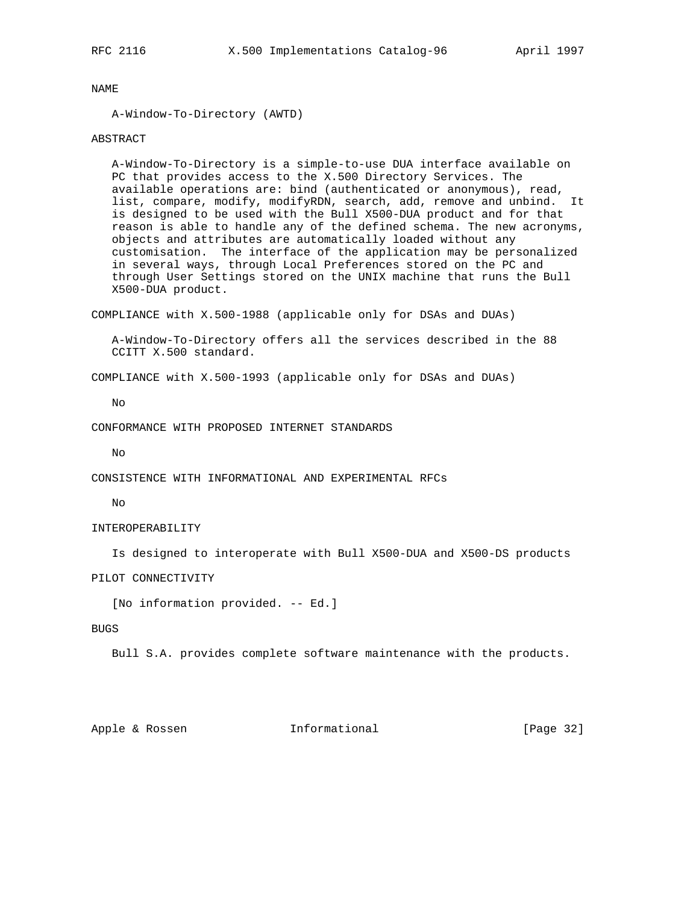NAME

A-Window-To-Directory (AWTD)

ABSTRACT

A-Window-To-Directory is a simple-to-use DUA interface available on PC that provides access to the X.500 Directory Services. The available operations are: bind (authenticated or anonymous), read, list, compare, modify, modifyRDN, search, add, remove and unbind. It is designed to be used with the Bull X500-DUA product and for that reason is able to handle any of the defined schema. The new acronyms, objects and attributes are automatically loaded without any customisation. The interface of the application may be personalized in several ways, through Local Preferences stored on the PC and through User Settings stored on the UNIX machine that runs the Bull X500-DUA product.

COMPLIANCE with X.500-1988 (applicable only for DSAs and DUAs)

A-Window-To-Directory offers all the services described in the 88 CCITT X.500 standard.

COMPLIANCE with X.500-1993 (applicable only for DSAs and DUAs)

No

CONFORMANCE WITH PROPOSED INTERNET STANDARDS

No

CONSISTENCE WITH INFORMATIONAL AND EXPERIMENTAL RFCs

No

INTEROPERABILITY

Is designed to interoperate with Bull X500-DUA and X500-DS products

PILOT CONNECTIVITY

[No information provided. -- Ed.]

BUGS

Bull S.A. provides complete software maintenance with the products.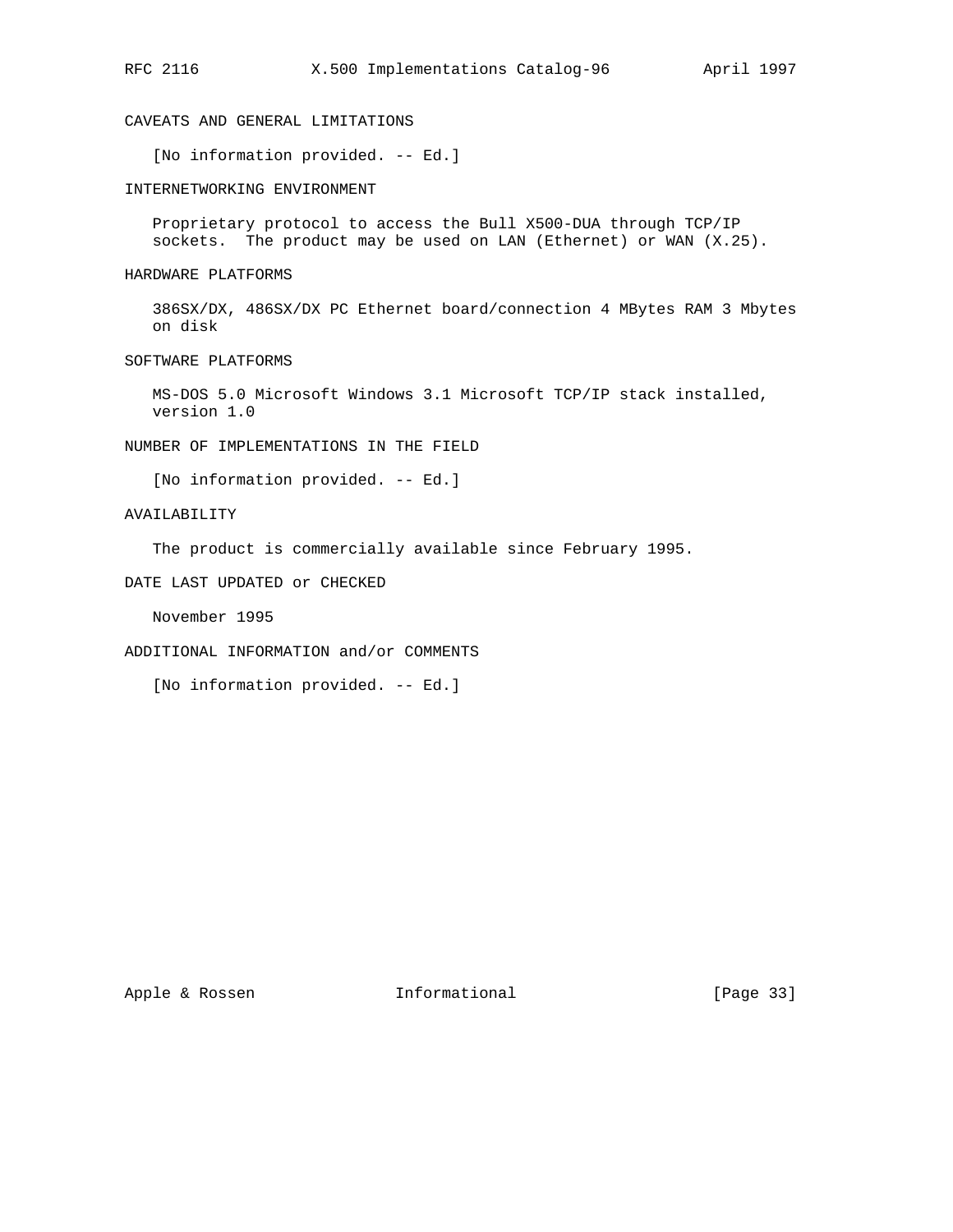## CAVEATS AND GENERAL LIMITATIONS

[No information provided. -- Ed.]

## INTERNETWORKING ENVIRONMENT

Proprietary protocol to access the Bull X500-DUA through TCP/IP sockets. The product may be used on LAN (Ethernet) or WAN (X.25).

## HARDWARE PLATFORMS

386SX/DX, 486SX/DX PC Ethernet board/connection 4 MBytes RAM 3 Mbytes on disk

## SOFTWARE PLATFORMS

MS-DOS 5.0 Microsoft Windows 3.1 Microsoft TCP/IP stack installed, version 1.0

## NUMBER OF IMPLEMENTATIONS IN THE FIELD

[No information provided. -- Ed.]

## AVAILABILITY

The product is commercially available since February 1995.

## DATE LAST UPDATED or CHECKED

November 1995

## ADDITIONAL INFORMATION and/or COMMENTS

[No information provided. -- Ed.]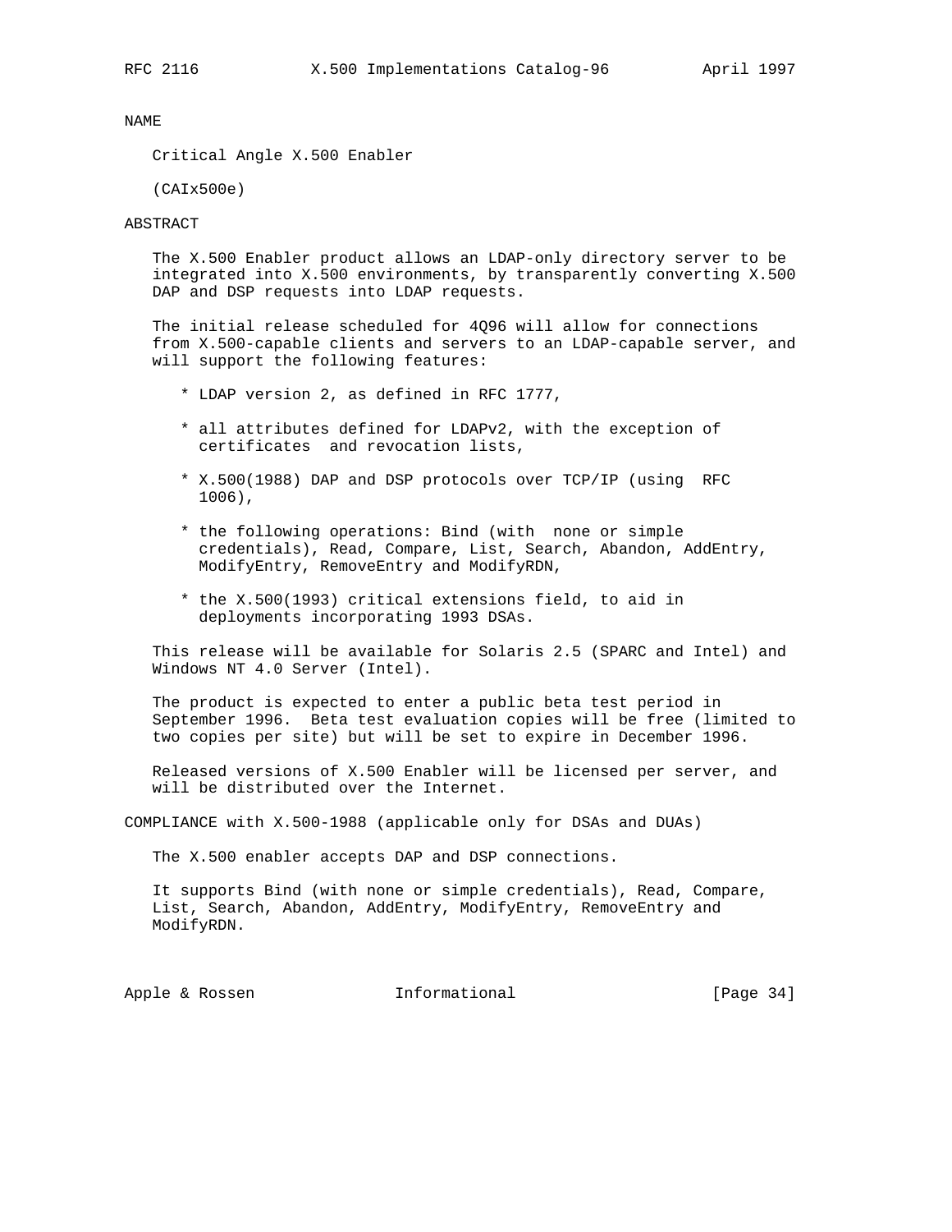## NAME

Critical Angle X.500 Enabler

(CAIx500e)

## ABSTRACT

The X.500 Enabler product allows an LDAP-only directory server to be integrated into X.500 environments, by transparently converting X.500 DAP and DSP requests into LDAP requests.

The initial release scheduled for 4Q96 will allow for connections from X.500-capable clients and servers to an LDAP-capable server, and will support the following features:

* LDAP version 2, as defined in RFC 1777,
* all attributes defined for LDAPv2, with the exception of certificates and revocation lists,
* X.500(1988) DAP and DSP protocols over TCP/IP (using RFC 1006),
* the following operations: Bind (with none or simple credentials), Read, Compare, List, Search, Abandon, AddEntry, ModifyEntry, RemoveEntry and ModifyRDN,
* the X.500(1993) critical extensions field, to aid in deployments incorporating 1993 DSAs.

This release will be available for Solaris 2.5 (SPARC and Intel) and Windows NT 4.0 Server (Intel).

The product is expected to enter a public beta test period in September 1996. Beta test evaluation copies will be free (limited to two copies per site) but will be set to expire in December 1996.

Released versions of X.500 Enabler will be licensed per server, and will be distributed over the Internet.

## COMPLIANCE with X.500-1988 (applicable only for DSAs and DUAs)

The X.500 enabler accepts DAP and DSP connections.

It supports Bind (with none or simple credentials), Read, Compare, List, Search, Abandon, AddEntry, ModifyEntry, RemoveEntry and ModifyRDN.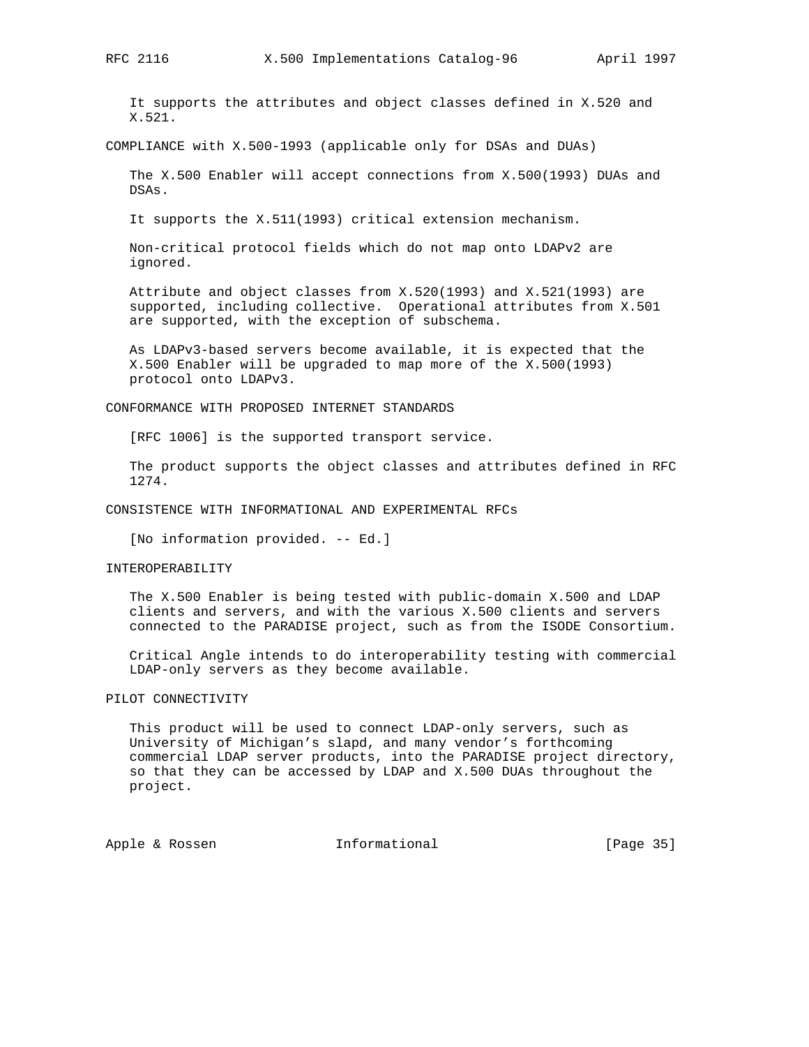It supports the attributes and object classes defined in X.520 and X.521.

## COMPLIANCE with X.500-1993 (applicable only for DSAs and DUAs)

The X.500 Enabler will accept connections from X.500(1993) DUAs and DSAs.

It supports the X.511(1993) critical extension mechanism.

Non-critical protocol fields which do not map onto LDAPv2 are ignored.

Attribute and object classes from X.520(1993) and X.521(1993) are supported, including collective.  Operational attributes from X.501 are supported, with the exception of subschema.

As LDAPv3-based servers become available, it is expected that the X.500 Enabler will be upgraded to map more of the X.500(1993) protocol onto LDAPv3.

## CONFORMANCE WITH PROPOSED INTERNET STANDARDS

[RFC 1006] is the supported transport service.

The product supports the object classes and attributes defined in RFC 1274.

## CONSISTENCE WITH INFORMATIONAL AND EXPERIMENTAL RFCs

[No information provided. -- Ed.]

## INTEROPERABILITY

The X.500 Enabler is being tested with public-domain X.500 and LDAP clients and servers, and with the various X.500 clients and servers connected to the PARADISE project, such as from the ISODE Consortium.

Critical Angle intends to do interoperability testing with commercial LDAP-only servers as they become available.

## PILOT CONNECTIVITY

This product will be used to connect LDAP-only servers, such as University of Michigan's slapd, and many vendor's forthcoming commercial LDAP server products, into the PARADISE project directory, so that they can be accessed by LDAP and X.500 DUAs throughout the project.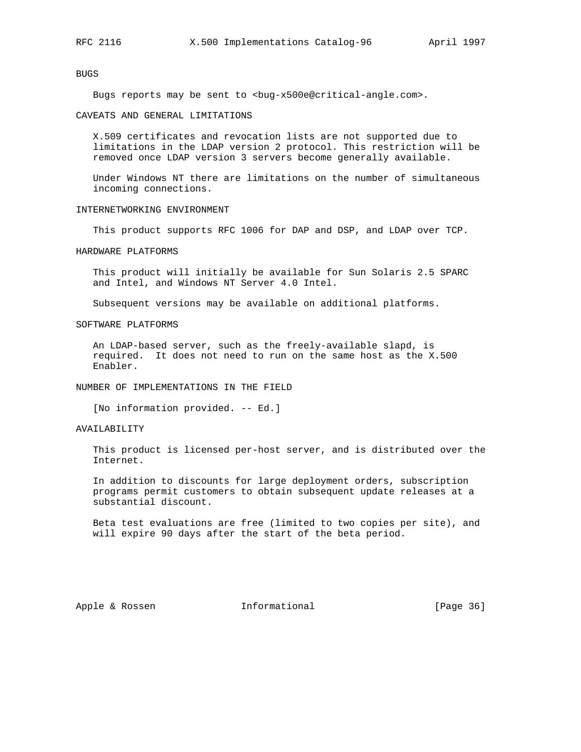## BUGS

Bugs reports may be sent to <bug-x500e@critical-angle.com>.

## CAVEATS AND GENERAL LIMITATIONS

X.509 certificates and revocation lists are not supported due to limitations in the LDAP version 2 protocol. This restriction will be removed once LDAP version 3 servers become generally available.

Under Windows NT there are limitations on the number of simultaneous incoming connections.

## INTERNETWORKING ENVIRONMENT

This product supports RFC 1006 for DAP and DSP, and LDAP over TCP.

## HARDWARE PLATFORMS

This product will initially be available for Sun Solaris 2.5 SPARC and Intel, and Windows NT Server 4.0 Intel.

Subsequent versions may be available on additional platforms.

## SOFTWARE PLATFORMS

An LDAP-based server, such as the freely-available slapd, is required. It does not need to run on the same host as the X.500 Enabler.

## NUMBER OF IMPLEMENTATIONS IN THE FIELD

[No information provided. -- Ed.]

## AVAILABILITY

This product is licensed per-host server, and is distributed over the Internet.

In addition to discounts for large deployment orders, subscription programs permit customers to obtain subsequent update releases at a substantial discount.

Beta test evaluations are free (limited to two copies per site), and will expire 90 days after the start of the beta period.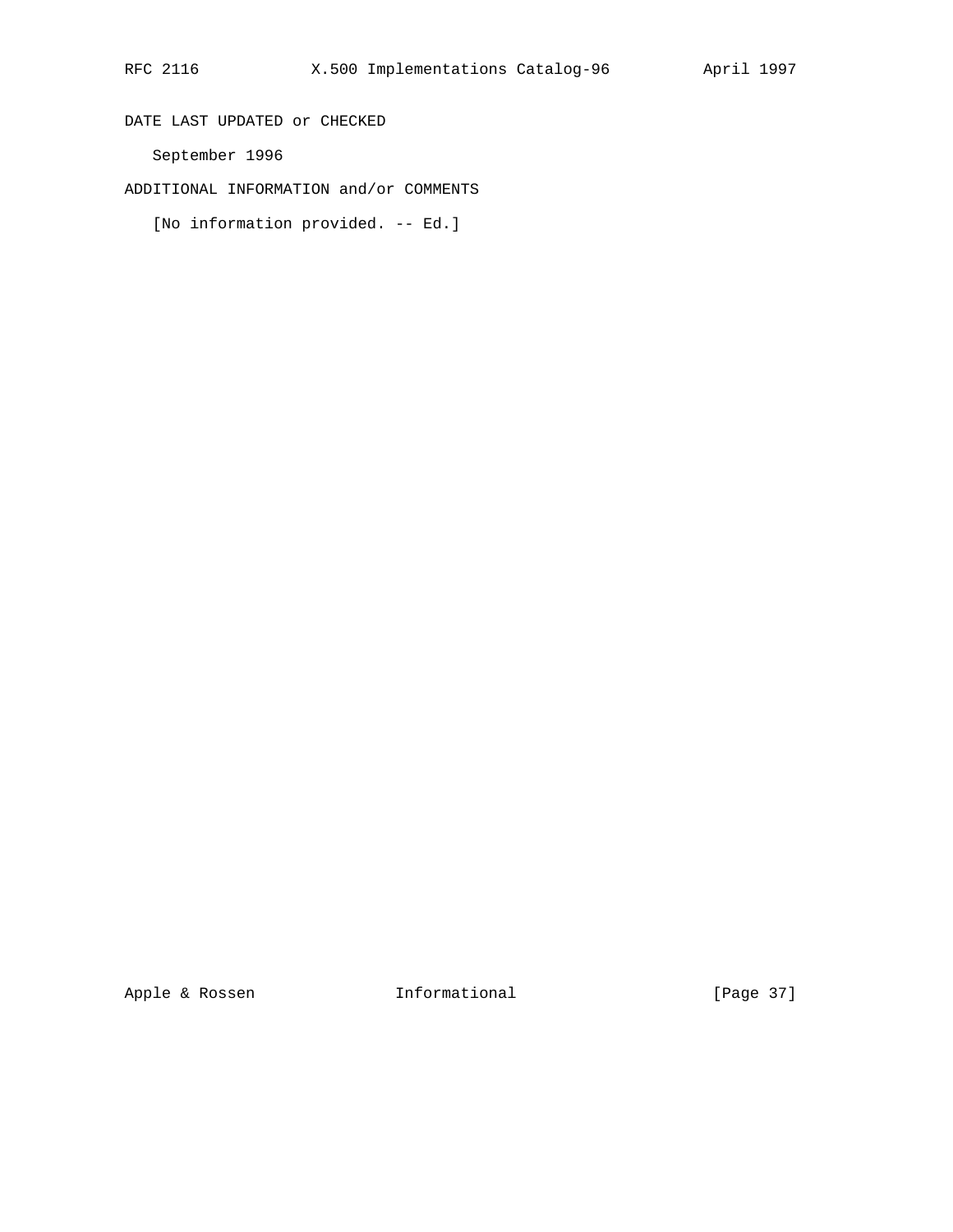DATE LAST UPDATED or CHECKED

September 1996

ADDITIONAL INFORMATION and/or COMMENTS

[No information provided. -- Ed.]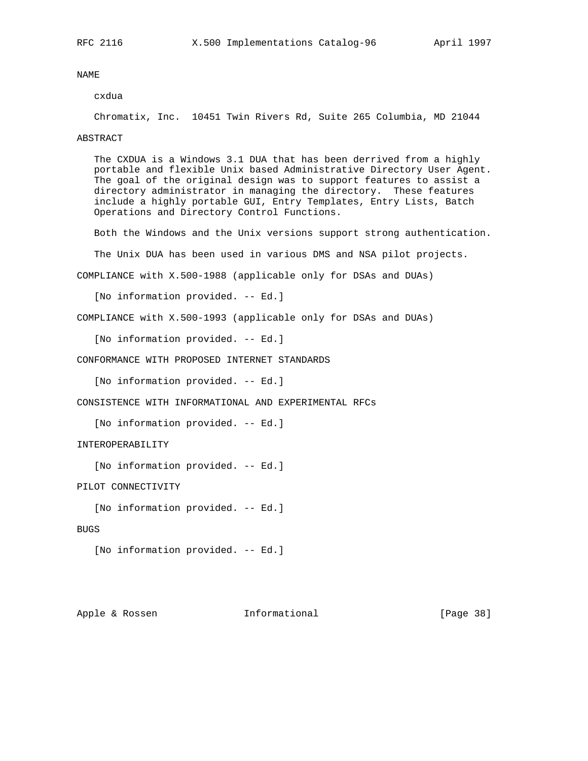## NAME

cxdua

Chromatix, Inc. 10451 Twin Rivers Rd, Suite 265 Columbia, MD 21044

## ABSTRACT

The CXDUA is a Windows 3.1 DUA that has been derrived from a highly portable and flexible Unix based Administrative Directory User Agent. The goal of the original design was to support features to assist a directory administrator in managing the directory. These features include a highly portable GUI, Entry Templates, Entry Lists, Batch Operations and Directory Control Functions.

Both the Windows and the Unix versions support strong authentication.

The Unix DUA has been used in various DMS and NSA pilot projects.

## COMPLIANCE with X.500-1988 (applicable only for DSAs and DUAs)

[No information provided. -- Ed.]

## COMPLIANCE with X.500-1993 (applicable only for DSAs and DUAs)

[No information provided. -- Ed.]

## CONFORMANCE WITH PROPOSED INTERNET STANDARDS

[No information provided. -- Ed.]

## CONSISTENCE WITH INFORMATIONAL AND EXPERIMENTAL RFCs

[No information provided. -- Ed.]

## INTEROPERABILITY

[No information provided. -- Ed.]

## PILOT CONNECTIVITY

[No information provided. -- Ed.]

## BUGS

[No information provided. -- Ed.]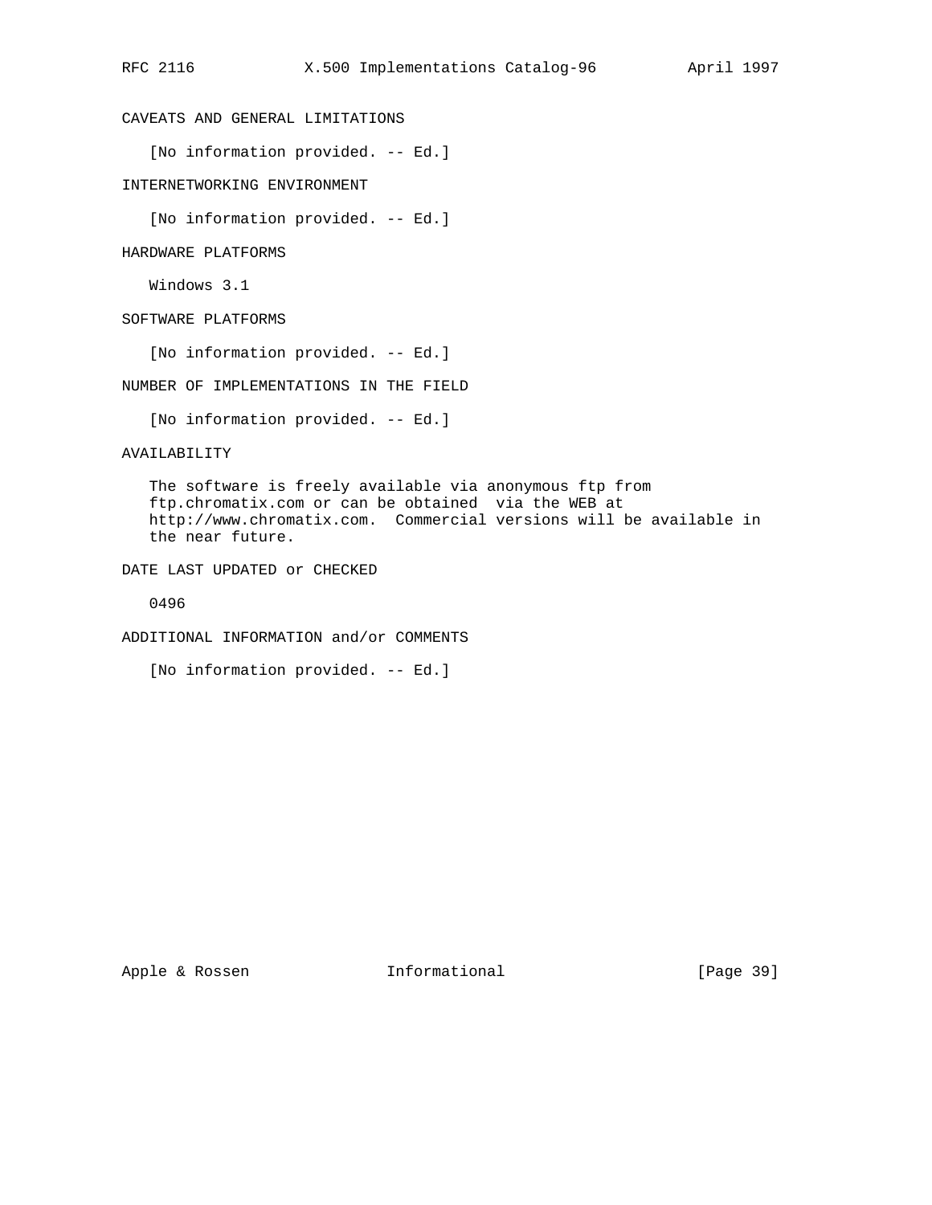## CAVEATS AND GENERAL LIMITATIONS

[No information provided. -- Ed.]

## INTERNETWORKING ENVIRONMENT

[No information provided. -- Ed.]

## HARDWARE PLATFORMS

Windows 3.1

## SOFTWARE PLATFORMS

[No information provided. -- Ed.]

## NUMBER OF IMPLEMENTATIONS IN THE FIELD

[No information provided. -- Ed.]

## AVAILABILITY

The software is freely available via anonymous ftp from ftp.chromatix.com or can be obtained via the WEB at http://www.chromatix.com. Commercial versions will be available in the near future.

## DATE LAST UPDATED or CHECKED

0496

## ADDITIONAL INFORMATION and/or COMMENTS

[No information provided. -- Ed.]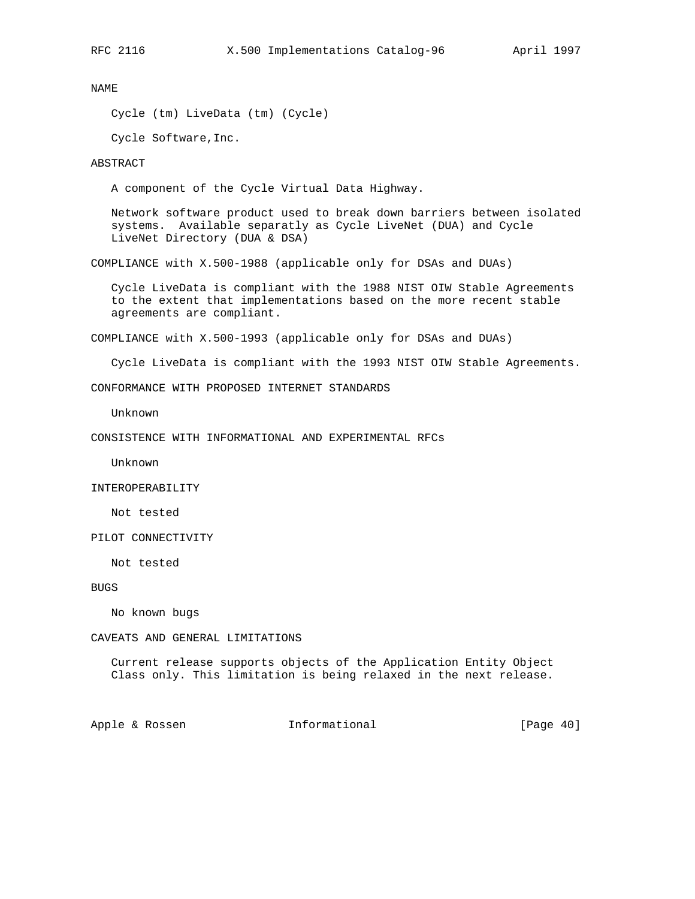## NAME

Cycle (tm) LiveData (tm) (Cycle)

Cycle Software,Inc.

## ABSTRACT

A component of the Cycle Virtual Data Highway.

Network software product used to break down barriers between isolated systems. Available separatly as Cycle LiveNet (DUA) and Cycle LiveNet Directory (DUA & DSA)

## COMPLIANCE with X.500-1988 (applicable only for DSAs and DUAs)

Cycle LiveData is compliant with the 1988 NIST OIW Stable Agreements to the extent that implementations based on the more recent stable agreements are compliant.

## COMPLIANCE with X.500-1993 (applicable only for DSAs and DUAs)

Cycle LiveData is compliant with the 1993 NIST OIW Stable Agreements.

## CONFORMANCE WITH PROPOSED INTERNET STANDARDS

Unknown

## CONSISTENCE WITH INFORMATIONAL AND EXPERIMENTAL RFCs

Unknown

## INTEROPERABILITY

Not tested

## PILOT CONNECTIVITY

Not tested

## BUGS

No known bugs

## CAVEATS AND GENERAL LIMITATIONS

Current release supports objects of the Application Entity Object Class only. This limitation is being relaxed in the next release.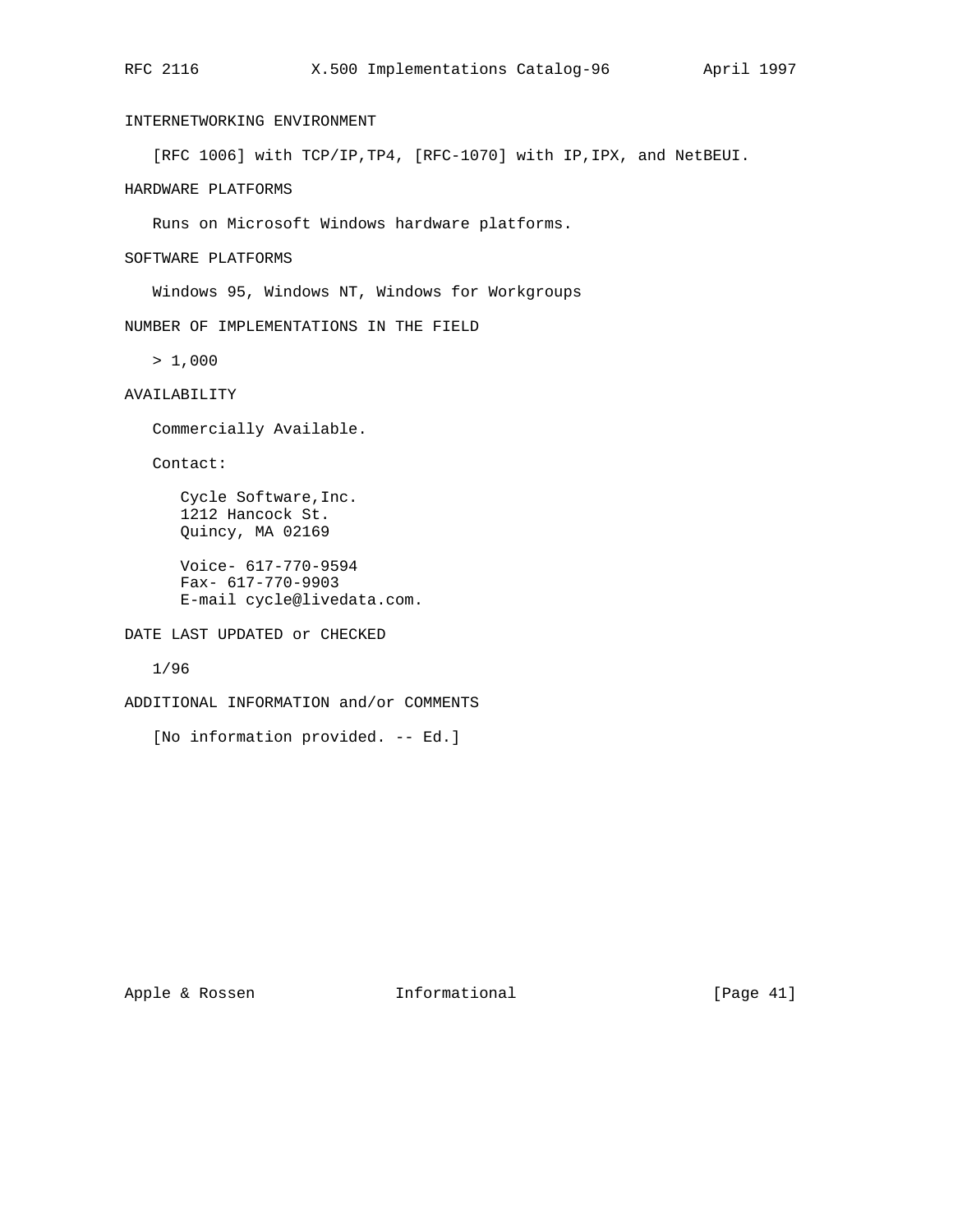### INTERNETWORKING ENVIRONMENT

[RFC 1006] with TCP/IP,TP4, [RFC-1070] with IP,IPX, and NetBEUI.

### HARDWARE PLATFORMS

Runs on Microsoft Windows hardware platforms.

### SOFTWARE PLATFORMS

Windows 95, Windows NT, Windows for Workgroups

### NUMBER OF IMPLEMENTATIONS IN THE FIELD

> 1,000

### AVAILABILITY

Commercially Available.

Contact:

Cycle Software,Inc.
1212 Hancock St.
Quincy, MA 02169

Voice- 617-770-9594
Fax- 617-770-9903
E-mail cycle@livedata.com.

### DATE LAST UPDATED or CHECKED

1/96

### ADDITIONAL INFORMATION and/or COMMENTS

[No information provided. -- Ed.]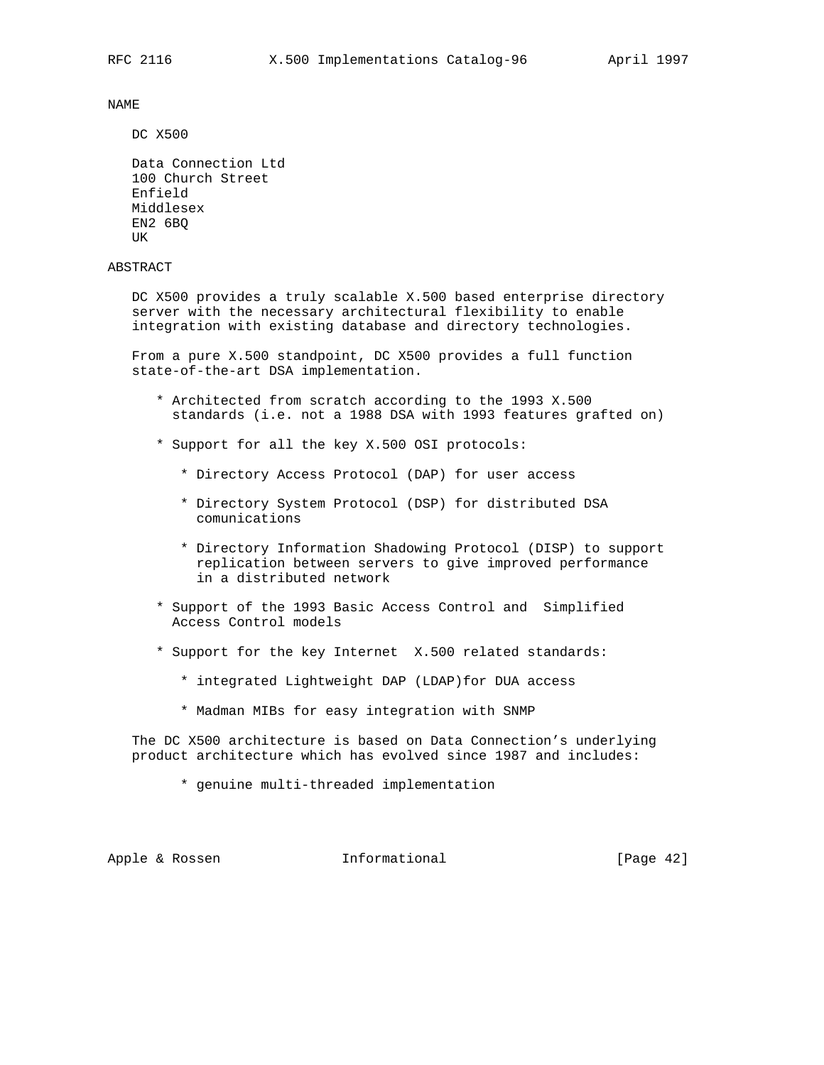NAME

DC X500

Data Connection Ltd
100 Church Street
Enfield
Middlesex
EN2 6BQ
UK

ABSTRACT

DC X500 provides a truly scalable X.500 based enterprise directory server with the necessary architectural flexibility to enable integration with existing database and directory technologies.

From a pure X.500 standpoint, DC X500 provides a full function state-of-the-art DSA implementation.

* Architected from scratch according to the 1993 X.500 standards (i.e. not a 1988 DSA with 1993 features grafted on)

* Support for all the key X.500 OSI protocols:

  * Directory Access Protocol (DAP) for user access

  * Directory System Protocol (DSP) for distributed DSA comunications

  * Directory Information Shadowing Protocol (DISP) to support replication between servers to give improved performance in a distributed network

* Support of the 1993 Basic Access Control and Simplified Access Control models

* Support for the key Internet X.500 related standards:

  * integrated Lightweight DAP (LDAP)for DUA access

  * Madman MIBs for easy integration with SNMP

The DC X500 architecture is based on Data Connection's underlying product architecture which has evolved since 1987 and includes:

  * genuine multi-threaded implementation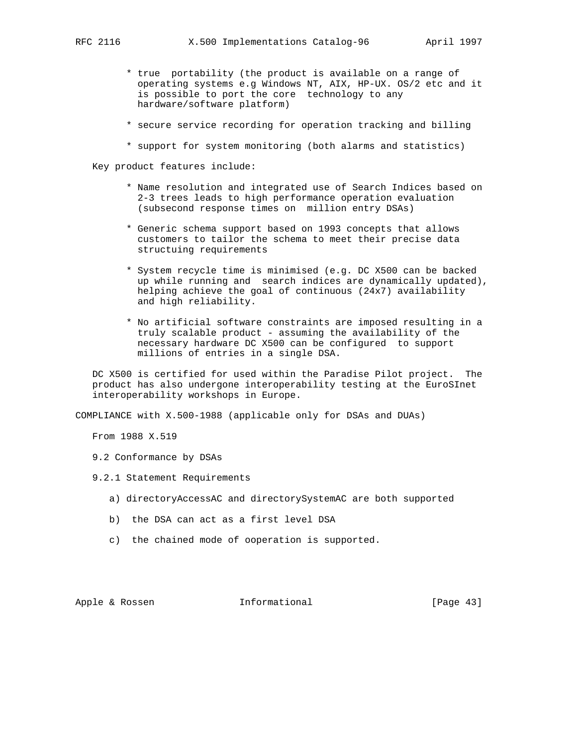* true  portability (the product is available on a range of operating systems e.g Windows NT, AIX, HP-UX. OS/2 etc and it is possible to port the core  technology to any hardware/software platform)

* secure service recording for operation tracking and billing

* support for system monitoring (both alarms and statistics)

Key product features include:

* Name resolution and integrated use of Search Indices based on 2-3 trees leads to high performance operation evaluation (subsecond response times on  million entry DSAs)

* Generic schema support based on 1993 concepts that allows customers to tailor the schema to meet their precise data structuing requirements

* System recycle time is minimised (e.g. DC X500 can be backed up while running and  search indices are dynamically updated), helping achieve the goal of continuous (24x7) availability and high reliability.

* No artificial software constraints are imposed resulting in a truly scalable product - assuming the availability of the necessary hardware DC X500 can be configured  to support millions of entries in a single DSA.

DC X500 is certified for used within the Paradise Pilot project.  The product has also undergone interoperability testing at the EuroSInet interoperability workshops in Europe.

COMPLIANCE with X.500-1988 (applicable only for DSAs and DUAs)

From 1988 X.519

9.2 Conformance by DSAs

9.2.1 Statement Requirements

a) directoryAccessAC and directorySystemAC are both supported

b)  the DSA can act as a first level DSA

c)  the chained mode of ooperation is supported.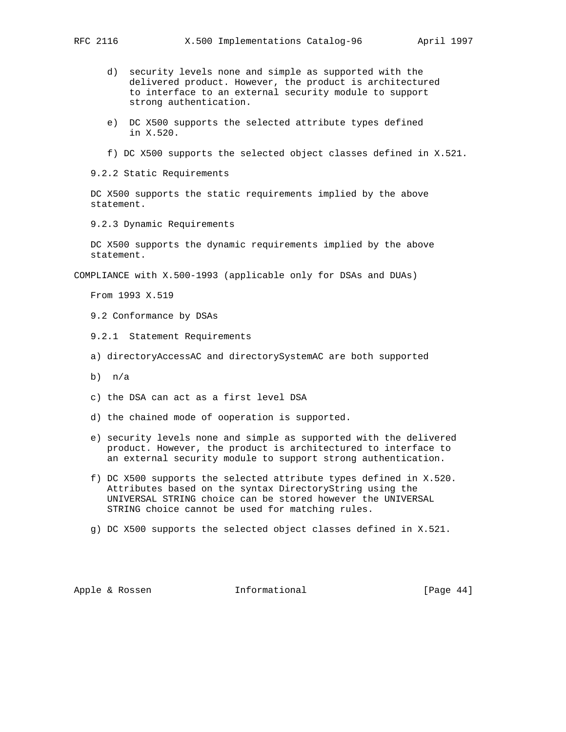d) security levels none and simple as supported with the delivered product. However, the product is architectured to interface to an external security module to support strong authentication.

e) DC X500 supports the selected attribute types defined in X.520.

f) DC X500 supports the selected object classes defined in X.521.

9.2.2 Static Requirements

DC X500 supports the static requirements implied by the above statement.

9.2.3 Dynamic Requirements

DC X500 supports the dynamic requirements implied by the above statement.

COMPLIANCE with X.500-1993 (applicable only for DSAs and DUAs)

From 1993 X.519

9.2 Conformance by DSAs

9.2.1 Statement Requirements

a) directoryAccessAC and directorySystemAC are both supported

b) n/a

c) the DSA can act as a first level DSA

d) the chained mode of ooperation is supported.

e) security levels none and simple as supported with the delivered product. However, the product is architectured to interface to an external security module to support strong authentication.

f) DC X500 supports the selected attribute types defined in X.520. Attributes based on the syntax DirectoryString using the UNIVERSAL STRING choice can be stored however the UNIVERSAL STRING choice cannot be used for matching rules.

g) DC X500 supports the selected object classes defined in X.521.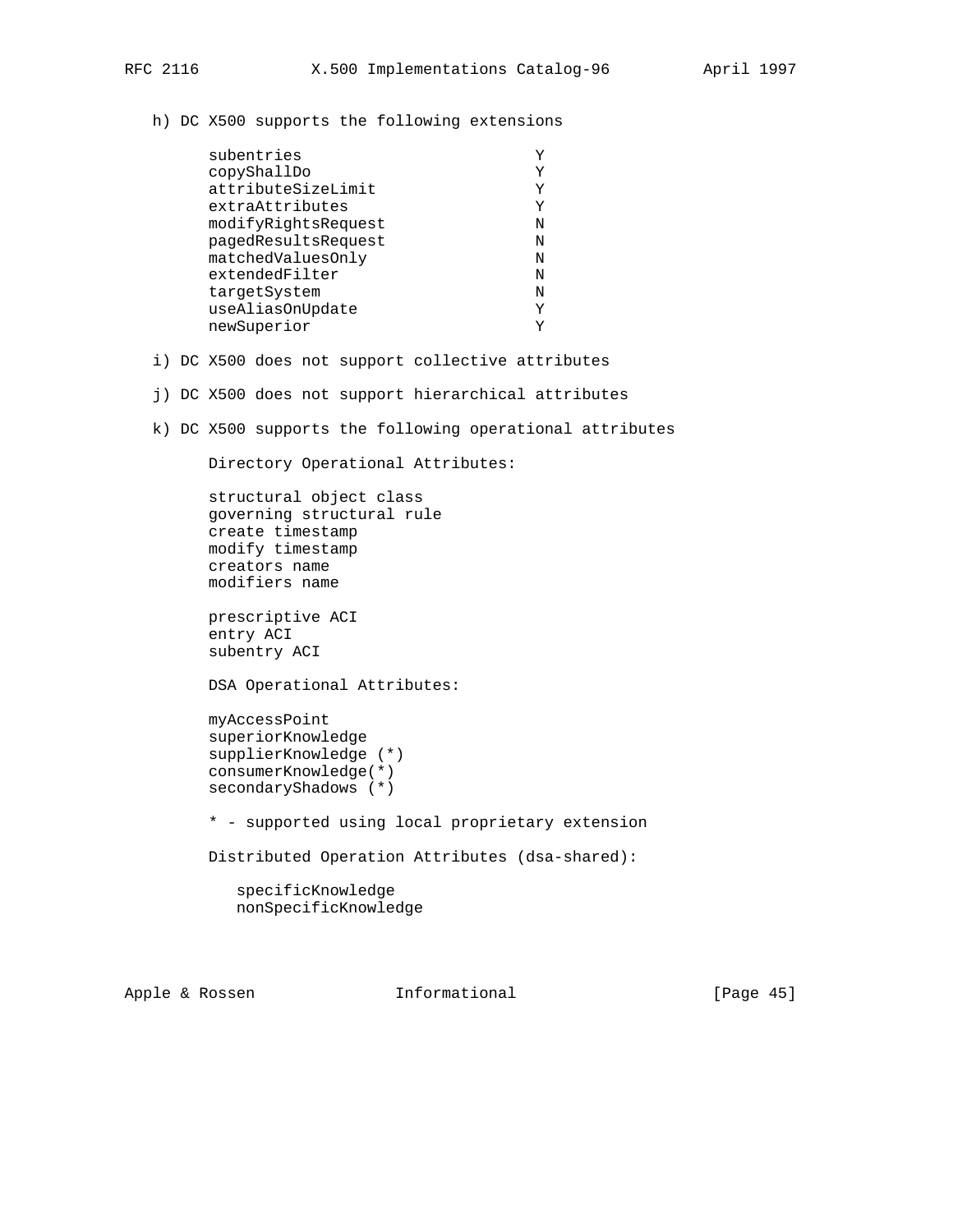h) DC X500 supports the following extensions

| Extension | Supported |
| --- | --- |
| subentries | Y |
| copyShallDo | Y |
| attributeSizeLimit | Y |
| extraAttributes | Y |
| modifyRightsRequest | N |
| pagedResultsRequest | N |
| matchedValuesOnly | N |
| extendedFilter | N |
| targetSystem | N |
| useAliasOnUpdate | Y |
| newSuperior | Y |

i) DC X500 does not support collective attributes

j) DC X500 does not support hierarchical attributes

k) DC X500 supports the following operational attributes

Directory Operational Attributes:

- structural object class
- governing structural rule
- create timestamp
- modify timestamp
- creators name
- modifiers name

- prescriptive ACI
- entry ACI
- subentry ACI

DSA Operational Attributes:

- myAccessPoint
- superiorKnowledge
- supplierKnowledge (*)
- consumerKnowledge(*)
- secondaryShadows (*)

\* - supported using local proprietary extension

Distributed Operation Attributes (dsa-shared):

- specificKnowledge
- nonSpecificKnowledge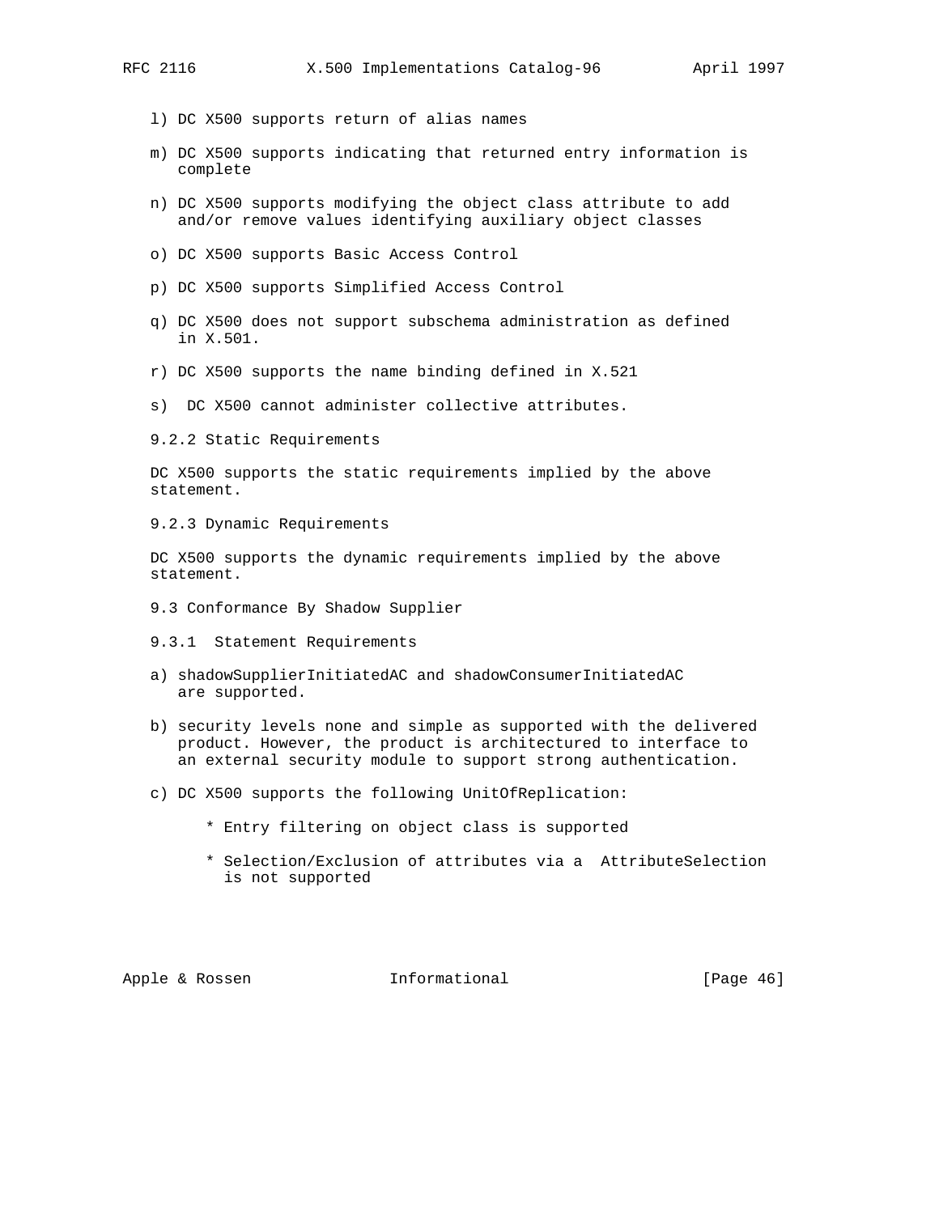l) DC X500 supports return of alias names

m) DC X500 supports indicating that returned entry information is complete

n) DC X500 supports modifying the object class attribute to add and/or remove values identifying auxiliary object classes

o) DC X500 supports Basic Access Control

p) DC X500 supports Simplified Access Control

q) DC X500 does not support subschema administration as defined in X.501.

r) DC X500 supports the name binding defined in X.521

s) DC X500 cannot administer collective attributes.

### 9.2.2 Static Requirements

DC X500 supports the static requirements implied by the above statement.

### 9.2.3 Dynamic Requirements

DC X500 supports the dynamic requirements implied by the above statement.

## 9.3 Conformance By Shadow Supplier

### 9.3.1 Statement Requirements

a) shadowSupplierInitiatedAC and shadowConsumerInitiatedAC are supported.

b) security levels none and simple as supported with the delivered product. However, the product is architectured to interface to an external security module to support strong authentication.

c) DC X500 supports the following UnitOfReplication:

   * Entry filtering on object class is supported

   * Selection/Exclusion of attributes via a AttributeSelection is not supported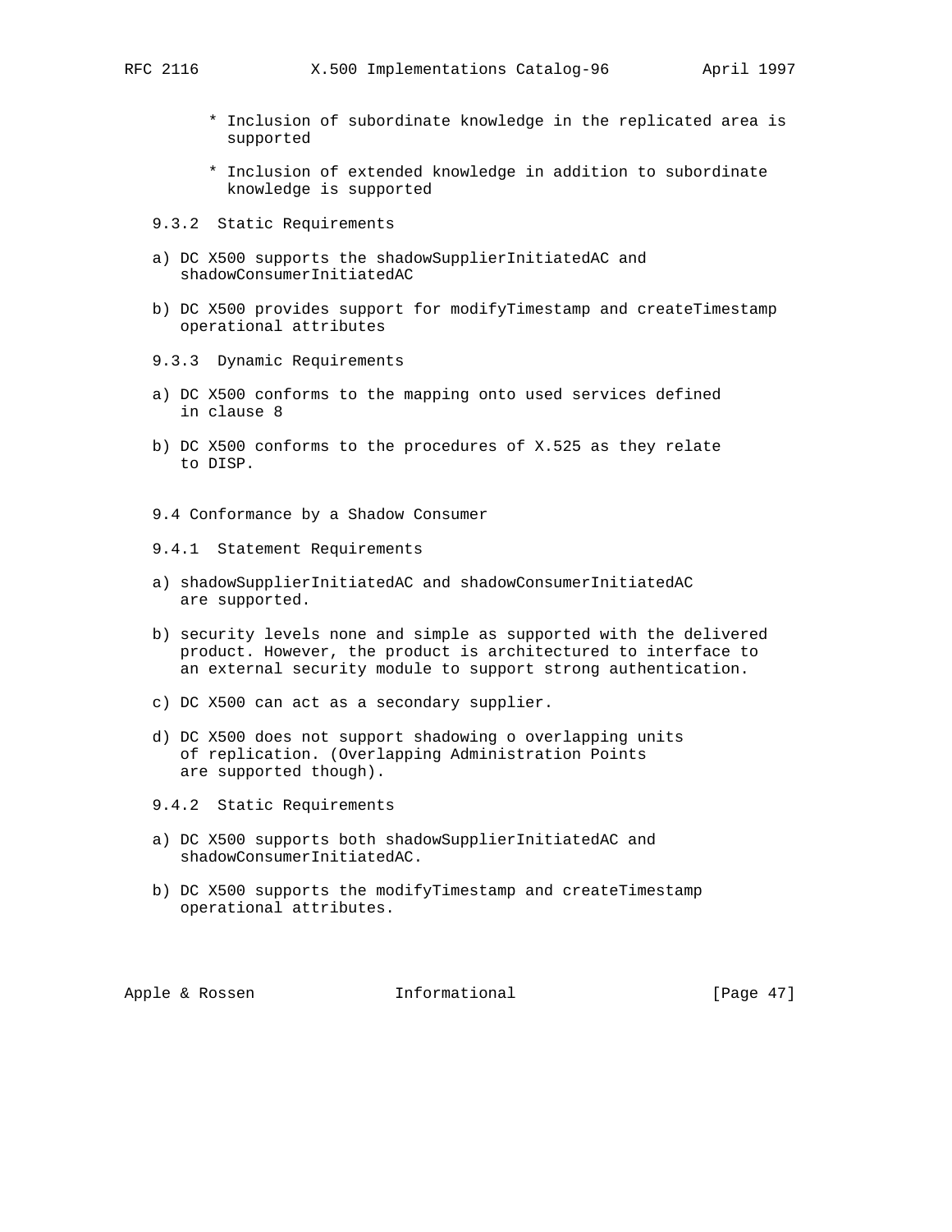* Inclusion of subordinate knowledge in the replicated area is supported

* Inclusion of extended knowledge in addition to subordinate knowledge is supported

9.3.2 Static Requirements

a) DC X500 supports the shadowSupplierInitiatedAC and shadowConsumerInitiatedAC

b) DC X500 provides support for modifyTimestamp and createTimestamp operational attributes

9.3.3 Dynamic Requirements

a) DC X500 conforms to the mapping onto used services defined in clause 8

b) DC X500 conforms to the procedures of X.525 as they relate to DISP.

9.4 Conformance by a Shadow Consumer

9.4.1 Statement Requirements

a) shadowSupplierInitiatedAC and shadowConsumerInitiatedAC are supported.

b) security levels none and simple as supported with the delivered product. However, the product is architectured to interface to an external security module to support strong authentication.

c) DC X500 can act as a secondary supplier.

d) DC X500 does not support shadowing o overlapping units of replication. (Overlapping Administration Points are supported though).

9.4.2 Static Requirements

a) DC X500 supports both shadowSupplierInitiatedAC and shadowConsumerInitiatedAC.

b) DC X500 supports the modifyTimestamp and createTimestamp operational attributes.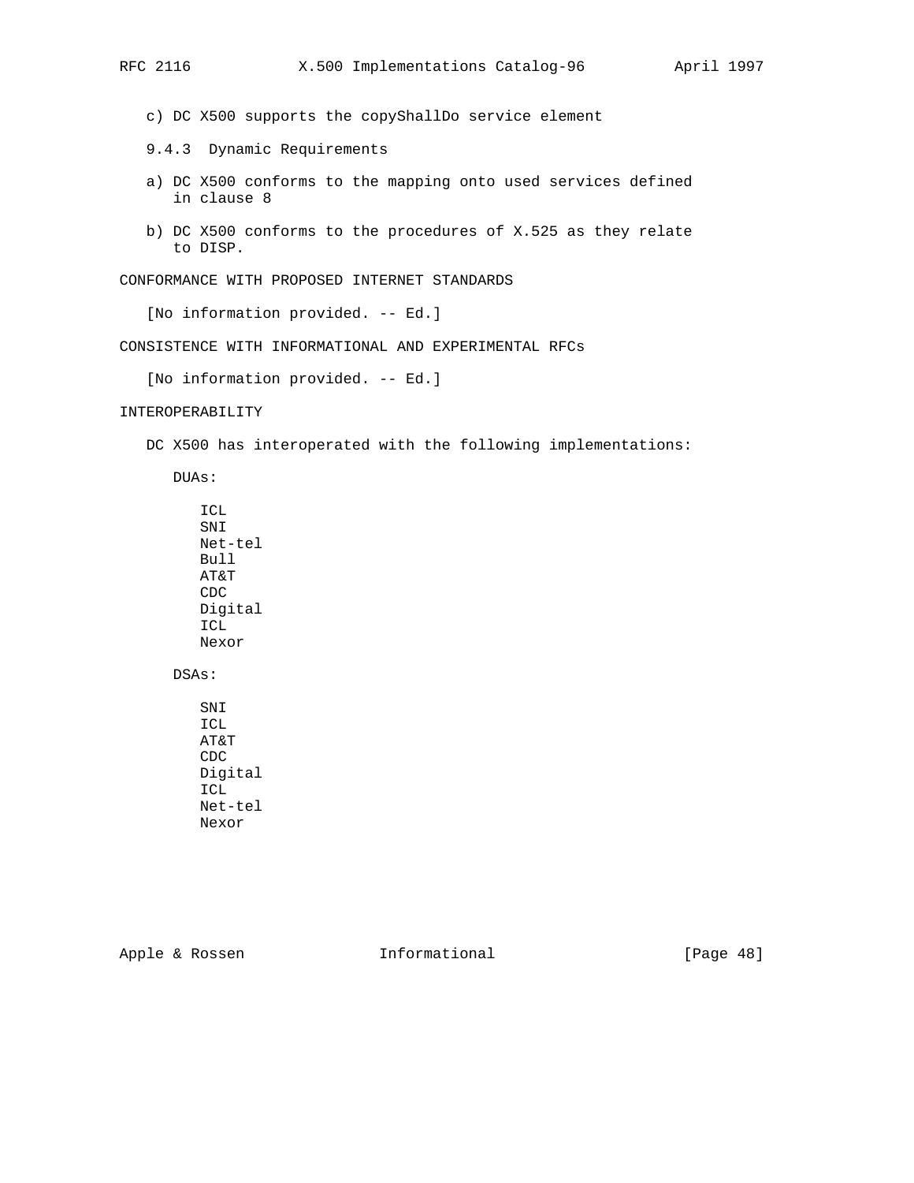c) DC X500 supports the copyShallDo service element

9.4.3 Dynamic Requirements

a) DC X500 conforms to the mapping onto used services defined in clause 8

b) DC X500 conforms to the procedures of X.525 as they relate to DISP.

## CONFORMANCE WITH PROPOSED INTERNET STANDARDS

[No information provided. -- Ed.]

## CONSISTENCE WITH INFORMATIONAL AND EXPERIMENTAL RFCs

[No information provided. -- Ed.]

## INTEROPERABILITY

DC X500 has interoperated with the following implementations:

DUAs:

- ICL
- SNI
- Net-tel
- Bull
- AT&T
- CDC
- Digital
- ICL
- Nexor

DSAs:

- SNI
- ICL
- AT&T
- CDC
- Digital
- ICL
- Net-tel
- Nexor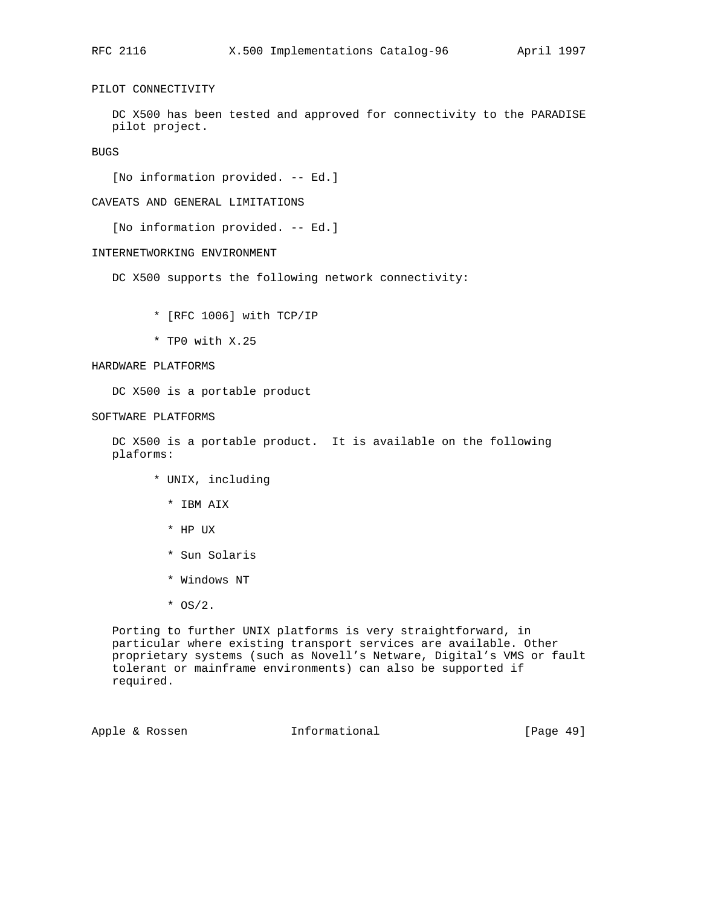## PILOT CONNECTIVITY

DC X500 has been tested and approved for connectivity to the PARADISE pilot project.

## BUGS

[No information provided. -- Ed.]

## CAVEATS AND GENERAL LIMITATIONS

[No information provided. -- Ed.]

## INTERNETWORKING ENVIRONMENT

DC X500 supports the following network connectivity:

* [RFC 1006] with TCP/IP
* TP0 with X.25

## HARDWARE PLATFORMS

DC X500 is a portable product

## SOFTWARE PLATFORMS

DC X500 is a portable product. It is available on the following plaforms:

* UNIX, including
  * IBM AIX
  * HP UX
  * Sun Solaris
  * Windows NT
  * OS/2.

Porting to further UNIX platforms is very straightforward, in particular where existing transport services are available. Other proprietary systems (such as Novell's Netware, Digital's VMS or fault tolerant or mainframe environments) can also be supported if required.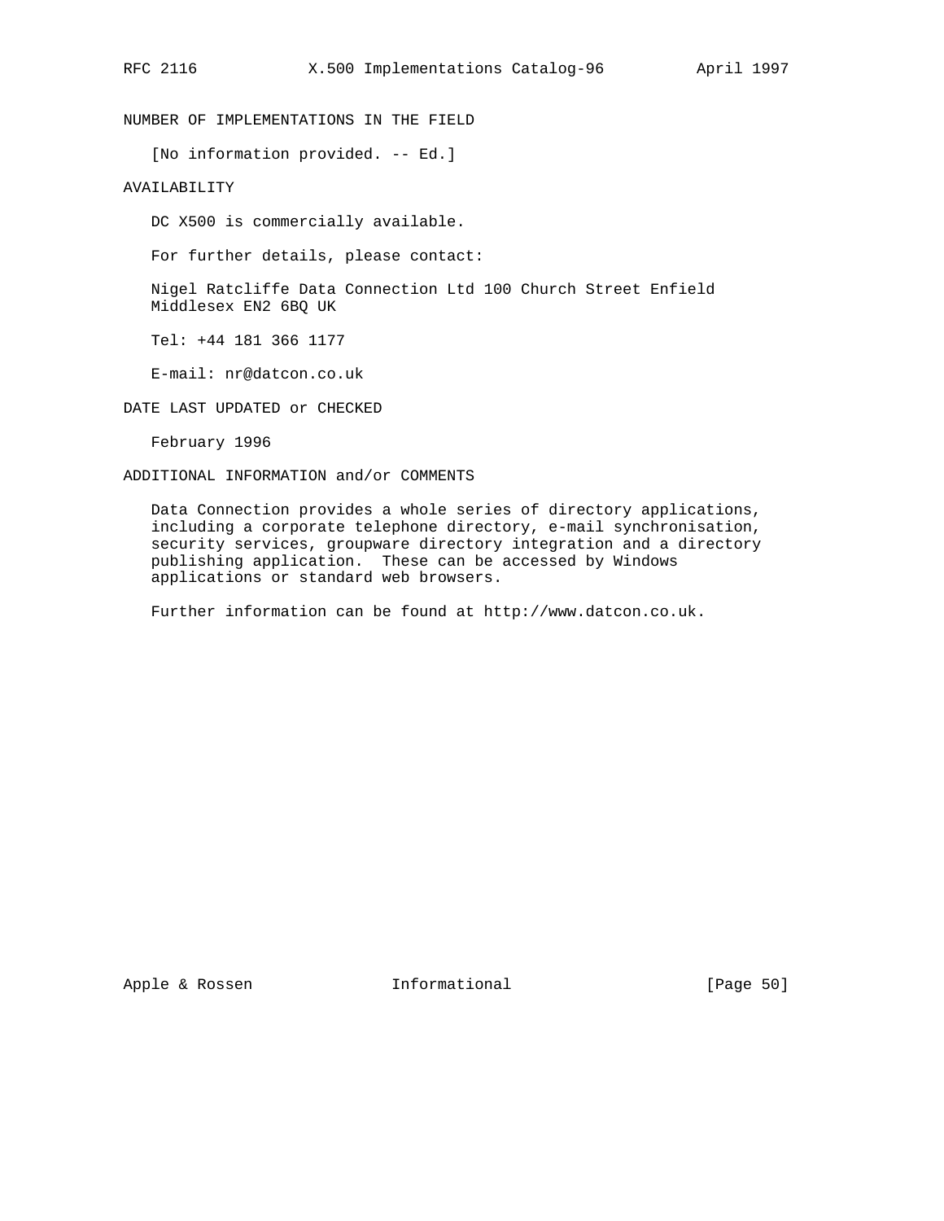NUMBER OF IMPLEMENTATIONS IN THE FIELD

[No information provided. -- Ed.]

AVAILABILITY

DC X500 is commercially available.

For further details, please contact:

Nigel Ratcliffe Data Connection Ltd 100 Church Street Enfield Middlesex EN2 6BQ UK

Tel: +44 181 366 1177

E-mail: nr@datcon.co.uk

DATE LAST UPDATED or CHECKED

February 1996

ADDITIONAL INFORMATION and/or COMMENTS

Data Connection provides a whole series of directory applications, including a corporate telephone directory, e-mail synchronisation, security services, groupware directory integration and a directory publishing application. These can be accessed by Windows applications or standard web browsers.

Further information can be found at http://www.datcon.co.uk.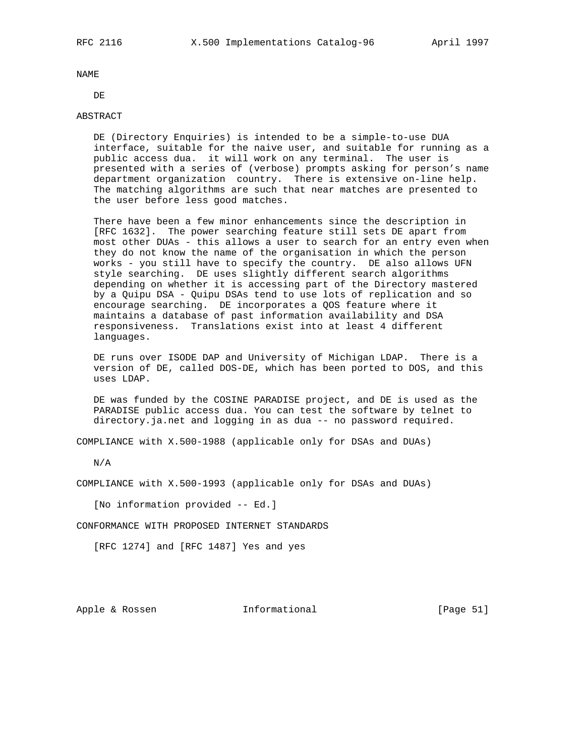NAME

DE

ABSTRACT

DE (Directory Enquiries) is intended to be a simple-to-use DUA interface, suitable for the naive user, and suitable for running as a public access dua. it will work on any terminal. The user is presented with a series of (verbose) prompts asking for person's name department organization country. There is extensive on-line help. The matching algorithms are such that near matches are presented to the user before less good matches.

There have been a few minor enhancements since the description in [RFC 1632]. The power searching feature still sets DE apart from most other DUAs - this allows a user to search for an entry even when they do not know the name of the organisation in which the person works - you still have to specify the country. DE also allows UFN style searching. DE uses slightly different search algorithms depending on whether it is accessing part of the Directory mastered by a Quipu DSA - Quipu DSAs tend to use lots of replication and so encourage searching. DE incorporates a QOS feature where it maintains a database of past information availability and DSA responsiveness. Translations exist into at least 4 different languages.

DE runs over ISODE DAP and University of Michigan LDAP. There is a version of DE, called DOS-DE, which has been ported to DOS, and this uses LDAP.

DE was funded by the COSINE PARADISE project, and DE is used as the PARADISE public access dua. You can test the software by telnet to directory.ja.net and logging in as dua -- no password required.

COMPLIANCE with X.500-1988 (applicable only for DSAs and DUAs)

N/A

COMPLIANCE with X.500-1993 (applicable only for DSAs and DUAs)

[No information provided -- Ed.]

CONFORMANCE WITH PROPOSED INTERNET STANDARDS

[RFC 1274] and [RFC 1487] Yes and yes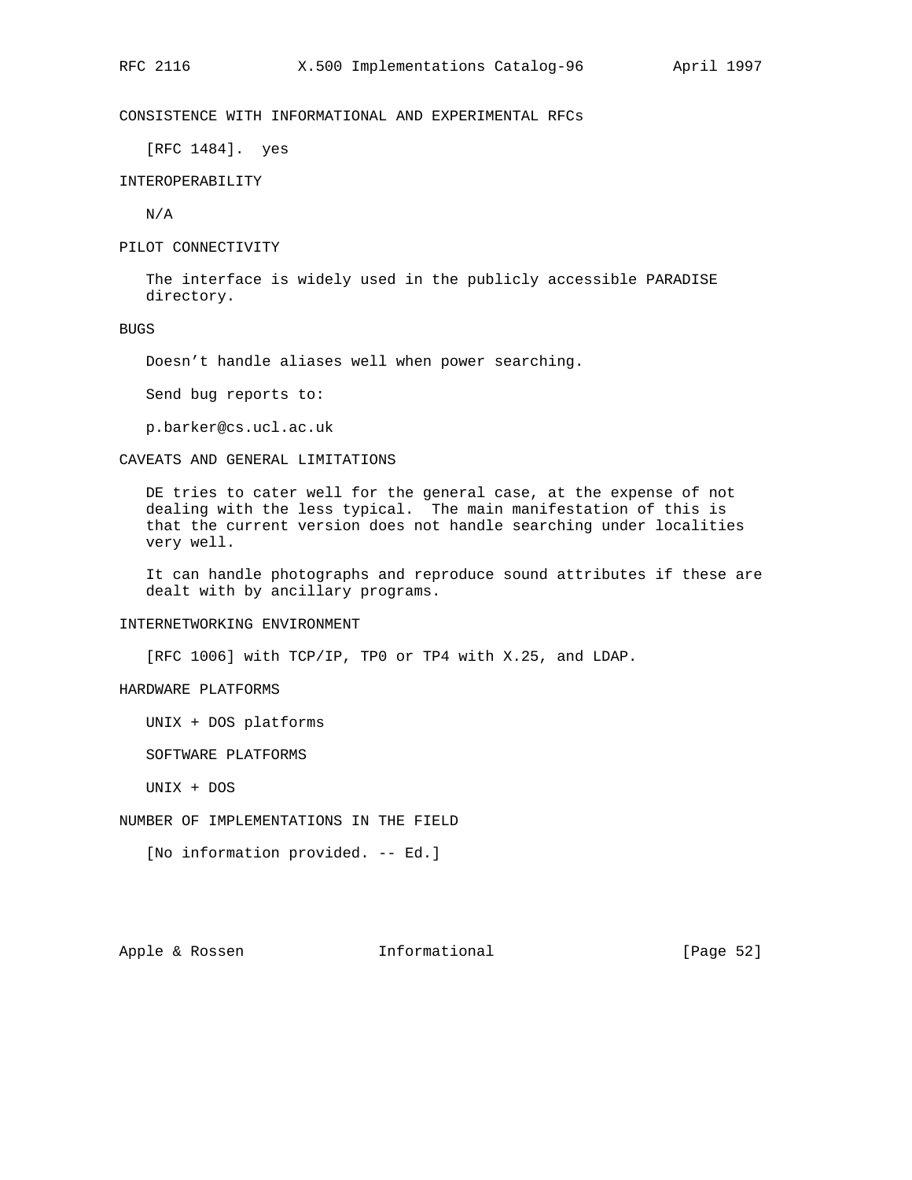### CONSISTENCE WITH INFORMATIONAL AND EXPERIMENTAL RFCs

[RFC 1484]. yes

### INTEROPERABILITY

N/A

### PILOT CONNECTIVITY

The interface is widely used in the publicly accessible PARADISE directory.

### BUGS

Doesn't handle aliases well when power searching.

Send bug reports to:

p.barker@cs.ucl.ac.uk

### CAVEATS AND GENERAL LIMITATIONS

DE tries to cater well for the general case, at the expense of not dealing with the less typical. The main manifestation of this is that the current version does not handle searching under localities very well.

It can handle photographs and reproduce sound attributes if these are dealt with by ancillary programs.

### INTERNETWORKING ENVIRONMENT

[RFC 1006] with TCP/IP, TP0 or TP4 with X.25, and LDAP.

### HARDWARE PLATFORMS

UNIX + DOS platforms

SOFTWARE PLATFORMS

UNIX + DOS

### NUMBER OF IMPLEMENTATIONS IN THE FIELD

[No information provided. -- Ed.]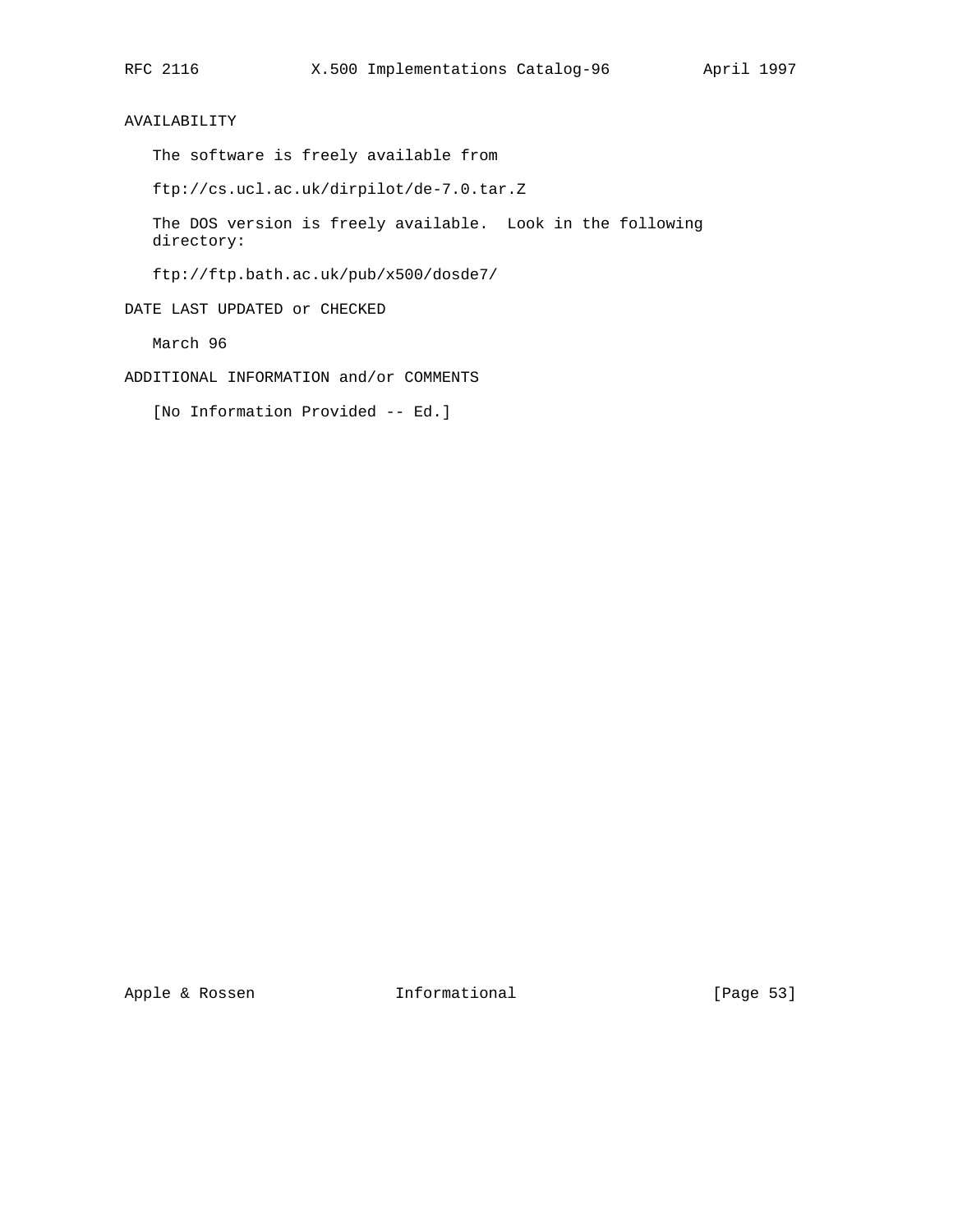## AVAILABILITY

The software is freely available from

ftp://cs.ucl.ac.uk/dirpilot/de-7.0.tar.Z

The DOS version is freely available. Look in the following directory:

ftp://ftp.bath.ac.uk/pub/x500/dosde7/

## DATE LAST UPDATED or CHECKED

March 96

## ADDITIONAL INFORMATION and/or COMMENTS

[No Information Provided -- Ed.]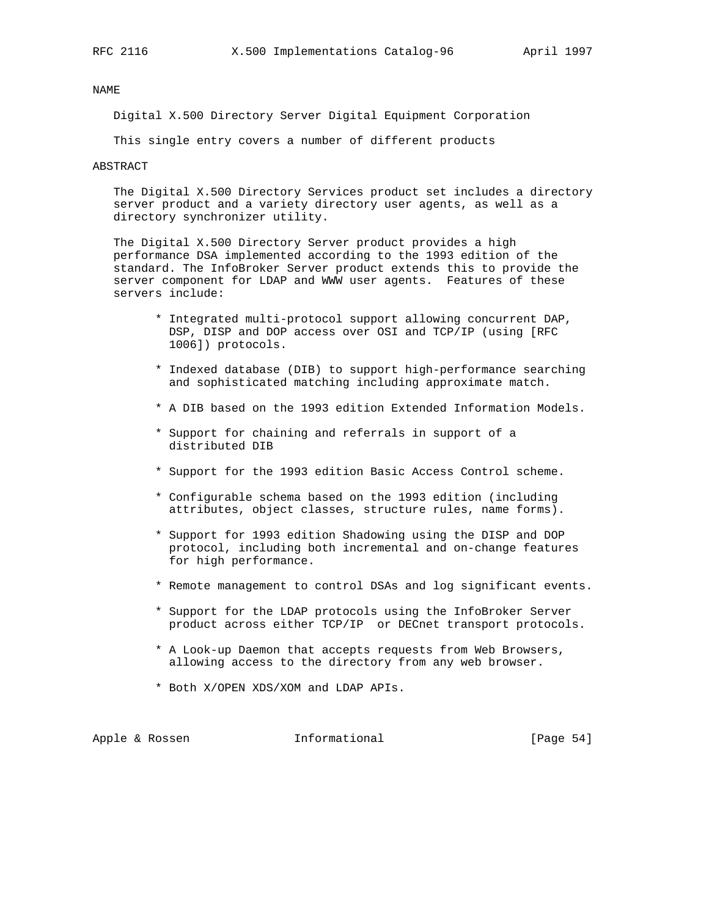NAME

Digital X.500 Directory Server Digital Equipment Corporation

This single entry covers a number of different products

ABSTRACT

The Digital X.500 Directory Services product set includes a directory server product and a variety directory user agents, as well as a directory synchronizer utility.

The Digital X.500 Directory Server product provides a high performance DSA implemented according to the 1993 edition of the standard. The InfoBroker Server product extends this to provide the server component for LDAP and WWW user agents. Features of these servers include:

* Integrated multi-protocol support allowing concurrent DAP, DSP, DISP and DOP access over OSI and TCP/IP (using [RFC 1006]) protocols.

* Indexed database (DIB) to support high-performance searching and sophisticated matching including approximate match.

* A DIB based on the 1993 edition Extended Information Models.

* Support for chaining and referrals in support of a distributed DIB

* Support for the 1993 edition Basic Access Control scheme.

* Configurable schema based on the 1993 edition (including attributes, object classes, structure rules, name forms).

* Support for 1993 edition Shadowing using the DISP and DOP protocol, including both incremental and on-change features for high performance.

* Remote management to control DSAs and log significant events.

* Support for the LDAP protocols using the InfoBroker Server product across either TCP/IP or DECnet transport protocols.

* A Look-up Daemon that accepts requests from Web Browsers, allowing access to the directory from any web browser.

* Both X/OPEN XDS/XOM and LDAP APIs.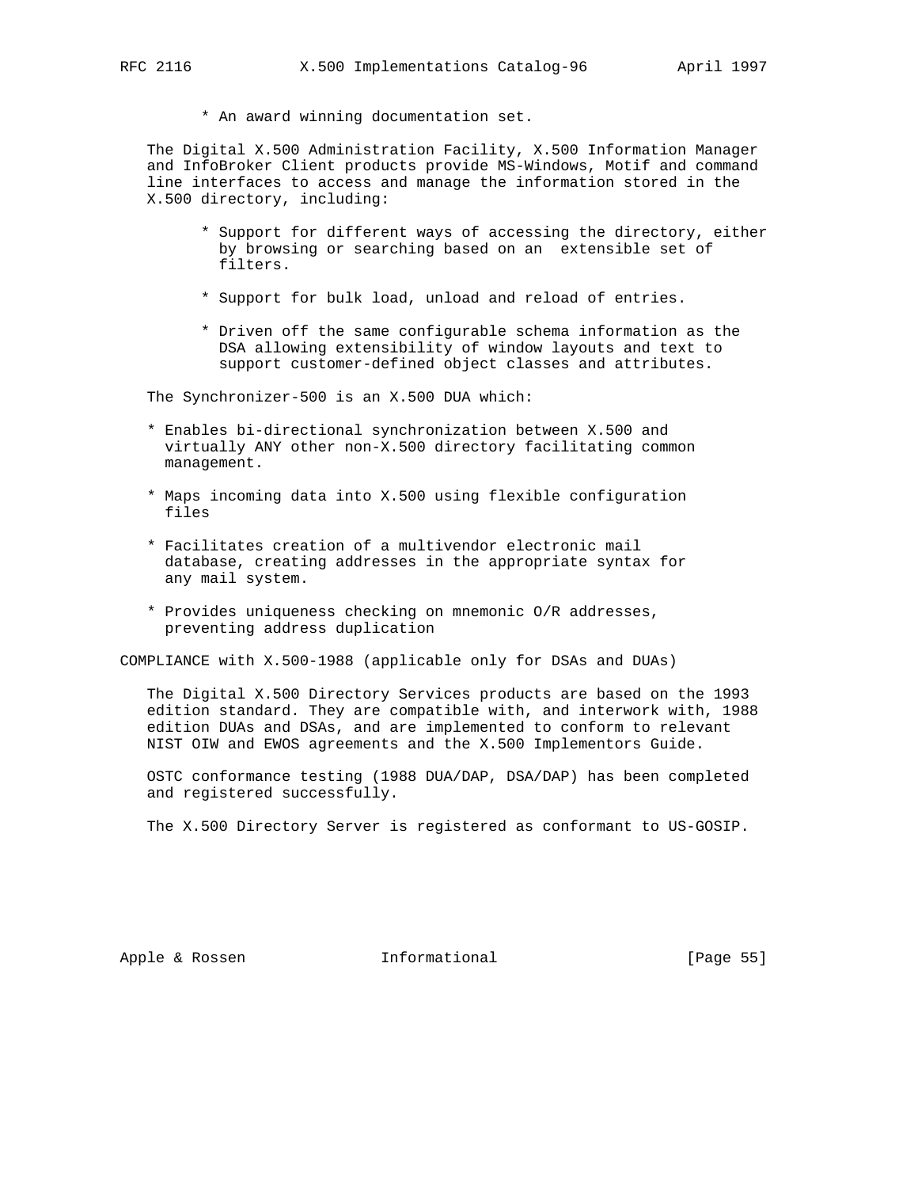* An award winning documentation set.

The Digital X.500 Administration Facility, X.500 Information Manager and InfoBroker Client products provide MS-Windows, Motif and command line interfaces to access and manage the information stored in the X.500 directory, including:

* Support for different ways of accessing the directory, either by browsing or searching based on an extensible set of filters.
* Support for bulk load, unload and reload of entries.
* Driven off the same configurable schema information as the DSA allowing extensibility of window layouts and text to support customer-defined object classes and attributes.

The Synchronizer-500 is an X.500 DUA which:

* Enables bi-directional synchronization between X.500 and virtually ANY other non-X.500 directory facilitating common management.
* Maps incoming data into X.500 using flexible configuration files
* Facilitates creation of a multivendor electronic mail database, creating addresses in the appropriate syntax for any mail system.
* Provides uniqueness checking on mnemonic O/R addresses, preventing address duplication

COMPLIANCE with X.500-1988 (applicable only for DSAs and DUAs)

The Digital X.500 Directory Services products are based on the 1993 edition standard. They are compatible with, and interwork with, 1988 edition DUAs and DSAs, and are implemented to conform to relevant NIST OIW and EWOS agreements and the X.500 Implementors Guide.

OSTC conformance testing (1988 DUA/DAP, DSA/DAP) has been completed and registered successfully.

The X.500 Directory Server is registered as conformant to US-GOSIP.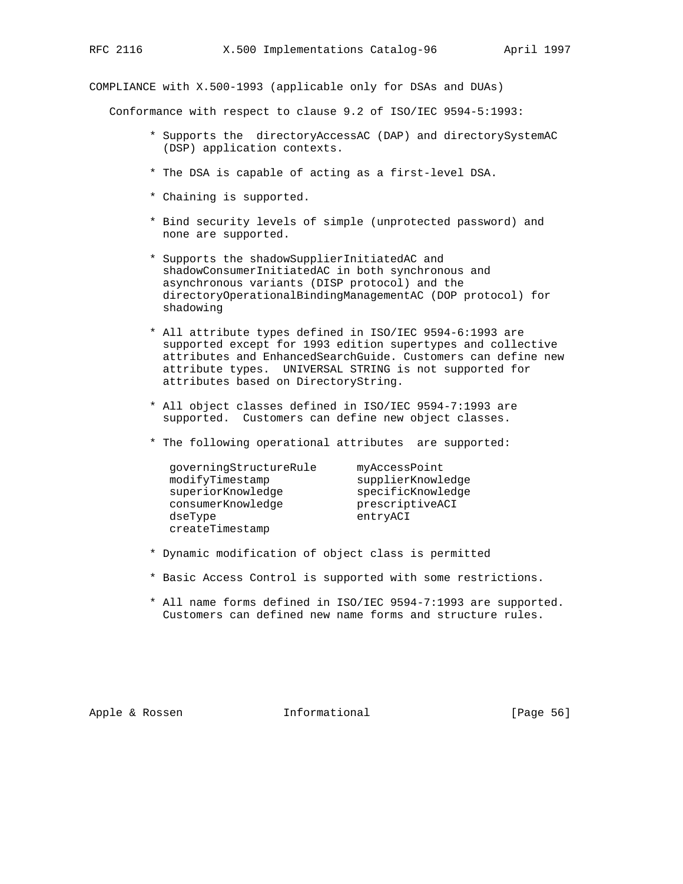COMPLIANCE with X.500-1993 (applicable only for DSAs and DUAs)

Conformance with respect to clause 9.2 of ISO/IEC 9594-5:1993:

* Supports the directoryAccessAC (DAP) and directorySystemAC (DSP) application contexts.

* The DSA is capable of acting as a first-level DSA.

* Chaining is supported.

* Bind security levels of simple (unprotected password) and none are supported.

* Supports the shadowSupplierInitiatedAC and shadowConsumerInitiatedAC in both synchronous and asynchronous variants (DISP protocol) and the directoryOperationalBindingManagementAC (DOP protocol) for shadowing

* All attribute types defined in ISO/IEC 9594-6:1993 are supported except for 1993 edition supertypes and collective attributes and EnhancedSearchGuide. Customers can define new attribute types. UNIVERSAL STRING is not supported for attributes based on DirectoryString.

* All object classes defined in ISO/IEC 9594-7:1993 are supported. Customers can define new object classes.

* The following operational attributes are supported:

```
governingStructureRule      myAccessPoint
modifyTimestamp             supplierKnowledge
superiorKnowledge           specificKnowledge
consumerKnowledge           prescriptiveACI
dseType                     entryACI
createTimestamp
```

* Dynamic modification of object class is permitted

* Basic Access Control is supported with some restrictions.

* All name forms defined in ISO/IEC 9594-7:1993 are supported. Customers can defined new name forms and structure rules.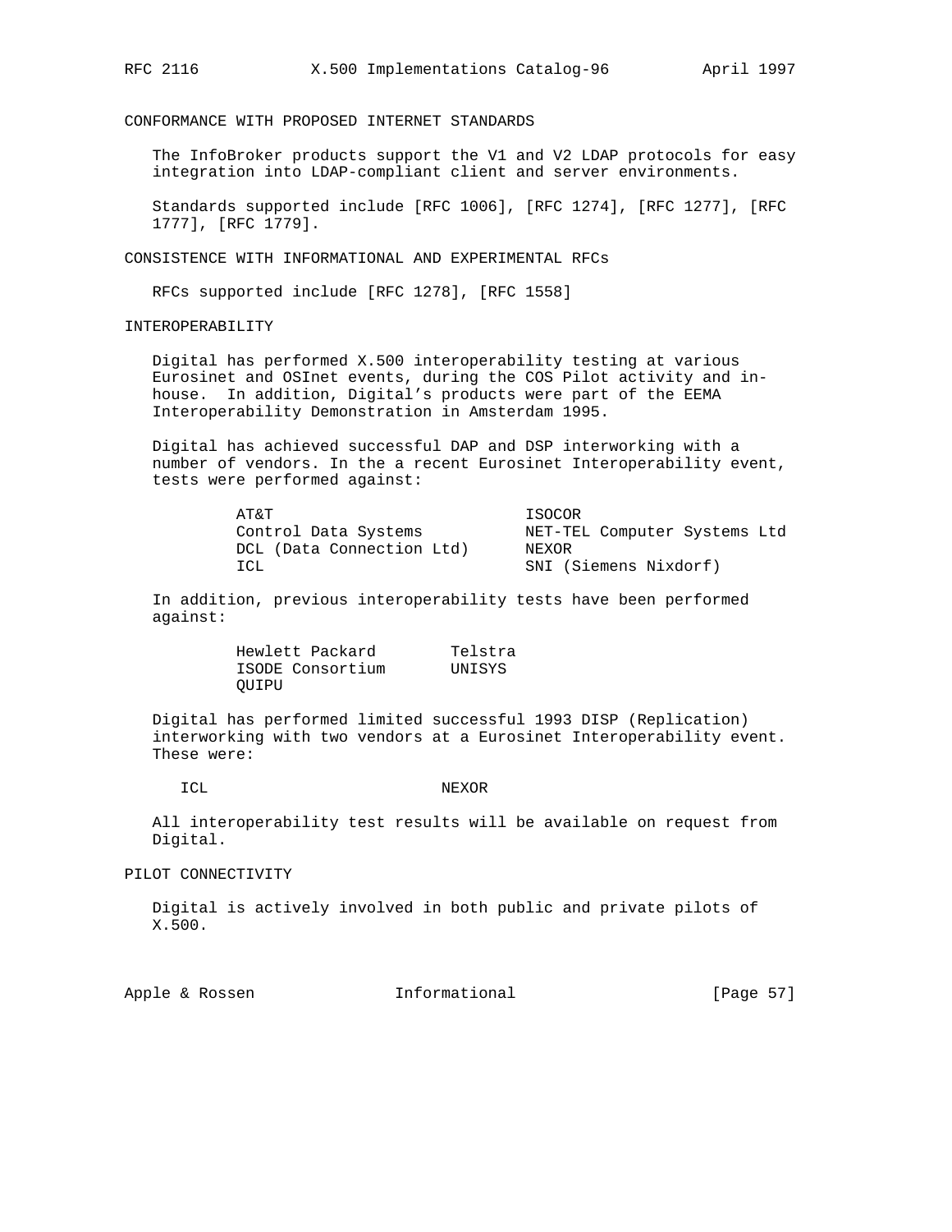## CONFORMANCE WITH PROPOSED INTERNET STANDARDS

The InfoBroker products support the V1 and V2 LDAP protocols for easy integration into LDAP-compliant client and server environments.

Standards supported include [RFC 1006], [RFC 1274], [RFC 1277], [RFC 1777], [RFC 1779].

## CONSISTENCE WITH INFORMATIONAL AND EXPERIMENTAL RFCs

RFCs supported include [RFC 1278], [RFC 1558]

## INTEROPERABILITY

Digital has performed X.500 interoperability testing at various Eurosinet and OSInet events, during the COS Pilot activity and in-house. In addition, Digital's products were part of the EEMA Interoperability Demonstration in Amsterdam 1995.

Digital has achieved successful DAP and DSP interworking with a number of vendors. In the a recent Eurosinet Interoperability event, tests were performed against:

```
AT&T                          ISOCOR
Control Data Systems          NET-TEL Computer Systems Ltd
DCL (Data Connection Ltd)     NEXOR
ICL                           SNI (Siemens Nixdorf)
```

In addition, previous interoperability tests have been performed against:

```
Hewlett Packard        Telstra
ISODE Consortium       UNISYS
QUIPU
```

Digital has performed limited successful 1993 DISP (Replication) interworking with two vendors at a Eurosinet Interoperability event. These were:

```
ICL                         NEXOR
```

All interoperability test results will be available on request from Digital.

## PILOT CONNECTIVITY

Digital is actively involved in both public and private pilots of X.500.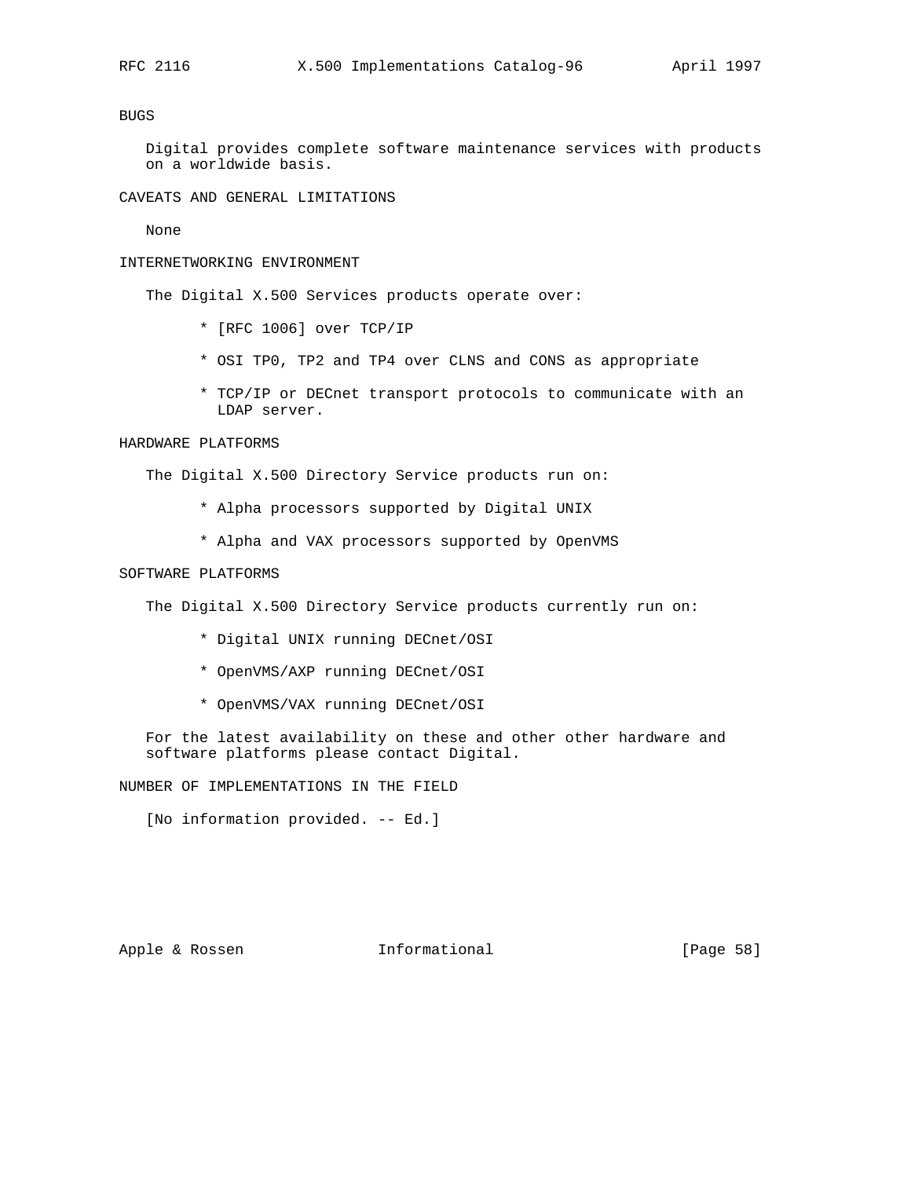## BUGS

Digital provides complete software maintenance services with products on a worldwide basis.

## CAVEATS AND GENERAL LIMITATIONS

None

## INTERNETWORKING ENVIRONMENT

The Digital X.500 Services products operate over:

* [RFC 1006] over TCP/IP
* OSI TP0, TP2 and TP4 over CLNS and CONS as appropriate
* TCP/IP or DECnet transport protocols to communicate with an LDAP server.

## HARDWARE PLATFORMS

The Digital X.500 Directory Service products run on:

* Alpha processors supported by Digital UNIX
* Alpha and VAX processors supported by OpenVMS

## SOFTWARE PLATFORMS

The Digital X.500 Directory Service products currently run on:

* Digital UNIX running DECnet/OSI
* OpenVMS/AXP running DECnet/OSI
* OpenVMS/VAX running DECnet/OSI

For the latest availability on these and other other hardware and software platforms please contact Digital.

## NUMBER OF IMPLEMENTATIONS IN THE FIELD

[No information provided. -- Ed.]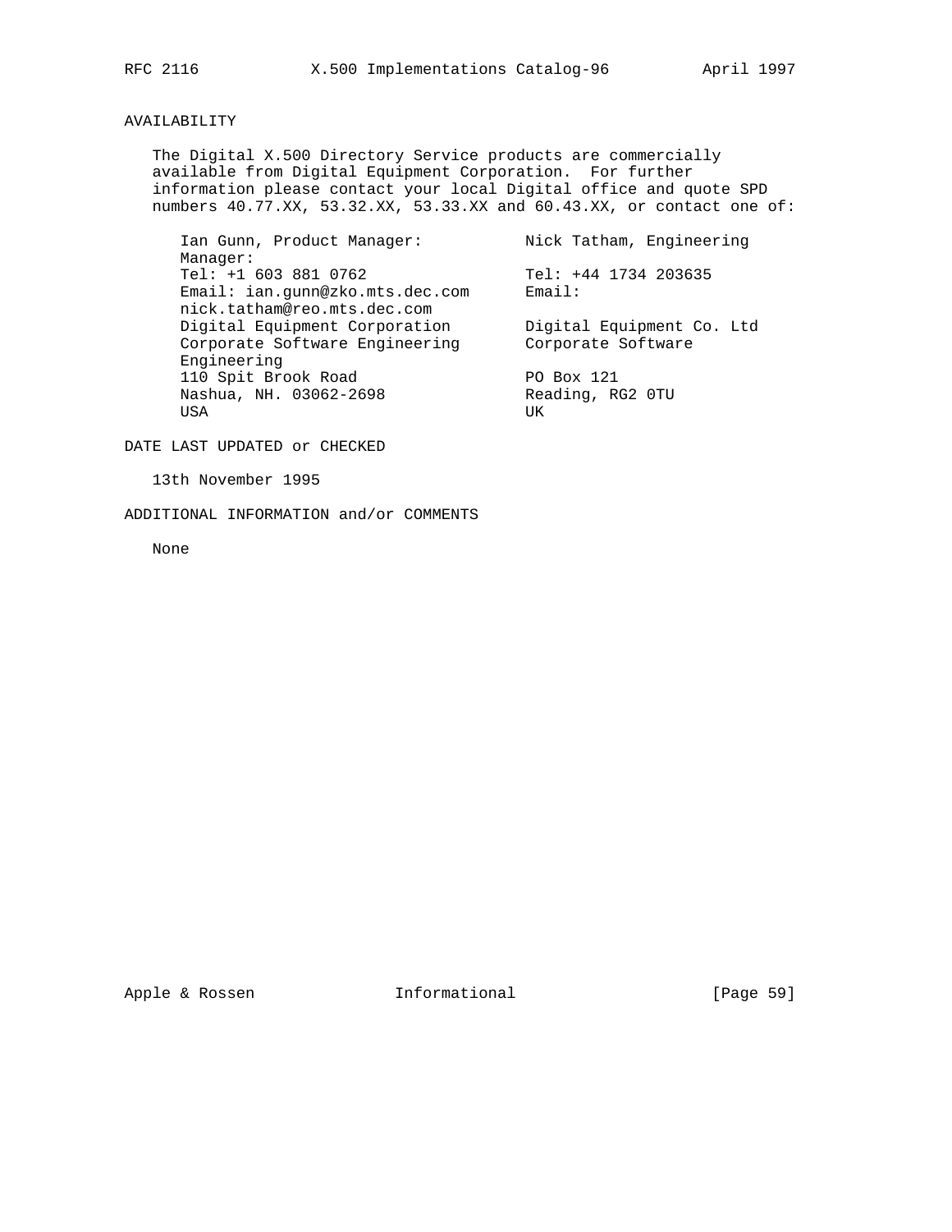## AVAILABILITY

The Digital X.500 Directory Service products are commercially available from Digital Equipment Corporation. For further information please contact your local Digital office and quote SPD numbers 40.77.XX, 53.32.XX, 53.33.XX and 60.43.XX, or contact one of:

Ian Gunn, Product Manager:
Tel: +1 603 881 0762
Email: ian.gunn@zko.mts.dec.com
Digital Equipment Corporation
Corporate Software Engineering
110 Spit Brook Road
Nashua, NH. 03062-2698
USA

Nick Tatham, Engineering Manager:
Tel: +44 1734 203635
Email: nick.tatham@reo.mts.dec.com
Digital Equipment Co. Ltd
Corporate Software Engineering
PO Box 121
Reading, RG2 0TU
UK

## DATE LAST UPDATED or CHECKED

13th November 1995

## ADDITIONAL INFORMATION and/or COMMENTS

None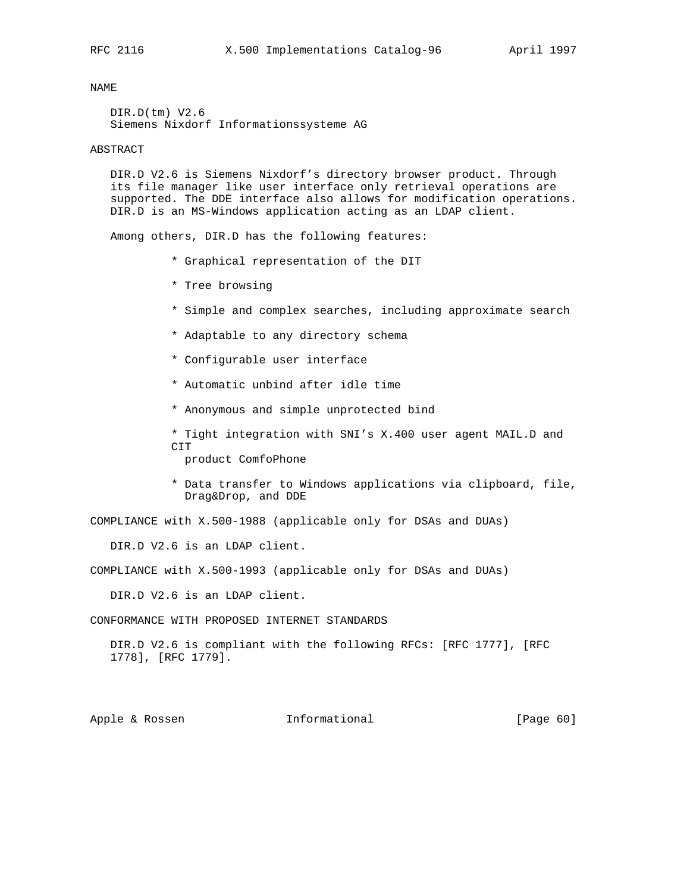NAME

DIR.D(tm) V2.6
Siemens Nixdorf Informationssysteme AG

ABSTRACT

DIR.D V2.6 is Siemens Nixdorf's directory browser product. Through its file manager like user interface only retrieval operations are supported. The DDE interface also allows for modification operations. DIR.D is an MS-Windows application acting as an LDAP client.

Among others, DIR.D has the following features:

* Graphical representation of the DIT
* Tree browsing
* Simple and complex searches, including approximate search
* Adaptable to any directory schema
* Configurable user interface
* Automatic unbind after idle time
* Anonymous and simple unprotected bind
* Tight integration with SNI's X.400 user agent MAIL.D and CIT product ComfoPhone
* Data transfer to Windows applications via clipboard, file, Drag&Drop, and DDE

COMPLIANCE with X.500-1988 (applicable only for DSAs and DUAs)

DIR.D V2.6 is an LDAP client.

COMPLIANCE with X.500-1993 (applicable only for DSAs and DUAs)

DIR.D V2.6 is an LDAP client.

CONFORMANCE WITH PROPOSED INTERNET STANDARDS

DIR.D V2.6 is compliant with the following RFCs: [RFC 1777], [RFC 1778], [RFC 1779].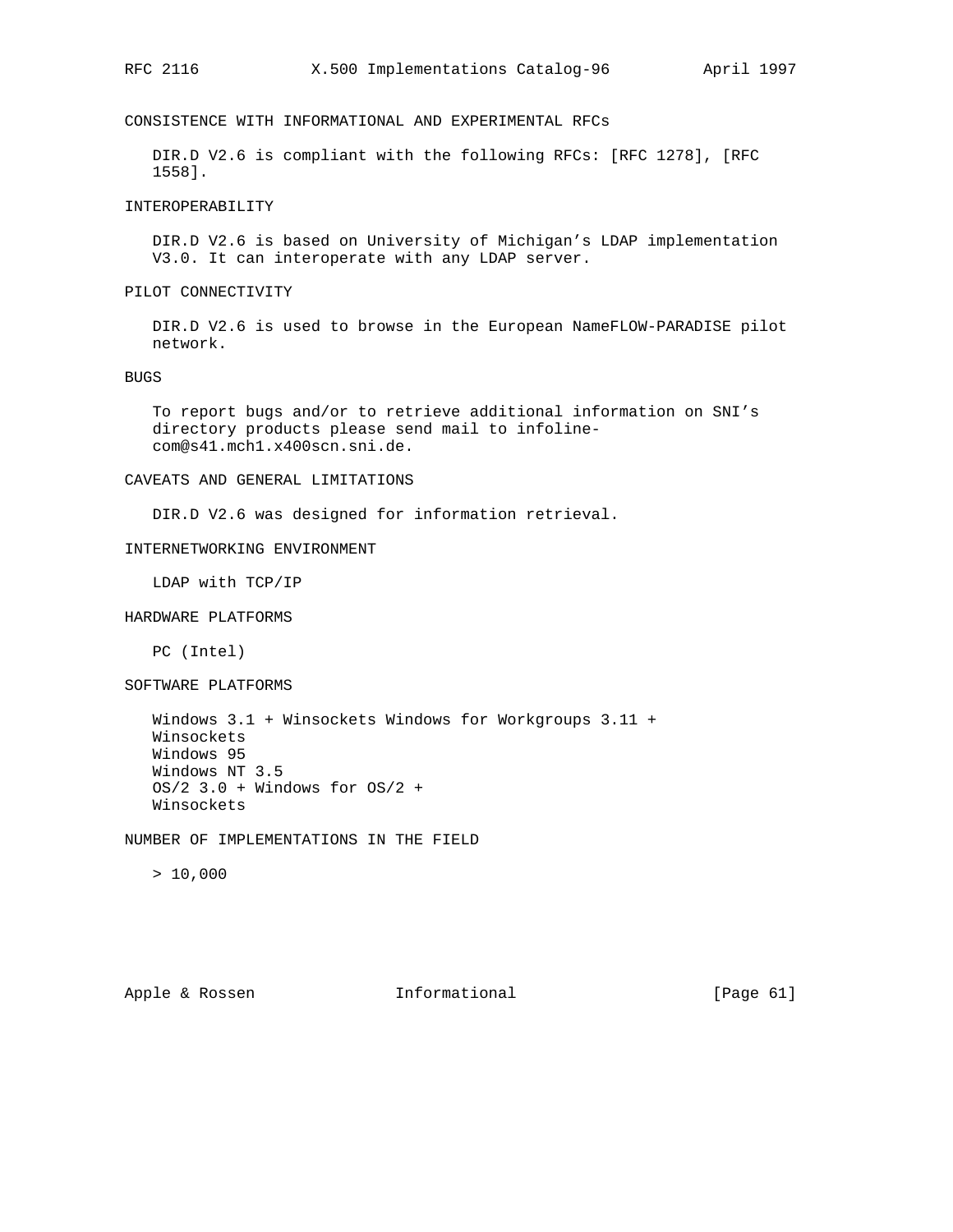## CONSISTENCE WITH INFORMATIONAL AND EXPERIMENTAL RFCs

DIR.D V2.6 is compliant with the following RFCs: [RFC 1278], [RFC 1558].

## INTEROPERABILITY

DIR.D V2.6 is based on University of Michigan's LDAP implementation V3.0. It can interoperate with any LDAP server.

## PILOT CONNECTIVITY

DIR.D V2.6 is used to browse in the European NameFLOW-PARADISE pilot network.

## BUGS

To report bugs and/or to retrieve additional information on SNI's directory products please send mail to infoline-com@s41.mch1.x400scn.sni.de.

## CAVEATS AND GENERAL LIMITATIONS

DIR.D V2.6 was designed for information retrieval.

## INTERNETWORKING ENVIRONMENT

LDAP with TCP/IP

## HARDWARE PLATFORMS

PC (Intel)

## SOFTWARE PLATFORMS

Windows 3.1 + Winsockets Windows for Workgroups 3.11 + Winsockets
Windows 95
Windows NT 3.5
OS/2 3.0 + Windows for OS/2 + Winsockets

## NUMBER OF IMPLEMENTATIONS IN THE FIELD

> 10,000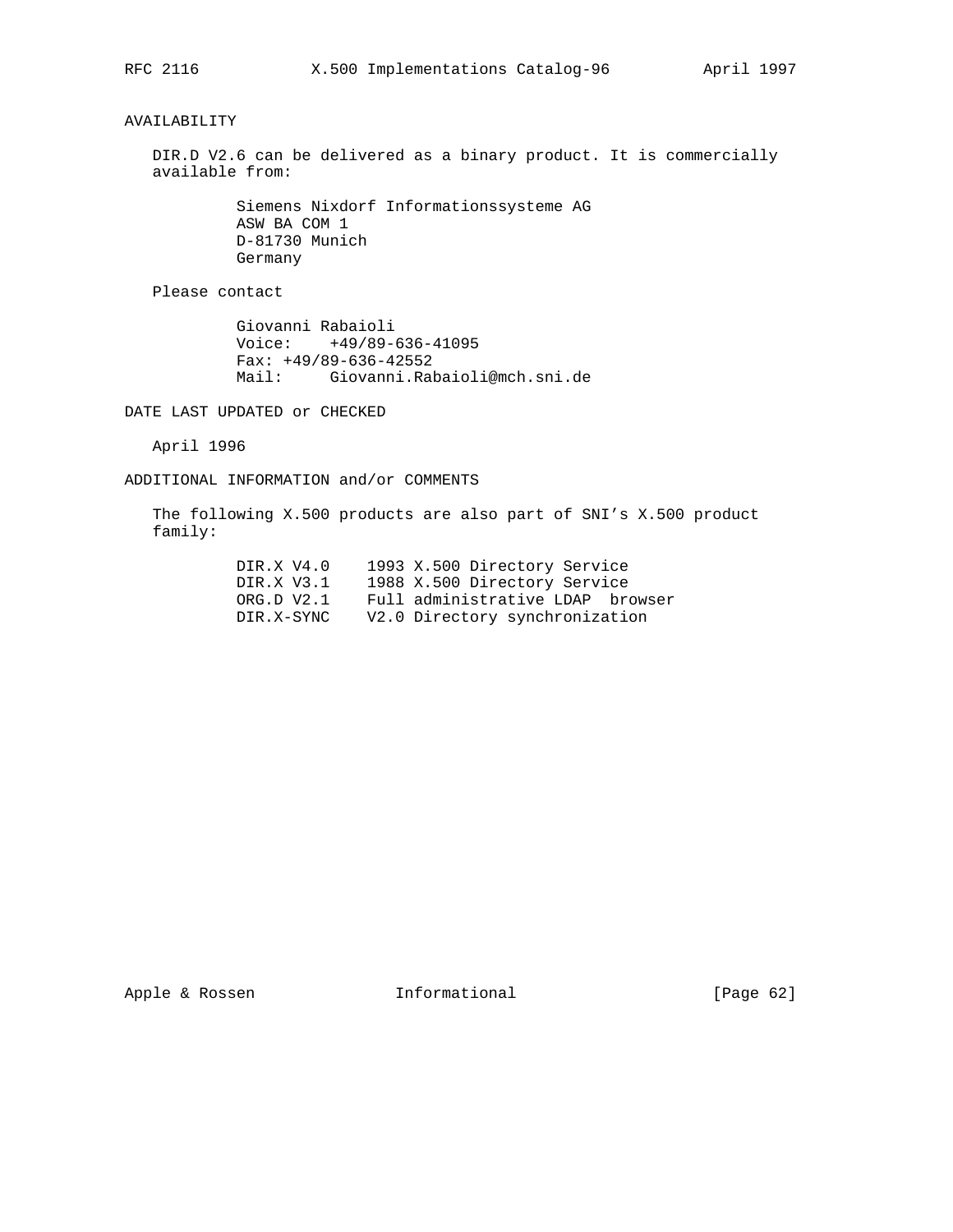## AVAILABILITY

DIR.D V2.6 can be delivered as a binary product. It is commercially available from:

Siemens Nixdorf Informationssysteme AG
ASW BA COM 1
D-81730 Munich
Germany

Please contact

Giovanni Rabaioli
Voice: +49/89-636-41095
Fax: +49/89-636-42552
Mail: Giovanni.Rabaioli@mch.sni.de

## DATE LAST UPDATED or CHECKED

April 1996

## ADDITIONAL INFORMATION and/or COMMENTS

The following X.500 products are also part of SNI's X.500 product family:

```
DIR.X V4.0    1993 X.500 Directory Service
DIR.X V3.1    1988 X.500 Directory Service
ORG.D V2.1    Full administrative LDAP  browser
DIR.X-SYNC    V2.0 Directory synchronization
```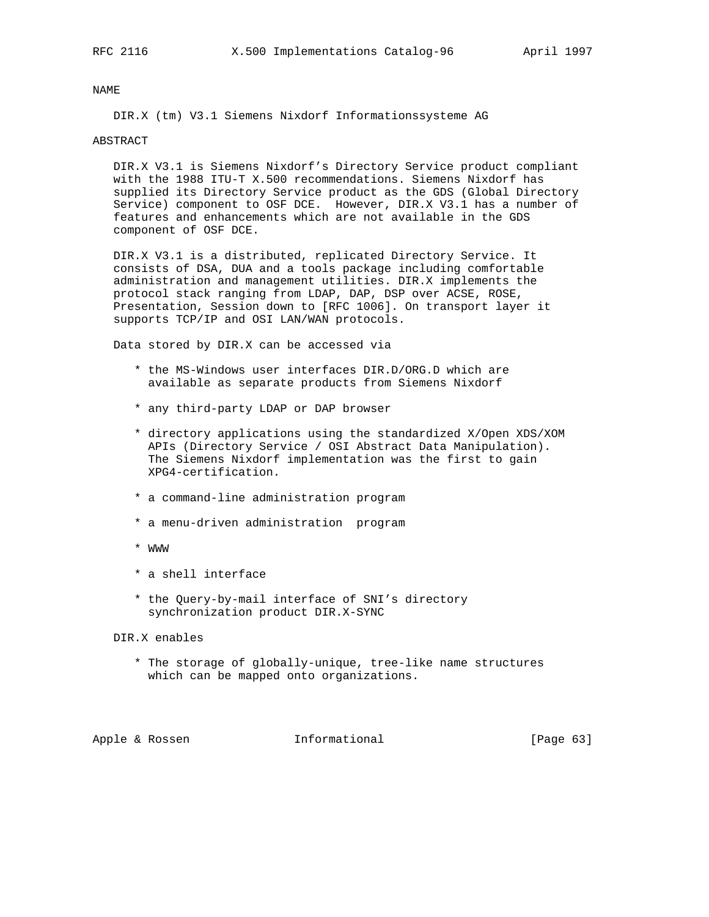NAME

DIR.X (tm) V3.1 Siemens Nixdorf Informationssysteme AG

ABSTRACT

DIR.X V3.1 is Siemens Nixdorf's Directory Service product compliant with the 1988 ITU-T X.500 recommendations. Siemens Nixdorf has supplied its Directory Service product as the GDS (Global Directory Service) component to OSF DCE. However, DIR.X V3.1 has a number of features and enhancements which are not available in the GDS component of OSF DCE.

DIR.X V3.1 is a distributed, replicated Directory Service. It consists of DSA, DUA and a tools package including comfortable administration and management utilities. DIR.X implements the protocol stack ranging from LDAP, DAP, DSP over ACSE, ROSE, Presentation, Session down to [RFC 1006]. On transport layer it supports TCP/IP and OSI LAN/WAN protocols.

Data stored by DIR.X can be accessed via

* the MS-Windows user interfaces DIR.D/ORG.D which are available as separate products from Siemens Nixdorf
* any third-party LDAP or DAP browser
* directory applications using the standardized X/Open XDS/XOM APIs (Directory Service / OSI Abstract Data Manipulation). The Siemens Nixdorf implementation was the first to gain XPG4-certification.
* a command-line administration program
* a menu-driven administration program
* WWW
* a shell interface
* the Query-by-mail interface of SNI's directory synchronization product DIR.X-SYNC

DIR.X enables

* The storage of globally-unique, tree-like name structures which can be mapped onto organizations.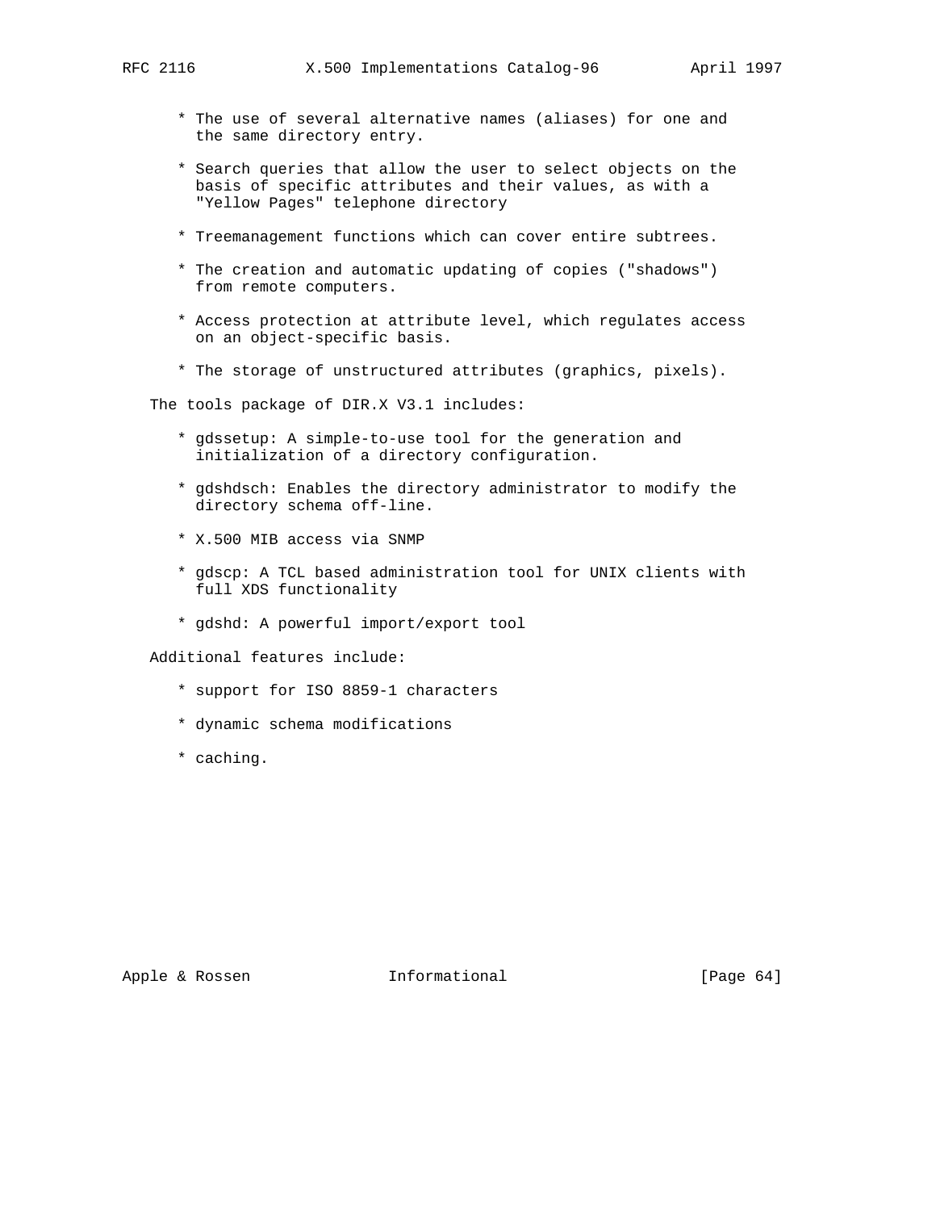* The use of several alternative names (aliases) for one and the same directory entry.

* Search queries that allow the user to select objects on the basis of specific attributes and their values, as with a "Yellow Pages" telephone directory

* Treemanagement functions which can cover entire subtrees.

* The creation and automatic updating of copies ("shadows") from remote computers.

* Access protection at attribute level, which regulates access on an object-specific basis.

* The storage of unstructured attributes (graphics, pixels).

The tools package of DIR.X V3.1 includes:

* gdssetup: A simple-to-use tool for the generation and initialization of a directory configuration.

* gdshdsch: Enables the directory administrator to modify the directory schema off-line.

* X.500 MIB access via SNMP

* gdscp: A TCL based administration tool for UNIX clients with full XDS functionality

* gdshd: A powerful import/export tool

Additional features include:

* support for ISO 8859-1 characters

* dynamic schema modifications

* caching.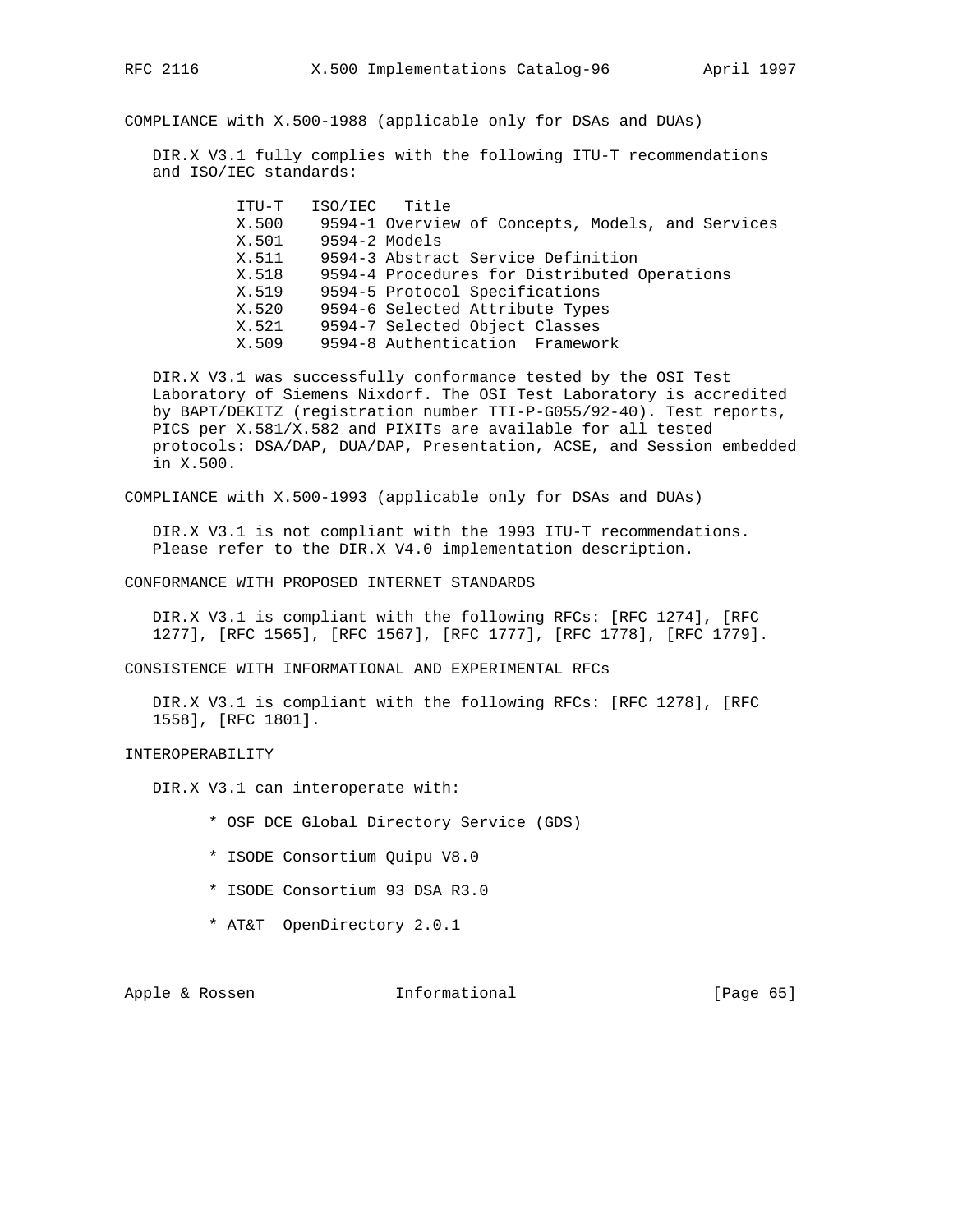COMPLIANCE with X.500-1988 (applicable only for DSAs and DUAs)

DIR.X V3.1 fully complies with the following ITU-T recommendations and ISO/IEC standards:

| ITU-T | ISO/IEC | Title |
| --- | --- | --- |
| X.500 | 9594-1 | Overview of Concepts, Models, and Services |
| X.501 | 9594-2 | Models |
| X.511 | 9594-3 | Abstract Service Definition |
| X.518 | 9594-4 | Procedures for Distributed Operations |
| X.519 | 9594-5 | Protocol Specifications |
| X.520 | 9594-6 | Selected Attribute Types |
| X.521 | 9594-7 | Selected Object Classes |
| X.509 | 9594-8 | Authentication Framework |

DIR.X V3.1 was successfully conformance tested by the OSI Test Laboratory of Siemens Nixdorf. The OSI Test Laboratory is accredited by BAPT/DEKITZ (registration number TTI-P-G055/92-40). Test reports, PICS per X.581/X.582 and PIXITs are available for all tested protocols: DSA/DAP, DUA/DAP, Presentation, ACSE, and Session embedded in X.500.

COMPLIANCE with X.500-1993 (applicable only for DSAs and DUAs)

DIR.X V3.1 is not compliant with the 1993 ITU-T recommendations. Please refer to the DIR.X V4.0 implementation description.

CONFORMANCE WITH PROPOSED INTERNET STANDARDS

DIR.X V3.1 is compliant with the following RFCs: [RFC 1274], [RFC 1277], [RFC 1565], [RFC 1567], [RFC 1777], [RFC 1778], [RFC 1779].

CONSISTENCE WITH INFORMATIONAL AND EXPERIMENTAL RFCs

DIR.X V3.1 is compliant with the following RFCs: [RFC 1278], [RFC 1558], [RFC 1801].

INTEROPERABILITY

DIR.X V3.1 can interoperate with:

* OSF DCE Global Directory Service (GDS)
* ISODE Consortium Quipu V8.0
* ISODE Consortium 93 DSA R3.0
* AT&T OpenDirectory 2.0.1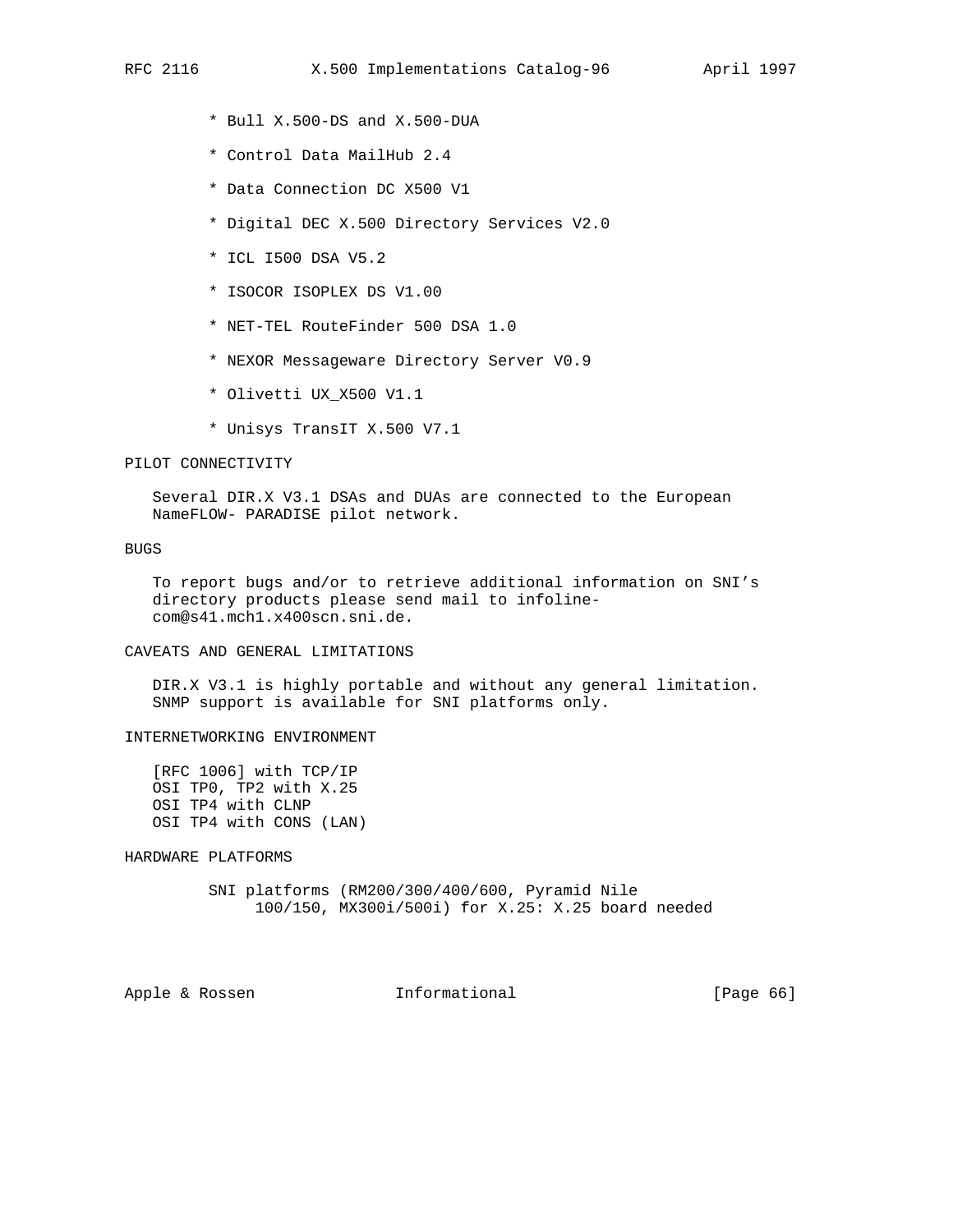* Bull X.500-DS and X.500-DUA
* Control Data MailHub 2.4
* Data Connection DC X500 V1
* Digital DEC X.500 Directory Services V2.0
* ICL I500 DSA V5.2
* ISOCOR ISOPLEX DS V1.00
* NET-TEL RouteFinder 500 DSA 1.0
* NEXOR Messageware Directory Server V0.9
* Olivetti UX_X500 V1.1
* Unisys TransIT X.500 V7.1

PILOT CONNECTIVITY

Several DIR.X V3.1 DSAs and DUAs are connected to the European NameFLOW- PARADISE pilot network.

BUGS

To report bugs and/or to retrieve additional information on SNI's directory products please send mail to infoline-com@s41.mch1.x400scn.sni.de.

CAVEATS AND GENERAL LIMITATIONS

DIR.X V3.1 is highly portable and without any general limitation. SNMP support is available for SNI platforms only.

INTERNETWORKING ENVIRONMENT

[RFC 1006] with TCP/IP
OSI TP0, TP2 with X.25
OSI TP4 with CLNP
OSI TP4 with CONS (LAN)

HARDWARE PLATFORMS

SNI platforms (RM200/300/400/600, Pyramid Nile 100/150, MX300i/500i) for X.25: X.25 board needed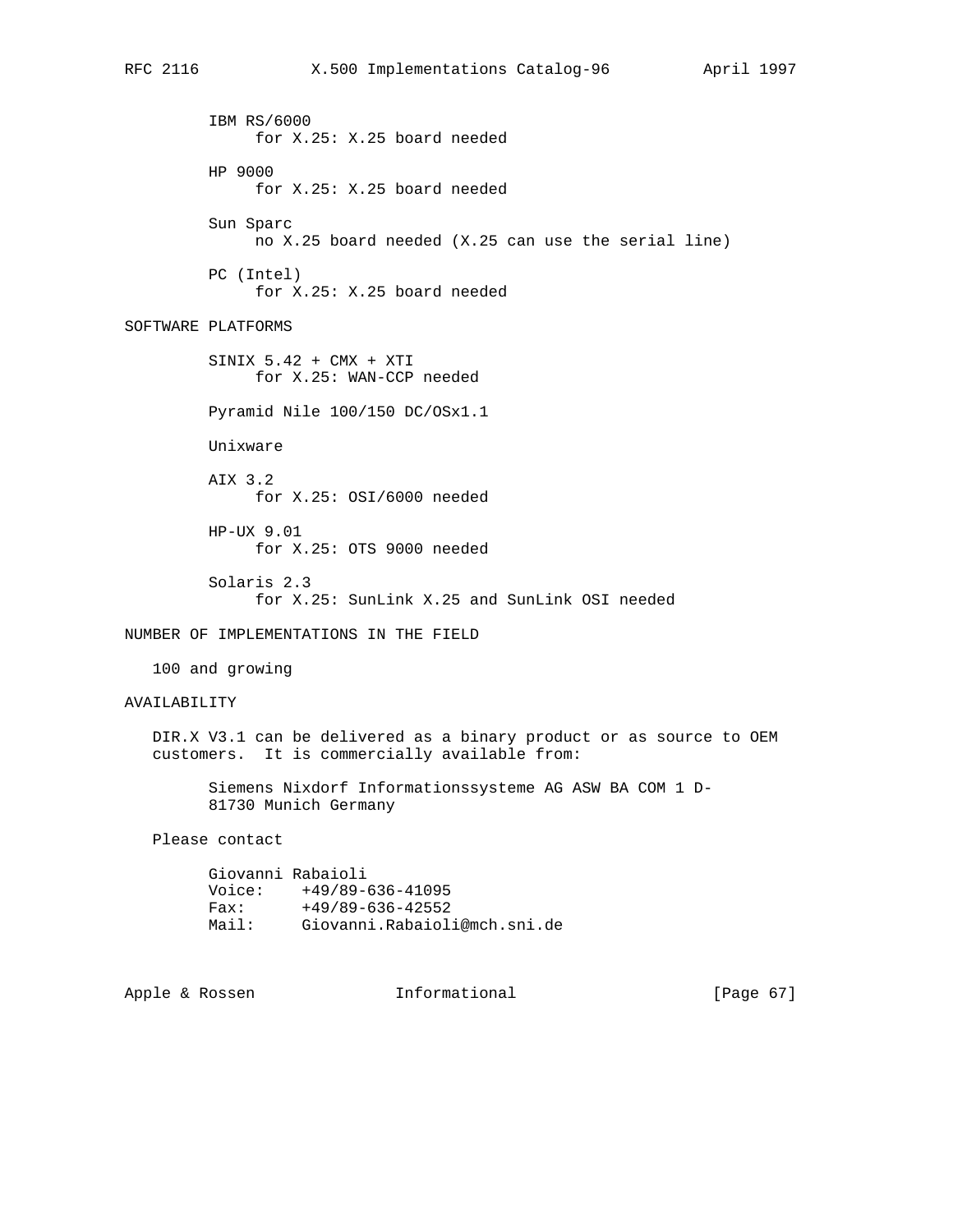IBM RS/6000
for X.25: X.25 board needed

HP 9000
for X.25: X.25 board needed

Sun Sparc
no X.25 board needed (X.25 can use the serial line)

PC (Intel)
for X.25: X.25 board needed

## SOFTWARE PLATFORMS

SINIX 5.42 + CMX + XTI
for X.25: WAN-CCP needed

Pyramid Nile 100/150 DC/OSx1.1

Unixware

AIX 3.2
for X.25: OSI/6000 needed

HP-UX 9.01
for X.25: OTS 9000 needed

Solaris 2.3
for X.25: SunLink X.25 and SunLink OSI needed

## NUMBER OF IMPLEMENTATIONS IN THE FIELD

100 and growing

## AVAILABILITY

DIR.X V3.1 can be delivered as a binary product or as source to OEM customers. It is commercially available from:

Siemens Nixdorf Informationssysteme AG ASW BA COM 1 D-81730 Munich Germany

Please contact

Giovanni Rabaioli
Voice: +49/89-636-41095
Fax: +49/89-636-42552
Mail: Giovanni.Rabaioli@mch.sni.de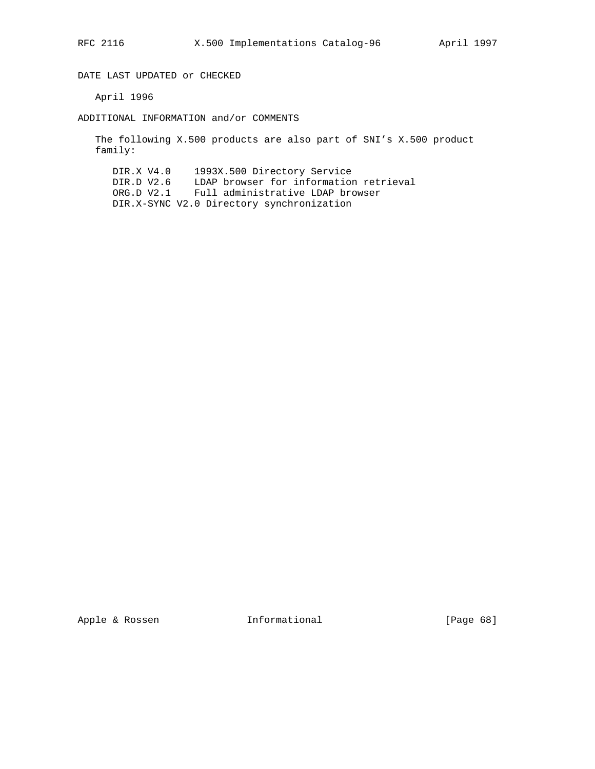DATE LAST UPDATED or CHECKED

April 1996

ADDITIONAL INFORMATION and/or COMMENTS

The following X.500 products are also part of SNI's X.500 product family:

```
DIR.X V4.0    1993X.500 Directory Service
DIR.D V2.6    LDAP browser for information retrieval
ORG.D V2.1    Full administrative LDAP browser
DIR.X-SYNC V2.0 Directory synchronization
```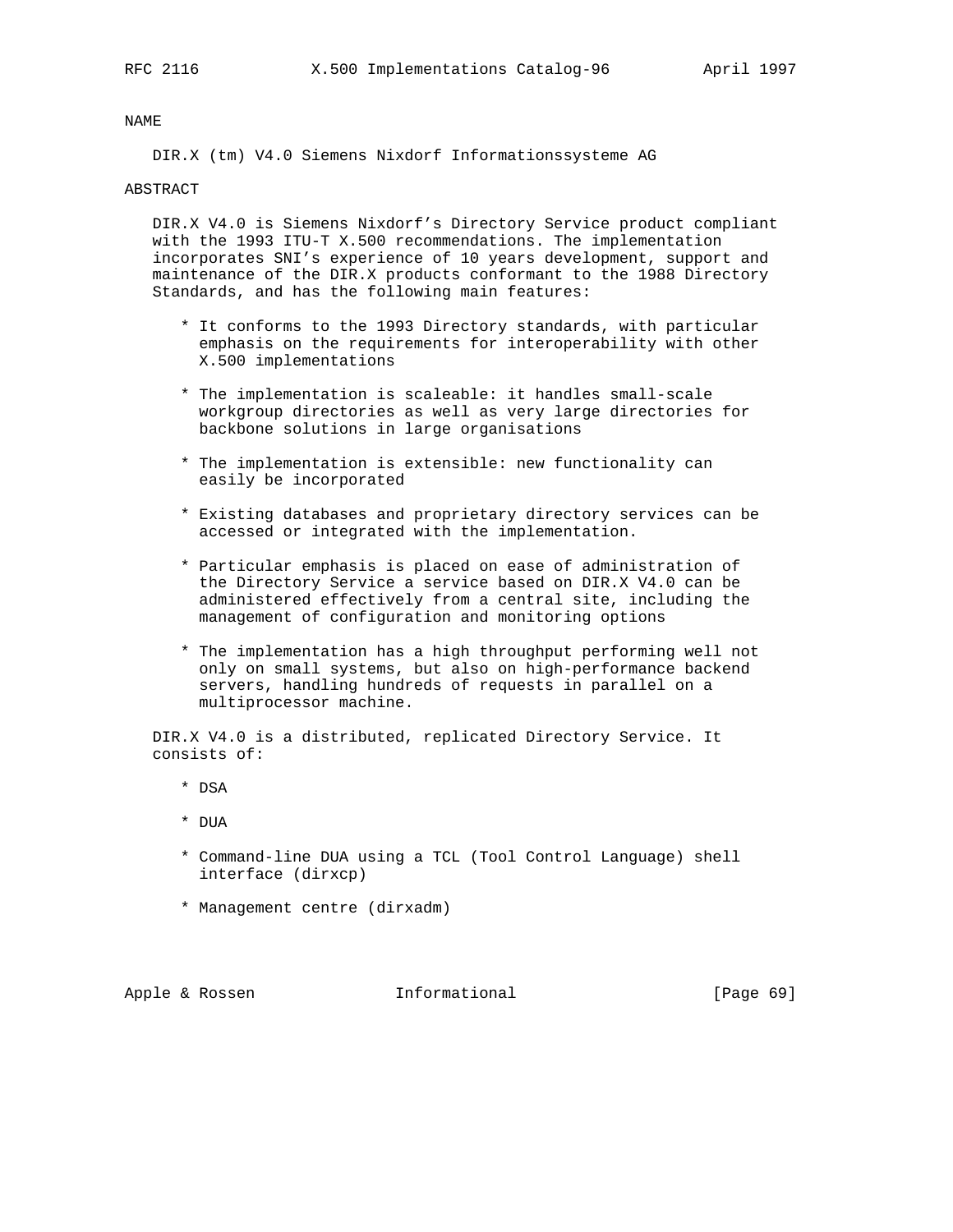NAME

DIR.X (tm) V4.0 Siemens Nixdorf Informationssysteme AG

ABSTRACT

DIR.X V4.0 is Siemens Nixdorf's Directory Service product compliant with the 1993 ITU-T X.500 recommendations. The implementation incorporates SNI's experience of 10 years development, support and maintenance of the DIR.X products conformant to the 1988 Directory Standards, and has the following main features:

* It conforms to the 1993 Directory standards, with particular emphasis on the requirements for interoperability with other X.500 implementations

* The implementation is scaleable: it handles small-scale workgroup directories as well as very large directories for backbone solutions in large organisations

* The implementation is extensible: new functionality can easily be incorporated

* Existing databases and proprietary directory services can be accessed or integrated with the implementation.

* Particular emphasis is placed on ease of administration of the Directory Service a service based on DIR.X V4.0 can be administered effectively from a central site, including the management of configuration and monitoring options

* The implementation has a high throughput performing well not only on small systems, but also on high-performance backend servers, handling hundreds of requests in parallel on a multiprocessor machine.

DIR.X V4.0 is a distributed, replicated Directory Service. It consists of:

* DSA

* DUA

* Command-line DUA using a TCL (Tool Control Language) shell interface (dirxcp)

* Management centre (dirxadm)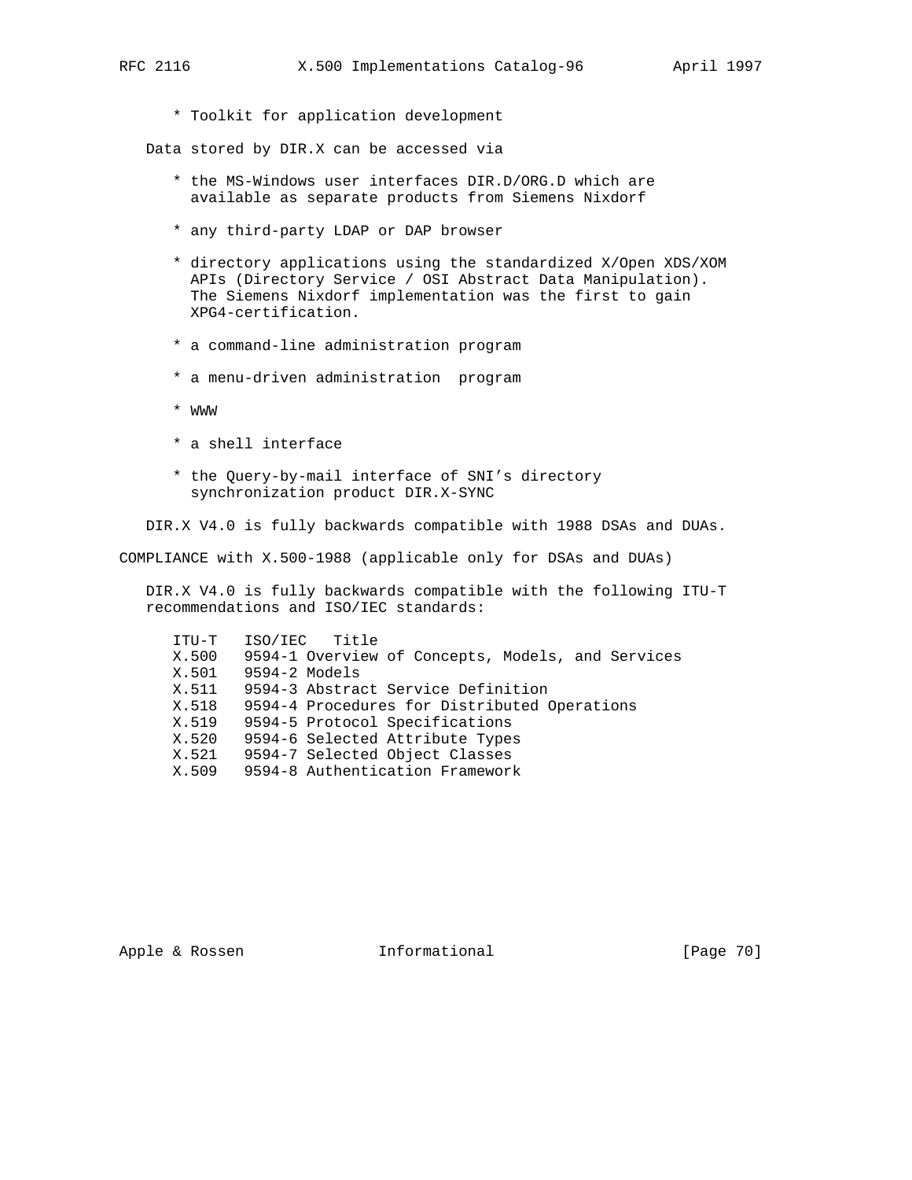* Toolkit for application development

Data stored by DIR.X can be accessed via

* the MS-Windows user interfaces DIR.D/ORG.D which are available as separate products from Siemens Nixdorf

* any third-party LDAP or DAP browser

* directory applications using the standardized X/Open XDS/XOM APIs (Directory Service / OSI Abstract Data Manipulation). The Siemens Nixdorf implementation was the first to gain XPG4-certification.

* a command-line administration program

* a menu-driven administration program

* WWW

* a shell interface

* the Query-by-mail interface of SNI’s directory synchronization product DIR.X-SYNC

DIR.X V4.0 is fully backwards compatible with 1988 DSAs and DUAs.

COMPLIANCE with X.500-1988 (applicable only for DSAs and DUAs)

DIR.X V4.0 is fully backwards compatible with the following ITU-T recommendations and ISO/IEC standards:

| ITU-T | ISO/IEC | Title |
|---|---|---|
| X.500 | 9594-1 | Overview of Concepts, Models, and Services |
| X.501 | 9594-2 | Models |
| X.511 | 9594-3 | Abstract Service Definition |
| X.518 | 9594-4 | Procedures for Distributed Operations |
| X.519 | 9594-5 | Protocol Specifications |
| X.520 | 9594-6 | Selected Attribute Types |
| X.521 | 9594-7 | Selected Object Classes |
| X.509 | 9594-8 | Authentication Framework |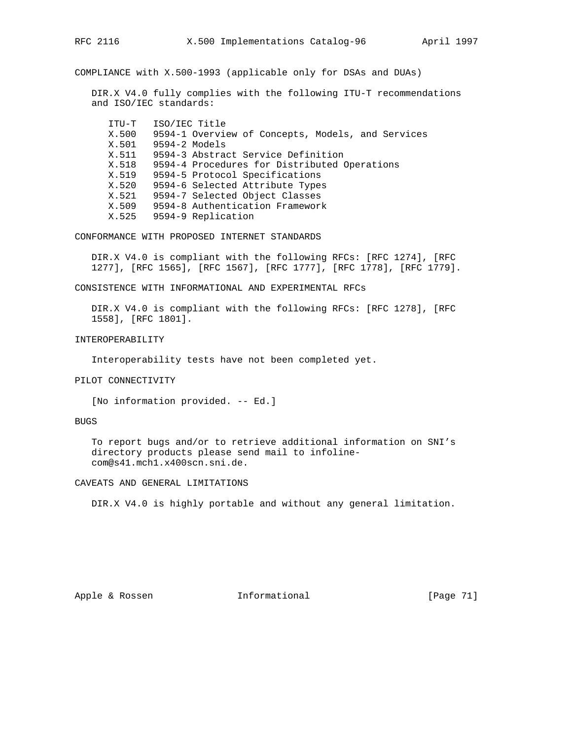## COMPLIANCE with X.500-1993 (applicable only for DSAs and DUAs)

DIR.X V4.0 fully complies with the following ITU-T recommendations and ISO/IEC standards:

| ITU-T | ISO/IEC | Title |
|---|---|---|
| X.500 | 9594-1 | Overview of Concepts, Models, and Services |
| X.501 | 9594-2 | Models |
| X.511 | 9594-3 | Abstract Service Definition |
| X.518 | 9594-4 | Procedures for Distributed Operations |
| X.519 | 9594-5 | Protocol Specifications |
| X.520 | 9594-6 | Selected Attribute Types |
| X.521 | 9594-7 | Selected Object Classes |
| X.509 | 9594-8 | Authentication Framework |
| X.525 | 9594-9 | Replication |

## CONFORMANCE WITH PROPOSED INTERNET STANDARDS

DIR.X V4.0 is compliant with the following RFCs: [RFC 1274], [RFC 1277], [RFC 1565], [RFC 1567], [RFC 1777], [RFC 1778], [RFC 1779].

## CONSISTENCE WITH INFORMATIONAL AND EXPERIMENTAL RFCs

DIR.X V4.0 is compliant with the following RFCs: [RFC 1278], [RFC 1558], [RFC 1801].

## INTEROPERABILITY

Interoperability tests have not been completed yet.

## PILOT CONNECTIVITY

[No information provided. -- Ed.]

## BUGS

To report bugs and/or to retrieve additional information on SNI's directory products please send mail to infoline-com@s41.mch1.x400scn.sni.de.

## CAVEATS AND GENERAL LIMITATIONS

DIR.X V4.0 is highly portable and without any general limitation.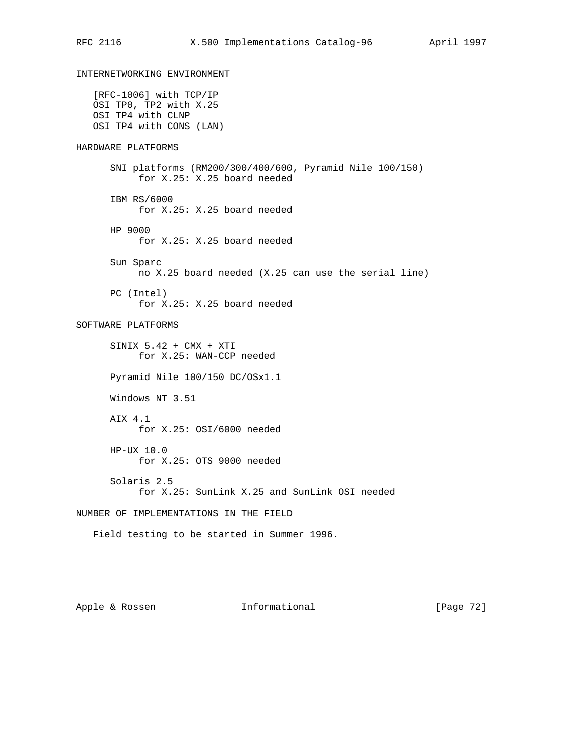## INTERNETWORKING ENVIRONMENT

[RFC-1006] with TCP/IP
OSI TP0, TP2 with X.25
OSI TP4 with CLNP
OSI TP4 with CONS (LAN)

## HARDWARE PLATFORMS

SNI platforms (RM200/300/400/600, Pyramid Nile 100/150)
for X.25: X.25 board needed

IBM RS/6000
for X.25: X.25 board needed

HP 9000
for X.25: X.25 board needed

Sun Sparc
no X.25 board needed (X.25 can use the serial line)

PC (Intel)
for X.25: X.25 board needed

## SOFTWARE PLATFORMS

SINIX 5.42 + CMX + XTI
for X.25: WAN-CCP needed

Pyramid Nile 100/150 DC/OSx1.1

Windows NT 3.51

AIX 4.1
for X.25: OSI/6000 needed

HP-UX 10.0
for X.25: OTS 9000 needed

Solaris 2.5
for X.25: SunLink X.25 and SunLink OSI needed

## NUMBER OF IMPLEMENTATIONS IN THE FIELD

Field testing to be started in Summer 1996.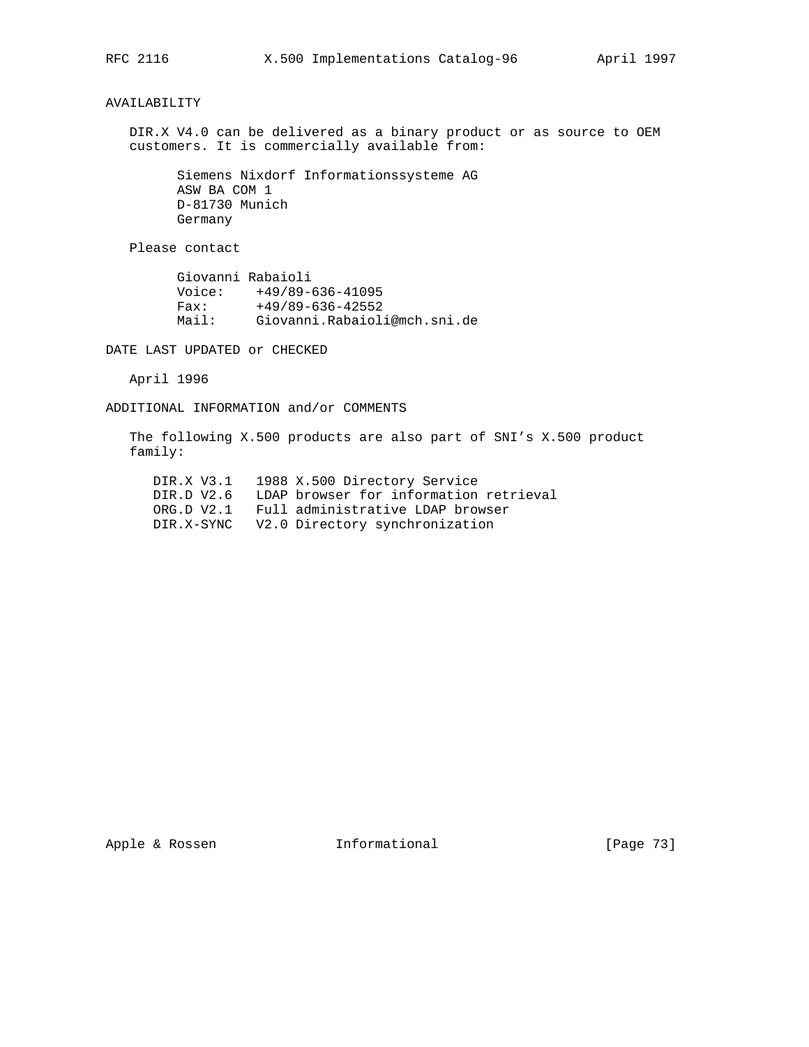## AVAILABILITY

DIR.X V4.0 can be delivered as a binary product or as source to OEM customers. It is commercially available from:

Siemens Nixdorf Informationssysteme AG
ASW BA COM 1
D-81730 Munich
Germany

Please contact

Giovanni Rabaioli
Voice: +49/89-636-41095
Fax: +49/89-636-42552
Mail: Giovanni.Rabaioli@mch.sni.de

## DATE LAST UPDATED or CHECKED

April 1996

## ADDITIONAL INFORMATION and/or COMMENTS

The following X.500 products are also part of SNI's X.500 product family:

```
DIR.X V3.1   1988 X.500 Directory Service
DIR.D V2.6   LDAP browser for information retrieval
ORG.D V2.1   Full administrative LDAP browser
DIR.X-SYNC   V2.0 Directory synchronization
```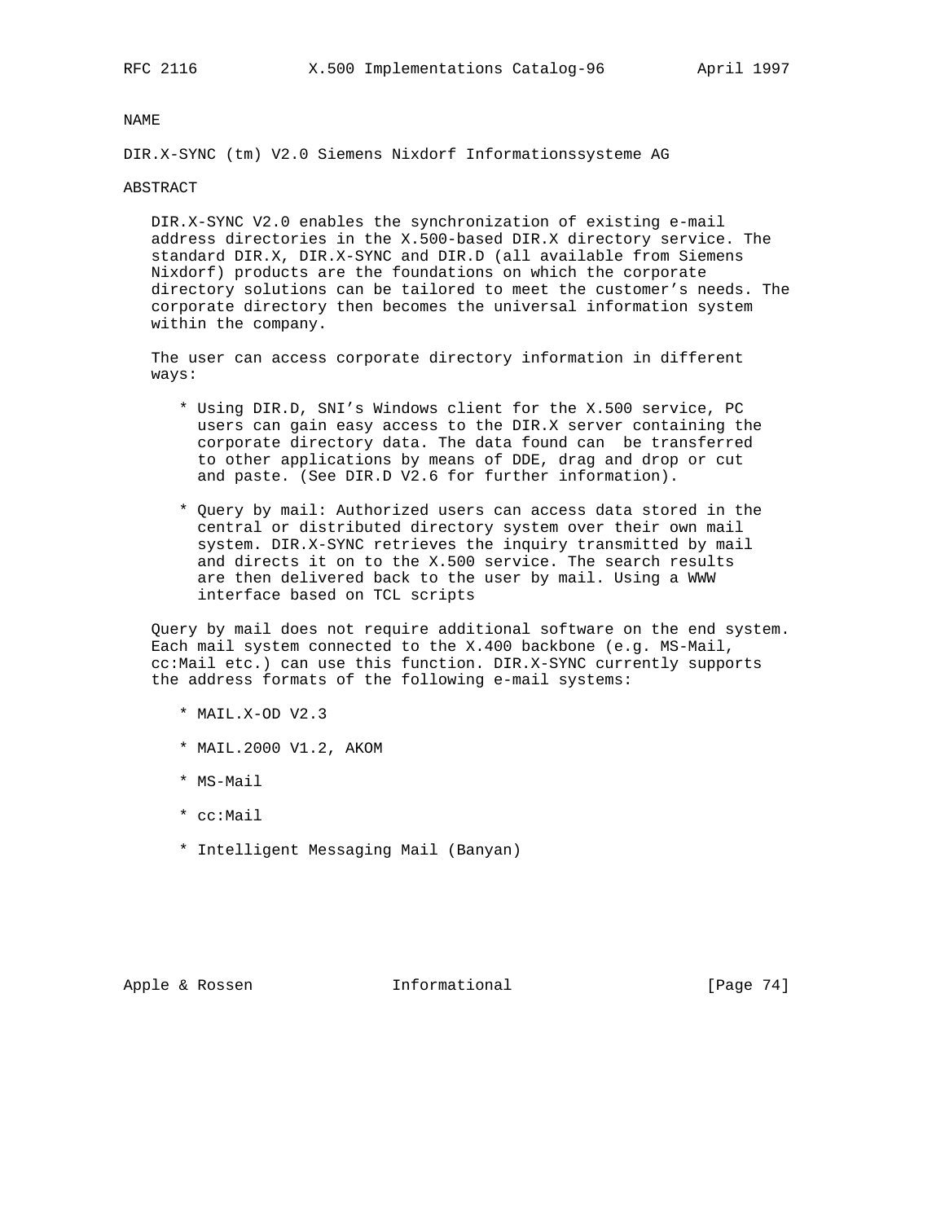NAME

DIR.X-SYNC (tm) V2.0 Siemens Nixdorf Informationssysteme AG

ABSTRACT

DIR.X-SYNC V2.0 enables the synchronization of existing e-mail address directories in the X.500-based DIR.X directory service. The standard DIR.X, DIR.X-SYNC and DIR.D (all available from Siemens Nixdorf) products are the foundations on which the corporate directory solutions can be tailored to meet the customer's needs. The corporate directory then becomes the universal information system within the company.

The user can access corporate directory information in different ways:

* Using DIR.D, SNI's Windows client for the X.500 service, PC users can gain easy access to the DIR.X server containing the corporate directory data. The data found can be transferred to other applications by means of DDE, drag and drop or cut and paste. (See DIR.D V2.6 for further information).

* Query by mail: Authorized users can access data stored in the central or distributed directory system over their own mail system. DIR.X-SYNC retrieves the inquiry transmitted by mail and directs it on to the X.500 service. The search results are then delivered back to the user by mail. Using a WWW interface based on TCL scripts

Query by mail does not require additional software on the end system. Each mail system connected to the X.400 backbone (e.g. MS-Mail, cc:Mail etc.) can use this function. DIR.X-SYNC currently supports the address formats of the following e-mail systems:

* MAIL.X-OD V2.3

* MAIL.2000 V1.2, AKOM

* MS-Mail

* cc:Mail

* Intelligent Messaging Mail (Banyan)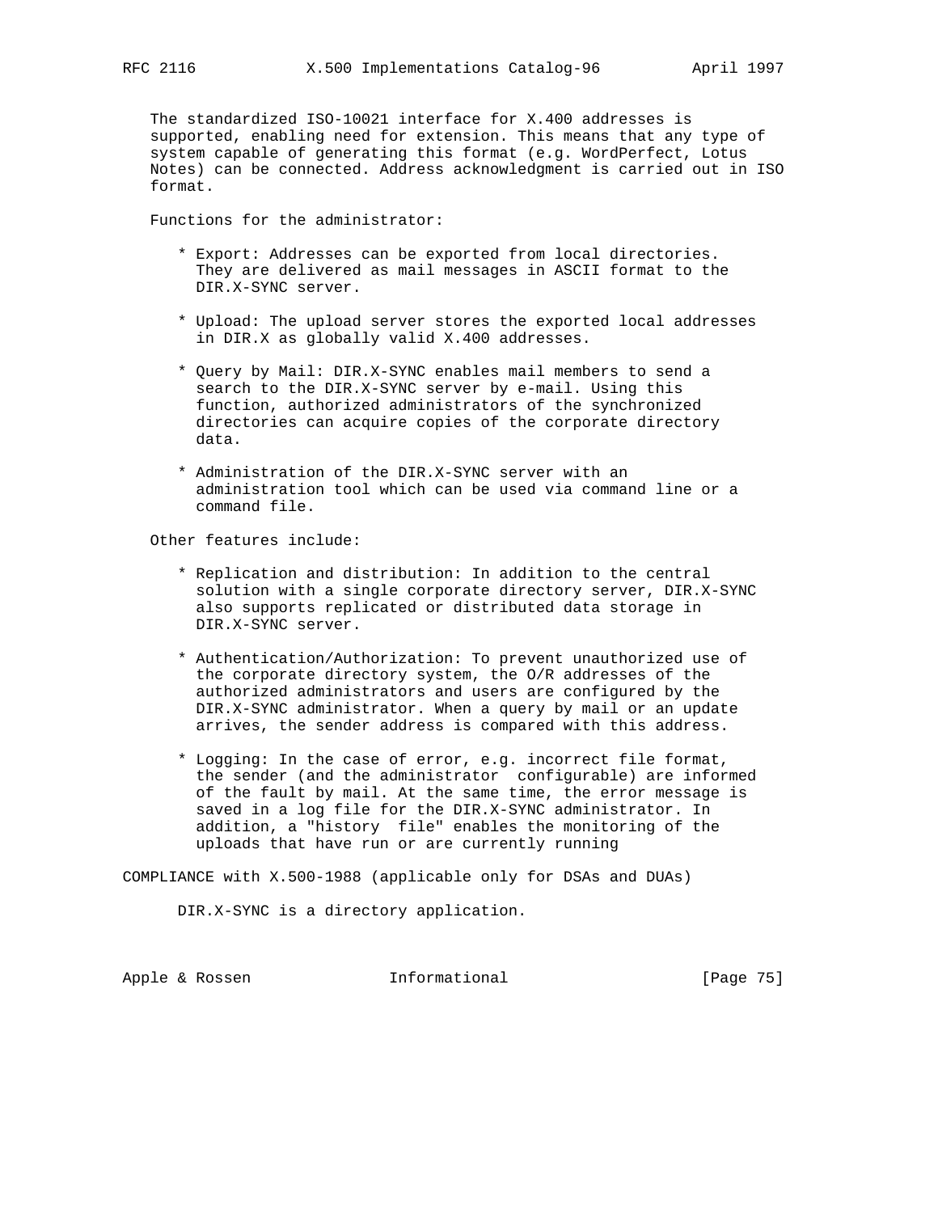The standardized ISO-10021 interface for X.400 addresses is supported, enabling need for extension. This means that any type of system capable of generating this format (e.g. WordPerfect, Lotus Notes) can be connected. Address acknowledgment is carried out in ISO format.

Functions for the administrator:

* Export: Addresses can be exported from local directories. They are delivered as mail messages in ASCII format to the DIR.X-SYNC server.

* Upload: The upload server stores the exported local addresses in DIR.X as globally valid X.400 addresses.

* Query by Mail: DIR.X-SYNC enables mail members to send a search to the DIR.X-SYNC server by e-mail. Using this function, authorized administrators of the synchronized directories can acquire copies of the corporate directory data.

* Administration of the DIR.X-SYNC server with an administration tool which can be used via command line or a command file.

Other features include:

* Replication and distribution: In addition to the central solution with a single corporate directory server, DIR.X-SYNC also supports replicated or distributed data storage in DIR.X-SYNC server.

* Authentication/Authorization: To prevent unauthorized use of the corporate directory system, the O/R addresses of the authorized administrators and users are configured by the DIR.X-SYNC administrator. When a query by mail or an update arrives, the sender address is compared with this address.

* Logging: In the case of error, e.g. incorrect file format, the sender (and the administrator configurable) are informed of the fault by mail. At the same time, the error message is saved in a log file for the DIR.X-SYNC administrator. In addition, a "history file" enables the monitoring of the uploads that have run or are currently running

COMPLIANCE with X.500-1988 (applicable only for DSAs and DUAs)

DIR.X-SYNC is a directory application.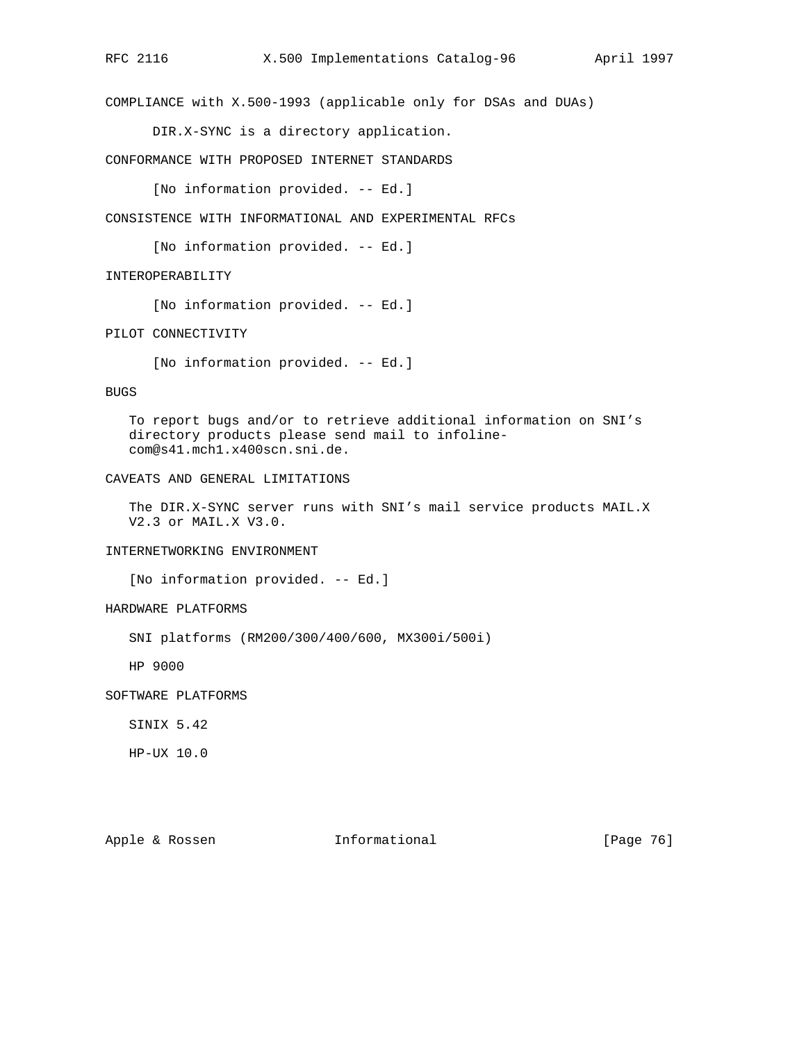COMPLIANCE with X.500-1993 (applicable only for DSAs and DUAs)

DIR.X-SYNC is a directory application.

CONFORMANCE WITH PROPOSED INTERNET STANDARDS

[No information provided. -- Ed.]

CONSISTENCE WITH INFORMATIONAL AND EXPERIMENTAL RFCs

[No information provided. -- Ed.]

INTEROPERABILITY

[No information provided. -- Ed.]

PILOT CONNECTIVITY

[No information provided. -- Ed.]

BUGS

To report bugs and/or to retrieve additional information on SNI's directory products please send mail to infoline-com@s41.mch1.x400scn.sni.de.

CAVEATS AND GENERAL LIMITATIONS

The DIR.X-SYNC server runs with SNI's mail service products MAIL.X V2.3 or MAIL.X V3.0.

INTERNETWORKING ENVIRONMENT

[No information provided. -- Ed.]

HARDWARE PLATFORMS

SNI platforms (RM200/300/400/600, MX300i/500i)

HP 9000

SOFTWARE PLATFORMS

SINIX 5.42

HP-UX 10.0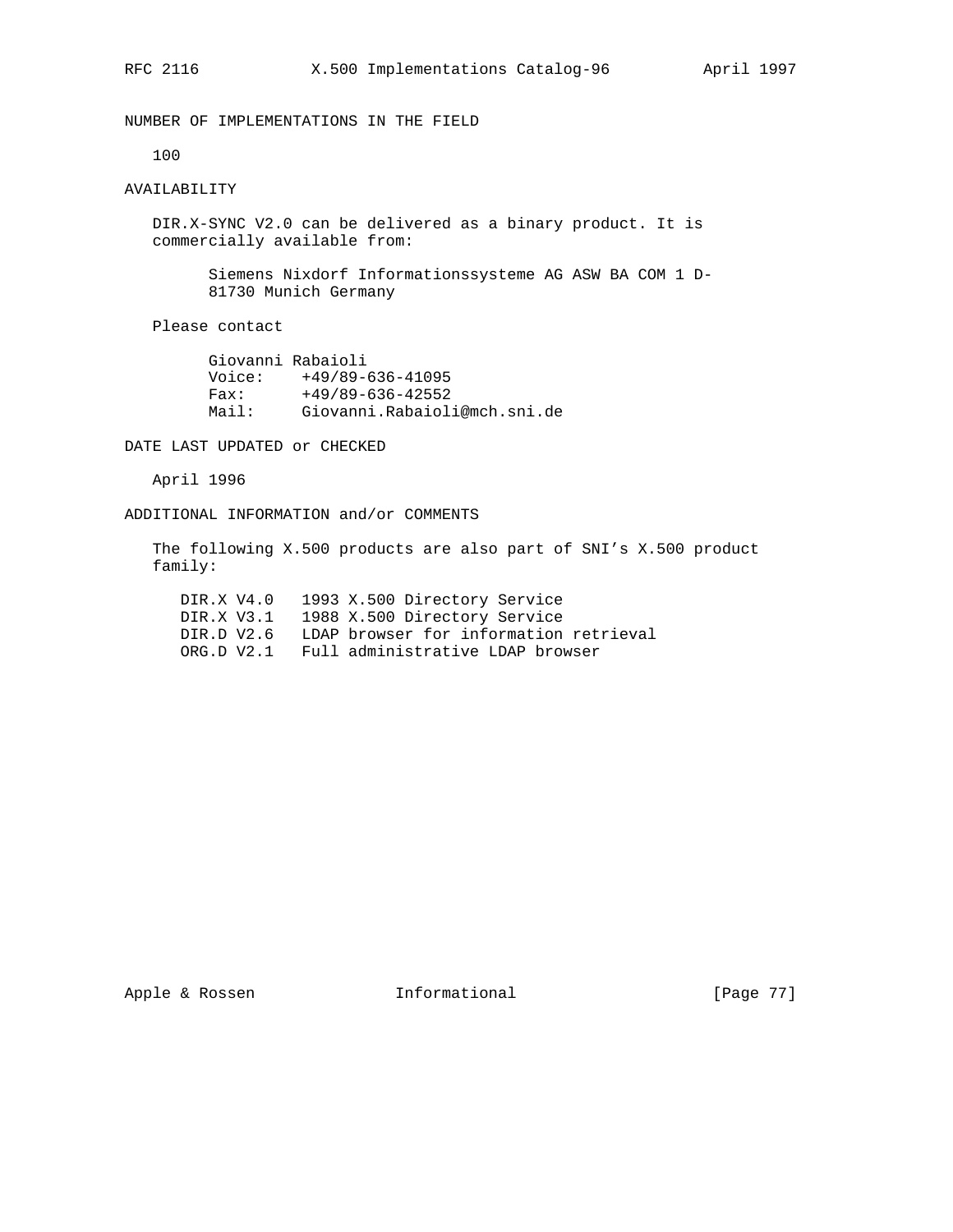NUMBER OF IMPLEMENTATIONS IN THE FIELD

100

AVAILABILITY

DIR.X-SYNC V2.0 can be delivered as a binary product. It is commercially available from:

Siemens Nixdorf Informationssysteme AG ASW BA COM 1 D-81730 Munich Germany

Please contact

Giovanni Rabaioli
Voice: +49/89-636-41095
Fax: +49/89-636-42552
Mail: Giovanni.Rabaioli@mch.sni.de

DATE LAST UPDATED or CHECKED

April 1996

ADDITIONAL INFORMATION and/or COMMENTS

The following X.500 products are also part of SNI’s X.500 product family:

```
DIR.X V4.0   1993 X.500 Directory Service
DIR.X V3.1   1988 X.500 Directory Service
DIR.D V2.6   LDAP browser for information retrieval
ORG.D V2.1   Full administrative LDAP browser
```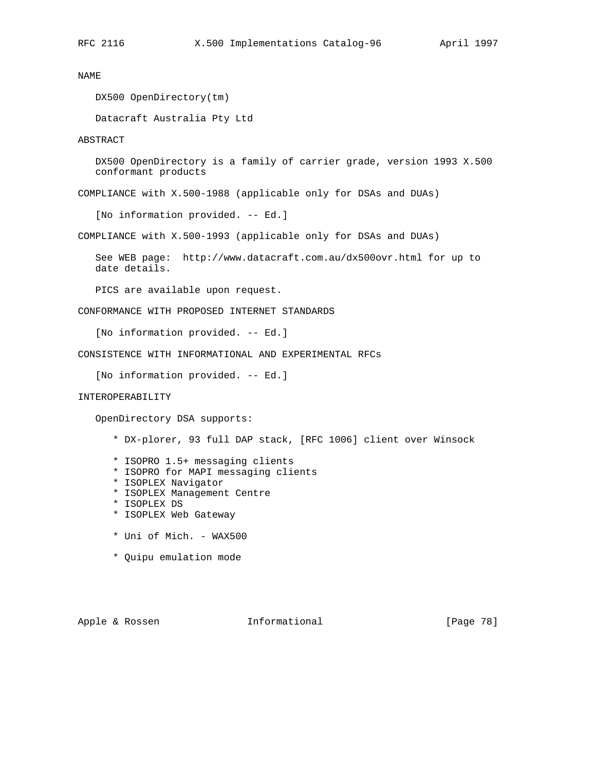## NAME

DX500 OpenDirectory(tm)

Datacraft Australia Pty Ltd

## ABSTRACT

DX500 OpenDirectory is a family of carrier grade, version 1993 X.500 conformant products

## COMPLIANCE with X.500-1988 (applicable only for DSAs and DUAs)

[No information provided. -- Ed.]

## COMPLIANCE with X.500-1993 (applicable only for DSAs and DUAs)

See WEB page:  http://www.datacraft.com.au/dx500ovr.html for up to date details.

PICS are available upon request.

## CONFORMANCE WITH PROPOSED INTERNET STANDARDS

[No information provided. -- Ed.]

## CONSISTENCE WITH INFORMATIONAL AND EXPERIMENTAL RFCs

[No information provided. -- Ed.]

## INTEROPERABILITY

OpenDirectory DSA supports:

* DX-plorer, 93 full DAP stack, [RFC 1006] client over Winsock

* ISOPRO 1.5+ messaging clients
* ISOPRO for MAPI messaging clients
* ISOPLEX Navigator
* ISOPLEX Management Centre
* ISOPLEX DS
* ISOPLEX Web Gateway

* Uni of Mich. - WAX500

* Quipu emulation mode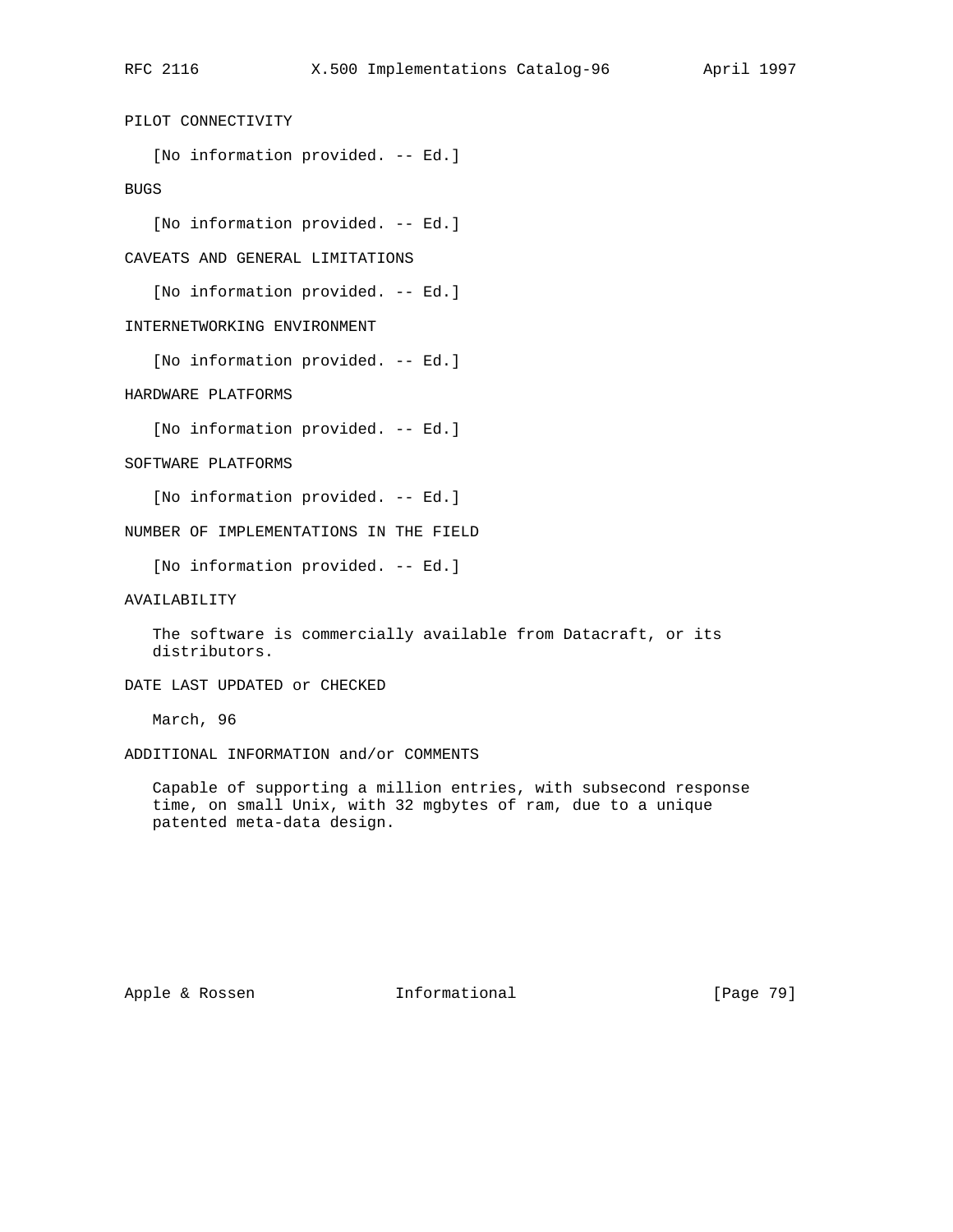## PILOT CONNECTIVITY

[No information provided. -- Ed.]

## BUGS

[No information provided. -- Ed.]

## CAVEATS AND GENERAL LIMITATIONS

[No information provided. -- Ed.]

## INTERNETWORKING ENVIRONMENT

[No information provided. -- Ed.]

## HARDWARE PLATFORMS

[No information provided. -- Ed.]

## SOFTWARE PLATFORMS

[No information provided. -- Ed.]

## NUMBER OF IMPLEMENTATIONS IN THE FIELD

[No information provided. -- Ed.]

## AVAILABILITY

The software is commercially available from Datacraft, or its distributors.

## DATE LAST UPDATED or CHECKED

March, 96

## ADDITIONAL INFORMATION and/or COMMENTS

Capable of supporting a million entries, with subsecond response time, on small Unix, with 32 mgbytes of ram, due to a unique patented meta-data design.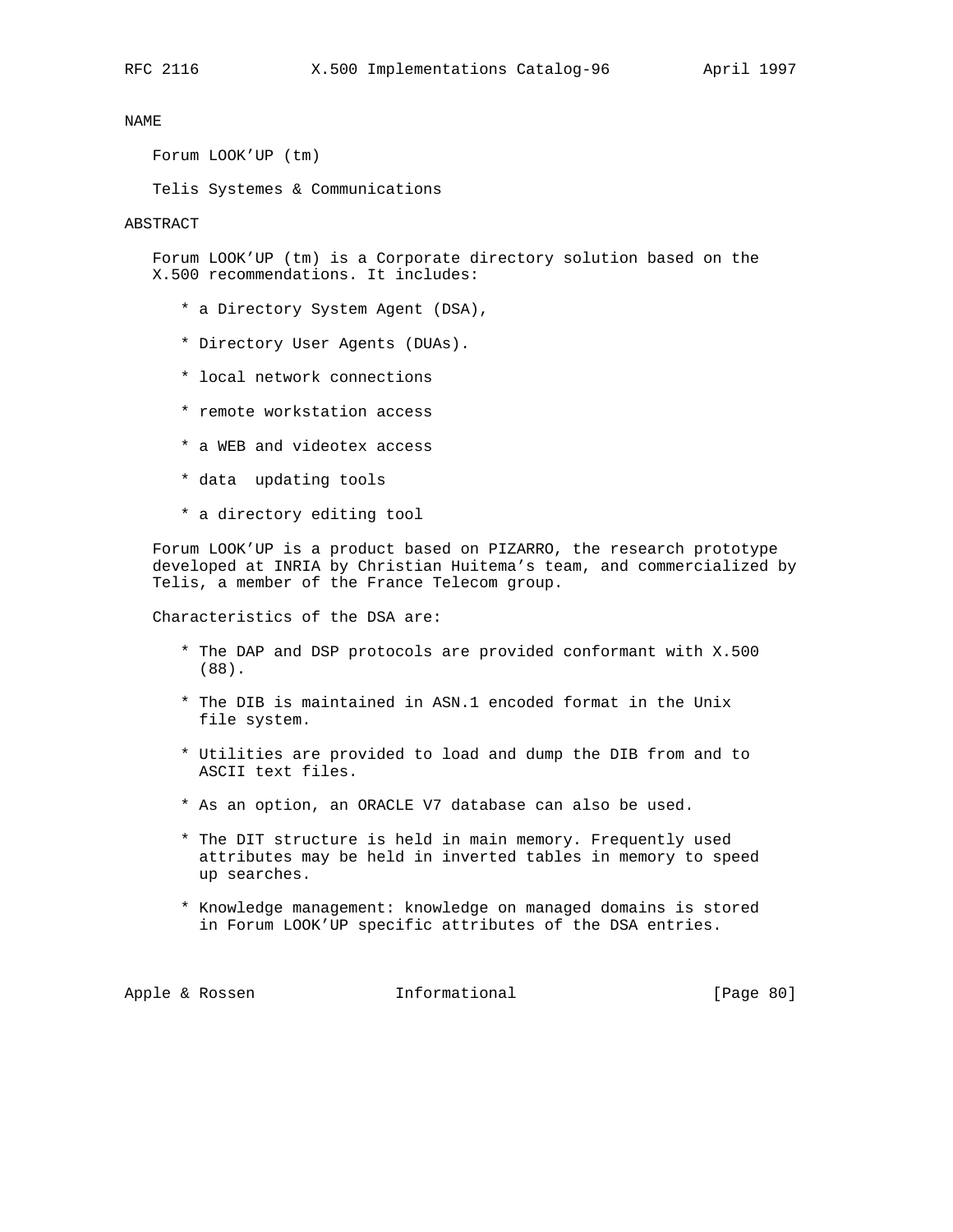NAME

Forum LOOK'UP (tm)

Telis Systemes & Communications

ABSTRACT

Forum LOOK'UP (tm) is a Corporate directory solution based on the X.500 recommendations. It includes:

* a Directory System Agent (DSA),
* Directory User Agents (DUAs).
* local network connections
* remote workstation access
* a WEB and videotex access
* data updating tools
* a directory editing tool

Forum LOOK'UP is a product based on PIZARRO, the research prototype developed at INRIA by Christian Huitema's team, and commercialized by Telis, a member of the France Telecom group.

Characteristics of the DSA are:

* The DAP and DSP protocols are provided conformant with X.500 (88).
* The DIB is maintained in ASN.1 encoded format in the Unix file system.
* Utilities are provided to load and dump the DIB from and to ASCII text files.
* As an option, an ORACLE V7 database can also be used.
* The DIT structure is held in main memory. Frequently used attributes may be held in inverted tables in memory to speed up searches.
* Knowledge management: knowledge on managed domains is stored in Forum LOOK'UP specific attributes of the DSA entries.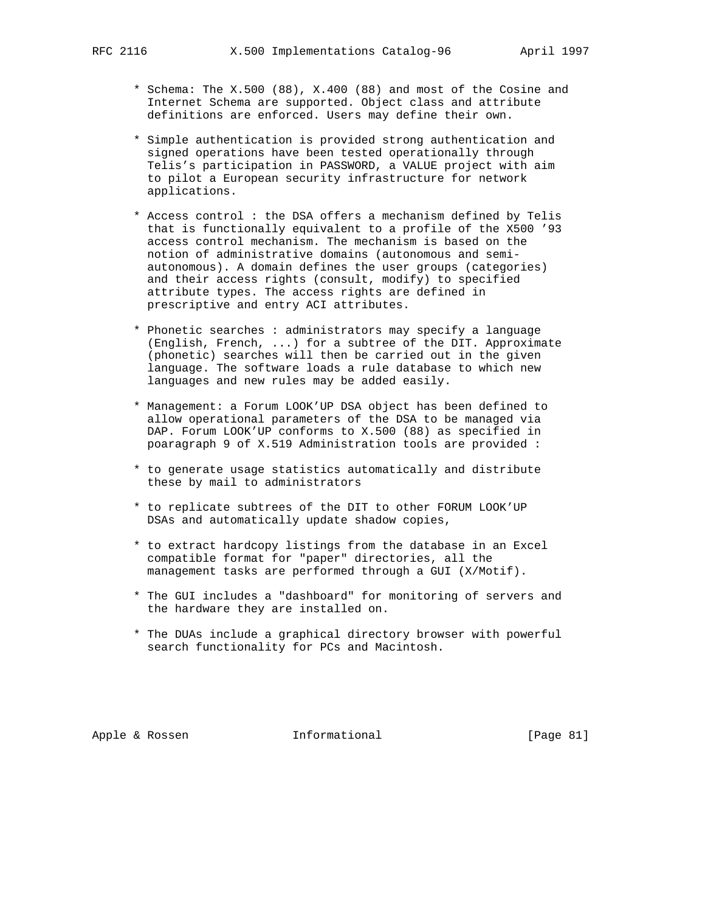* Schema: The X.500 (88), X.400 (88) and most of the Cosine and Internet Schema are supported. Object class and attribute definitions are enforced. Users may define their own.

* Simple authentication is provided strong authentication and signed operations have been tested operationally through Telis's participation in PASSWORD, a VALUE project with aim to pilot a European security infrastructure for network applications.

* Access control : the DSA offers a mechanism defined by Telis that is functionally equivalent to a profile of the X500 '93 access control mechanism. The mechanism is based on the notion of administrative domains (autonomous and semi-autonomous). A domain defines the user groups (categories) and their access rights (consult, modify) to specified attribute types. The access rights are defined in prescriptive and entry ACI attributes.

* Phonetic searches : administrators may specify a language (English, French, ...) for a subtree of the DIT. Approximate (phonetic) searches will then be carried out in the given language. The software loads a rule database to which new languages and new rules may be added easily.

* Management: a Forum LOOK'UP DSA object has been defined to allow operational parameters of the DSA to be managed via DAP. Forum LOOK'UP conforms to X.500 (88) as specified in poaragraph 9 of X.519 Administration tools are provided :

* to generate usage statistics automatically and distribute these by mail to administrators

* to replicate subtrees of the DIT to other FORUM LOOK'UP DSAs and automatically update shadow copies,

* to extract hardcopy listings from the database in an Excel compatible format for "paper" directories, all the management tasks are performed through a GUI (X/Motif).

* The GUI includes a "dashboard" for monitoring of servers and the hardware they are installed on.

* The DUAs include a graphical directory browser with powerful search functionality for PCs and Macintosh.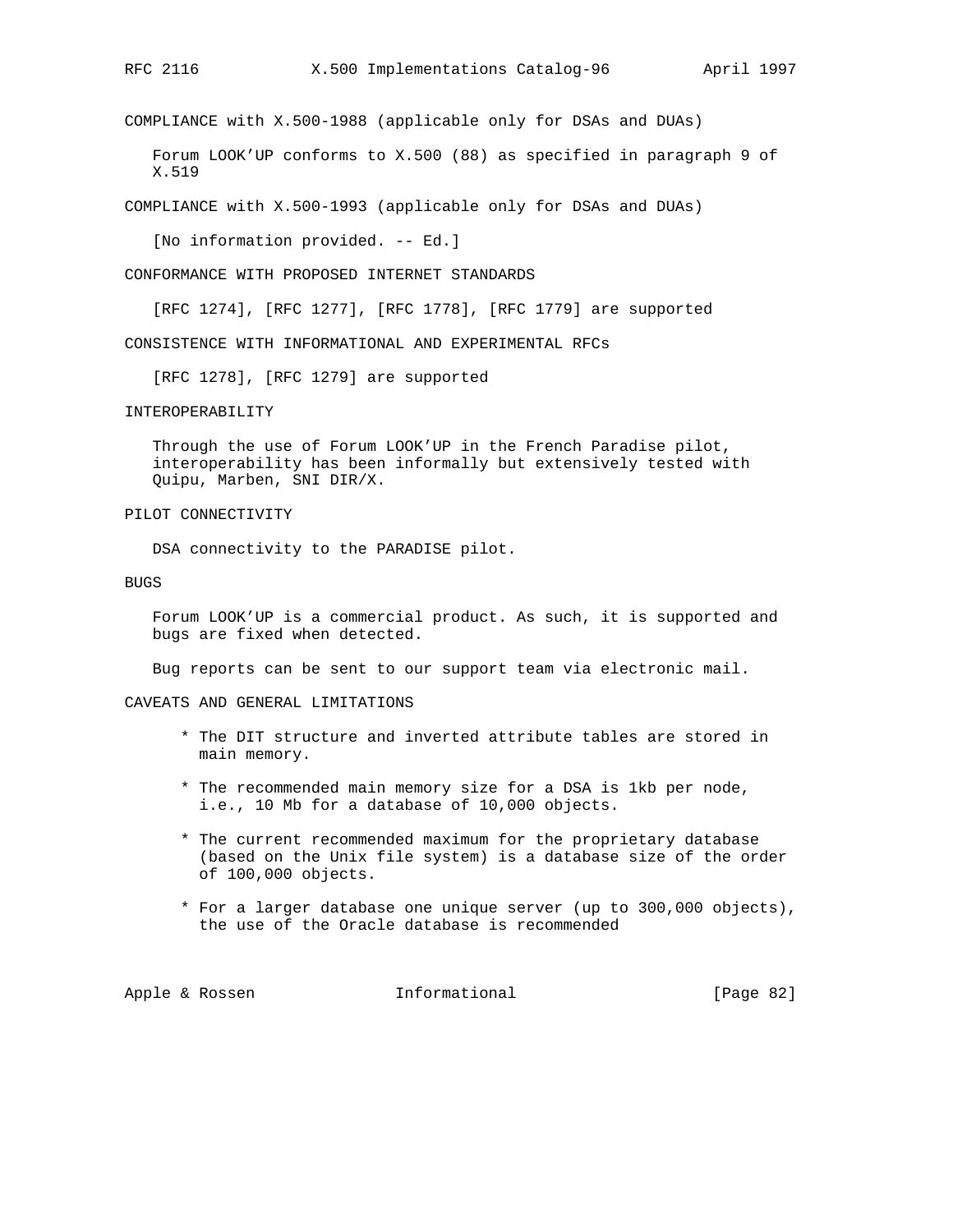COMPLIANCE with X.500-1988 (applicable only for DSAs and DUAs)

Forum LOOK'UP conforms to X.500 (88) as specified in paragraph 9 of X.519

COMPLIANCE with X.500-1993 (applicable only for DSAs and DUAs)

[No information provided. -- Ed.]

CONFORMANCE WITH PROPOSED INTERNET STANDARDS

[RFC 1274], [RFC 1277], [RFC 1778], [RFC 1779] are supported

CONSISTENCE WITH INFORMATIONAL AND EXPERIMENTAL RFCs

[RFC 1278], [RFC 1279] are supported

INTEROPERABILITY

Through the use of Forum LOOK'UP in the French Paradise pilot, interoperability has been informally but extensively tested with Quipu, Marben, SNI DIR/X.

PILOT CONNECTIVITY

DSA connectivity to the PARADISE pilot.

BUGS

Forum LOOK'UP is a commercial product. As such, it is supported and bugs are fixed when detected.

Bug reports can be sent to our support team via electronic mail.

CAVEATS AND GENERAL LIMITATIONS

* The DIT structure and inverted attribute tables are stored in main memory.

* The recommended main memory size for a DSA is 1kb per node, i.e., 10 Mb for a database of 10,000 objects.

* The current recommended maximum for the proprietary database (based on the Unix file system) is a database size of the order of 100,000 objects.

* For a larger database one unique server (up to 300,000 objects), the use of the Oracle database is recommended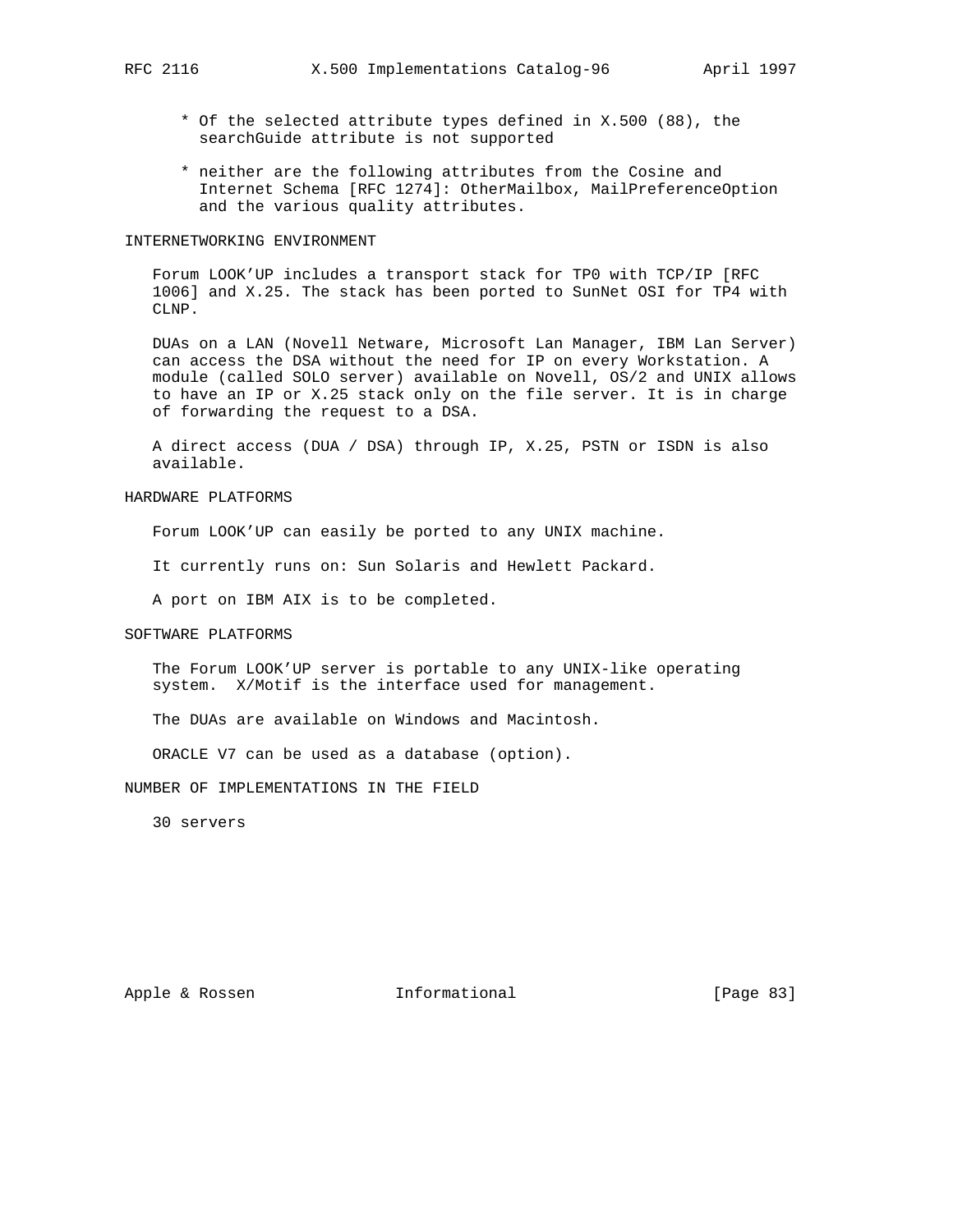* Of the selected attribute types defined in X.500 (88), the searchGuide attribute is not supported

* neither are the following attributes from the Cosine and Internet Schema [RFC 1274]: OtherMailbox, MailPreferenceOption and the various quality attributes.

## INTERNETWORKING ENVIRONMENT

Forum LOOK'UP includes a transport stack for TP0 with TCP/IP [RFC 1006] and X.25. The stack has been ported to SunNet OSI for TP4 with CLNP.

DUAs on a LAN (Novell Netware, Microsoft Lan Manager, IBM Lan Server) can access the DSA without the need for IP on every Workstation. A module (called SOLO server) available on Novell, OS/2 and UNIX allows to have an IP or X.25 stack only on the file server. It is in charge of forwarding the request to a DSA.

A direct access (DUA / DSA) through IP, X.25, PSTN or ISDN is also available.

## HARDWARE PLATFORMS

Forum LOOK'UP can easily be ported to any UNIX machine.

It currently runs on: Sun Solaris and Hewlett Packard.

A port on IBM AIX is to be completed.

## SOFTWARE PLATFORMS

The Forum LOOK'UP server is portable to any UNIX-like operating system. X/Motif is the interface used for management.

The DUAs are available on Windows and Macintosh.

ORACLE V7 can be used as a database (option).

## NUMBER OF IMPLEMENTATIONS IN THE FIELD

30 servers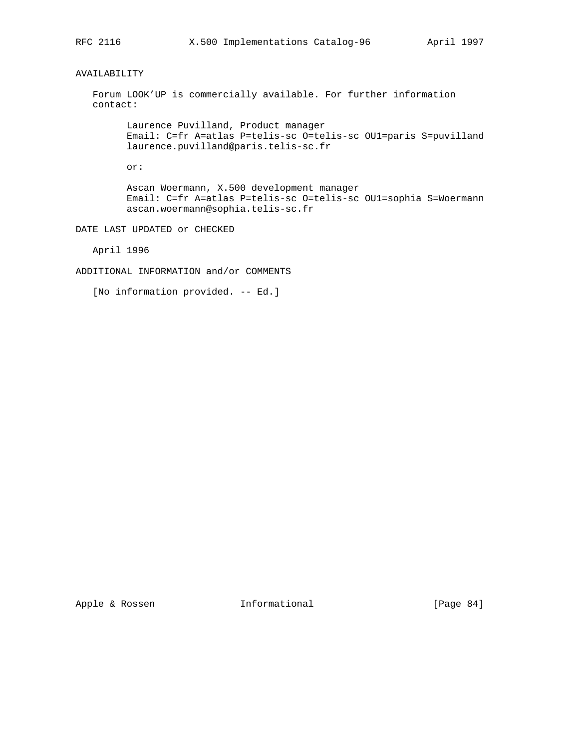## AVAILABILITY

Forum LOOK'UP is commercially available. For further information contact:

Laurence Puvilland, Product manager
Email: C=fr A=atlas P=telis-sc O=telis-sc OU1=paris S=puvilland
laurence.puvilland@paris.telis-sc.fr

or:

Ascan Woermann, X.500 development manager
Email: C=fr A=atlas P=telis-sc O=telis-sc OU1=sophia S=Woermann
ascan.woermann@sophia.telis-sc.fr

## DATE LAST UPDATED or CHECKED

April 1996

## ADDITIONAL INFORMATION and/or COMMENTS

[No information provided. -- Ed.]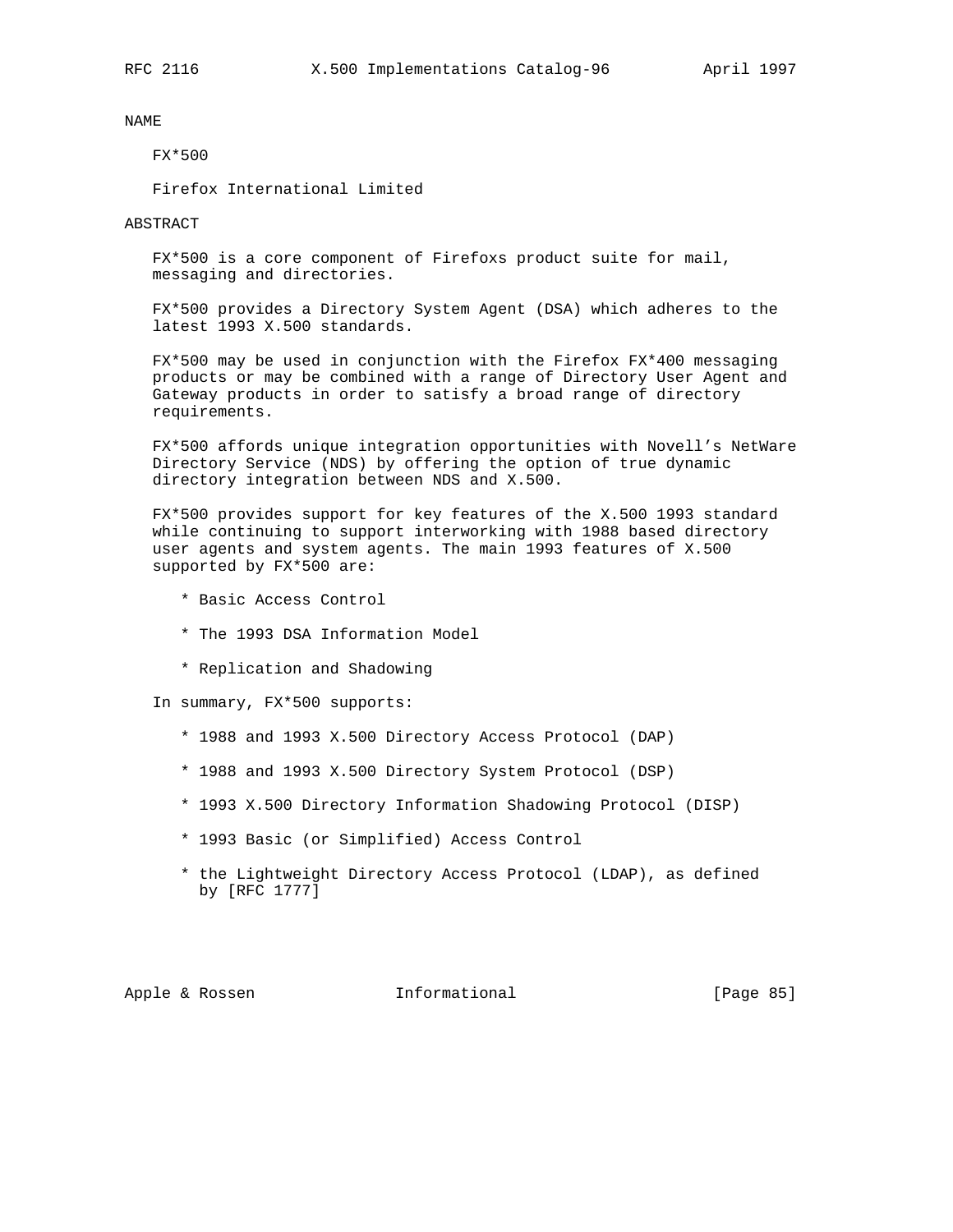NAME

FX*500

Firefox International Limited

ABSTRACT

FX*500 is a core component of Firefoxs product suite for mail, messaging and directories.

FX*500 provides a Directory System Agent (DSA) which adheres to the latest 1993 X.500 standards.

FX*500 may be used in conjunction with the Firefox FX*400 messaging products or may be combined with a range of Directory User Agent and Gateway products in order to satisfy a broad range of directory requirements.

FX*500 affords unique integration opportunities with Novell’s NetWare Directory Service (NDS) by offering the option of true dynamic directory integration between NDS and X.500.

FX*500 provides support for key features of the X.500 1993 standard while continuing to support interworking with 1988 based directory user agents and system agents. The main 1993 features of X.500 supported by FX*500 are:

* Basic Access Control

* The 1993 DSA Information Model

* Replication and Shadowing

In summary, FX*500 supports:

* 1988 and 1993 X.500 Directory Access Protocol (DAP)

* 1988 and 1993 X.500 Directory System Protocol (DSP)

* 1993 X.500 Directory Information Shadowing Protocol (DISP)

* 1993 Basic (or Simplified) Access Control

* the Lightweight Directory Access Protocol (LDAP), as defined by [RFC 1777]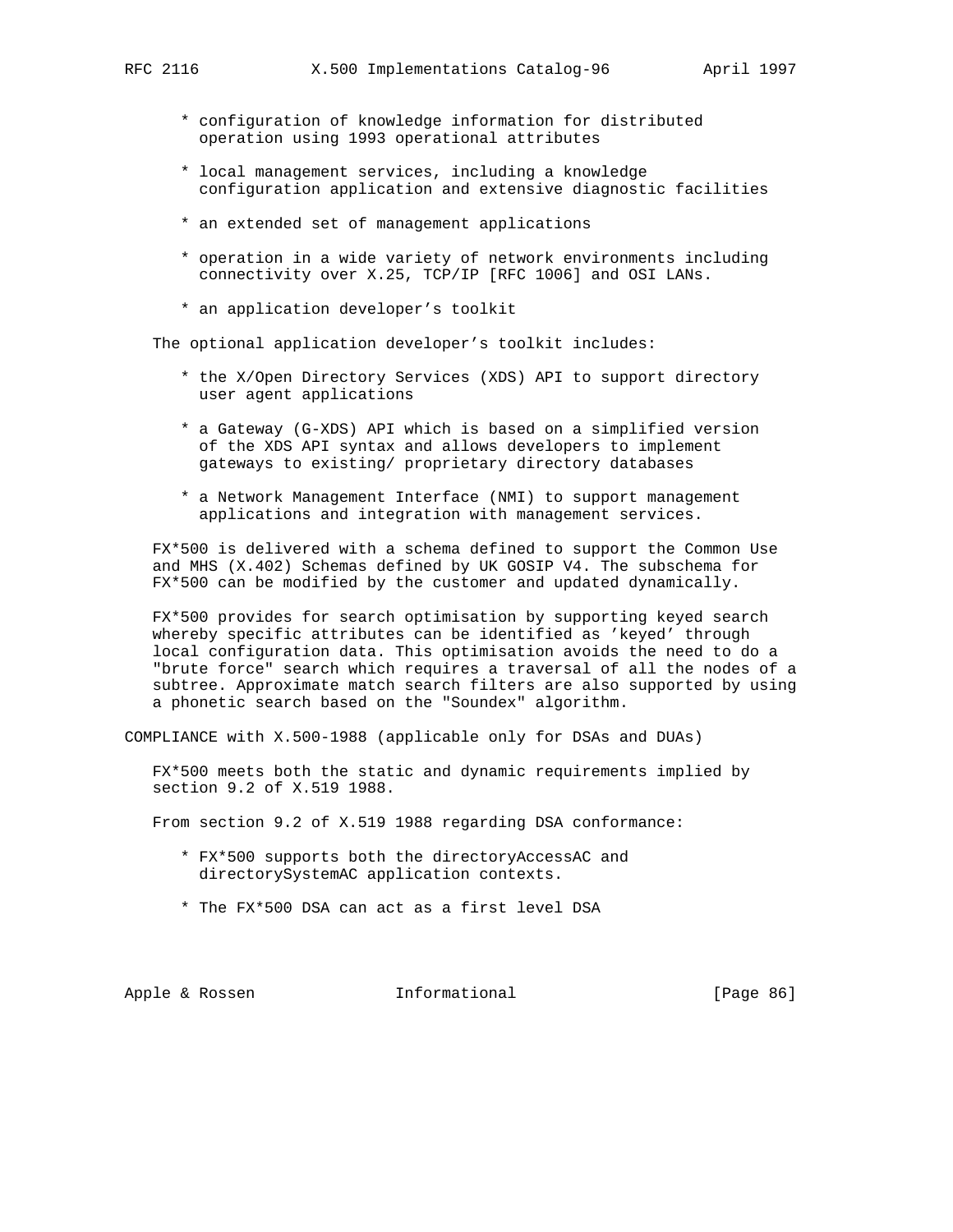* configuration of knowledge information for distributed operation using 1993 operational attributes

* local management services, including a knowledge configuration application and extensive diagnostic facilities

* an extended set of management applications

* operation in a wide variety of network environments including connectivity over X.25, TCP/IP [RFC 1006] and OSI LANs.

* an application developer's toolkit

The optional application developer's toolkit includes:

* the X/Open Directory Services (XDS) API to support directory user agent applications

* a Gateway (G-XDS) API which is based on a simplified version of the XDS API syntax and allows developers to implement gateways to existing/ proprietary directory databases

* a Network Management Interface (NMI) to support management applications and integration with management services.

FX*500 is delivered with a schema defined to support the Common Use and MHS (X.402) Schemas defined by UK GOSIP V4. The subschema for FX*500 can be modified by the customer and updated dynamically.

FX*500 provides for search optimisation by supporting keyed search whereby specific attributes can be identified as 'keyed' through local configuration data. This optimisation avoids the need to do a "brute force" search which requires a traversal of all the nodes of a subtree. Approximate match search filters are also supported by using a phonetic search based on the "Soundex" algorithm.

COMPLIANCE with X.500-1988 (applicable only for DSAs and DUAs)

FX*500 meets both the static and dynamic requirements implied by section 9.2 of X.519 1988.

From section 9.2 of X.519 1988 regarding DSA conformance:

* FX*500 supports both the directoryAccessAC and directorySystemAC application contexts.

* The FX*500 DSA can act as a first level DSA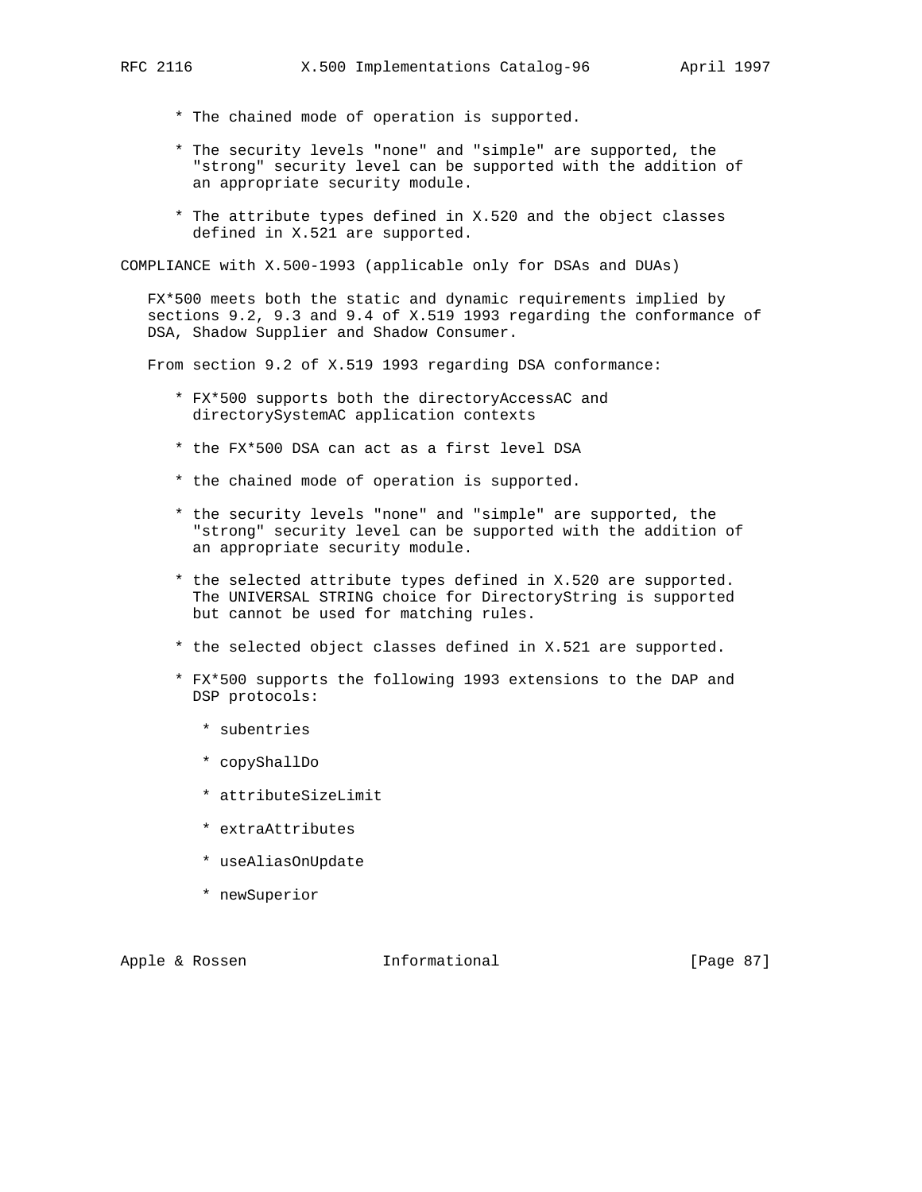* The chained mode of operation is supported.

* The security levels "none" and "simple" are supported, the "strong" security level can be supported with the addition of an appropriate security module.

* The attribute types defined in X.520 and the object classes defined in X.521 are supported.

COMPLIANCE with X.500-1993 (applicable only for DSAs and DUAs)

FX*500 meets both the static and dynamic requirements implied by sections 9.2, 9.3 and 9.4 of X.519 1993 regarding the conformance of DSA, Shadow Supplier and Shadow Consumer.

From section 9.2 of X.519 1993 regarding DSA conformance:

* FX*500 supports both the directoryAccessAC and directorySystemAC application contexts

* the FX*500 DSA can act as a first level DSA

* the chained mode of operation is supported.

* the security levels "none" and "simple" are supported, the "strong" security level can be supported with the addition of an appropriate security module.

* the selected attribute types defined in X.520 are supported. The UNIVERSAL STRING choice for DirectoryString is supported but cannot be used for matching rules.

* the selected object classes defined in X.521 are supported.

* FX*500 supports the following 1993 extensions to the DAP and DSP protocols:

  * subentries

  * copyShallDo

  * attributeSizeLimit

  * extraAttributes

  * useAliasOnUpdate

  * newSuperior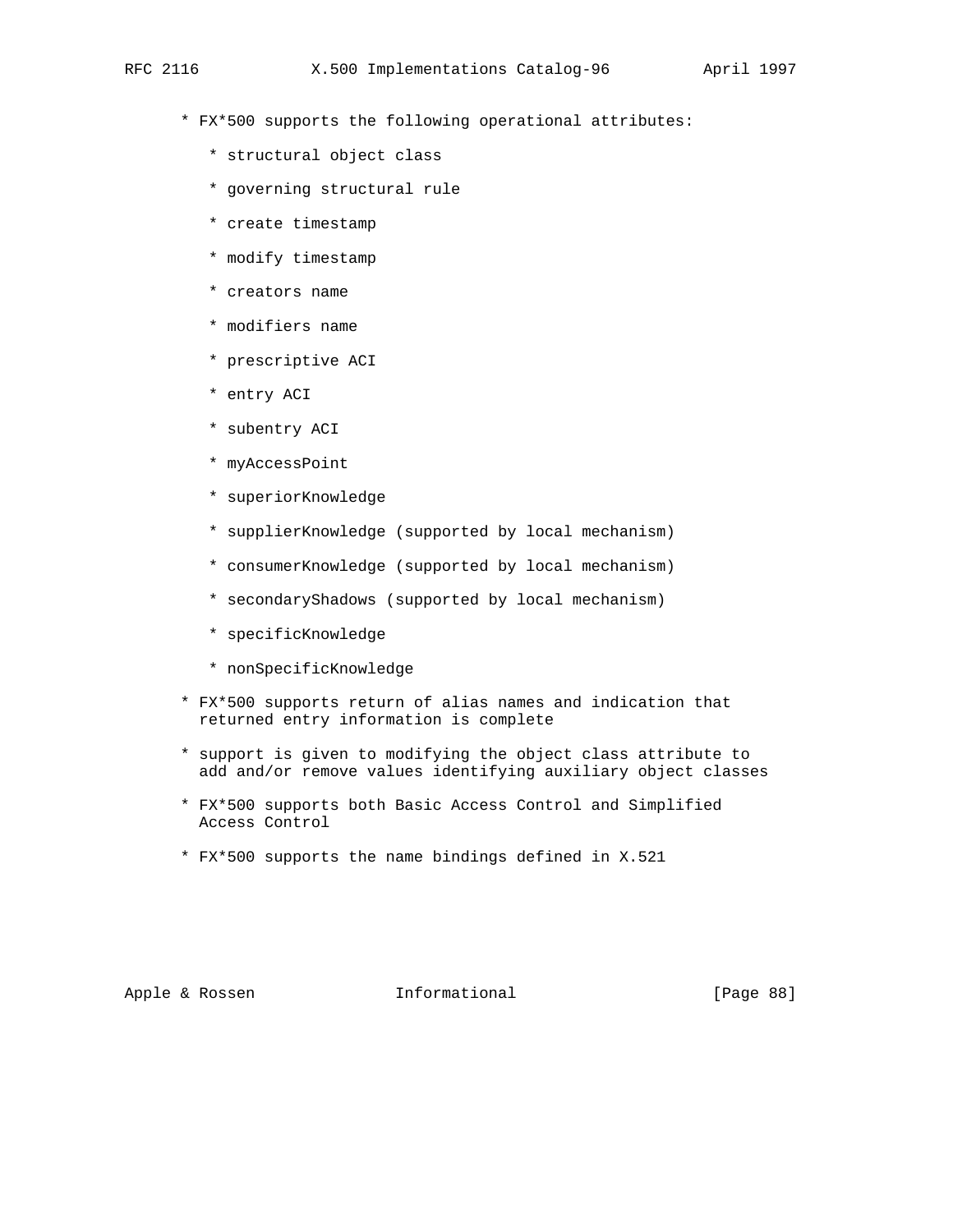* FX*500 supports the following operational attributes:

    * structural object class
    * governing structural rule
    * create timestamp
    * modify timestamp
    * creators name
    * modifiers name
    * prescriptive ACI
    * entry ACI
    * subentry ACI
    * myAccessPoint
    * superiorKnowledge
    * supplierKnowledge (supported by local mechanism)
    * consumerKnowledge (supported by local mechanism)
    * secondaryShadows (supported by local mechanism)
    * specificKnowledge
    * nonSpecificKnowledge

* FX*500 supports return of alias names and indication that returned entry information is complete

* support is given to modifying the object class attribute to add and/or remove values identifying auxiliary object classes

* FX*500 supports both Basic Access Control and Simplified Access Control

* FX*500 supports the name bindings defined in X.521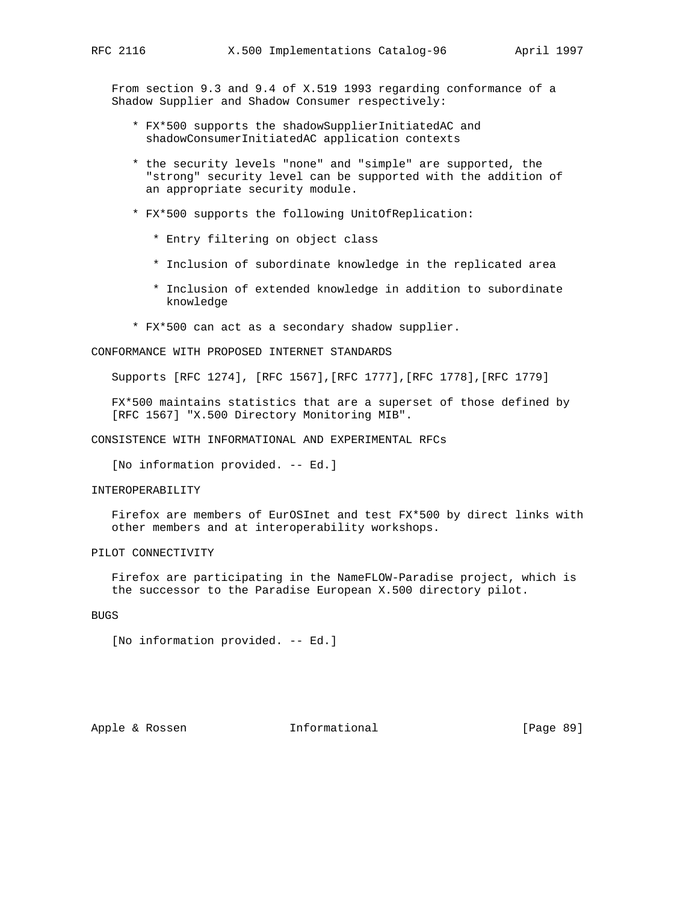From section 9.3 and 9.4 of X.519 1993 regarding conformance of a Shadow Supplier and Shadow Consumer respectively:

* FX*500 supports the shadowSupplierInitiatedAC and shadowConsumerInitiatedAC application contexts

* the security levels "none" and "simple" are supported, the "strong" security level can be supported with the addition of an appropriate security module.

* FX*500 supports the following UnitOfReplication:

    * Entry filtering on object class

    * Inclusion of subordinate knowledge in the replicated area

    * Inclusion of extended knowledge in addition to subordinate knowledge

* FX*500 can act as a secondary shadow supplier.

## CONFORMANCE WITH PROPOSED INTERNET STANDARDS

Supports [RFC 1274], [RFC 1567],[RFC 1777],[RFC 1778],[RFC 1779]

FX*500 maintains statistics that are a superset of those defined by [RFC 1567] "X.500 Directory Monitoring MIB".

## CONSISTENCE WITH INFORMATIONAL AND EXPERIMENTAL RFCs

[No information provided. -- Ed.]

## INTEROPERABILITY

Firefox are members of EurOSInet and test FX*500 by direct links with other members and at interoperability workshops.

## PILOT CONNECTIVITY

Firefox are participating in the NameFLOW-Paradise project, which is the successor to the Paradise European X.500 directory pilot.

## BUGS

[No information provided. -- Ed.]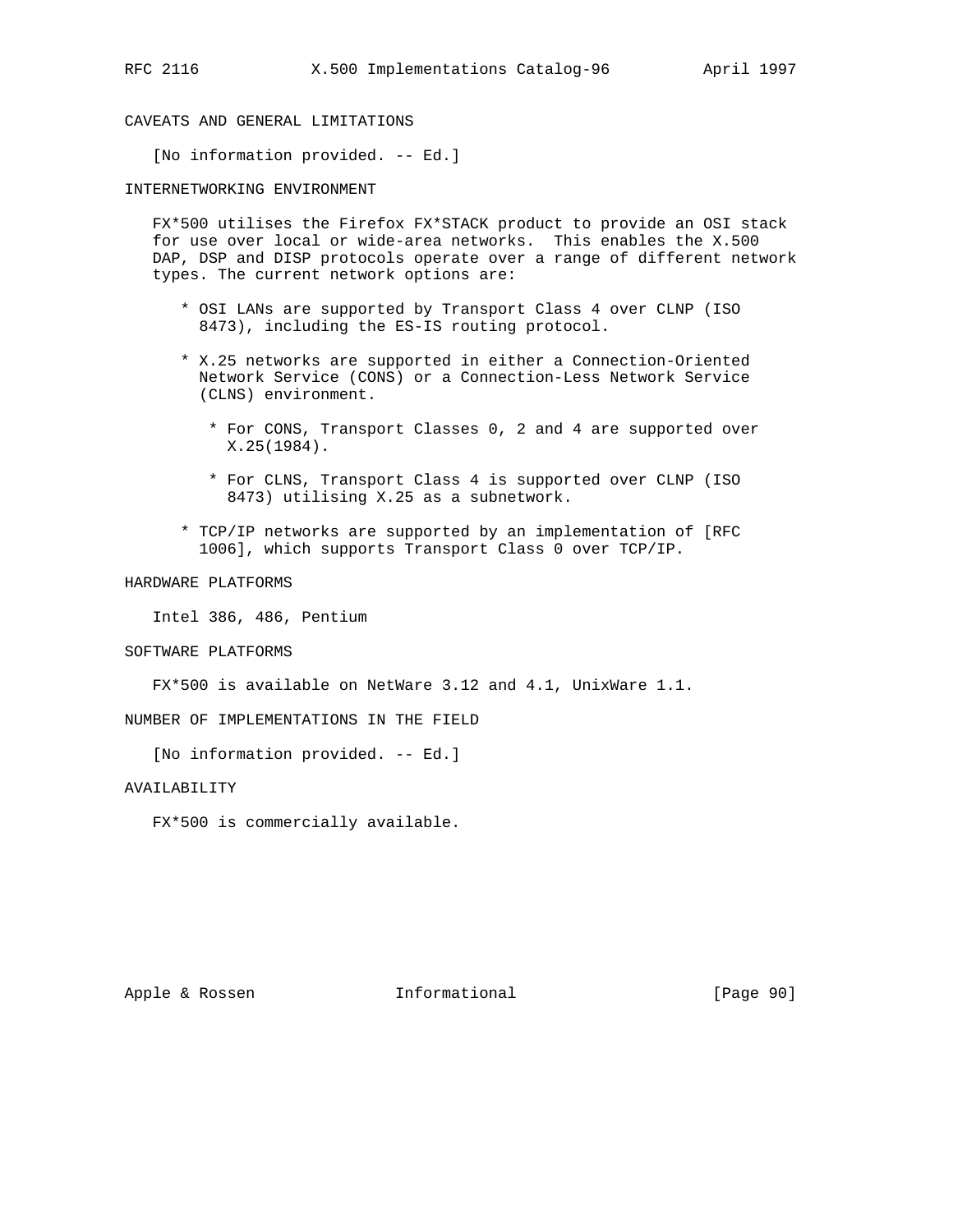## CAVEATS AND GENERAL LIMITATIONS

[No information provided. -- Ed.]

## INTERNETWORKING ENVIRONMENT

FX*500 utilises the Firefox FX*STACK product to provide an OSI stack for use over local or wide-area networks. This enables the X.500 DAP, DSP and DISP protocols operate over a range of different network types. The current network options are:

* OSI LANs are supported by Transport Class 4 over CLNP (ISO 8473), including the ES-IS routing protocol.
* X.25 networks are supported in either a Connection-Oriented Network Service (CONS) or a Connection-Less Network Service (CLNS) environment.
    * For CONS, Transport Classes 0, 2 and 4 are supported over X.25(1984).
    * For CLNS, Transport Class 4 is supported over CLNP (ISO 8473) utilising X.25 as a subnetwork.
* TCP/IP networks are supported by an implementation of [RFC 1006], which supports Transport Class 0 over TCP/IP.

## HARDWARE PLATFORMS

Intel 386, 486, Pentium

## SOFTWARE PLATFORMS

FX*500 is available on NetWare 3.12 and 4.1, UnixWare 1.1.

## NUMBER OF IMPLEMENTATIONS IN THE FIELD

[No information provided. -- Ed.]

## AVAILABILITY

FX*500 is commercially available.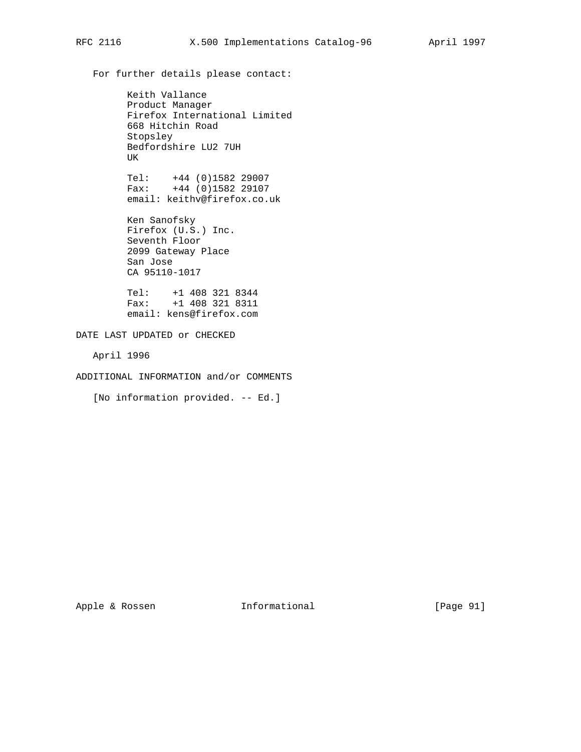For further details please contact:

Keith Vallance
Product Manager
Firefox International Limited
668 Hitchin Road
Stopsley
Bedfordshire LU2 7UH
UK

Tel: +44 (0)1582 29007
Fax: +44 (0)1582 29107
email: keithv@firefox.co.uk

Ken Sanofsky
Firefox (U.S.) Inc.
Seventh Floor
2099 Gateway Place
San Jose
CA 95110-1017

Tel: +1 408 321 8344
Fax: +1 408 321 8311
email: kens@firefox.com

DATE LAST UPDATED or CHECKED

April 1996

ADDITIONAL INFORMATION and/or COMMENTS

[No information provided. -- Ed.]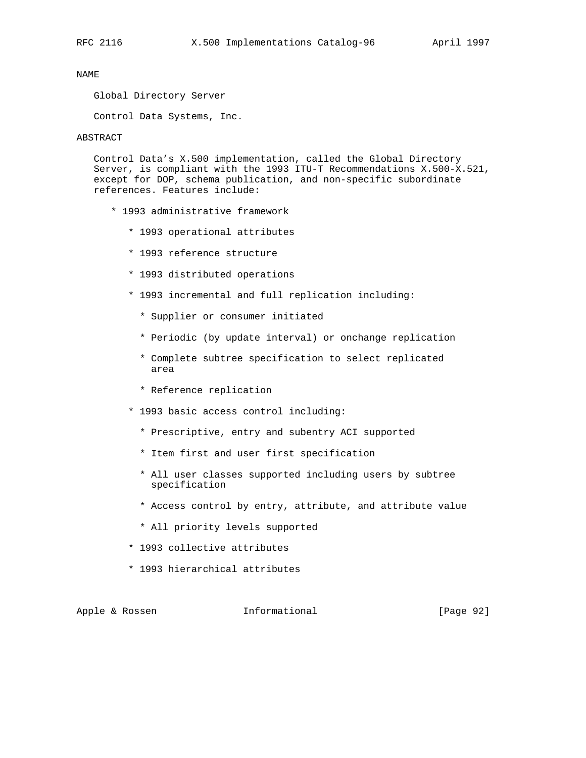NAME

Global Directory Server

Control Data Systems, Inc.

ABSTRACT

Control Data's X.500 implementation, called the Global Directory Server, is compliant with the 1993 ITU-T Recommendations X.500-X.521, except for DOP, schema publication, and non-specific subordinate references. Features include:

* 1993 administrative framework
    * 1993 operational attributes
    * 1993 reference structure
    * 1993 distributed operations
    * 1993 incremental and full replication including:
        * Supplier or consumer initiated
        * Periodic (by update interval) or onchange replication
        * Complete subtree specification to select replicated area
        * Reference replication
    * 1993 basic access control including:
        * Prescriptive, entry and subentry ACI supported
        * Item first and user first specification
        * All user classes supported including users by subtree specification
        * Access control by entry, attribute, and attribute value
        * All priority levels supported
    * 1993 collective attributes
    * 1993 hierarchical attributes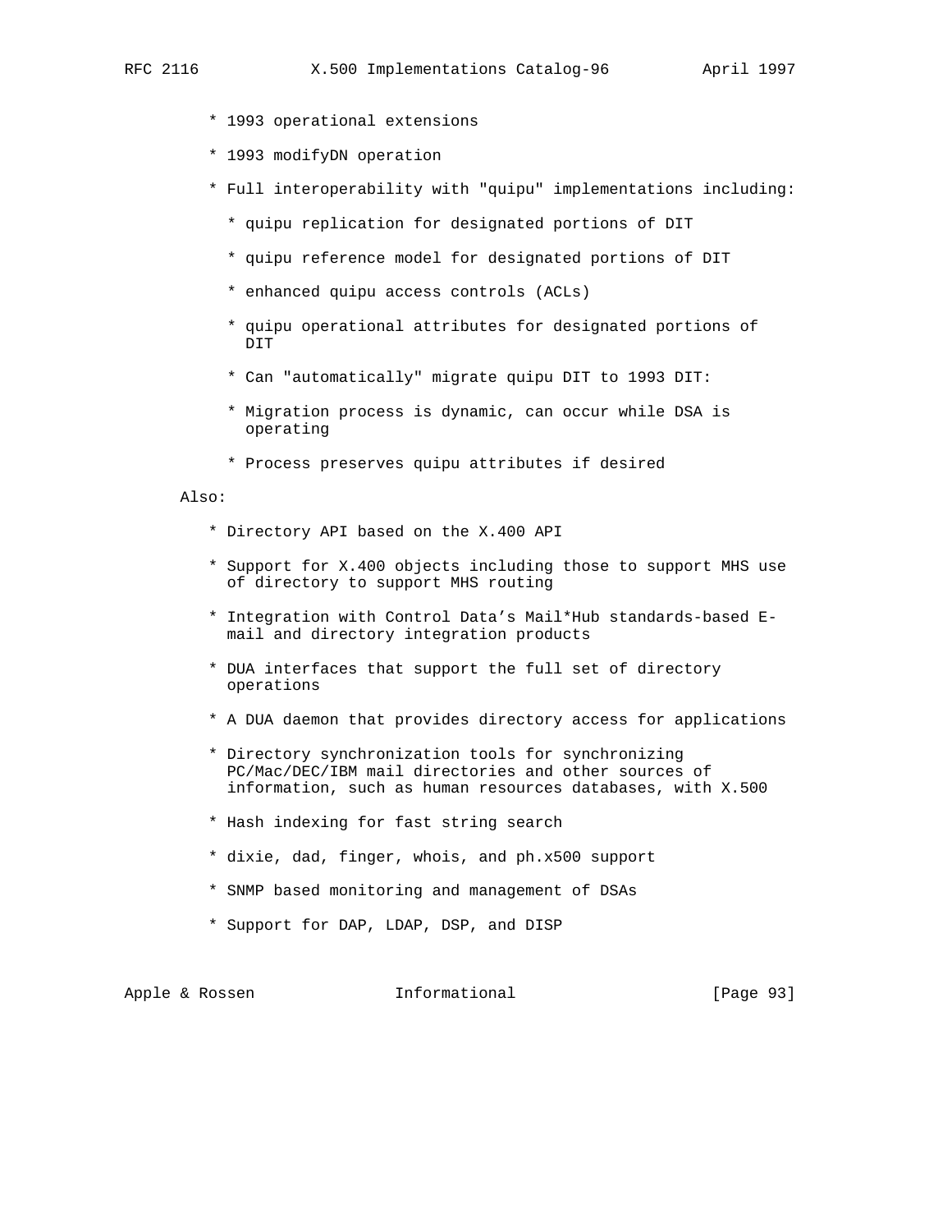* 1993 operational extensions

* 1993 modifyDN operation

* Full interoperability with "quipu" implementations including:

  * quipu replication for designated portions of DIT

  * quipu reference model for designated portions of DIT

  * enhanced quipu access controls (ACLs)

  * quipu operational attributes for designated portions of DIT

  * Can "automatically" migrate quipu DIT to 1993 DIT:

  * Migration process is dynamic, can occur while DSA is operating

  * Process preserves quipu attributes if desired

Also:

* Directory API based on the X.400 API

* Support for X.400 objects including those to support MHS use of directory to support MHS routing

* Integration with Control Data's Mail*Hub standards-based E-mail and directory integration products

* DUA interfaces that support the full set of directory operations

* A DUA daemon that provides directory access for applications

* Directory synchronization tools for synchronizing PC/Mac/DEC/IBM mail directories and other sources of information, such as human resources databases, with X.500

* Hash indexing for fast string search

* dixie, dad, finger, whois, and ph.x500 support

* SNMP based monitoring and management of DSAs

* Support for DAP, LDAP, DSP, and DISP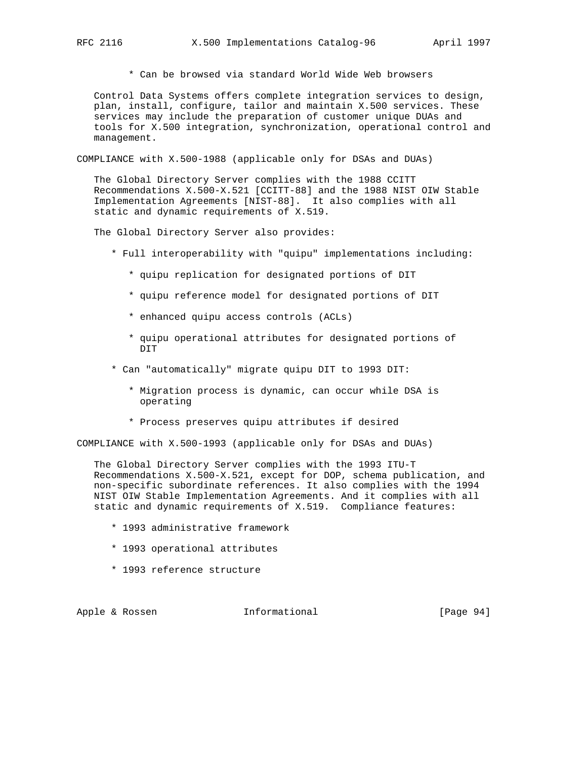* Can be browsed via standard World Wide Web browsers

Control Data Systems offers complete integration services to design, plan, install, configure, tailor and maintain X.500 services. These services may include the preparation of customer unique DUAs and tools for X.500 integration, synchronization, operational control and management.

COMPLIANCE with X.500-1988 (applicable only for DSAs and DUAs)

The Global Directory Server complies with the 1988 CCITT Recommendations X.500-X.521 [CCITT-88] and the 1988 NIST OIW Stable Implementation Agreements [NIST-88]. It also complies with all static and dynamic requirements of X.519.

The Global Directory Server also provides:

* Full interoperability with "quipu" implementations including:
    * quipu replication for designated portions of DIT
    * quipu reference model for designated portions of DIT
    * enhanced quipu access controls (ACLs)
    * quipu operational attributes for designated portions of DIT
* Can "automatically" migrate quipu DIT to 1993 DIT:
    * Migration process is dynamic, can occur while DSA is operating
    * Process preserves quipu attributes if desired

COMPLIANCE with X.500-1993 (applicable only for DSAs and DUAs)

The Global Directory Server complies with the 1993 ITU-T Recommendations X.500-X.521, except for DOP, schema publication, and non-specific subordinate references. It also complies with the 1994 NIST OIW Stable Implementation Agreements. And it complies with all static and dynamic requirements of X.519. Compliance features:

* 1993 administrative framework
* 1993 operational attributes
* 1993 reference structure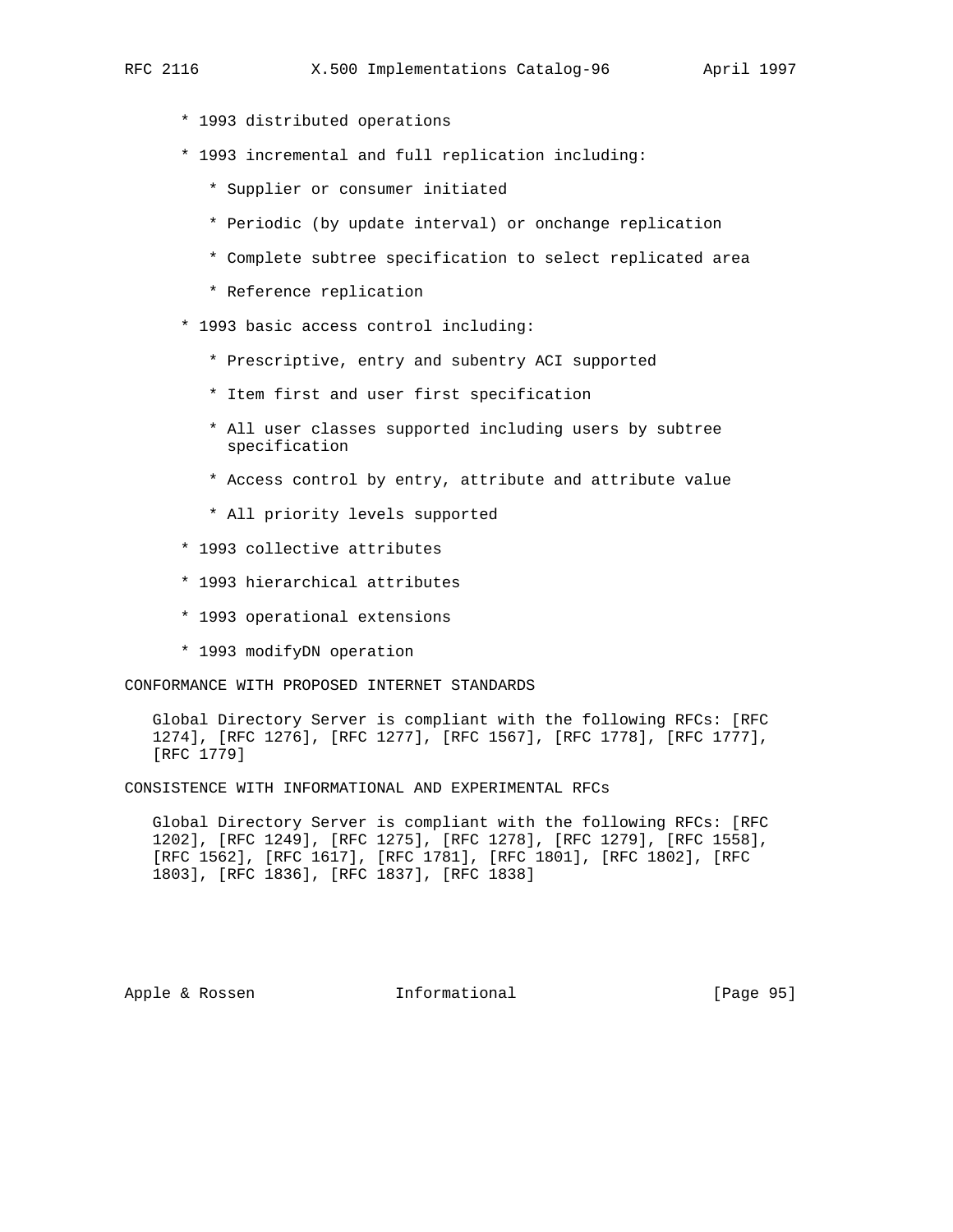* 1993 distributed operations

* 1993 incremental and full replication including:

  * Supplier or consumer initiated

  * Periodic (by update interval) or onchange replication

  * Complete subtree specification to select replicated area

  * Reference replication

* 1993 basic access control including:

  * Prescriptive, entry and subentry ACI supported

  * Item first and user first specification

  * All user classes supported including users by subtree specification

  * Access control by entry, attribute and attribute value

  * All priority levels supported

* 1993 collective attributes

* 1993 hierarchical attributes

* 1993 operational extensions

* 1993 modifyDN operation

CONFORMANCE WITH PROPOSED INTERNET STANDARDS

Global Directory Server is compliant with the following RFCs: [RFC 1274], [RFC 1276], [RFC 1277], [RFC 1567], [RFC 1778], [RFC 1777], [RFC 1779]

CONSISTENCE WITH INFORMATIONAL AND EXPERIMENTAL RFCs

Global Directory Server is compliant with the following RFCs: [RFC 1202], [RFC 1249], [RFC 1275], [RFC 1278], [RFC 1279], [RFC 1558], [RFC 1562], [RFC 1617], [RFC 1781], [RFC 1801], [RFC 1802], [RFC 1803], [RFC 1836], [RFC 1837], [RFC 1838]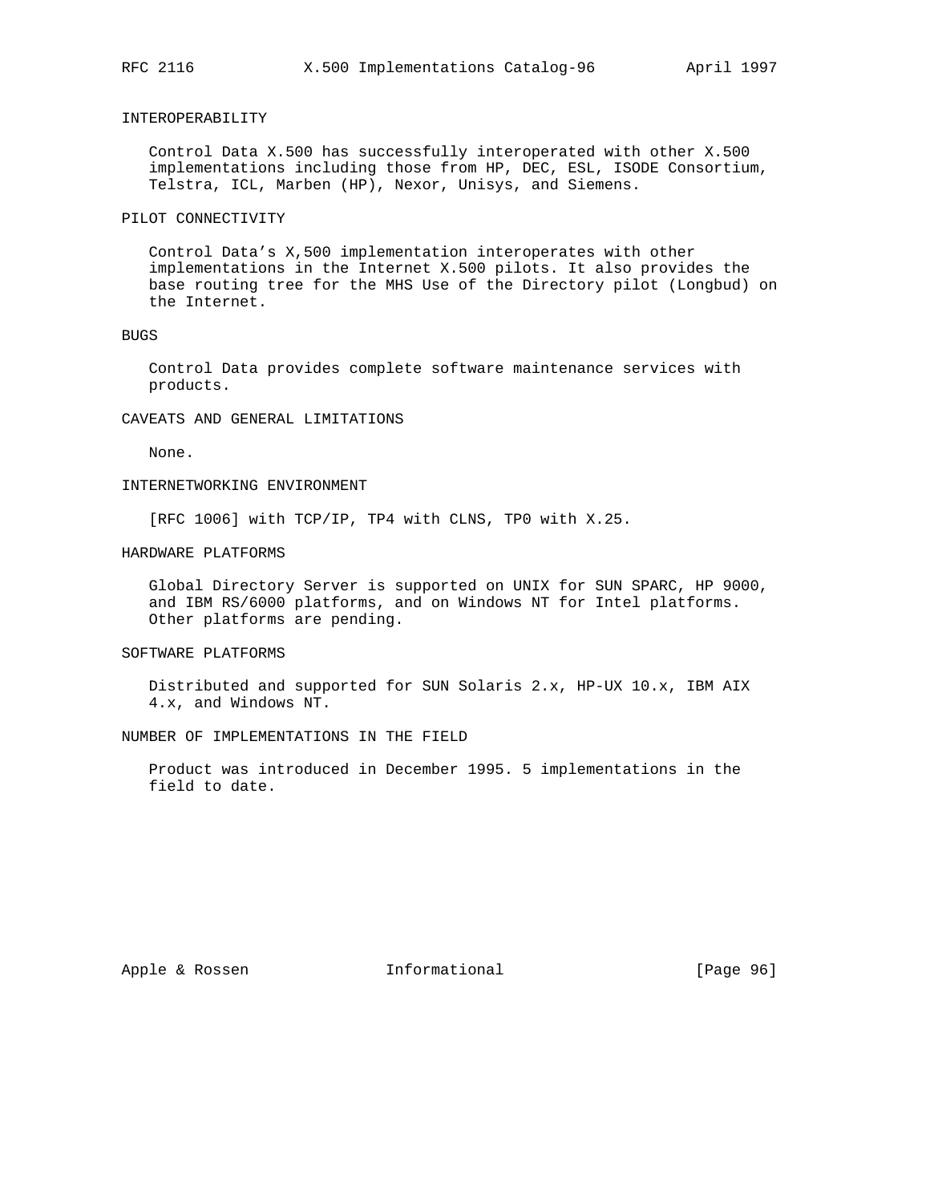### INTEROPERABILITY

Control Data X.500 has successfully interoperated with other X.500 implementations including those from HP, DEC, ESL, ISODE Consortium, Telstra, ICL, Marben (HP), Nexor, Unisys, and Siemens.

### PILOT CONNECTIVITY

Control Data's X,500 implementation interoperates with other implementations in the Internet X.500 pilots. It also provides the base routing tree for the MHS Use of the Directory pilot (Longbud) on the Internet.

### BUGS

Control Data provides complete software maintenance services with products.

### CAVEATS AND GENERAL LIMITATIONS

None.

### INTERNETWORKING ENVIRONMENT

[RFC 1006] with TCP/IP, TP4 with CLNS, TP0 with X.25.

### HARDWARE PLATFORMS

Global Directory Server is supported on UNIX for SUN SPARC, HP 9000, and IBM RS/6000 platforms, and on Windows NT for Intel platforms. Other platforms are pending.

### SOFTWARE PLATFORMS

Distributed and supported for SUN Solaris 2.x, HP-UX 10.x, IBM AIX 4.x, and Windows NT.

### NUMBER OF IMPLEMENTATIONS IN THE FIELD

Product was introduced in December 1995. 5 implementations in the field to date.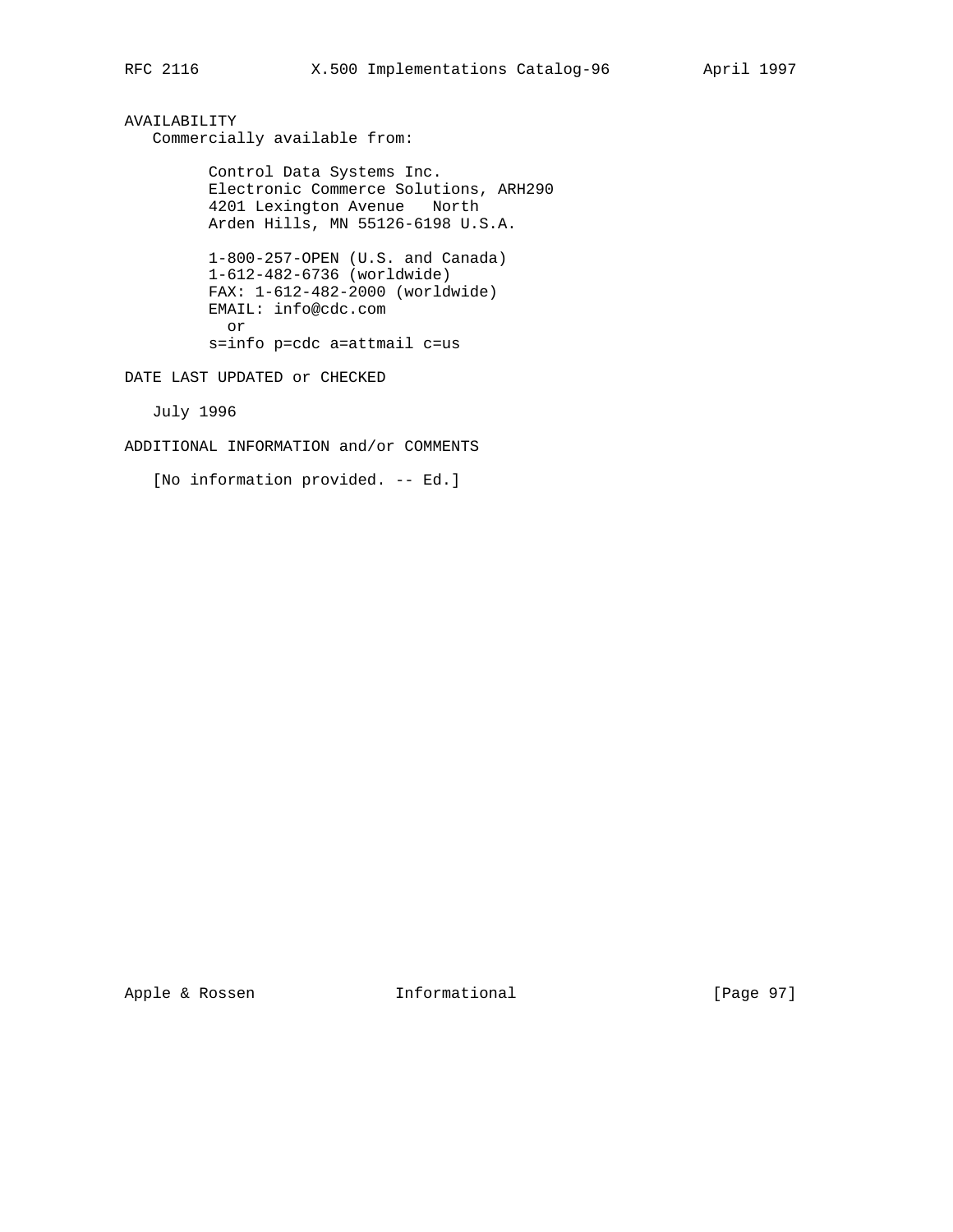AVAILABILITY

Commercially available from:

Control Data Systems Inc.
Electronic Commerce Solutions, ARH290
4201 Lexington Avenue   North
Arden Hills, MN 55126-6198 U.S.A.

1-800-257-OPEN (U.S. and Canada)
1-612-482-6736 (worldwide)
FAX: 1-612-482-2000 (worldwide)
EMAIL: info@cdc.com
  or
s=info p=cdc a=attmail c=us

DATE LAST UPDATED or CHECKED

July 1996

ADDITIONAL INFORMATION and/or COMMENTS

[No information provided. -- Ed.]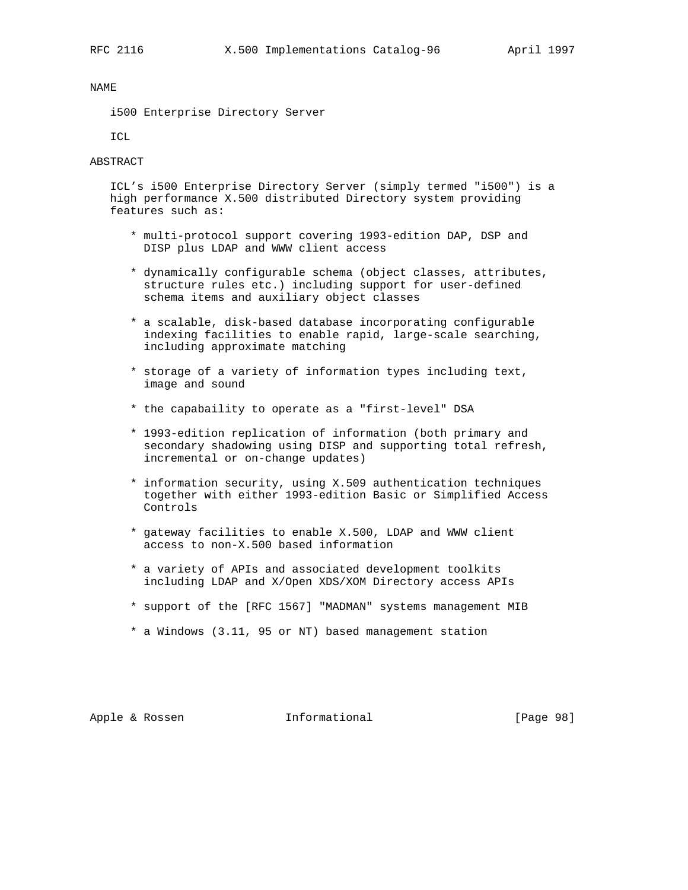## NAME

i500 Enterprise Directory Server

ICL

## ABSTRACT

ICL's i500 Enterprise Directory Server (simply termed "i500") is a high performance X.500 distributed Directory system providing features such as:

* multi-protocol support covering 1993-edition DAP, DSP and DISP plus LDAP and WWW client access

* dynamically configurable schema (object classes, attributes, structure rules etc.) including support for user-defined schema items and auxiliary object classes

* a scalable, disk-based database incorporating configurable indexing facilities to enable rapid, large-scale searching, including approximate matching

* storage of a variety of information types including text, image and sound

* the capabaility to operate as a "first-level" DSA

* 1993-edition replication of information (both primary and secondary shadowing using DISP and supporting total refresh, incremental or on-change updates)

* information security, using X.509 authentication techniques together with either 1993-edition Basic or Simplified Access Controls

* gateway facilities to enable X.500, LDAP and WWW client access to non-X.500 based information

* a variety of APIs and associated development toolkits including LDAP and X/Open XDS/XOM Directory access APIs

* support of the [RFC 1567] "MADMAN" systems management MIB

* a Windows (3.11, 95 or NT) based management station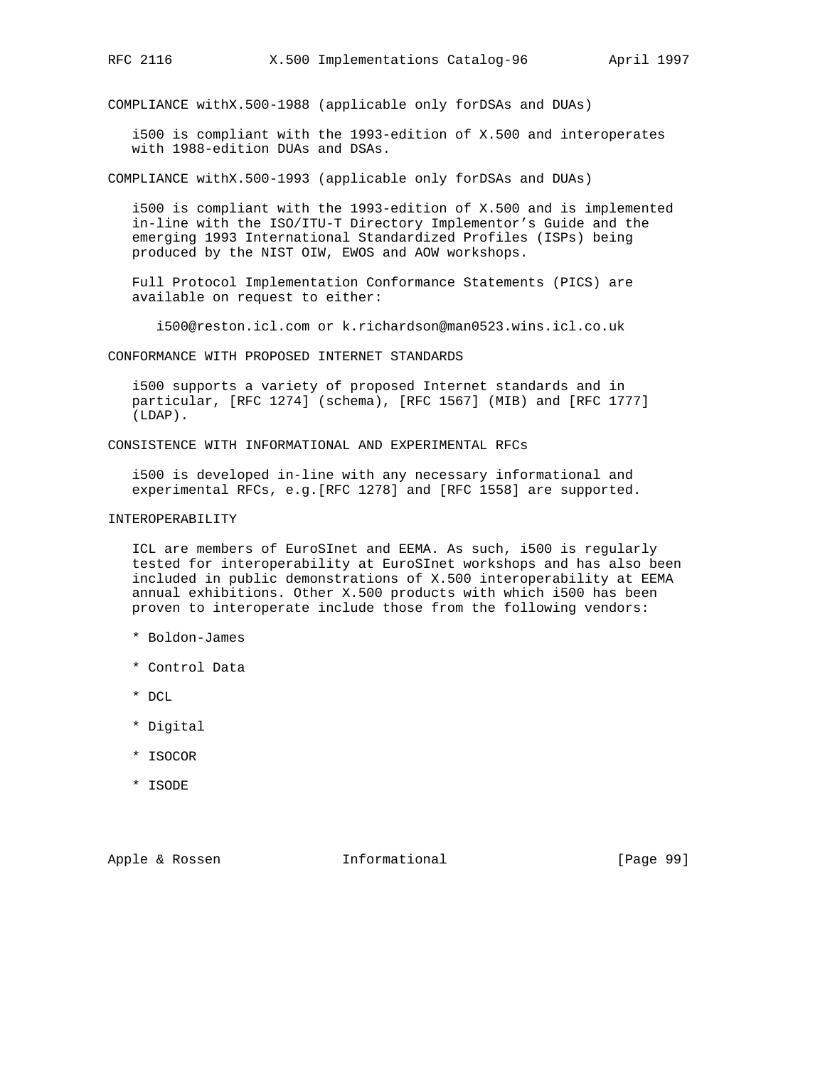COMPLIANCE withX.500-1988 (applicable only forDSAs and DUAs)

i500 is compliant with the 1993-edition of X.500 and interoperates with 1988-edition DUAs and DSAs.

COMPLIANCE withX.500-1993 (applicable only forDSAs and DUAs)

i500 is compliant with the 1993-edition of X.500 and is implemented in-line with the ISO/ITU-T Directory Implementor's Guide and the emerging 1993 International Standardized Profiles (ISPs) being produced by the NIST OIW, EWOS and AOW workshops.

Full Protocol Implementation Conformance Statements (PICS) are available on request to either:

i500@reston.icl.com or k.richardson@man0523.wins.icl.co.uk

CONFORMANCE WITH PROPOSED INTERNET STANDARDS

i500 supports a variety of proposed Internet standards and in particular, [RFC 1274] (schema), [RFC 1567] (MIB) and [RFC 1777] (LDAP).

CONSISTENCE WITH INFORMATIONAL AND EXPERIMENTAL RFCs

i500 is developed in-line with any necessary informational and experimental RFCs, e.g.[RFC 1278] and [RFC 1558] are supported.

INTEROPERABILITY

ICL are members of EuroSInet and EEMA. As such, i500 is regularly tested for interoperability at EuroSInet workshops and has also been included in public demonstrations of X.500 interoperability at EEMA annual exhibitions. Other X.500 products with which i500 has been proven to interoperate include those from the following vendors:

* Boldon-James
* Control Data
* DCL
* Digital
* ISOCOR
* ISODE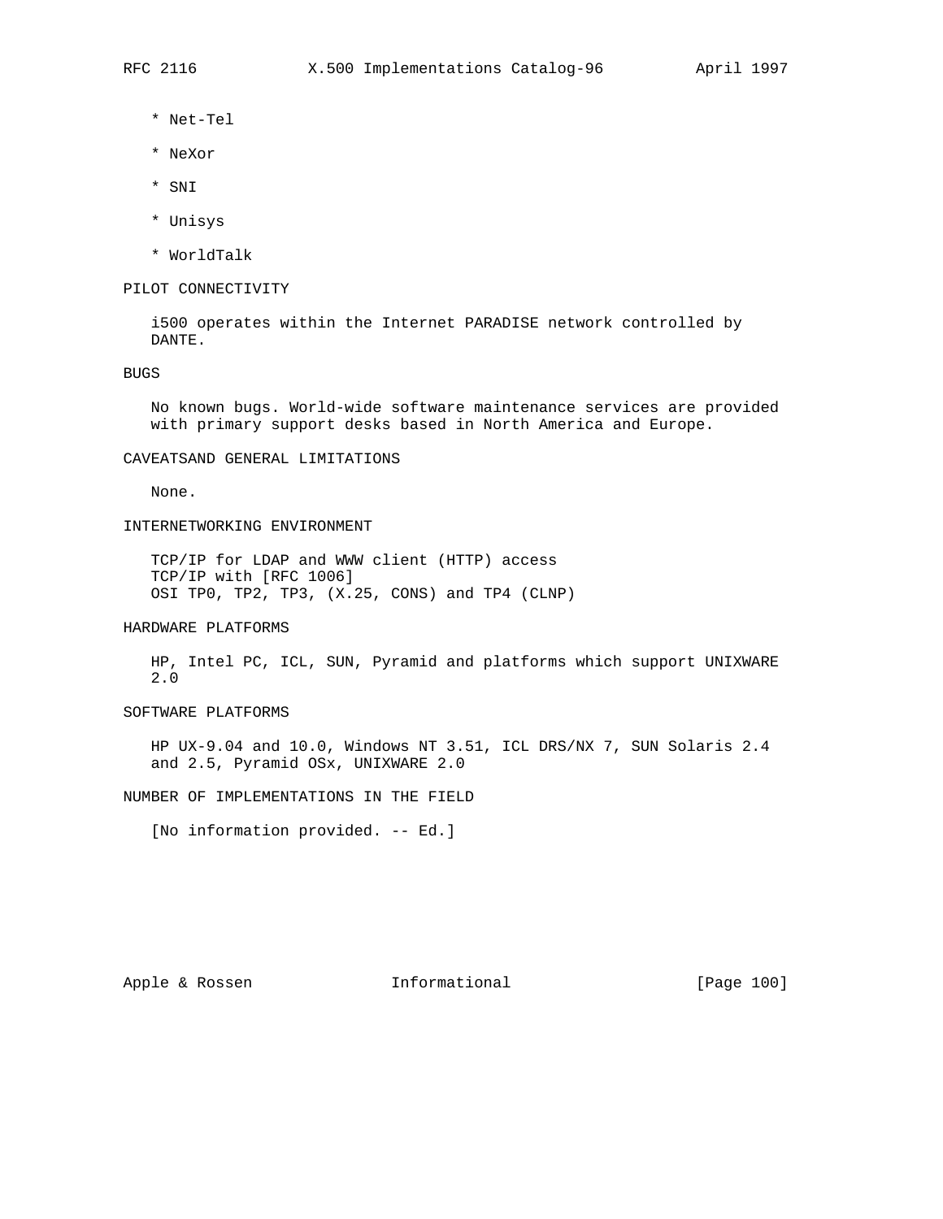* Net-Tel

* NeXor

* SNI

* Unisys

* WorldTalk

PILOT CONNECTIVITY

i500 operates within the Internet PARADISE network controlled by DANTE.

BUGS

No known bugs. World-wide software maintenance services are provided with primary support desks based in North America and Europe.

CAVEATSAND GENERAL LIMITATIONS

None.

INTERNETWORKING ENVIRONMENT

TCP/IP for LDAP and WWW client (HTTP) access
TCP/IP with [RFC 1006]
OSI TP0, TP2, TP3, (X.25, CONS) and TP4 (CLNP)

HARDWARE PLATFORMS

HP, Intel PC, ICL, SUN, Pyramid and platforms which support UNIXWARE 2.0

SOFTWARE PLATFORMS

HP UX-9.04 and 10.0, Windows NT 3.51, ICL DRS/NX 7, SUN Solaris 2.4 and 2.5, Pyramid OSx, UNIXWARE 2.0

NUMBER OF IMPLEMENTATIONS IN THE FIELD

[No information provided. -- Ed.]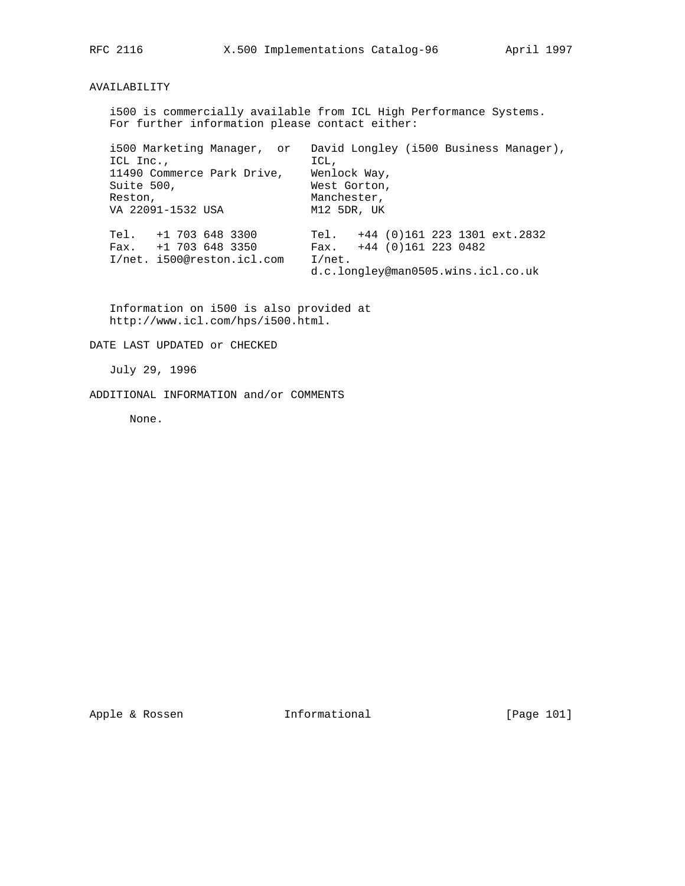## AVAILABILITY

i500 is commercially available from ICL High Performance Systems. For further information please contact either:

```
i500 Marketing Manager,  or   David Longley (i500 Business Manager),
ICL Inc.,                     ICL,
11490 Commerce Park Drive,    Wenlock Way,
Suite 500,                    West Gorton,
Reston,                       Manchester,
VA 22091-1532 USA             M12 5DR, UK

Tel.   +1 703 648 3300        Tel.   +44 (0)161 223 1301 ext.2832
Fax.   +1 703 648 3350        Fax.   +44 (0)161 223 0482
I/net. i500@reston.icl.com    I/net.
                              d.c.longley@man0505.wins.icl.co.uk
```

Information on i500 is also provided at http://www.icl.com/hps/i500.html.

## DATE LAST UPDATED or CHECKED

July 29, 1996

## ADDITIONAL INFORMATION and/or COMMENTS

None.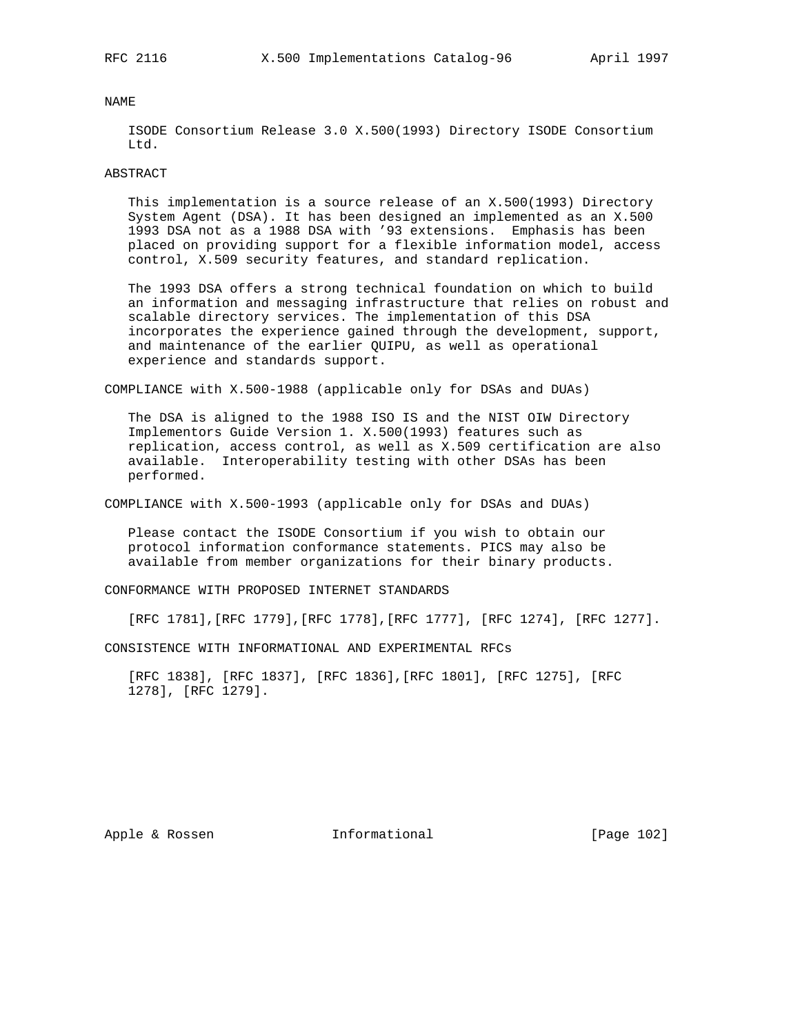## NAME

ISODE Consortium Release 3.0 X.500(1993) Directory ISODE Consortium Ltd.

## ABSTRACT

This implementation is a source release of an X.500(1993) Directory System Agent (DSA). It has been designed an implemented as an X.500 1993 DSA not as a 1988 DSA with '93 extensions. Emphasis has been placed on providing support for a flexible information model, access control, X.509 security features, and standard replication.

The 1993 DSA offers a strong technical foundation on which to build an information and messaging infrastructure that relies on robust and scalable directory services. The implementation of this DSA incorporates the experience gained through the development, support, and maintenance of the earlier QUIPU, as well as operational experience and standards support.

## COMPLIANCE with X.500-1988 (applicable only for DSAs and DUAs)

The DSA is aligned to the 1988 ISO IS and the NIST OIW Directory Implementors Guide Version 1. X.500(1993) features such as replication, access control, as well as X.509 certification are also available. Interoperability testing with other DSAs has been performed.

## COMPLIANCE with X.500-1993 (applicable only for DSAs and DUAs)

Please contact the ISODE Consortium if you wish to obtain our protocol information conformance statements. PICS may also be available from member organizations for their binary products.

## CONFORMANCE WITH PROPOSED INTERNET STANDARDS

[RFC 1781],[RFC 1779],[RFC 1778],[RFC 1777], [RFC 1274], [RFC 1277].

## CONSISTENCE WITH INFORMATIONAL AND EXPERIMENTAL RFCs

[RFC 1838], [RFC 1837], [RFC 1836],[RFC 1801], [RFC 1275], [RFC 1278], [RFC 1279].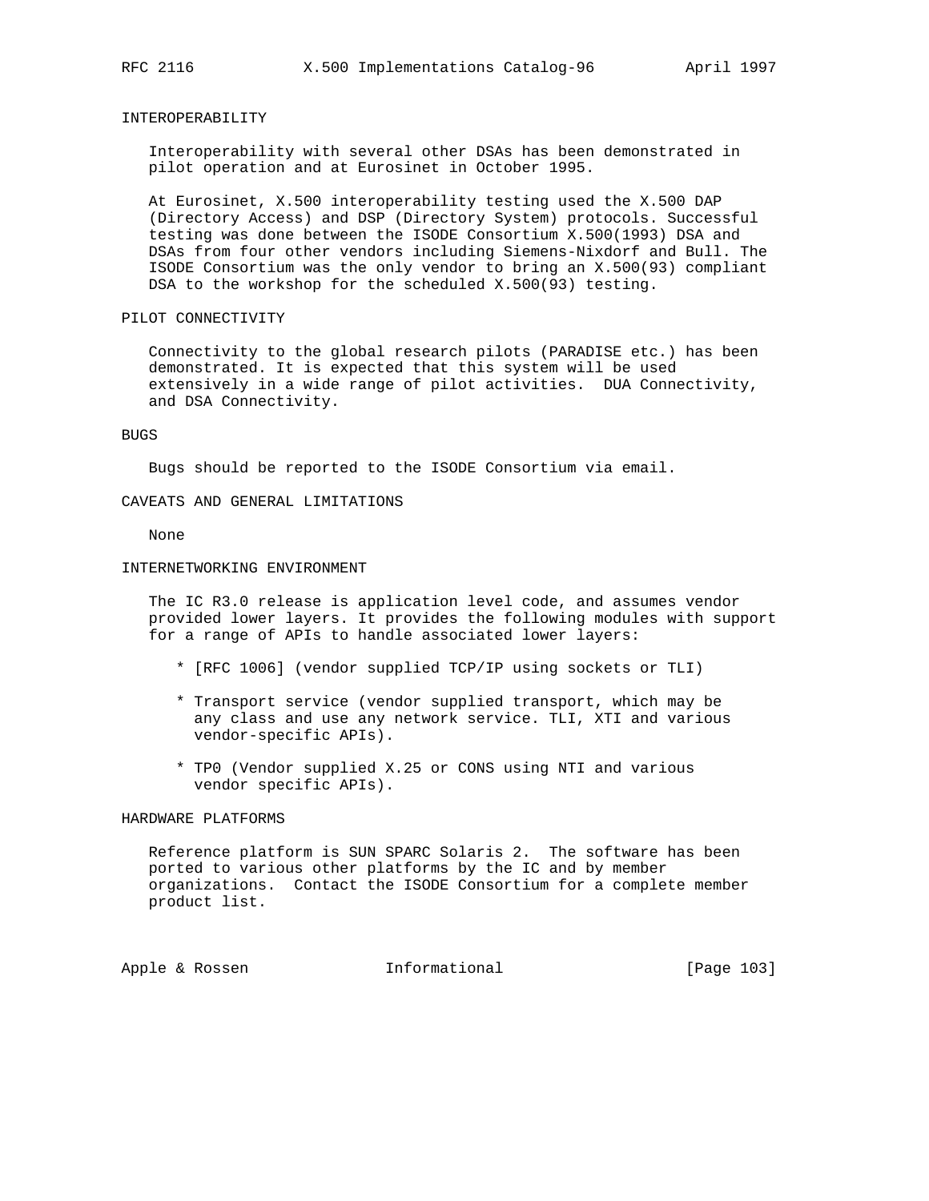## INTEROPERABILITY

Interoperability with several other DSAs has been demonstrated in pilot operation and at Eurosinet in October 1995.

At Eurosinet, X.500 interoperability testing used the X.500 DAP (Directory Access) and DSP (Directory System) protocols. Successful testing was done between the ISODE Consortium X.500(1993) DSA and DSAs from four other vendors including Siemens-Nixdorf and Bull. The ISODE Consortium was the only vendor to bring an X.500(93) compliant DSA to the workshop for the scheduled X.500(93) testing.

## PILOT CONNECTIVITY

Connectivity to the global research pilots (PARADISE etc.) has been demonstrated. It is expected that this system will be used extensively in a wide range of pilot activities. DUA Connectivity, and DSA Connectivity.

## BUGS

Bugs should be reported to the ISODE Consortium via email.

## CAVEATS AND GENERAL LIMITATIONS

None

## INTERNETWORKING ENVIRONMENT

The IC R3.0 release is application level code, and assumes vendor provided lower layers. It provides the following modules with support for a range of APIs to handle associated lower layers:

* [RFC 1006] (vendor supplied TCP/IP using sockets or TLI)

* Transport service (vendor supplied transport, which may be any class and use any network service. TLI, XTI and various vendor-specific APIs).

* TP0 (Vendor supplied X.25 or CONS using NTI and various vendor specific APIs).

## HARDWARE PLATFORMS

Reference platform is SUN SPARC Solaris 2. The software has been ported to various other platforms by the IC and by member organizations. Contact the ISODE Consortium for a complete member product list.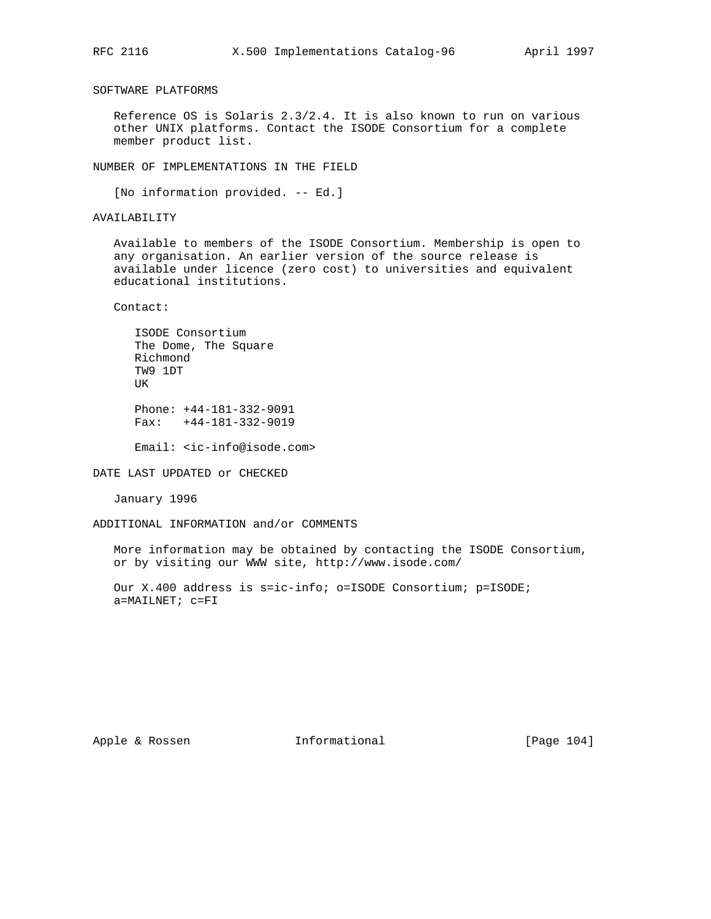## SOFTWARE PLATFORMS

Reference OS is Solaris 2.3/2.4. It is also known to run on various other UNIX platforms. Contact the ISODE Consortium for a complete member product list.

## NUMBER OF IMPLEMENTATIONS IN THE FIELD

[No information provided. -- Ed.]

## AVAILABILITY

Available to members of the ISODE Consortium. Membership is open to any organisation. An earlier version of the source release is available under licence (zero cost) to universities and equivalent educational institutions.

Contact:

ISODE Consortium
The Dome, The Square
Richmond
TW9 1DT
UK

Phone: +44-181-332-9091
Fax:   +44-181-332-9019

Email: <ic-info@isode.com>

## DATE LAST UPDATED or CHECKED

January 1996

## ADDITIONAL INFORMATION and/or COMMENTS

More information may be obtained by contacting the ISODE Consortium, or by visiting our WWW site, http://www.isode.com/

Our X.400 address is s=ic-info; o=ISODE Consortium; p=ISODE; a=MAILNET; c=FI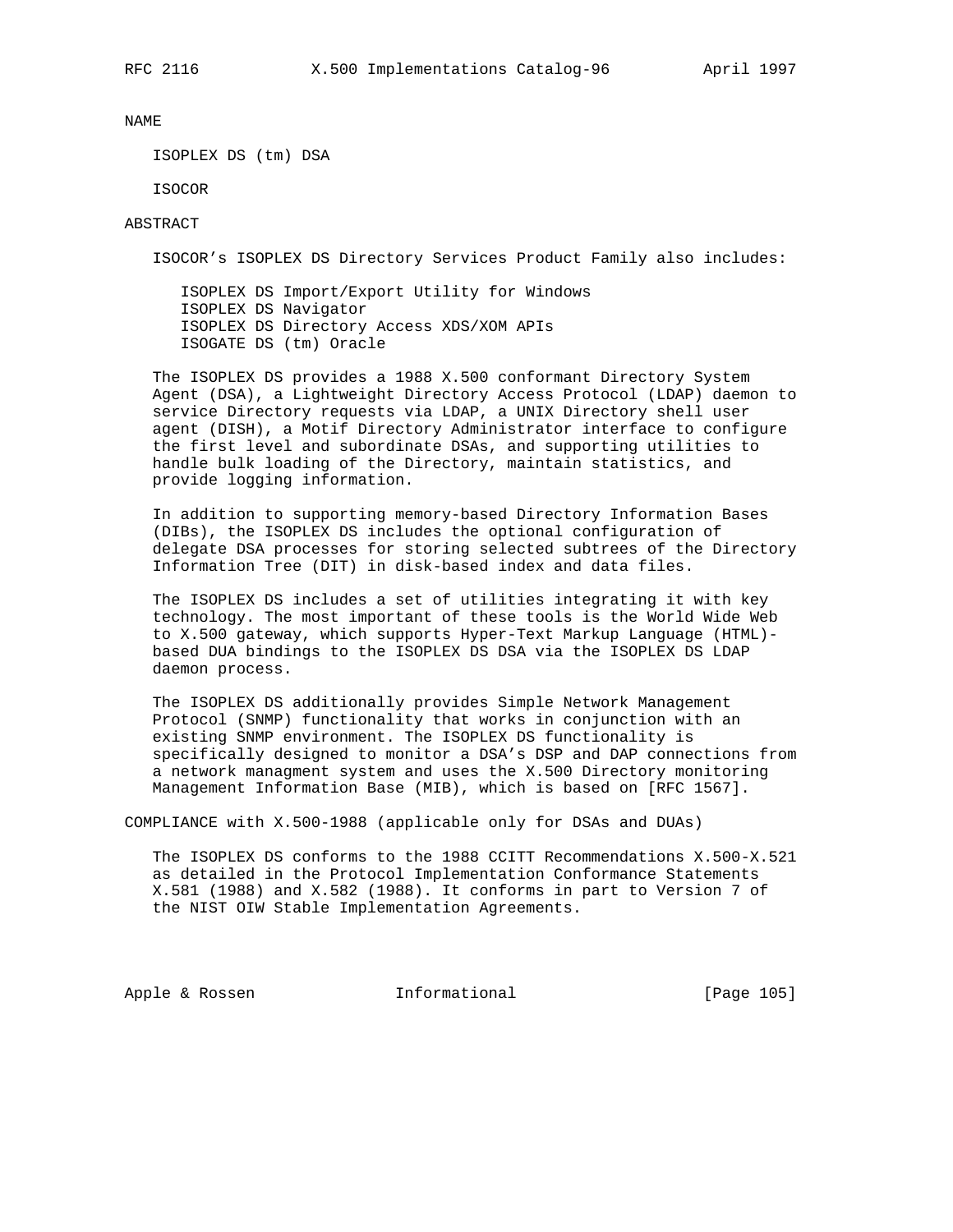## NAME

ISOPLEX DS (tm) DSA

ISOCOR

## ABSTRACT

ISOCOR's ISOPLEX DS Directory Services Product Family also includes:

- ISOPLEX DS Import/Export Utility for Windows
- ISOPLEX DS Navigator
- ISOPLEX DS Directory Access XDS/XOM APIs
- ISOGATE DS (tm) Oracle

The ISOPLEX DS provides a 1988 X.500 conformant Directory System Agent (DSA), a Lightweight Directory Access Protocol (LDAP) daemon to service Directory requests via LDAP, a UNIX Directory shell user agent (DISH), a Motif Directory Administrator interface to configure the first level and subordinate DSAs, and supporting utilities to handle bulk loading of the Directory, maintain statistics, and provide logging information.

In addition to supporting memory-based Directory Information Bases (DIBs), the ISOPLEX DS includes the optional configuration of delegate DSA processes for storing selected subtrees of the Directory Information Tree (DIT) in disk-based index and data files.

The ISOPLEX DS includes a set of utilities integrating it with key technology. The most important of these tools is the World Wide Web to X.500 gateway, which supports Hyper-Text Markup Language (HTML)-based DUA bindings to the ISOPLEX DS DSA via the ISOPLEX DS LDAP daemon process.

The ISOPLEX DS additionally provides Simple Network Management Protocol (SNMP) functionality that works in conjunction with an existing SNMP environment. The ISOPLEX DS functionality is specifically designed to monitor a DSA's DSP and DAP connections from a network managment system and uses the X.500 Directory monitoring Management Information Base (MIB), which is based on [RFC 1567].

## COMPLIANCE with X.500-1988 (applicable only for DSAs and DUAs)

The ISOPLEX DS conforms to the 1988 CCITT Recommendations X.500-X.521 as detailed in the Protocol Implementation Conformance Statements X.581 (1988) and X.582 (1988). It conforms in part to Version 7 of the NIST OIW Stable Implementation Agreements.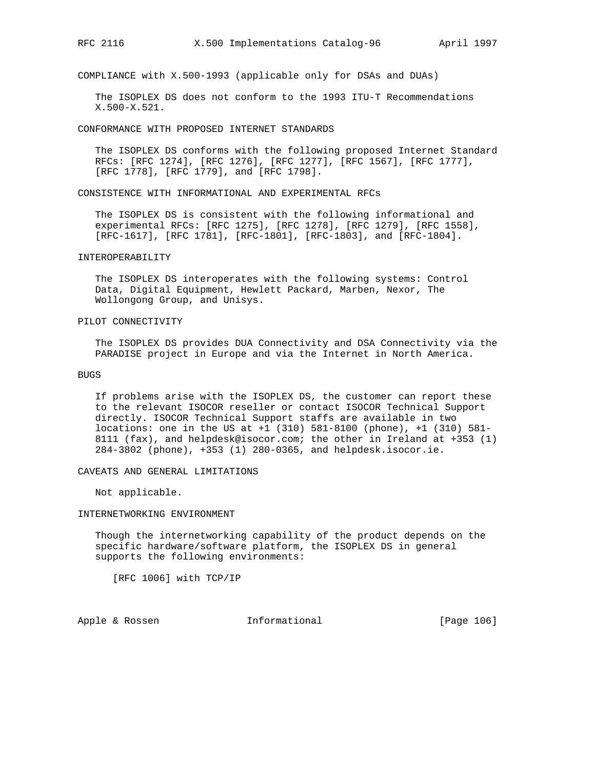COMPLIANCE with X.500-1993 (applicable only for DSAs and DUAs)

The ISOPLEX DS does not conform to the 1993 ITU-T Recommendations X.500-X.521.

CONFORMANCE WITH PROPOSED INTERNET STANDARDS

The ISOPLEX DS conforms with the following proposed Internet Standard RFCs: [RFC 1274], [RFC 1276], [RFC 1277], [RFC 1567], [RFC 1777], [RFC 1778], [RFC 1779], and [RFC 1798].

CONSISTENCE WITH INFORMATIONAL AND EXPERIMENTAL RFCs

The ISOPLEX DS is consistent with the following informational and experimental RFCs: [RFC 1275], [RFC 1278], [RFC 1279], [RFC 1558], [RFC-1617], [RFC 1781], [RFC-1801], [RFC-1803], and [RFC-1804].

INTEROPERABILITY

The ISOPLEX DS interoperates with the following systems: Control Data, Digital Equipment, Hewlett Packard, Marben, Nexor, The Wollongong Group, and Unisys.

PILOT CONNECTIVITY

The ISOPLEX DS provides DUA Connectivity and DSA Connectivity via the PARADISE project in Europe and via the Internet in North America.

BUGS

If problems arise with the ISOPLEX DS, the customer can report these to the relevant ISOCOR reseller or contact ISOCOR Technical Support directly. ISOCOR Technical Support staffs are available in two locations: one in the US at +1 (310) 581-8100 (phone), +1 (310) 581-8111 (fax), and helpdesk@isocor.com; the other in Ireland at +353 (1) 284-3802 (phone), +353 (1) 280-0365, and helpdesk.isocor.ie.

CAVEATS AND GENERAL LIMITATIONS

Not applicable.

INTERNETWORKING ENVIRONMENT

Though the internetworking capability of the product depends on the specific hardware/software platform, the ISOPLEX DS in general supports the following environments:

[RFC 1006] with TCP/IP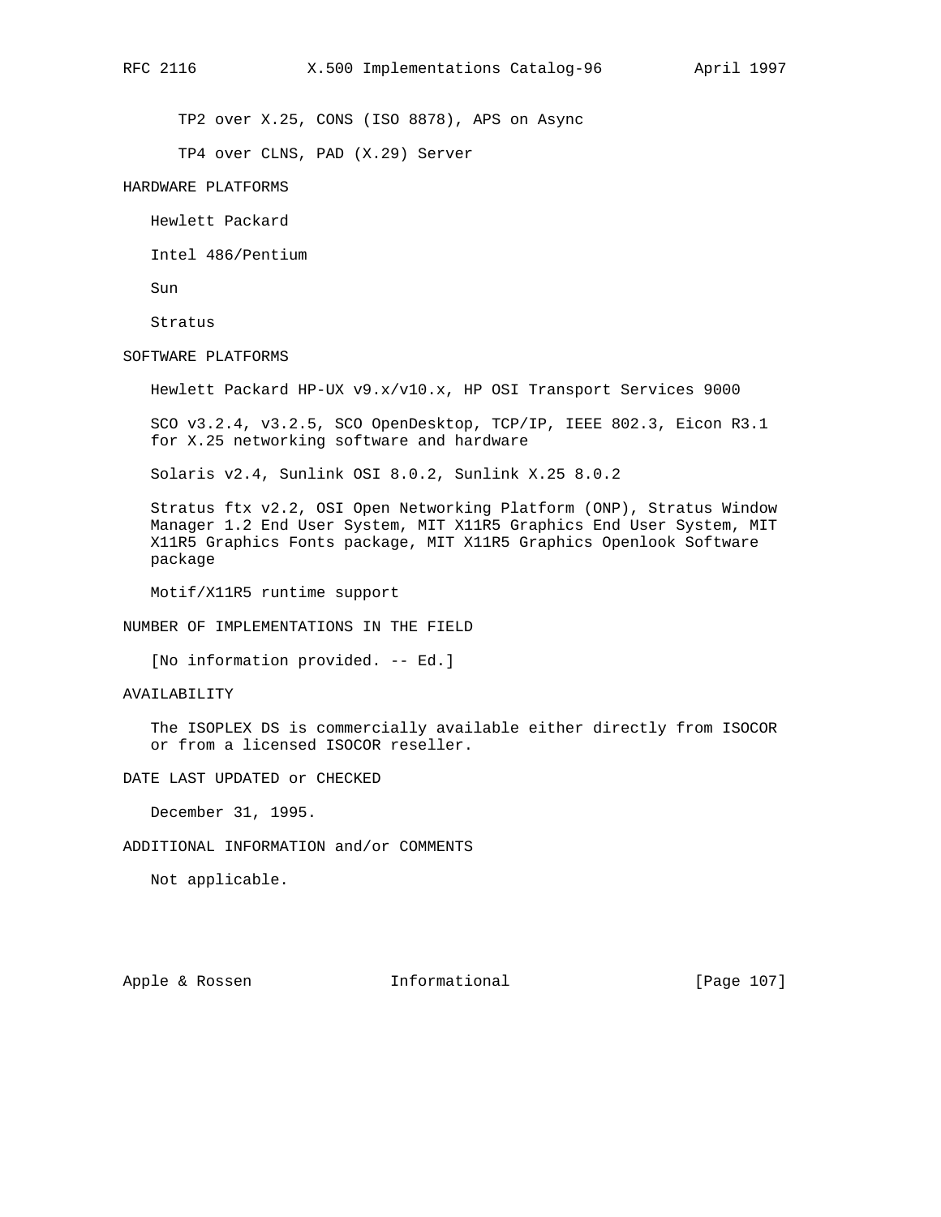TP2 over X.25, CONS (ISO 8878), APS on Async

TP4 over CLNS, PAD (X.29) Server

HARDWARE PLATFORMS

Hewlett Packard

Intel 486/Pentium

Sun

Stratus

SOFTWARE PLATFORMS

Hewlett Packard HP-UX v9.x/v10.x, HP OSI Transport Services 9000

SCO v3.2.4, v3.2.5, SCO OpenDesktop, TCP/IP, IEEE 802.3, Eicon R3.1 for X.25 networking software and hardware

Solaris v2.4, Sunlink OSI 8.0.2, Sunlink X.25 8.0.2

Stratus ftx v2.2, OSI Open Networking Platform (ONP), Stratus Window Manager 1.2 End User System, MIT X11R5 Graphics End User System, MIT X11R5 Graphics Fonts package, MIT X11R5 Graphics Openlook Software package

Motif/X11R5 runtime support

NUMBER OF IMPLEMENTATIONS IN THE FIELD

[No information provided. -- Ed.]

AVAILABILITY

The ISOPLEX DS is commercially available either directly from ISOCOR or from a licensed ISOCOR reseller.

DATE LAST UPDATED or CHECKED

December 31, 1995.

ADDITIONAL INFORMATION and/or COMMENTS

Not applicable.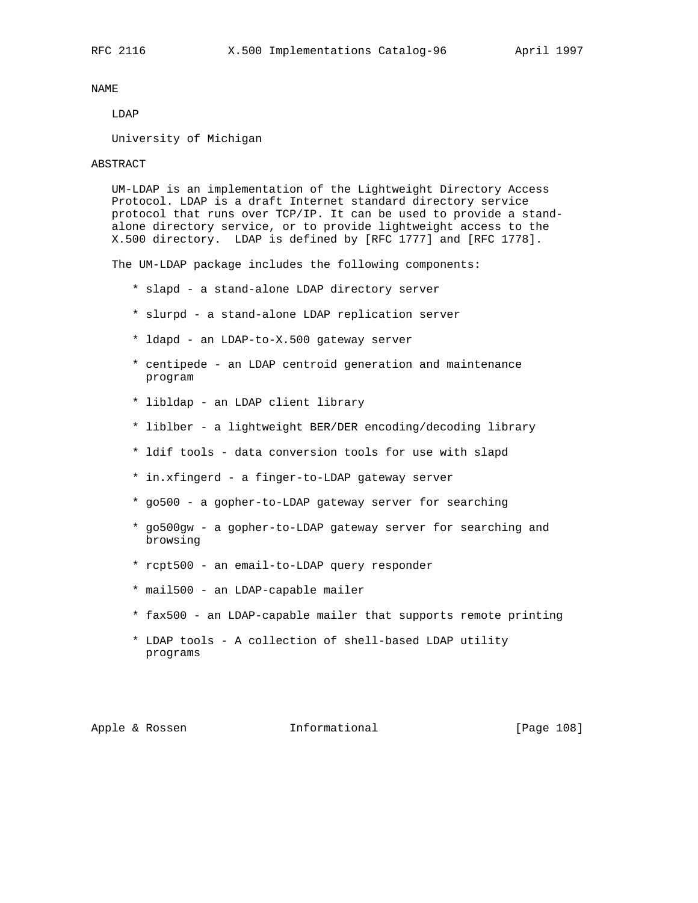## NAME

LDAP

University of Michigan

## ABSTRACT

UM-LDAP is an implementation of the Lightweight Directory Access Protocol. LDAP is a draft Internet standard directory service protocol that runs over TCP/IP. It can be used to provide a stand-alone directory service, or to provide lightweight access to the X.500 directory. LDAP is defined by [RFC 1777] and [RFC 1778].

The UM-LDAP package includes the following components:

* slapd - a stand-alone LDAP directory server
* slurpd - a stand-alone LDAP replication server
* ldapd - an LDAP-to-X.500 gateway server
* centipede - an LDAP centroid generation and maintenance program
* libldap - an LDAP client library
* liblber - a lightweight BER/DER encoding/decoding library
* ldif tools - data conversion tools for use with slapd
* in.xfingerd - a finger-to-LDAP gateway server
* go500 - a gopher-to-LDAP gateway server for searching
* go500gw - a gopher-to-LDAP gateway server for searching and browsing
* rcpt500 - an email-to-LDAP query responder
* mail500 - an LDAP-capable mailer
* fax500 - an LDAP-capable mailer that supports remote printing
* LDAP tools - A collection of shell-based LDAP utility programs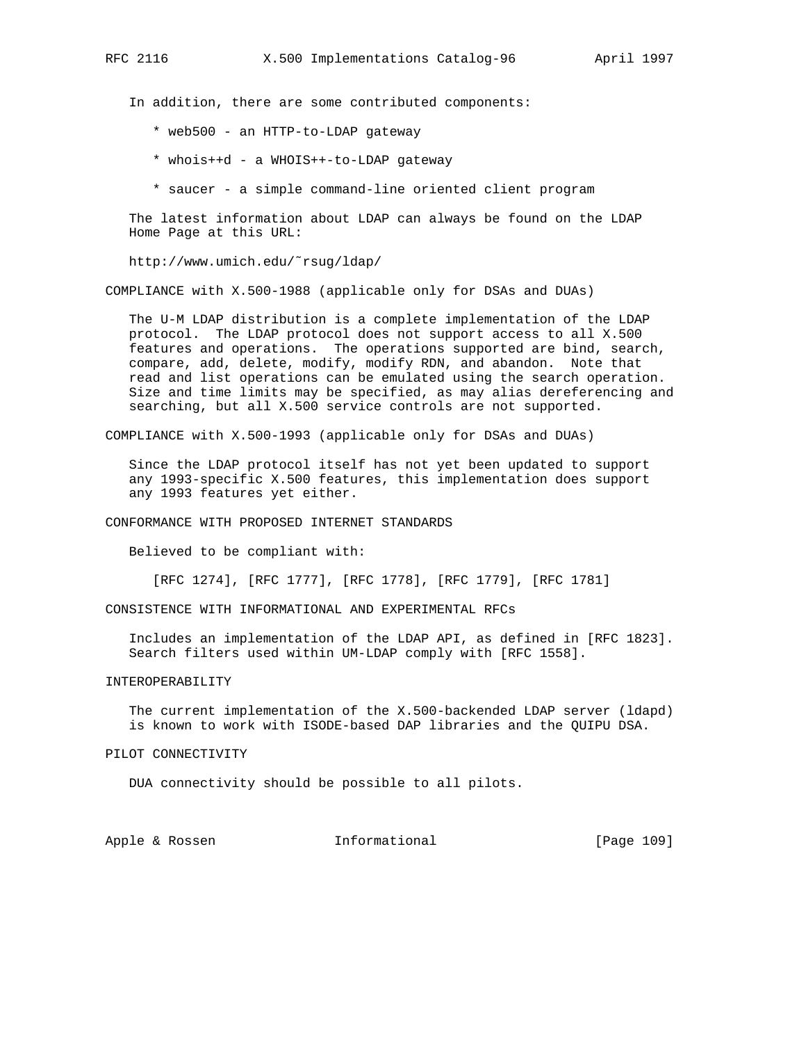In addition, there are some contributed components:

* web500 - an HTTP-to-LDAP gateway
* whois++d - a WHOIS++-to-LDAP gateway
* saucer - a simple command-line oriented client program

The latest information about LDAP can always be found on the LDAP Home Page at this URL:

http://www.umich.edu/~rsug/ldap/

## COMPLIANCE with X.500-1988 (applicable only for DSAs and DUAs)

The U-M LDAP distribution is a complete implementation of the LDAP protocol. The LDAP protocol does not support access to all X.500 features and operations. The operations supported are bind, search, compare, add, delete, modify, modify RDN, and abandon. Note that read and list operations can be emulated using the search operation. Size and time limits may be specified, as may alias dereferencing and searching, but all X.500 service controls are not supported.

## COMPLIANCE with X.500-1993 (applicable only for DSAs and DUAs)

Since the LDAP protocol itself has not yet been updated to support any 1993-specific X.500 features, this implementation does support any 1993 features yet either.

## CONFORMANCE WITH PROPOSED INTERNET STANDARDS

Believed to be compliant with:

[RFC 1274], [RFC 1777], [RFC 1778], [RFC 1779], [RFC 1781]

## CONSISTENCE WITH INFORMATIONAL AND EXPERIMENTAL RFCs

Includes an implementation of the LDAP API, as defined in [RFC 1823]. Search filters used within UM-LDAP comply with [RFC 1558].

## INTEROPERABILITY

The current implementation of the X.500-backended LDAP server (ldapd) is known to work with ISODE-based DAP libraries and the QUIPU DSA.

## PILOT CONNECTIVITY

DUA connectivity should be possible to all pilots.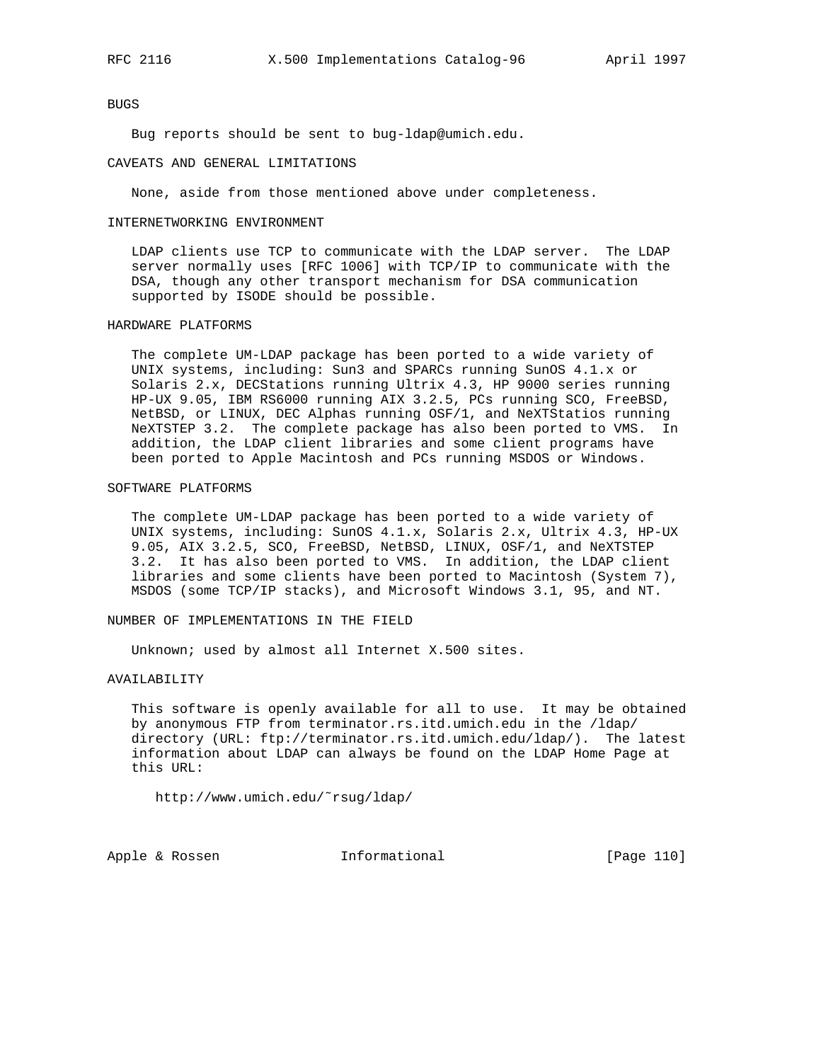BUGS

Bug reports should be sent to bug-ldap@umich.edu.

CAVEATS AND GENERAL LIMITATIONS

None, aside from those mentioned above under completeness.

INTERNETWORKING ENVIRONMENT

LDAP clients use TCP to communicate with the LDAP server. The LDAP server normally uses [RFC 1006] with TCP/IP to communicate with the DSA, though any other transport mechanism for DSA communication supported by ISODE should be possible.

HARDWARE PLATFORMS

The complete UM-LDAP package has been ported to a wide variety of UNIX systems, including: Sun3 and SPARCs running SunOS 4.1.x or Solaris 2.x, DECStations running Ultrix 4.3, HP 9000 series running HP-UX 9.05, IBM RS6000 running AIX 3.2.5, PCs running SCO, FreeBSD, NetBSD, or LINUX, DEC Alphas running OSF/1, and NeXTStatios running NeXTSTEP 3.2. The complete package has also been ported to VMS. In addition, the LDAP client libraries and some client programs have been ported to Apple Macintosh and PCs running MSDOS or Windows.

SOFTWARE PLATFORMS

The complete UM-LDAP package has been ported to a wide variety of UNIX systems, including: SunOS 4.1.x, Solaris 2.x, Ultrix 4.3, HP-UX 9.05, AIX 3.2.5, SCO, FreeBSD, NetBSD, LINUX, OSF/1, and NeXTSTEP 3.2. It has also been ported to VMS. In addition, the LDAP client libraries and some clients have been ported to Macintosh (System 7), MSDOS (some TCP/IP stacks), and Microsoft Windows 3.1, 95, and NT.

NUMBER OF IMPLEMENTATIONS IN THE FIELD

Unknown; used by almost all Internet X.500 sites.

AVAILABILITY

This software is openly available for all to use. It may be obtained by anonymous FTP from terminator.rs.itd.umich.edu in the /ldap/ directory (URL: ftp://terminator.rs.itd.umich.edu/ldap/). The latest information about LDAP can always be found on the LDAP Home Page at this URL:

http://www.umich.edu/˜rsug/ldap/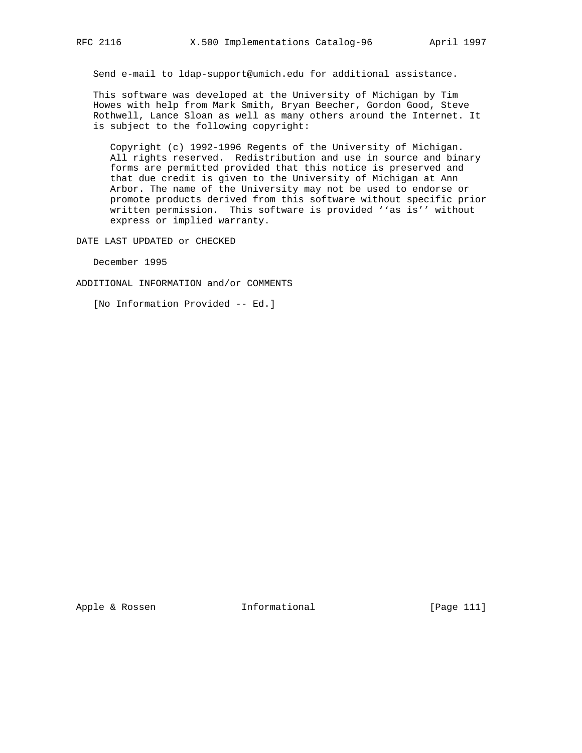Send e-mail to ldap-support@umich.edu for additional assistance.

This software was developed at the University of Michigan by Tim Howes with help from Mark Smith, Bryan Beecher, Gordon Good, Steve Rothwell, Lance Sloan as well as many others around the Internet. It is subject to the following copyright:

> Copyright (c) 1992-1996 Regents of the University of Michigan. All rights reserved. Redistribution and use in source and binary forms are permitted provided that this notice is preserved and that due credit is given to the University of Michigan at Ann Arbor. The name of the University may not be used to endorse or promote products derived from this software without specific prior written permission. This software is provided ''as is'' without express or implied warranty.

DATE LAST UPDATED or CHECKED

December 1995

ADDITIONAL INFORMATION and/or COMMENTS

[No Information Provided -- Ed.]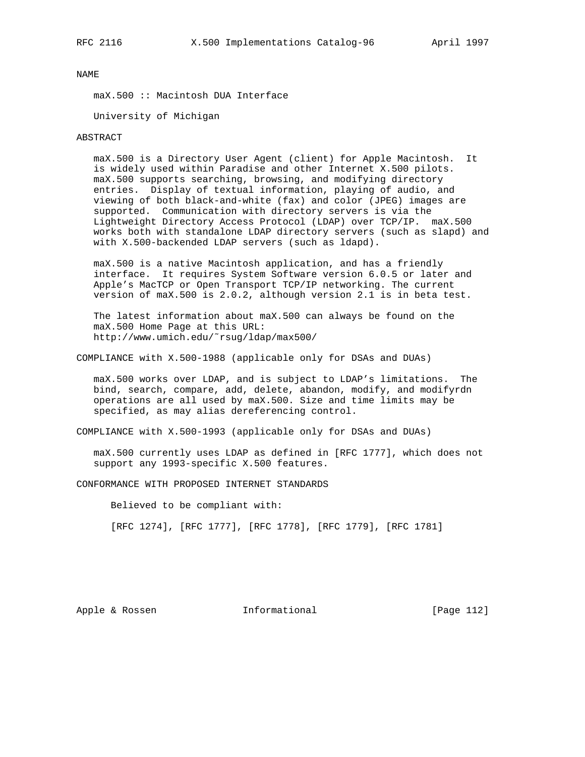NAME

maX.500 :: Macintosh DUA Interface

University of Michigan

ABSTRACT

maX.500 is a Directory User Agent (client) for Apple Macintosh. It is widely used within Paradise and other Internet X.500 pilots. maX.500 supports searching, browsing, and modifying directory entries. Display of textual information, playing of audio, and viewing of both black-and-white (fax) and color (JPEG) images are supported. Communication with directory servers is via the Lightweight Directory Access Protocol (LDAP) over TCP/IP. maX.500 works both with standalone LDAP directory servers (such as slapd) and with X.500-backended LDAP servers (such as ldapd).

maX.500 is a native Macintosh application, and has a friendly interface. It requires System Software version 6.0.5 or later and Apple's MacTCP or Open Transport TCP/IP networking. The current version of maX.500 is 2.0.2, although version 2.1 is in beta test.

The latest information about maX.500 can always be found on the maX.500 Home Page at this URL:
http://www.umich.edu/~rsug/ldap/max500/

COMPLIANCE with X.500-1988 (applicable only for DSAs and DUAs)

maX.500 works over LDAP, and is subject to LDAP's limitations. The bind, search, compare, add, delete, abandon, modify, and modifyrdn operations are all used by maX.500. Size and time limits may be specified, as may alias dereferencing control.

COMPLIANCE with X.500-1993 (applicable only for DSAs and DUAs)

maX.500 currently uses LDAP as defined in [RFC 1777], which does not support any 1993-specific X.500 features.

CONFORMANCE WITH PROPOSED INTERNET STANDARDS

Believed to be compliant with:

[RFC 1274], [RFC 1777], [RFC 1778], [RFC 1779], [RFC 1781]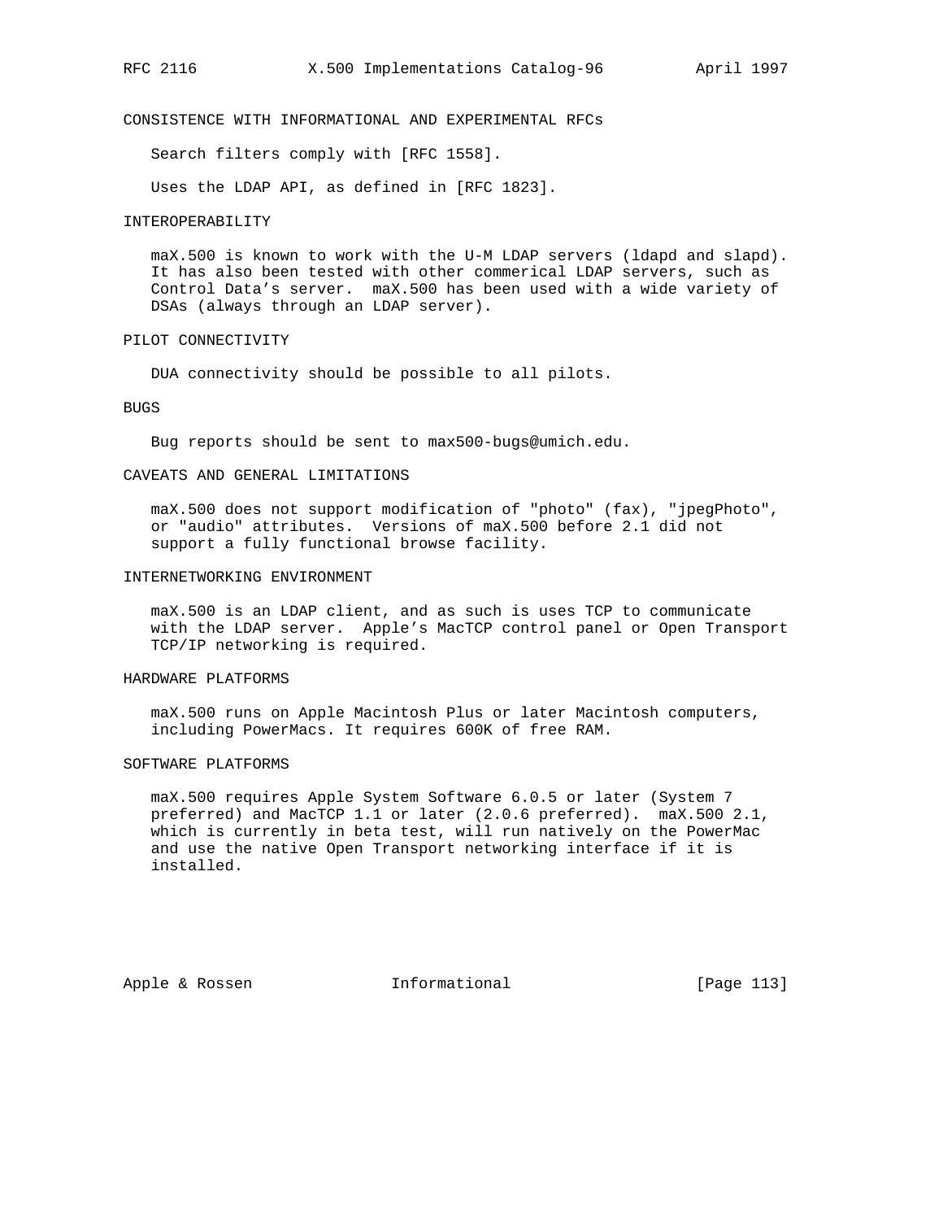### CONSISTENCE WITH INFORMATIONAL AND EXPERIMENTAL RFCs

Search filters comply with [RFC 1558].

Uses the LDAP API, as defined in [RFC 1823].

### INTEROPERABILITY

maX.500 is known to work with the U-M LDAP servers (ldapd and slapd). It has also been tested with other commerical LDAP servers, such as Control Data's server. maX.500 has been used with a wide variety of DSAs (always through an LDAP server).

### PILOT CONNECTIVITY

DUA connectivity should be possible to all pilots.

### BUGS

Bug reports should be sent to max500-bugs@umich.edu.

### CAVEATS AND GENERAL LIMITATIONS

maX.500 does not support modification of "photo" (fax), "jpegPhoto", or "audio" attributes. Versions of maX.500 before 2.1 did not support a fully functional browse facility.

### INTERNETWORKING ENVIRONMENT

maX.500 is an LDAP client, and as such is uses TCP to communicate with the LDAP server. Apple's MacTCP control panel or Open Transport TCP/IP networking is required.

### HARDWARE PLATFORMS

maX.500 runs on Apple Macintosh Plus or later Macintosh computers, including PowerMacs. It requires 600K of free RAM.

### SOFTWARE PLATFORMS

maX.500 requires Apple System Software 6.0.5 or later (System 7 preferred) and MacTCP 1.1 or later (2.0.6 preferred). maX.500 2.1, which is currently in beta test, will run natively on the PowerMac and use the native Open Transport networking interface if it is installed.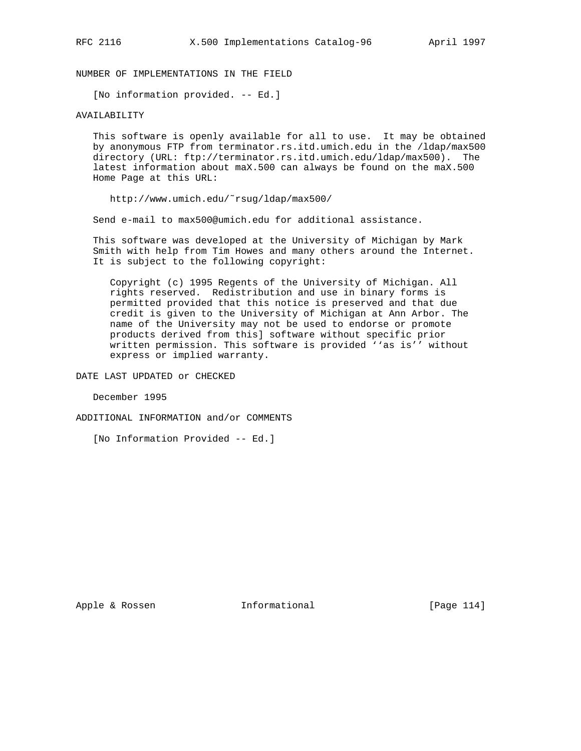NUMBER OF IMPLEMENTATIONS IN THE FIELD

[No information provided. -- Ed.]

AVAILABILITY

This software is openly available for all to use. It may be obtained by anonymous FTP from terminator.rs.itd.umich.edu in the /ldap/max500 directory (URL: ftp://terminator.rs.itd.umich.edu/ldap/max500). The latest information about maX.500 can always be found on the maX.500 Home Page at this URL:

http://www.umich.edu/~rsug/ldap/max500/

Send e-mail to max500@umich.edu for additional assistance.

This software was developed at the University of Michigan by Mark Smith with help from Tim Howes and many others around the Internet. It is subject to the following copyright:

> Copyright (c) 1995 Regents of the University of Michigan. All rights reserved. Redistribution and use in binary forms is permitted provided that this notice is preserved and that due credit is given to the University of Michigan at Ann Arbor. The name of the University may not be used to endorse or promote products derived from this] software without specific prior written permission. This software is provided ‘‘as is’’ without express or implied warranty.

DATE LAST UPDATED or CHECKED

December 1995

ADDITIONAL INFORMATION and/or COMMENTS

[No Information Provided -- Ed.]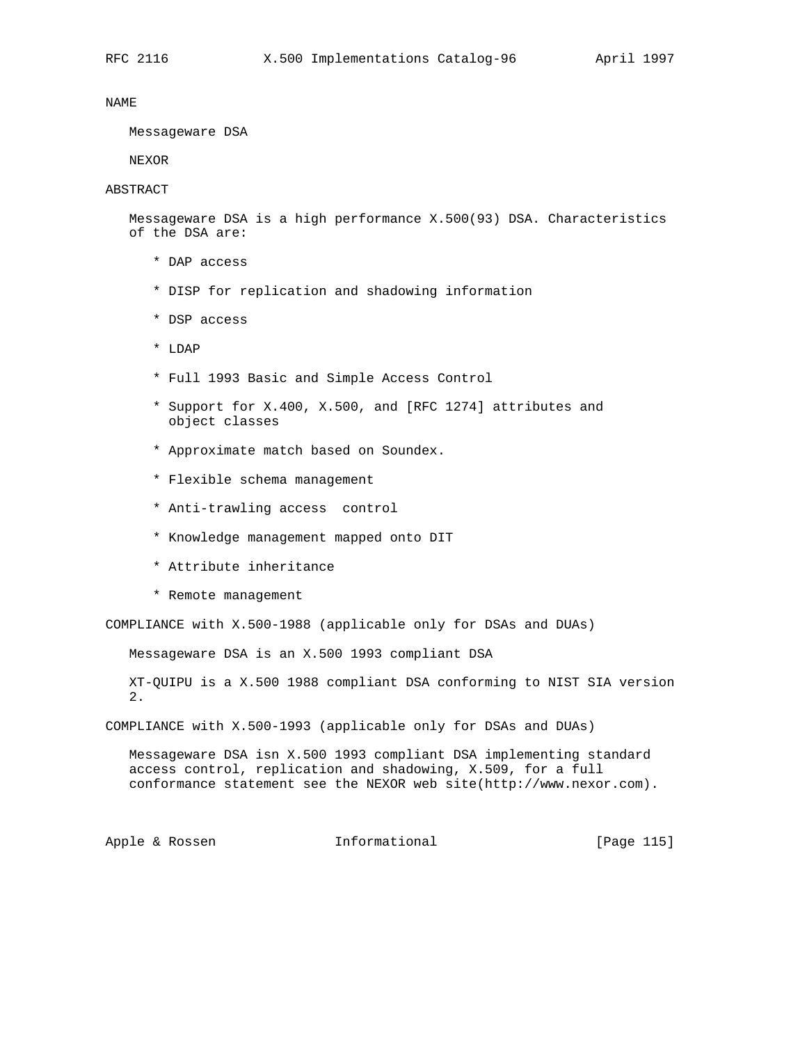NAME

Messageware DSA

NEXOR

ABSTRACT

Messageware DSA is a high performance X.500(93) DSA. Characteristics of the DSA are:

* DAP access
* DISP for replication and shadowing information
* DSP access
* LDAP
* Full 1993 Basic and Simple Access Control
* Support for X.400, X.500, and [RFC 1274] attributes and object classes
* Approximate match based on Soundex.
* Flexible schema management
* Anti-trawling access  control
* Knowledge management mapped onto DIT
* Attribute inheritance
* Remote management

COMPLIANCE with X.500-1988 (applicable only for DSAs and DUAs)

Messageware DSA is an X.500 1993 compliant DSA

XT-QUIPU is a X.500 1988 compliant DSA conforming to NIST SIA version 2.

COMPLIANCE with X.500-1993 (applicable only for DSAs and DUAs)

Messageware DSA isn X.500 1993 compliant DSA implementing standard access control, replication and shadowing, X.509, for a full conformance statement see the NEXOR web site(http://www.nexor.com).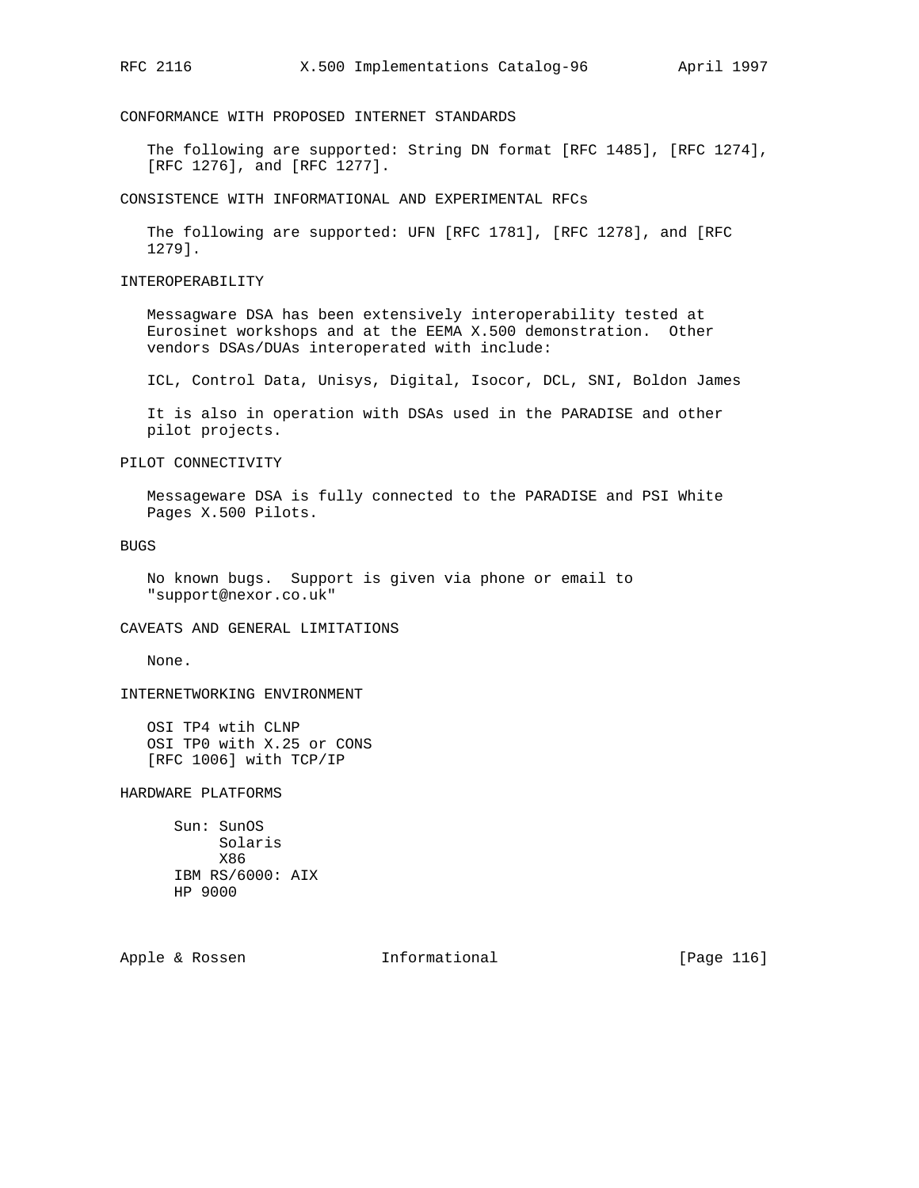## CONFORMANCE WITH PROPOSED INTERNET STANDARDS

The following are supported: String DN format [RFC 1485], [RFC 1274], [RFC 1276], and [RFC 1277].

## CONSISTENCE WITH INFORMATIONAL AND EXPERIMENTAL RFCs

The following are supported: UFN [RFC 1781], [RFC 1278], and [RFC 1279].

## INTEROPERABILITY

Messagware DSA has been extensively interoperability tested at Eurosinet workshops and at the EEMA X.500 demonstration. Other vendors DSAs/DUAs interoperated with include:

ICL, Control Data, Unisys, Digital, Isocor, DCL, SNI, Boldon James

It is also in operation with DSAs used in the PARADISE and other pilot projects.

## PILOT CONNECTIVITY

Messageware DSA is fully connected to the PARADISE and PSI White Pages X.500 Pilots.

## BUGS

No known bugs. Support is given via phone or email to "support@nexor.co.uk"

## CAVEATS AND GENERAL LIMITATIONS

None.

## INTERNETWORKING ENVIRONMENT

OSI TP4 wtih CLNP
OSI TP0 with X.25 or CONS
[RFC 1006] with TCP/IP

## HARDWARE PLATFORMS

```
Sun: SunOS
     Solaris
     X86
IBM RS/6000: AIX
HP 9000
```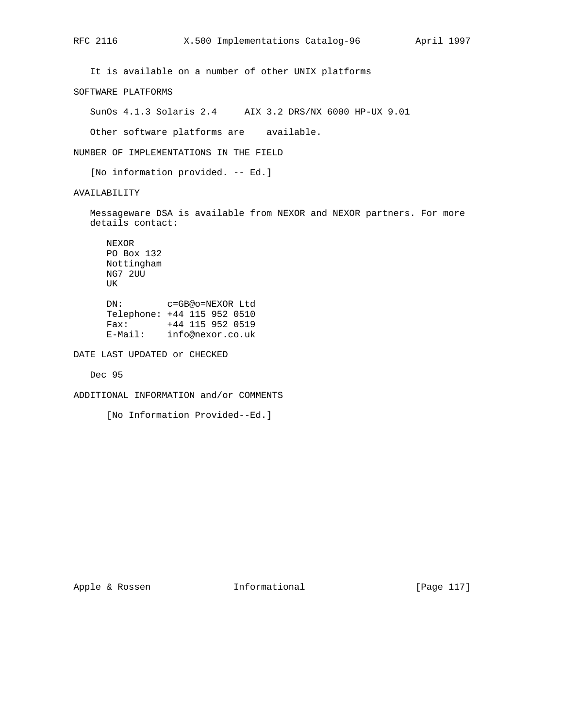It is available on a number of other UNIX platforms

SOFTWARE PLATFORMS

SunOs 4.1.3 Solaris 2.4     AIX 3.2 DRS/NX 6000 HP-UX 9.01

Other software platforms are    available.

NUMBER OF IMPLEMENTATIONS IN THE FIELD

[No information provided. -- Ed.]

AVAILABILITY

Messageware DSA is available from NEXOR and NEXOR partners. For more details contact:

```
NEXOR
PO Box 132
Nottingham
NG7 2UU
UK

DN:        c=GB@o=NEXOR Ltd
Telephone: +44 115 952 0510
Fax:       +44 115 952 0519
E-Mail:    info@nexor.co.uk
```

DATE LAST UPDATED or CHECKED

Dec 95

ADDITIONAL INFORMATION and/or COMMENTS

[No Information Provided--Ed.]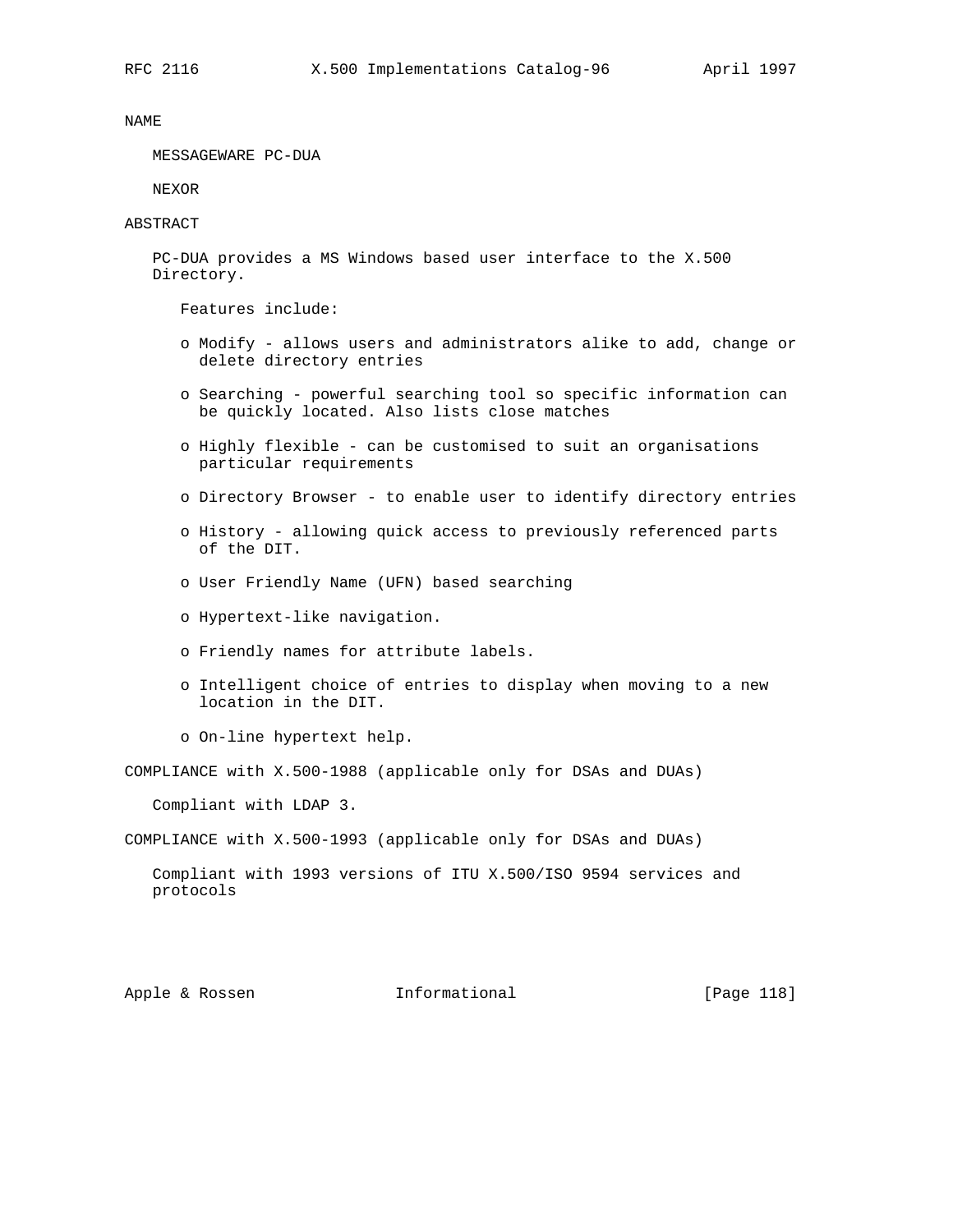NAME

MESSAGEWARE PC-DUA

NEXOR

ABSTRACT

PC-DUA provides a MS Windows based user interface to the X.500 Directory.

Features include:

- Modify - allows users and administrators alike to add, change or delete directory entries
- Searching - powerful searching tool so specific information can be quickly located. Also lists close matches
- Highly flexible - can be customised to suit an organisations particular requirements
- Directory Browser - to enable user to identify directory entries
- History - allowing quick access to previously referenced parts of the DIT.
- User Friendly Name (UFN) based searching
- Hypertext-like navigation.
- Friendly names for attribute labels.
- Intelligent choice of entries to display when moving to a new location in the DIT.
- On-line hypertext help.

COMPLIANCE with X.500-1988 (applicable only for DSAs and DUAs)

Compliant with LDAP 3.

COMPLIANCE with X.500-1993 (applicable only for DSAs and DUAs)

Compliant with 1993 versions of ITU X.500/ISO 9594 services and protocols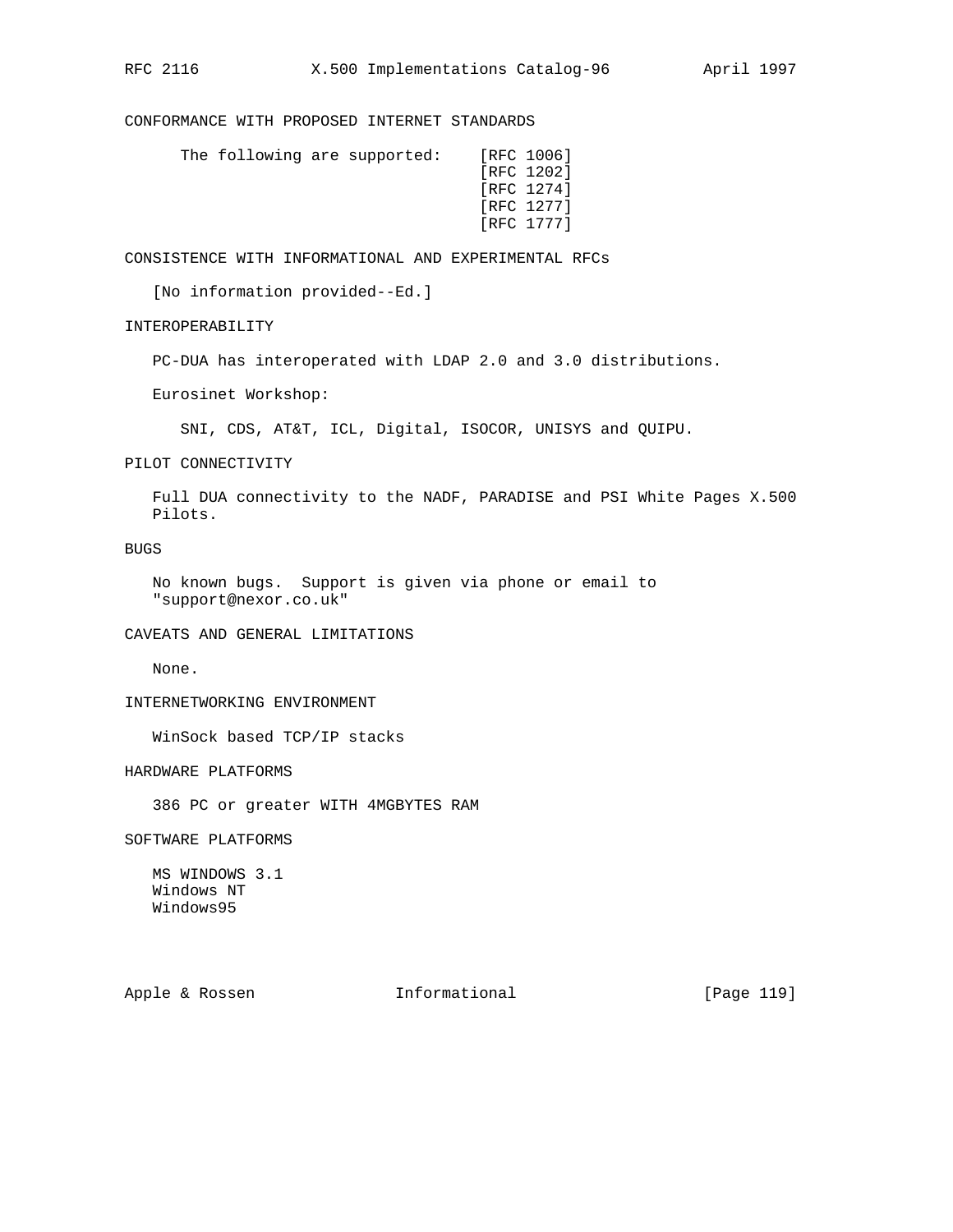## CONFORMANCE WITH PROPOSED INTERNET STANDARDS

The following are supported: [RFC 1006]
[RFC 1202]
[RFC 1274]
[RFC 1277]
[RFC 1777]

## CONSISTENCE WITH INFORMATIONAL AND EXPERIMENTAL RFCs

[No information provided--Ed.]

## INTEROPERABILITY

PC-DUA has interoperated with LDAP 2.0 and 3.0 distributions.

Eurosinet Workshop:

SNI, CDS, AT&T, ICL, Digital, ISOCOR, UNISYS and QUIPU.

## PILOT CONNECTIVITY

Full DUA connectivity to the NADF, PARADISE and PSI White Pages X.500 Pilots.

## BUGS

No known bugs. Support is given via phone or email to "support@nexor.co.uk"

## CAVEATS AND GENERAL LIMITATIONS

None.

## INTERNETWORKING ENVIRONMENT

WinSock based TCP/IP stacks

## HARDWARE PLATFORMS

386 PC or greater WITH 4MGBYTES RAM

## SOFTWARE PLATFORMS

MS WINDOWS 3.1
Windows NT
Windows95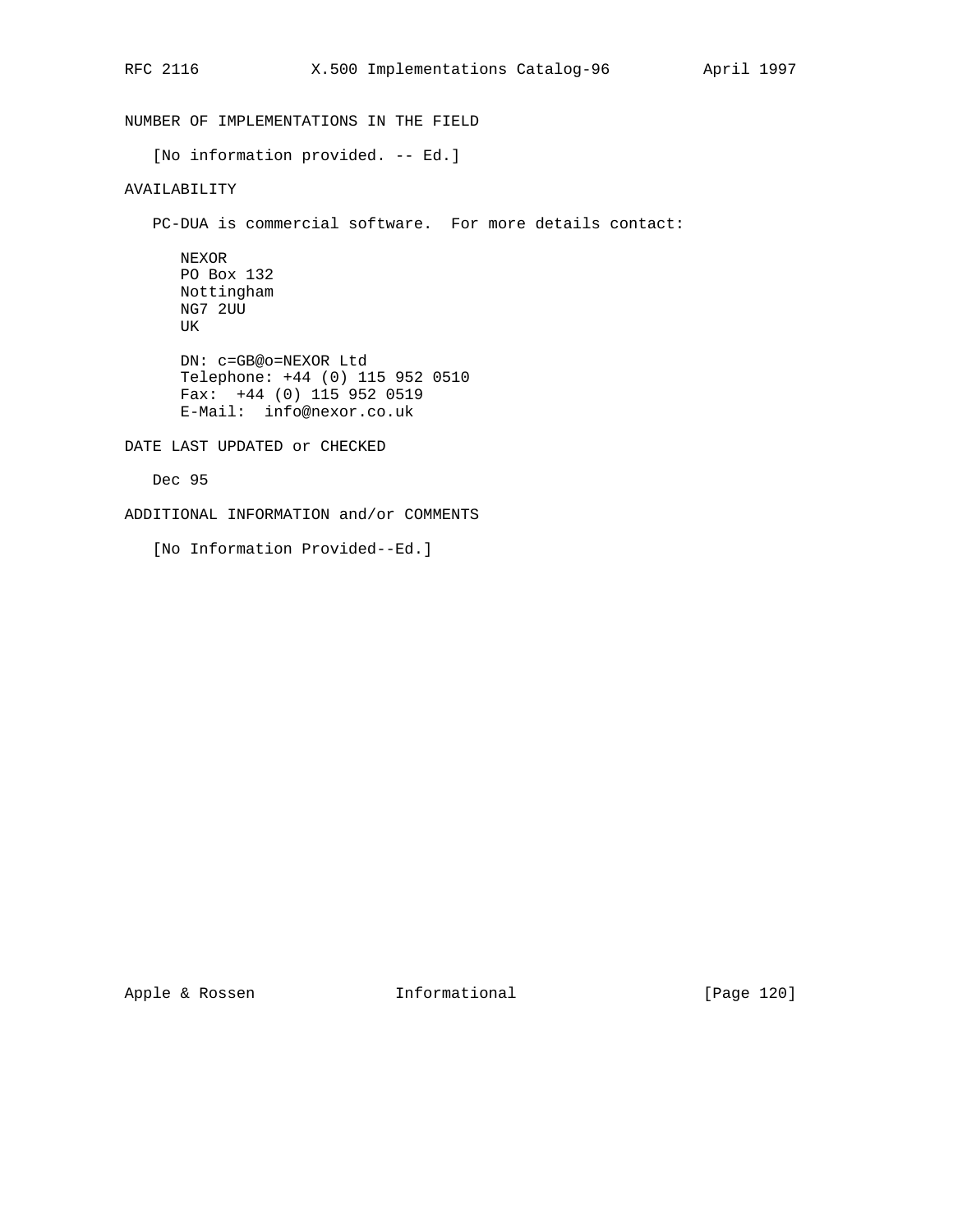NUMBER OF IMPLEMENTATIONS IN THE FIELD

[No information provided. -- Ed.]

AVAILABILITY

PC-DUA is commercial software. For more details contact:

NEXOR
PO Box 132
Nottingham
NG7 2UU
UK

DN: c=GB@o=NEXOR Ltd
Telephone: +44 (0) 115 952 0510
Fax: +44 (0) 115 952 0519
E-Mail: info@nexor.co.uk

DATE LAST UPDATED or CHECKED

Dec 95

ADDITIONAL INFORMATION and/or COMMENTS

[No Information Provided--Ed.]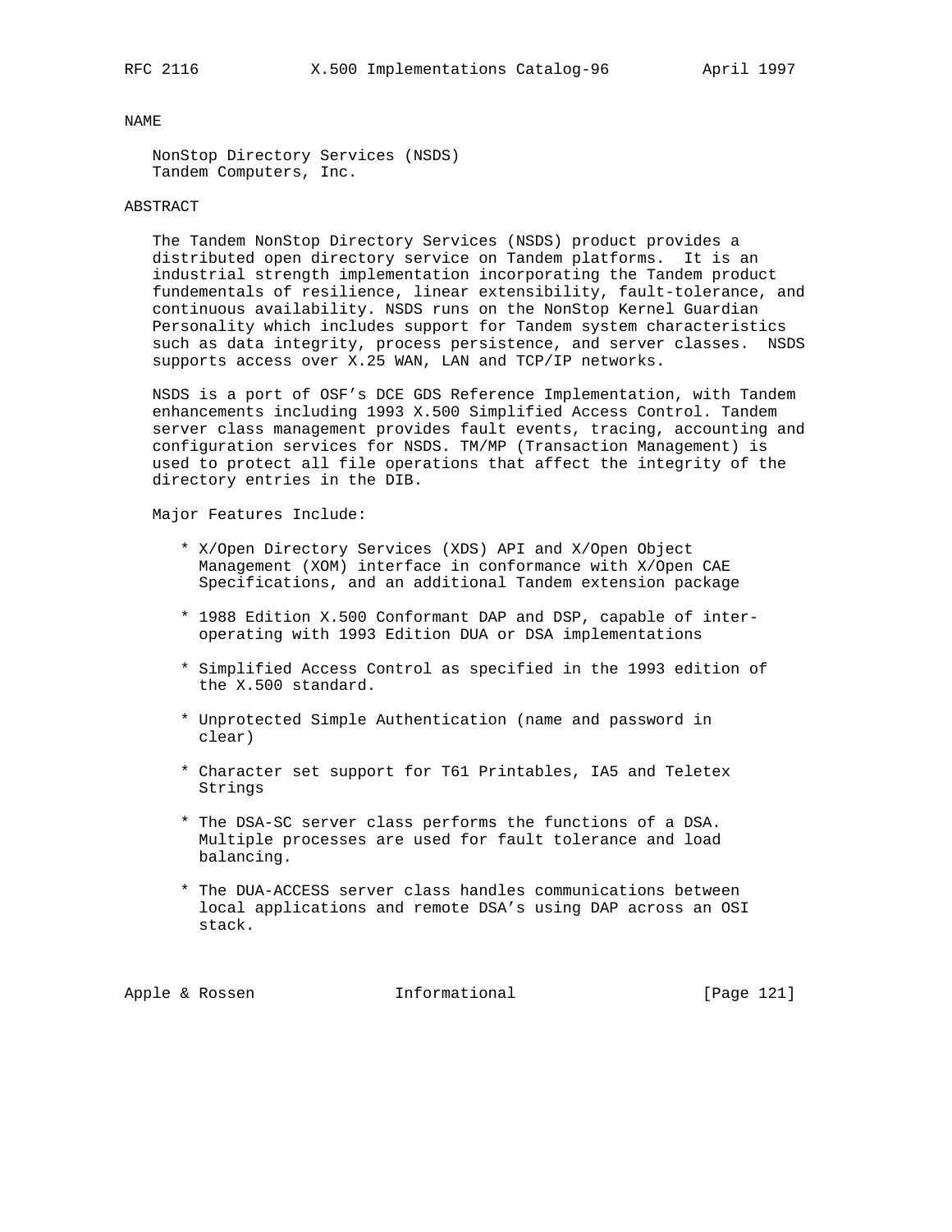NAME

NonStop Directory Services (NSDS)
Tandem Computers, Inc.

ABSTRACT

The Tandem NonStop Directory Services (NSDS) product provides a distributed open directory service on Tandem platforms. It is an industrial strength implementation incorporating the Tandem product fundementals of resilience, linear extensibility, fault-tolerance, and continuous availability. NSDS runs on the NonStop Kernel Guardian Personality which includes support for Tandem system characteristics such as data integrity, process persistence, and server classes. NSDS supports access over X.25 WAN, LAN and TCP/IP networks.

NSDS is a port of OSF's DCE GDS Reference Implementation, with Tandem enhancements including 1993 X.500 Simplified Access Control. Tandem server class management provides fault events, tracing, accounting and configuration services for NSDS. TM/MP (Transaction Management) is used to protect all file operations that affect the integrity of the directory entries in the DIB.

Major Features Include:

* X/Open Directory Services (XDS) API and X/Open Object Management (XOM) interface in conformance with X/Open CAE Specifications, and an additional Tandem extension package

* 1988 Edition X.500 Conformant DAP and DSP, capable of inter-operating with 1993 Edition DUA or DSA implementations

* Simplified Access Control as specified in the 1993 edition of the X.500 standard.

* Unprotected Simple Authentication (name and password in clear)

* Character set support for T61 Printables, IA5 and Teletex Strings

* The DSA-SC server class performs the functions of a DSA. Multiple processes are used for fault tolerance and load balancing.

* The DUA-ACCESS server class handles communications between local applications and remote DSA's using DAP across an OSI stack.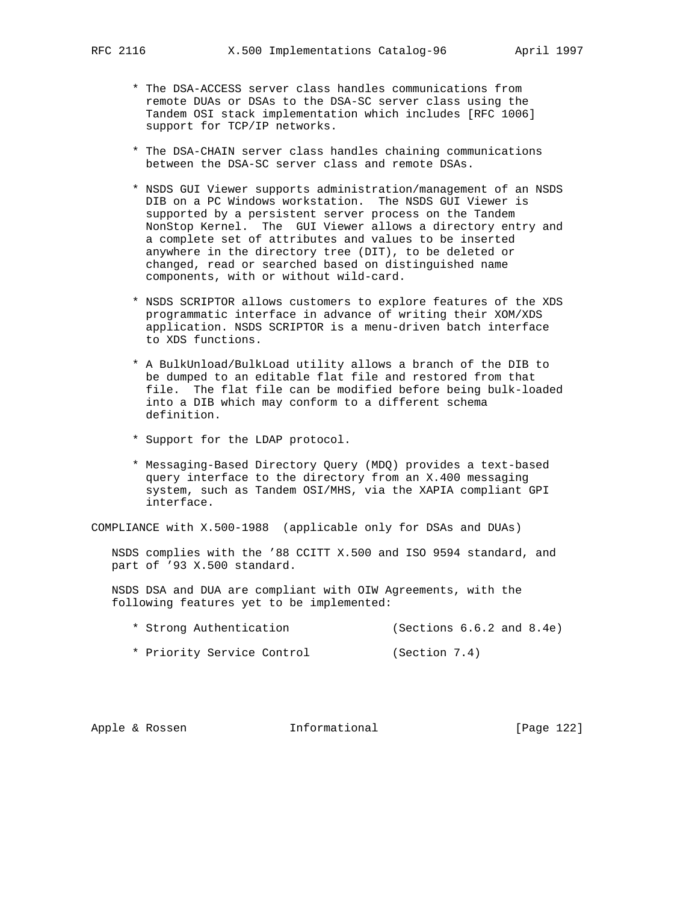* The DSA-ACCESS server class handles communications from remote DUAs or DSAs to the DSA-SC server class using the Tandem OSI stack implementation which includes [RFC 1006] support for TCP/IP networks.

* The DSA-CHAIN server class handles chaining communications between the DSA-SC server class and remote DSAs.

* NSDS GUI Viewer supports administration/management of an NSDS DIB on a PC Windows workstation. The NSDS GUI Viewer is supported by a persistent server process on the Tandem NonStop Kernel. The GUI Viewer allows a directory entry and a complete set of attributes and values to be inserted anywhere in the directory tree (DIT), to be deleted or changed, read or searched based on distinguished name components, with or without wild-card.

* NSDS SCRIPTOR allows customers to explore features of the XDS programmatic interface in advance of writing their XOM/XDS application. NSDS SCRIPTOR is a menu-driven batch interface to XDS functions.

* A BulkUnload/BulkLoad utility allows a branch of the DIB to be dumped to an editable flat file and restored from that file. The flat file can be modified before being bulk-loaded into a DIB which may conform to a different schema definition.

* Support for the LDAP protocol.

* Messaging-Based Directory Query (MDQ) provides a text-based query interface to the directory from an X.400 messaging system, such as Tandem OSI/MHS, via the XAPIA compliant GPI interface.

COMPLIANCE with X.500-1988 (applicable only for DSAs and DUAs)

NSDS complies with the ’88 CCITT X.500 and ISO 9594 standard, and part of ’93 X.500 standard.

NSDS DSA and DUA are compliant with OIW Agreements, with the following features yet to be implemented:

* Strong Authentication (Sections 6.6.2 and 8.4e)

* Priority Service Control (Section 7.4)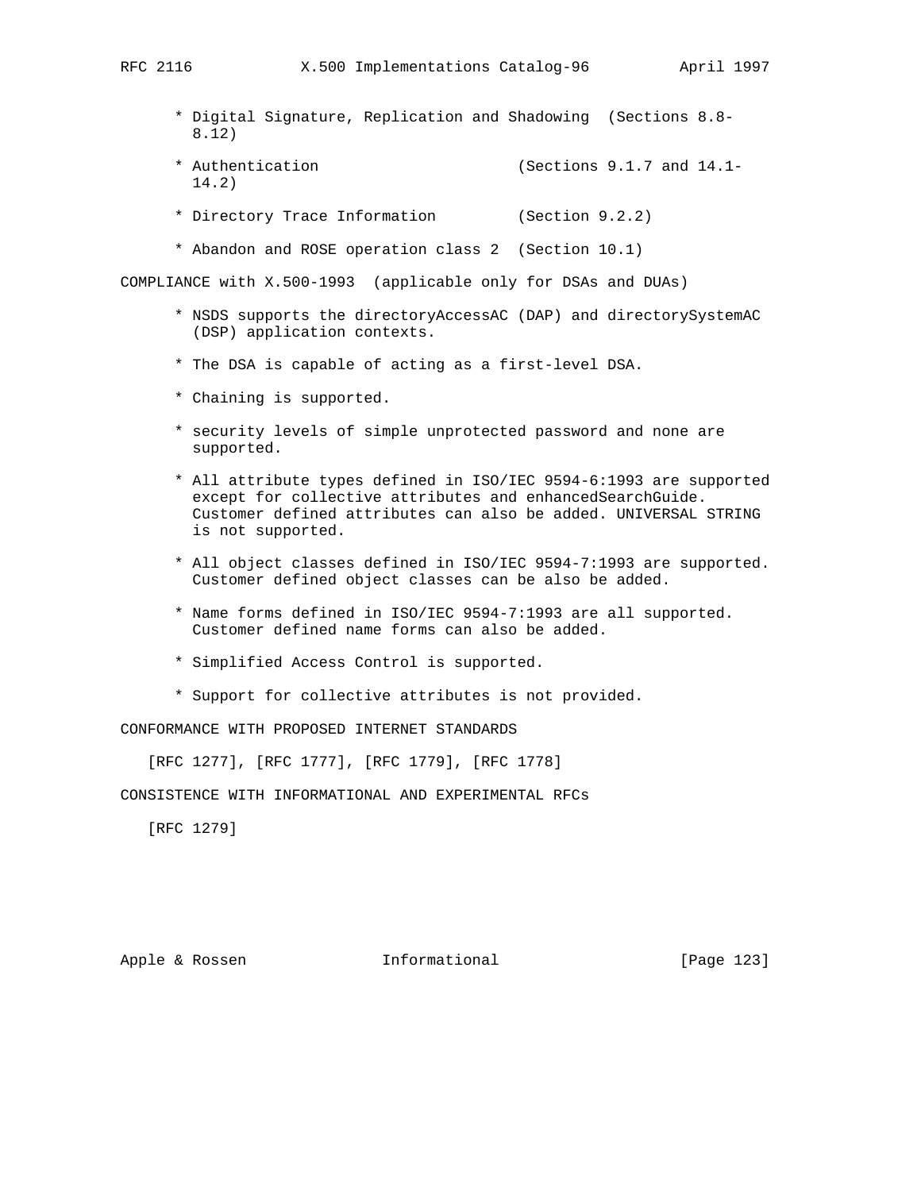* Digital Signature, Replication and Shadowing (Sections 8.8-8.12)

* Authentication (Sections 9.1.7 and 14.1-14.2)

* Directory Trace Information (Section 9.2.2)

* Abandon and ROSE operation class 2 (Section 10.1)

COMPLIANCE with X.500-1993 (applicable only for DSAs and DUAs)

* NSDS supports the directoryAccessAC (DAP) and directorySystemAC (DSP) application contexts.

* The DSA is capable of acting as a first-level DSA.

* Chaining is supported.

* security levels of simple unprotected password and none are supported.

* All attribute types defined in ISO/IEC 9594-6:1993 are supported except for collective attributes and enhancedSearchGuide. Customer defined attributes can also be added. UNIVERSAL STRING is not supported.

* All object classes defined in ISO/IEC 9594-7:1993 are supported. Customer defined object classes can be also be added.

* Name forms defined in ISO/IEC 9594-7:1993 are all supported. Customer defined name forms can also be added.

* Simplified Access Control is supported.

* Support for collective attributes is not provided.

CONFORMANCE WITH PROPOSED INTERNET STANDARDS

[RFC 1277], [RFC 1777], [RFC 1779], [RFC 1778]

CONSISTENCE WITH INFORMATIONAL AND EXPERIMENTAL RFCs

[RFC 1279]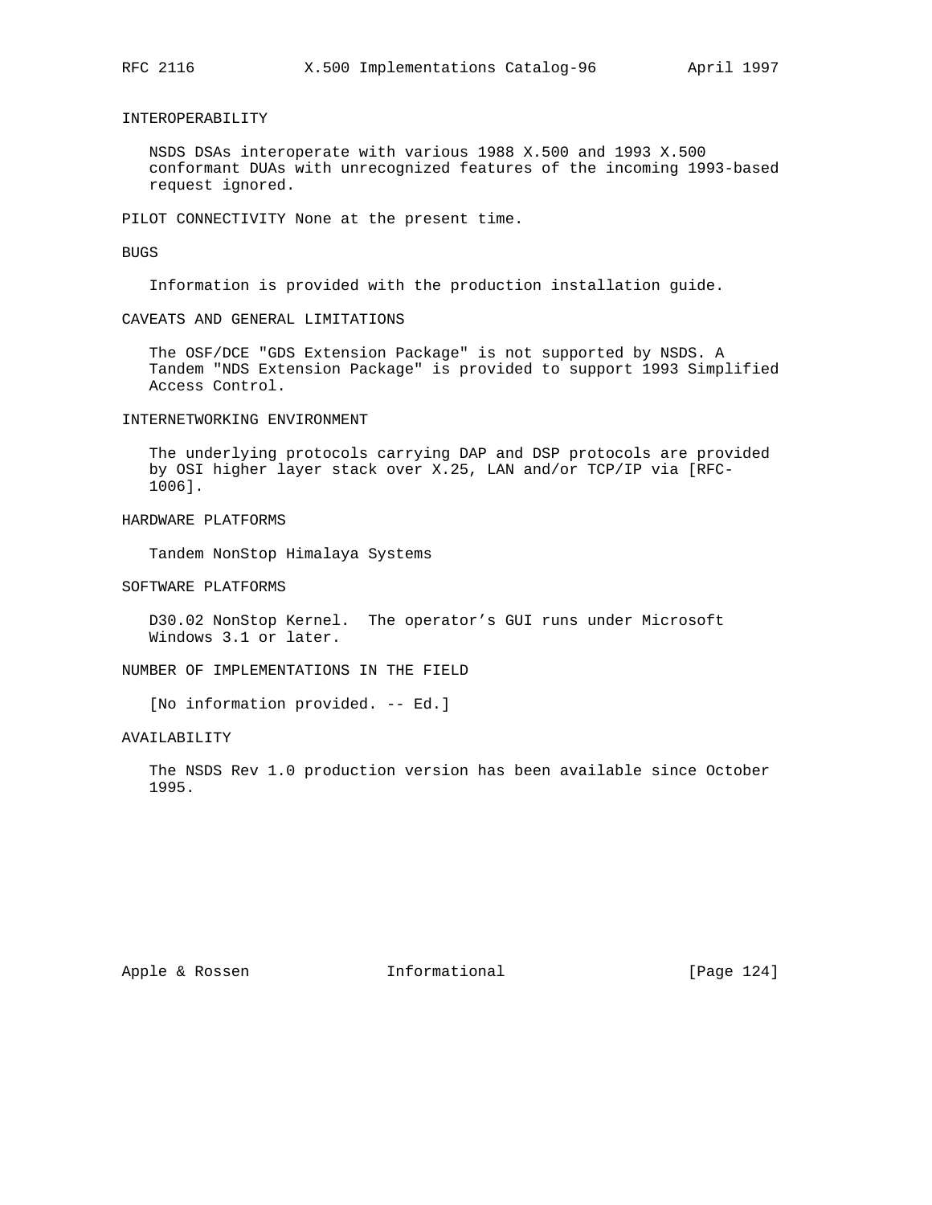INTEROPERABILITY

NSDS DSAs interoperate with various 1988 X.500 and 1993 X.500 conformant DUAs with unrecognized features of the incoming 1993-based request ignored.

PILOT CONNECTIVITY None at the present time.

BUGS

Information is provided with the production installation guide.

CAVEATS AND GENERAL LIMITATIONS

The OSF/DCE "GDS Extension Package" is not supported by NSDS. A Tandem "NDS Extension Package" is provided to support 1993 Simplified Access Control.

INTERNETWORKING ENVIRONMENT

The underlying protocols carrying DAP and DSP protocols are provided by OSI higher layer stack over X.25, LAN and/or TCP/IP via [RFC-1006].

HARDWARE PLATFORMS

Tandem NonStop Himalaya Systems

SOFTWARE PLATFORMS

D30.02 NonStop Kernel. The operator's GUI runs under Microsoft Windows 3.1 or later.

NUMBER OF IMPLEMENTATIONS IN THE FIELD

[No information provided. -- Ed.]

AVAILABILITY

The NSDS Rev 1.0 production version has been available since October 1995.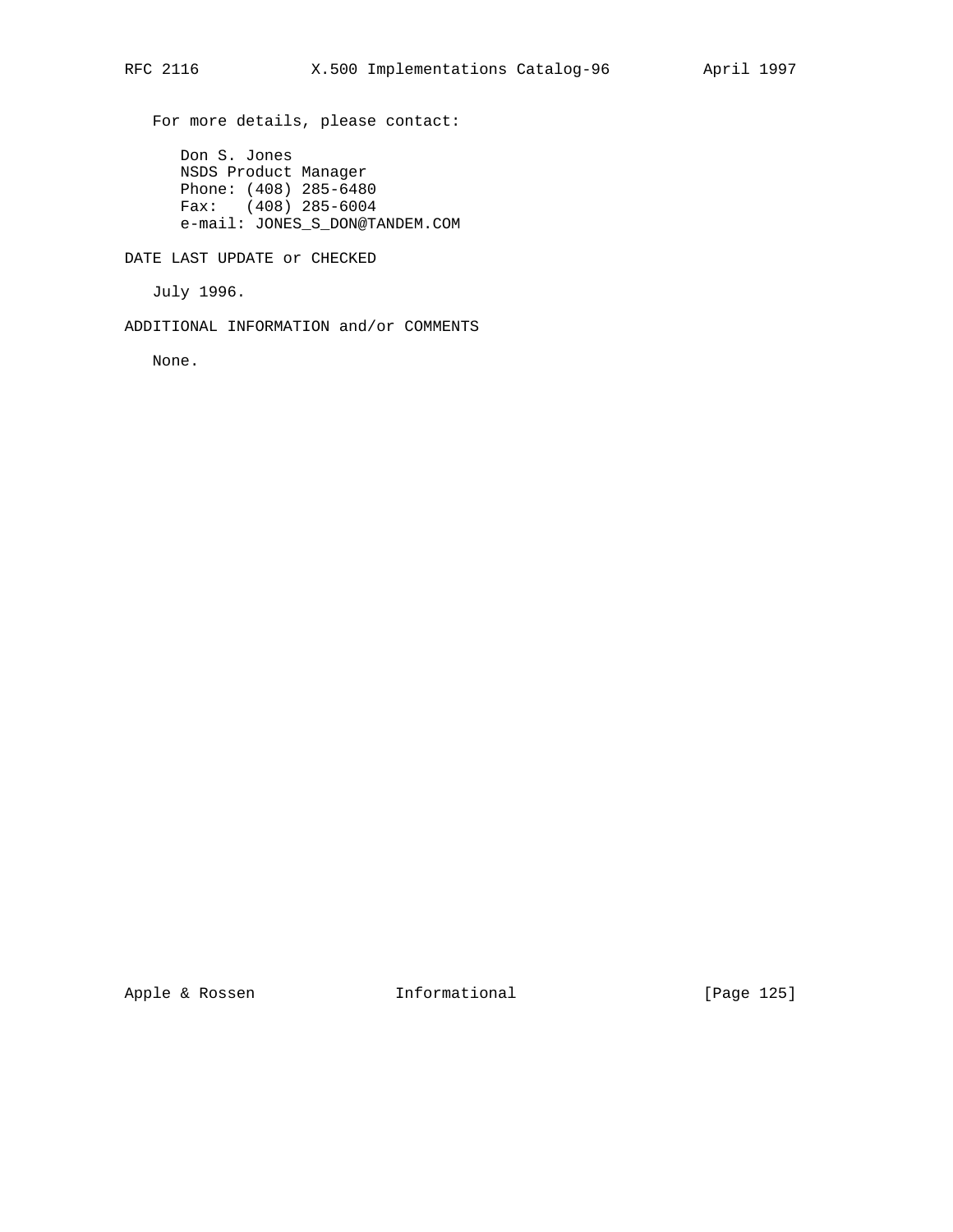For more details, please contact:

Don S. Jones
NSDS Product Manager
Phone: (408) 285-6480
Fax: (408) 285-6004
e-mail: JONES_S_DON@TANDEM.COM

DATE LAST UPDATE or CHECKED

July 1996.

ADDITIONAL INFORMATION and/or COMMENTS

None.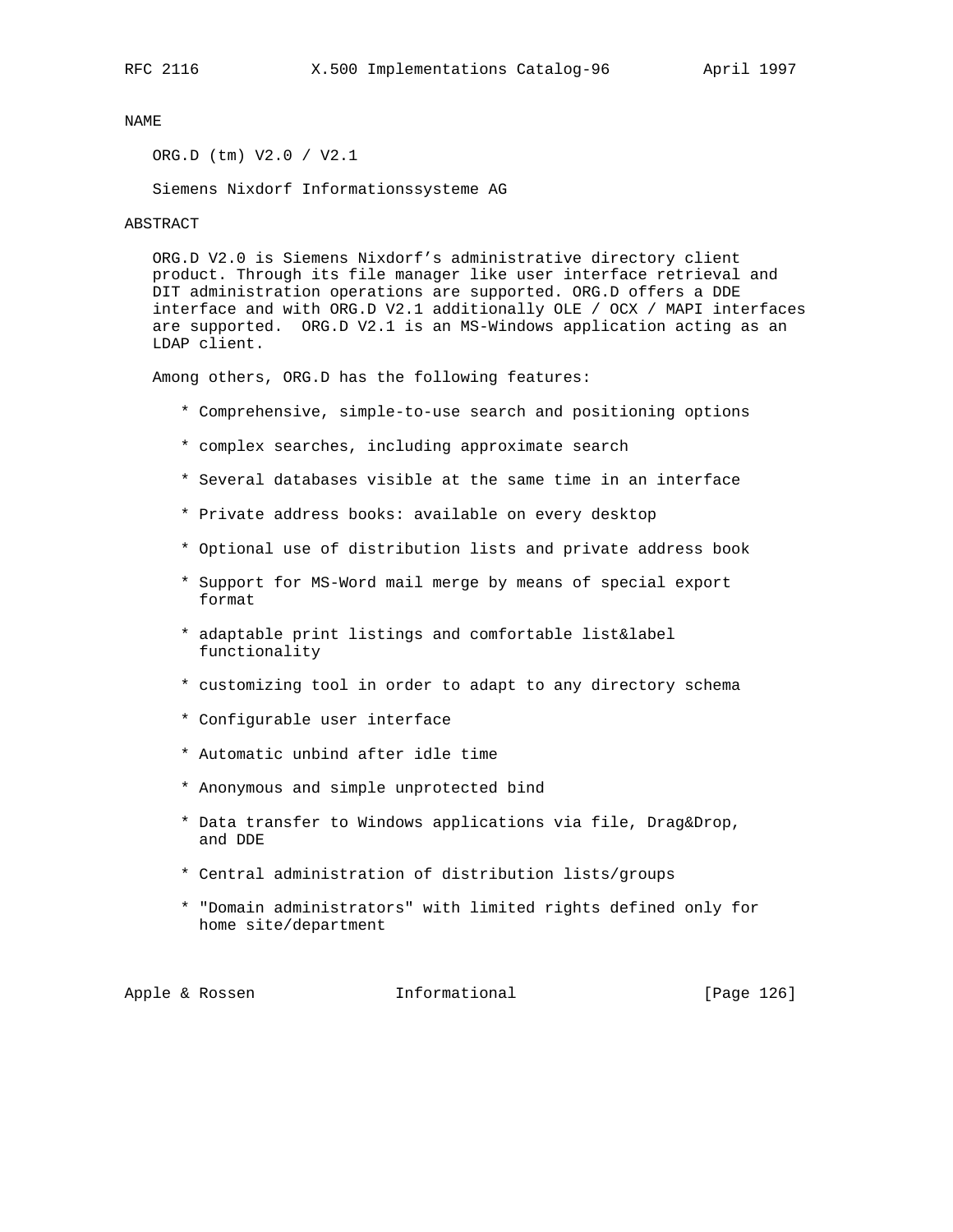## NAME

ORG.D (tm) V2.0 / V2.1

Siemens Nixdorf Informationssysteme AG

## ABSTRACT

ORG.D V2.0 is Siemens Nixdorf's administrative directory client product. Through its file manager like user interface retrieval and DIT administration operations are supported. ORG.D offers a DDE interface and with ORG.D V2.1 additionally OLE / OCX / MAPI interfaces are supported. ORG.D V2.1 is an MS-Windows application acting as an LDAP client.

Among others, ORG.D has the following features:

* Comprehensive, simple-to-use search and positioning options
* complex searches, including approximate search
* Several databases visible at the same time in an interface
* Private address books: available on every desktop
* Optional use of distribution lists and private address book
* Support for MS-Word mail merge by means of special export format
* adaptable print listings and comfortable list&label functionality
* customizing tool in order to adapt to any directory schema
* Configurable user interface
* Automatic unbind after idle time
* Anonymous and simple unprotected bind
* Data transfer to Windows applications via file, Drag&Drop, and DDE
* Central administration of distribution lists/groups
* "Domain administrators" with limited rights defined only for home site/department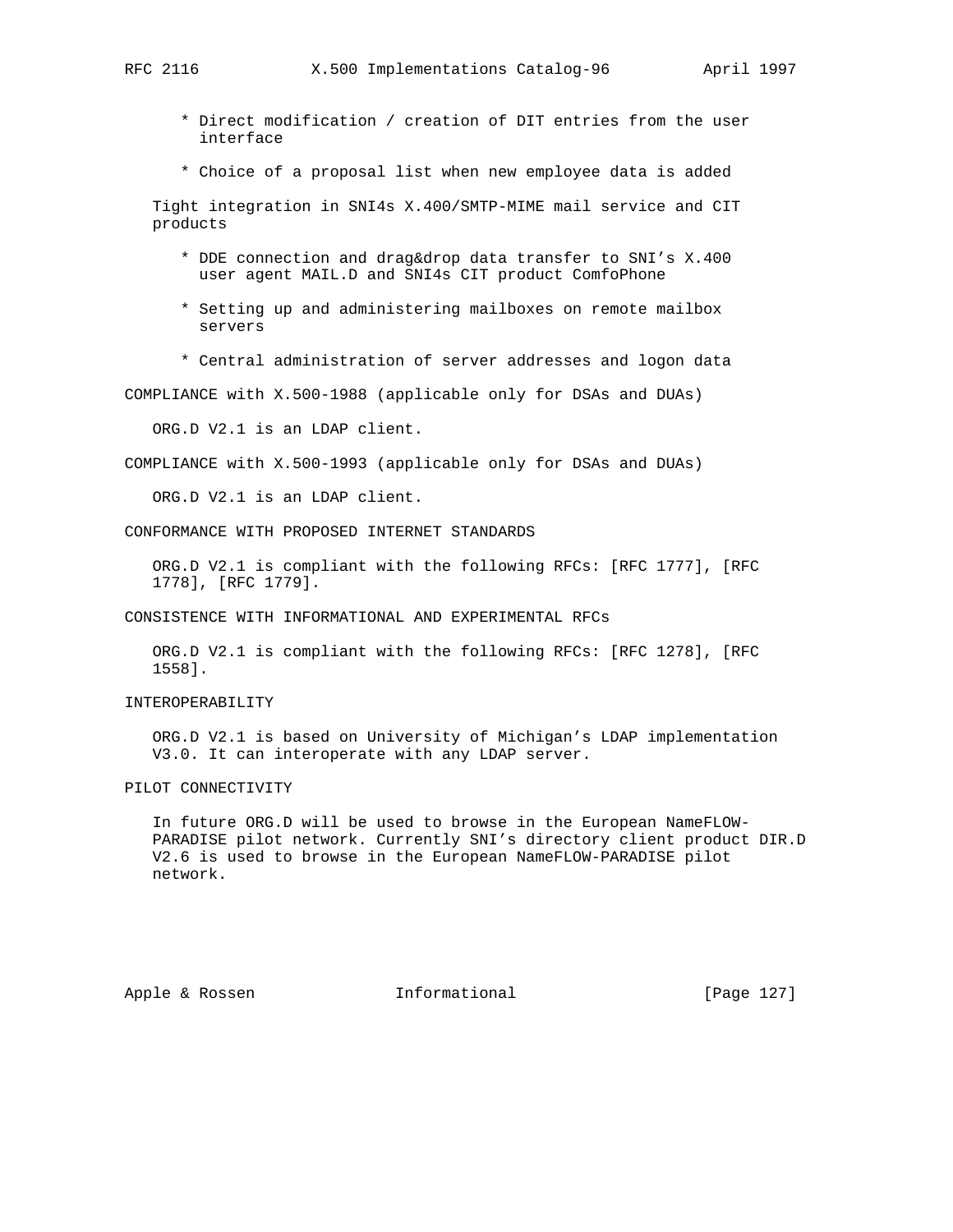* Direct modification / creation of DIT entries from the user interface

* Choice of a proposal list when new employee data is added

Tight integration in SNI4s X.400/SMTP-MIME mail service and CIT products

* DDE connection and drag&drop data transfer to SNI's X.400 user agent MAIL.D and SNI4s CIT product ComfoPhone

* Setting up and administering mailboxes on remote mailbox servers

* Central administration of server addresses and logon data

COMPLIANCE with X.500-1988 (applicable only for DSAs and DUAs)

ORG.D V2.1 is an LDAP client.

COMPLIANCE with X.500-1993 (applicable only for DSAs and DUAs)

ORG.D V2.1 is an LDAP client.

CONFORMANCE WITH PROPOSED INTERNET STANDARDS

ORG.D V2.1 is compliant with the following RFCs: [RFC 1777], [RFC 1778], [RFC 1779].

CONSISTENCE WITH INFORMATIONAL AND EXPERIMENTAL RFCs

ORG.D V2.1 is compliant with the following RFCs: [RFC 1278], [RFC 1558].

INTEROPERABILITY

ORG.D V2.1 is based on University of Michigan's LDAP implementation V3.0. It can interoperate with any LDAP server.

PILOT CONNECTIVITY

In future ORG.D will be used to browse in the European NameFLOW-PARADISE pilot network. Currently SNI's directory client product DIR.D V2.6 is used to browse in the European NameFLOW-PARADISE pilot network.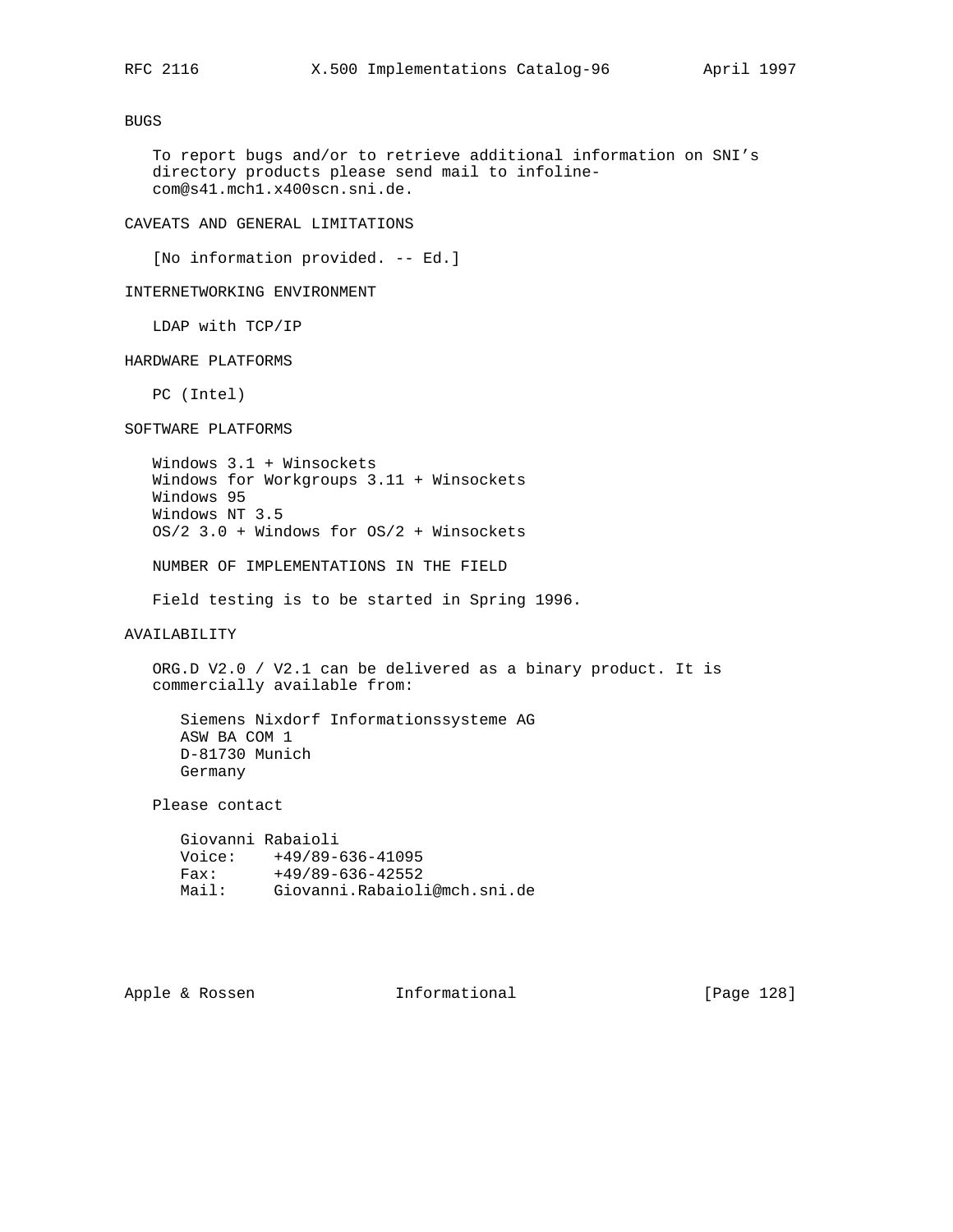## BUGS

To report bugs and/or to retrieve additional information on SNI's directory products please send mail to infoline-com@s41.mch1.x400scn.sni.de.

## CAVEATS AND GENERAL LIMITATIONS

[No information provided. -- Ed.]

## INTERNETWORKING ENVIRONMENT

LDAP with TCP/IP

## HARDWARE PLATFORMS

PC (Intel)

## SOFTWARE PLATFORMS

Windows 3.1 + Winsockets
Windows for Workgroups 3.11 + Winsockets
Windows 95
Windows NT 3.5
OS/2 3.0 + Windows for OS/2 + Winsockets

NUMBER OF IMPLEMENTATIONS IN THE FIELD

Field testing is to be started in Spring 1996.

## AVAILABILITY

ORG.D V2.0 / V2.1 can be delivered as a binary product. It is commercially available from:

Siemens Nixdorf Informationssysteme AG
ASW BA COM 1
D-81730 Munich
Germany

Please contact

Giovanni Rabaioli
Voice: +49/89-636-41095
Fax: +49/89-636-42552
Mail: Giovanni.Rabaioli@mch.sni.de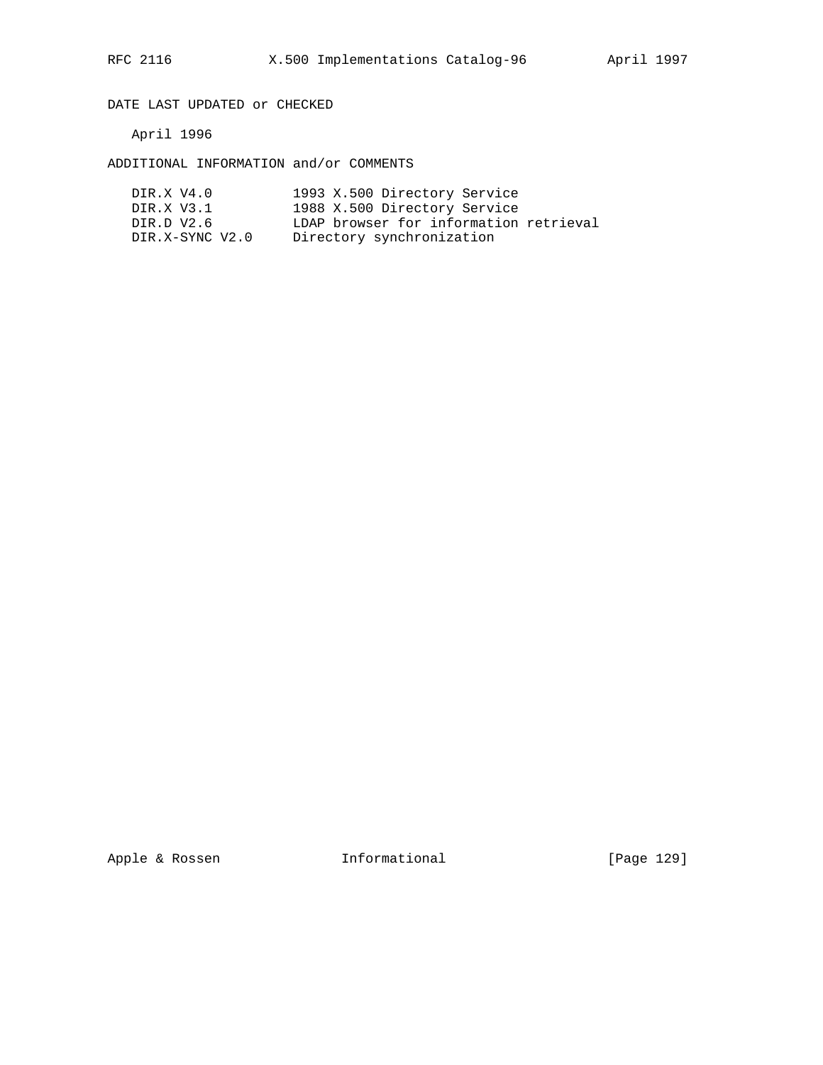DATE LAST UPDATED or CHECKED

April 1996

ADDITIONAL INFORMATION and/or COMMENTS

```
DIR.X V4.0          1993 X.500 Directory Service
DIR.X V3.1          1988 X.500 Directory Service
DIR.D V2.6          LDAP browser for information retrieval
DIR.X-SYNC V2.0     Directory synchronization
```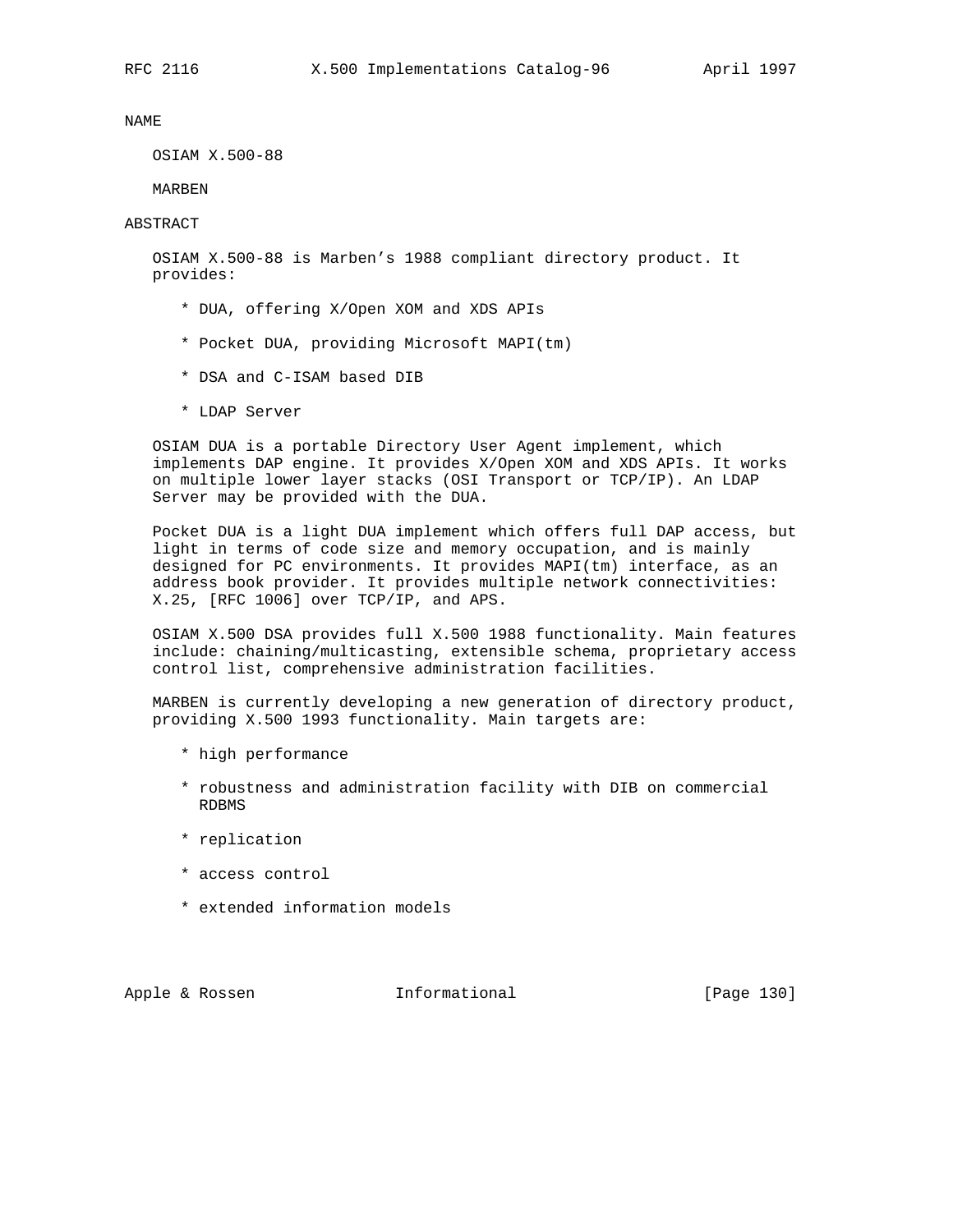NAME

OSIAM X.500-88

MARBEN

ABSTRACT

OSIAM X.500-88 is Marben's 1988 compliant directory product. It provides:

* DUA, offering X/Open XOM and XDS APIs
* Pocket DUA, providing Microsoft MAPI(tm)
* DSA and C-ISAM based DIB
* LDAP Server

OSIAM DUA is a portable Directory User Agent implement, which implements DAP engine. It provides X/Open XOM and XDS APIs. It works on multiple lower layer stacks (OSI Transport or TCP/IP). An LDAP Server may be provided with the DUA.

Pocket DUA is a light DUA implement which offers full DAP access, but light in terms of code size and memory occupation, and is mainly designed for PC environments. It provides MAPI(tm) interface, as an address book provider. It provides multiple network connectivities: X.25, [RFC 1006] over TCP/IP, and APS.

OSIAM X.500 DSA provides full X.500 1988 functionality. Main features include: chaining/multicasting, extensible schema, proprietary access control list, comprehensive administration facilities.

MARBEN is currently developing a new generation of directory product, providing X.500 1993 functionality. Main targets are:

* high performance
* robustness and administration facility with DIB on commercial RDBMS
* replication
* access control
* extended information models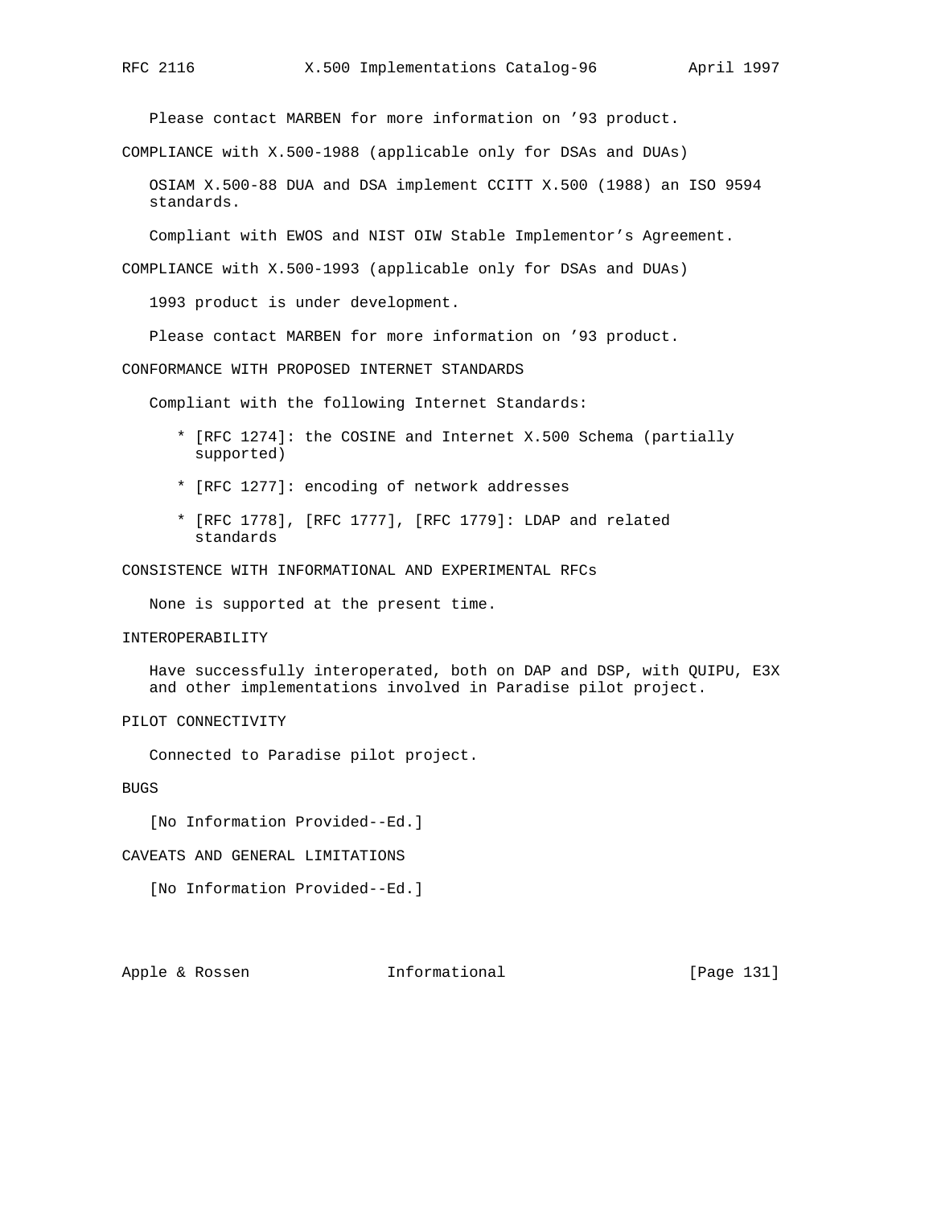Please contact MARBEN for more information on '93 product.

COMPLIANCE with X.500-1988 (applicable only for DSAs and DUAs)

OSIAM X.500-88 DUA and DSA implement CCITT X.500 (1988) an ISO 9594 standards.

Compliant with EWOS and NIST OIW Stable Implementor's Agreement.

COMPLIANCE with X.500-1993 (applicable only for DSAs and DUAs)

1993 product is under development.

Please contact MARBEN for more information on '93 product.

CONFORMANCE WITH PROPOSED INTERNET STANDARDS

Compliant with the following Internet Standards:

* [RFC 1274]: the COSINE and Internet X.500 Schema (partially supported)

* [RFC 1277]: encoding of network addresses

* [RFC 1778], [RFC 1777], [RFC 1779]: LDAP and related standards

CONSISTENCE WITH INFORMATIONAL AND EXPERIMENTAL RFCs

None is supported at the present time.

INTEROPERABILITY

Have successfully interoperated, both on DAP and DSP, with QUIPU, E3X and other implementations involved in Paradise pilot project.

PILOT CONNECTIVITY

Connected to Paradise pilot project.

BUGS

[No Information Provided--Ed.]

CAVEATS AND GENERAL LIMITATIONS

[No Information Provided--Ed.]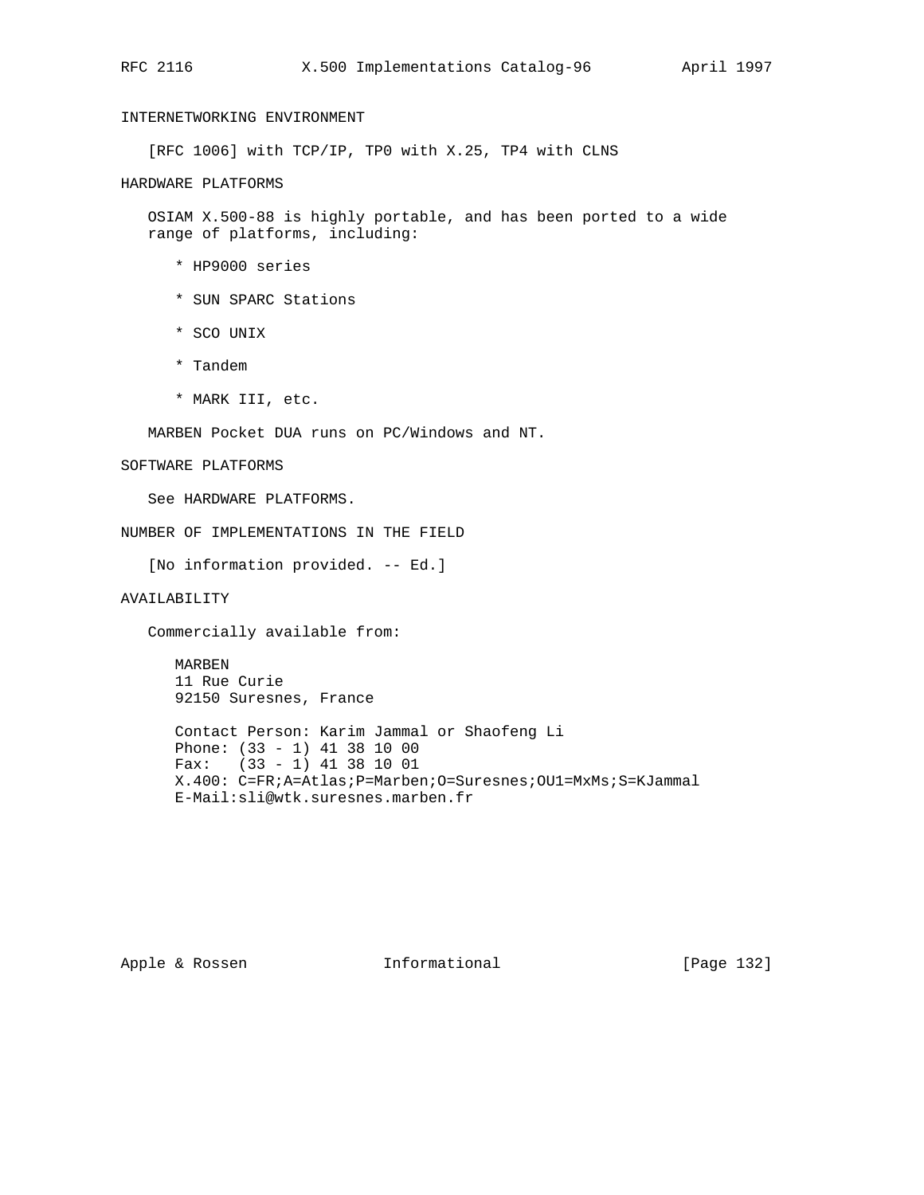## INTERNETWORKING ENVIRONMENT

[RFC 1006] with TCP/IP, TP0 with X.25, TP4 with CLNS

## HARDWARE PLATFORMS

OSIAM X.500-88 is highly portable, and has been ported to a wide range of platforms, including:

* HP9000 series
* SUN SPARC Stations
* SCO UNIX
* Tandem
* MARK III, etc.

MARBEN Pocket DUA runs on PC/Windows and NT.

## SOFTWARE PLATFORMS

See HARDWARE PLATFORMS.

## NUMBER OF IMPLEMENTATIONS IN THE FIELD

[No information provided. -- Ed.]

## AVAILABILITY

Commercially available from:

MARBEN
11 Rue Curie
92150 Suresnes, France

Contact Person: Karim Jammal or Shaofeng Li
Phone: (33 - 1) 41 38 10 00
Fax: (33 - 1) 41 38 10 01
X.400: C=FR;A=Atlas;P=Marben;O=Suresnes;OU1=MxMs;S=KJammal
E-Mail:sli@wtk.suresnes.marben.fr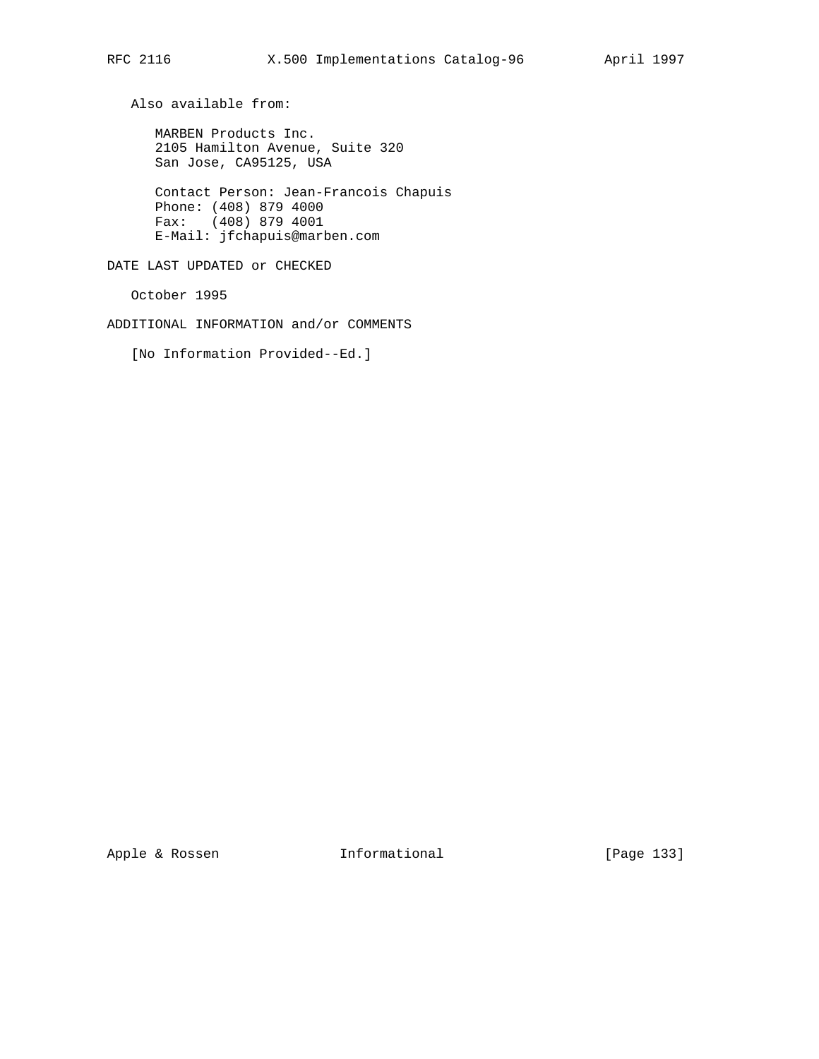Also available from:

MARBEN Products Inc.
2105 Hamilton Avenue, Suite 320
San Jose, CA95125, USA

Contact Person: Jean-Francois Chapuis
Phone: (408) 879 4000
Fax: (408) 879 4001
E-Mail: jfchapuis@marben.com

DATE LAST UPDATED or CHECKED

October 1995

ADDITIONAL INFORMATION and/or COMMENTS

[No Information Provided--Ed.]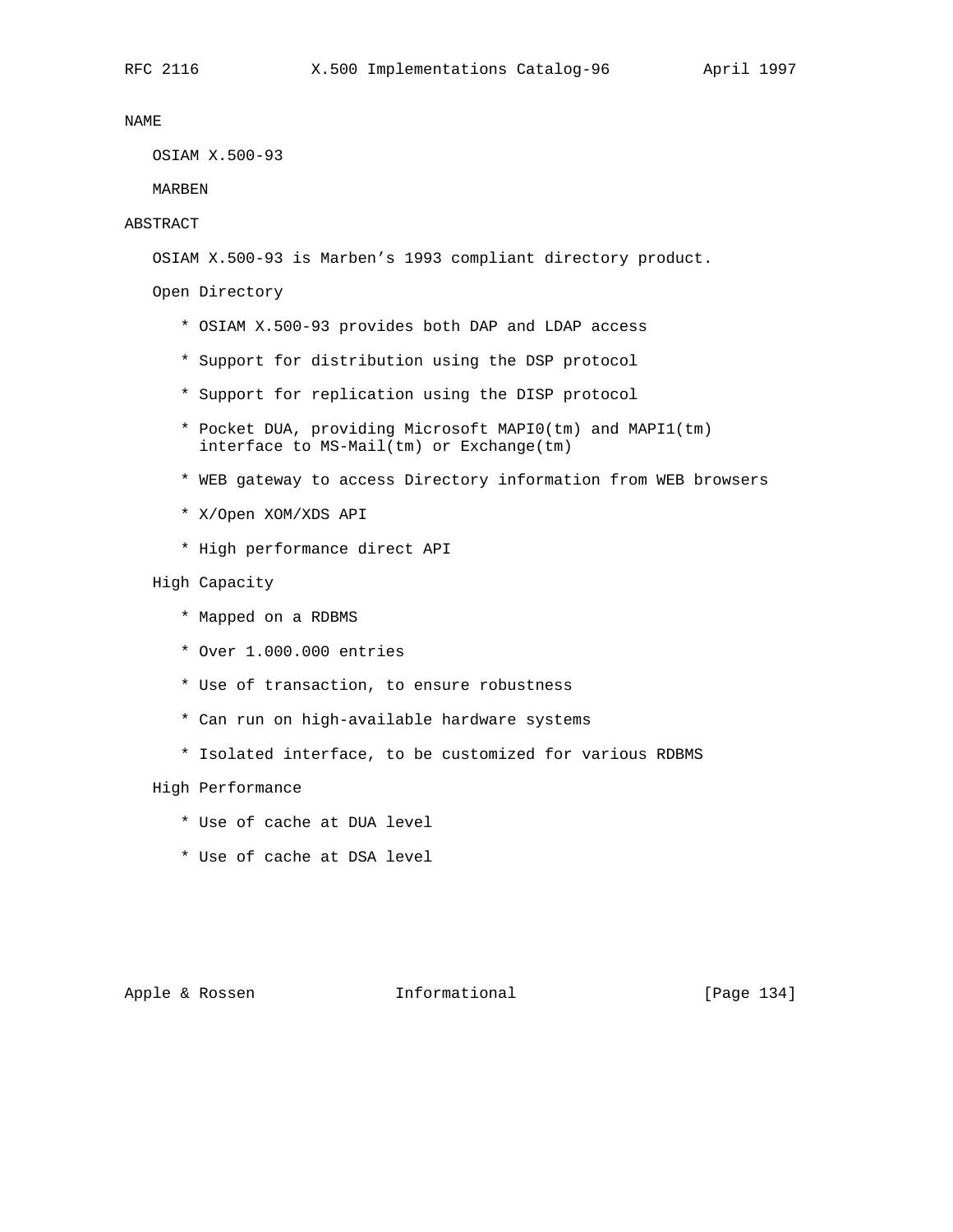## NAME

OSIAM X.500-93

MARBEN

## ABSTRACT

OSIAM X.500-93 is Marben's 1993 compliant directory product.

Open Directory

* OSIAM X.500-93 provides both DAP and LDAP access
* Support for distribution using the DSP protocol
* Support for replication using the DISP protocol
* Pocket DUA, providing Microsoft MAPI0(tm) and MAPI1(tm) interface to MS-Mail(tm) or Exchange(tm)
* WEB gateway to access Directory information from WEB browsers
* X/Open XOM/XDS API
* High performance direct API

High Capacity

* Mapped on a RDBMS
* Over 1.000.000 entries
* Use of transaction, to ensure robustness
* Can run on high-available hardware systems
* Isolated interface, to be customized for various RDBMS

High Performance

* Use of cache at DUA level
* Use of cache at DSA level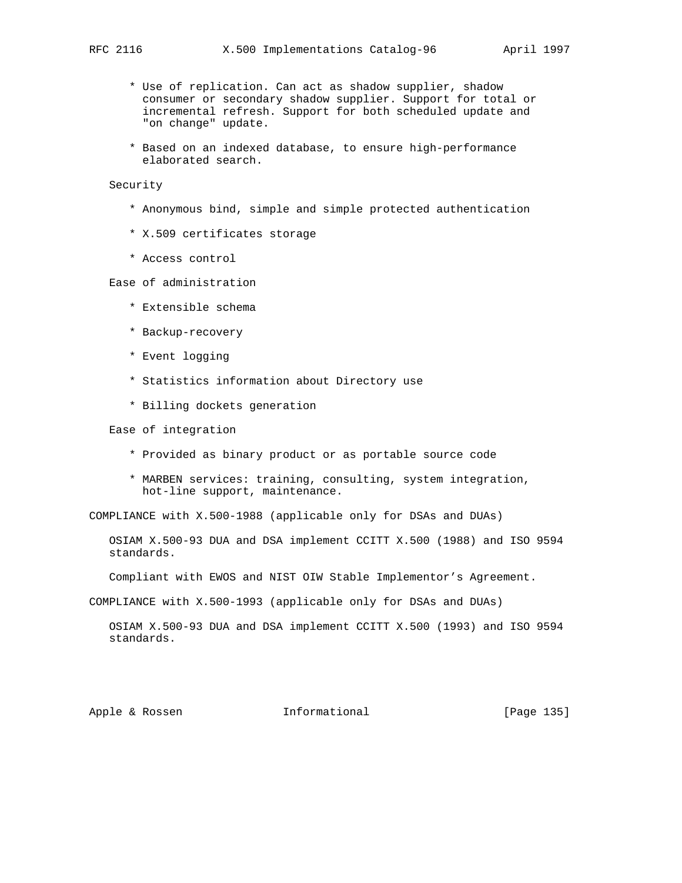* Use of replication. Can act as shadow supplier, shadow consumer or secondary shadow supplier. Support for total or incremental refresh. Support for both scheduled update and "on change" update.

* Based on an indexed database, to ensure high-performance elaborated search.

Security

* Anonymous bind, simple and simple protected authentication

* X.509 certificates storage

* Access control

Ease of administration

* Extensible schema

* Backup-recovery

* Event logging

* Statistics information about Directory use

* Billing dockets generation

Ease of integration

* Provided as binary product or as portable source code

* MARBEN services: training, consulting, system integration, hot-line support, maintenance.

COMPLIANCE with X.500-1988 (applicable only for DSAs and DUAs)

OSIAM X.500-93 DUA and DSA implement CCITT X.500 (1988) and ISO 9594 standards.

Compliant with EWOS and NIST OIW Stable Implementor's Agreement.

COMPLIANCE with X.500-1993 (applicable only for DSAs and DUAs)

OSIAM X.500-93 DUA and DSA implement CCITT X.500 (1993) and ISO 9594 standards.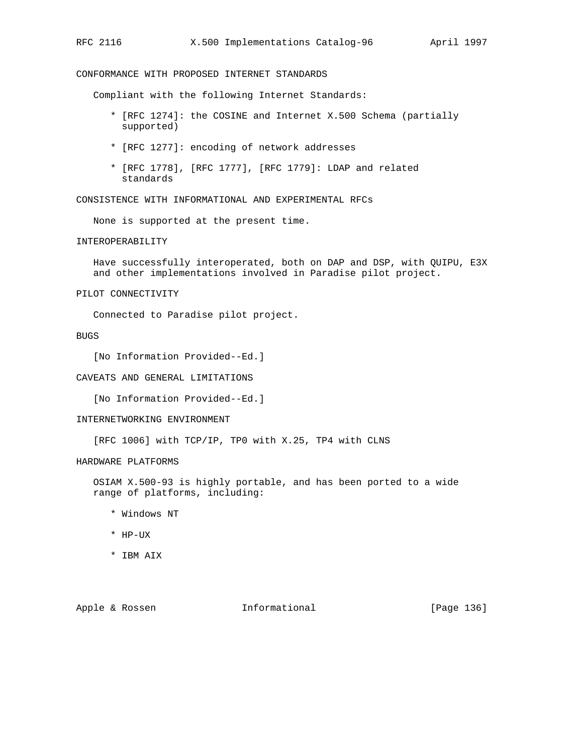## CONFORMANCE WITH PROPOSED INTERNET STANDARDS

Compliant with the following Internet Standards:

* [RFC 1274]: the COSINE and Internet X.500 Schema (partially supported)

* [RFC 1277]: encoding of network addresses

* [RFC 1778], [RFC 1777], [RFC 1779]: LDAP and related standards

## CONSISTENCE WITH INFORMATIONAL AND EXPERIMENTAL RFCs

None is supported at the present time.

## INTEROPERABILITY

Have successfully interoperated, both on DAP and DSP, with QUIPU, E3X and other implementations involved in Paradise pilot project.

## PILOT CONNECTIVITY

Connected to Paradise pilot project.

## BUGS

[No Information Provided--Ed.]

## CAVEATS AND GENERAL LIMITATIONS

[No Information Provided--Ed.]

## INTERNETWORKING ENVIRONMENT

[RFC 1006] with TCP/IP, TP0 with X.25, TP4 with CLNS

## HARDWARE PLATFORMS

OSIAM X.500-93 is highly portable, and has been ported to a wide range of platforms, including:

* Windows NT

* HP-UX

* IBM AIX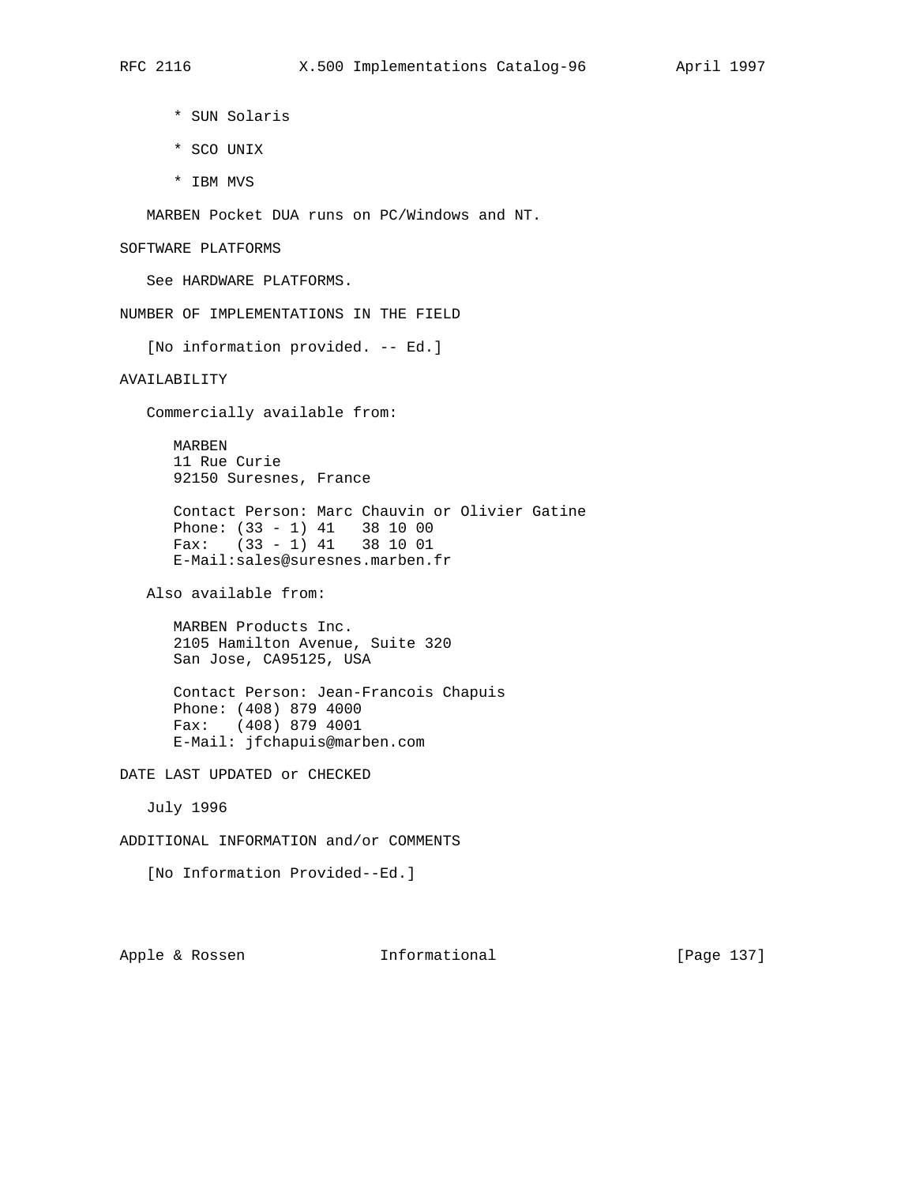* SUN Solaris

* SCO UNIX

* IBM MVS

MARBEN Pocket DUA runs on PC/Windows and NT.

## SOFTWARE PLATFORMS

See HARDWARE PLATFORMS.

## NUMBER OF IMPLEMENTATIONS IN THE FIELD

[No information provided. -- Ed.]

## AVAILABILITY

Commercially available from:

MARBEN
11 Rue Curie
92150 Suresnes, France

Contact Person: Marc Chauvin or Olivier Gatine
Phone: (33 - 1) 41   38 10 00
Fax:   (33 - 1) 41   38 10 01
E-Mail:sales@suresnes.marben.fr

Also available from:

MARBEN Products Inc.
2105 Hamilton Avenue, Suite 320
San Jose, CA95125, USA

Contact Person: Jean-Francois Chapuis
Phone: (408) 879 4000
Fax:   (408) 879 4001
E-Mail: jfchapuis@marben.com

## DATE LAST UPDATED or CHECKED

July 1996

## ADDITIONAL INFORMATION and/or COMMENTS

[No Information Provided--Ed.]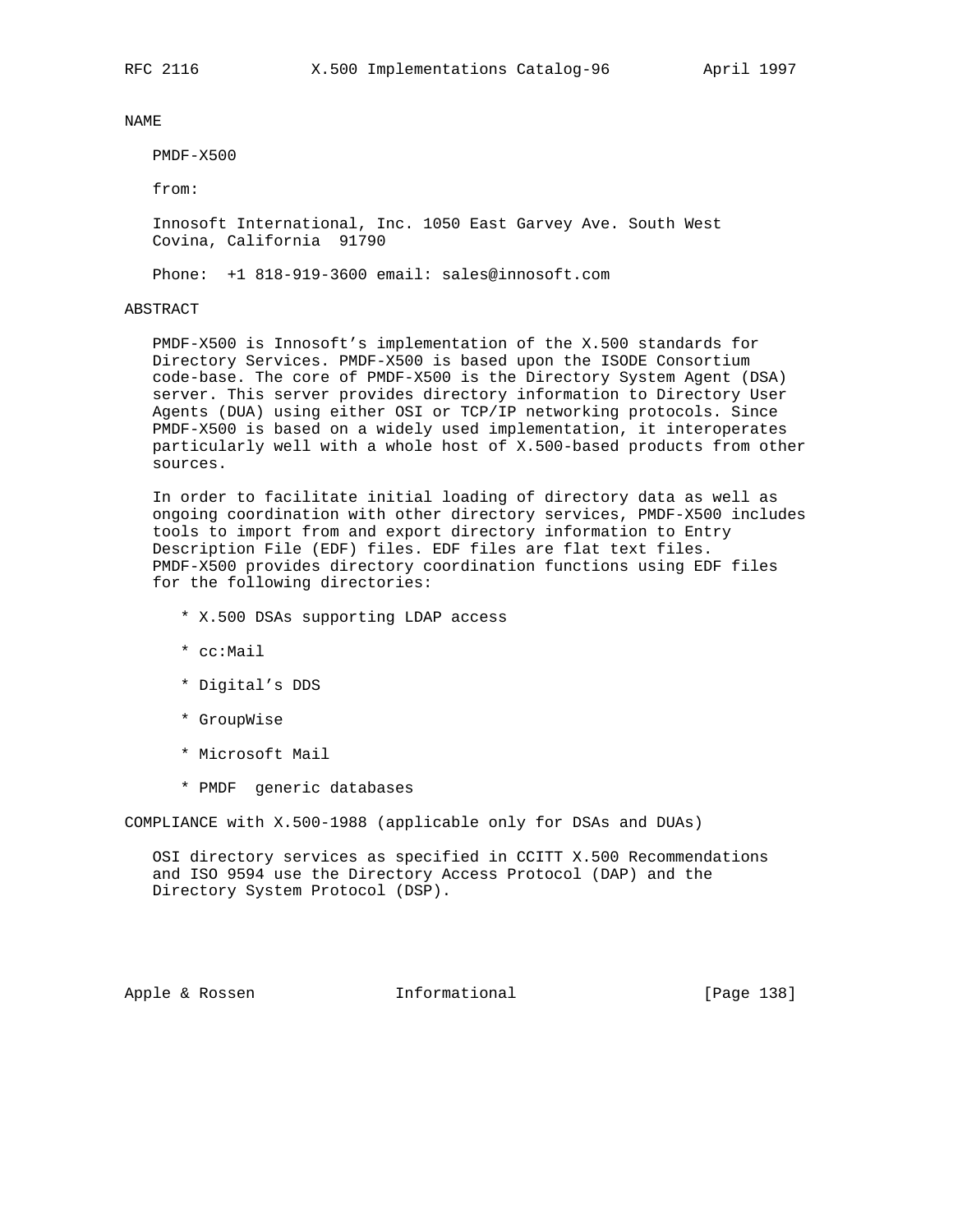## NAME

PMDF-X500

from:

Innosoft International, Inc. 1050 East Garvey Ave. South West Covina, California  91790

Phone:  +1 818-919-3600 email: sales@innosoft.com

## ABSTRACT

PMDF-X500 is Innosoft's implementation of the X.500 standards for Directory Services. PMDF-X500 is based upon the ISODE Consortium code-base. The core of PMDF-X500 is the Directory System Agent (DSA) server. This server provides directory information to Directory User Agents (DUA) using either OSI or TCP/IP networking protocols. Since PMDF-X500 is based on a widely used implementation, it interoperates particularly well with a whole host of X.500-based products from other sources.

In order to facilitate initial loading of directory data as well as ongoing coordination with other directory services, PMDF-X500 includes tools to import from and export directory information to Entry Description File (EDF) files. EDF files are flat text files. PMDF-X500 provides directory coordination functions using EDF files for the following directories:

* X.500 DSAs supporting LDAP access
* cc:Mail
* Digital's DDS
* GroupWise
* Microsoft Mail
* PMDF  generic databases

## COMPLIANCE with X.500-1988 (applicable only for DSAs and DUAs)

OSI directory services as specified in CCITT X.500 Recommendations and ISO 9594 use the Directory Access Protocol (DAP) and the Directory System Protocol (DSP).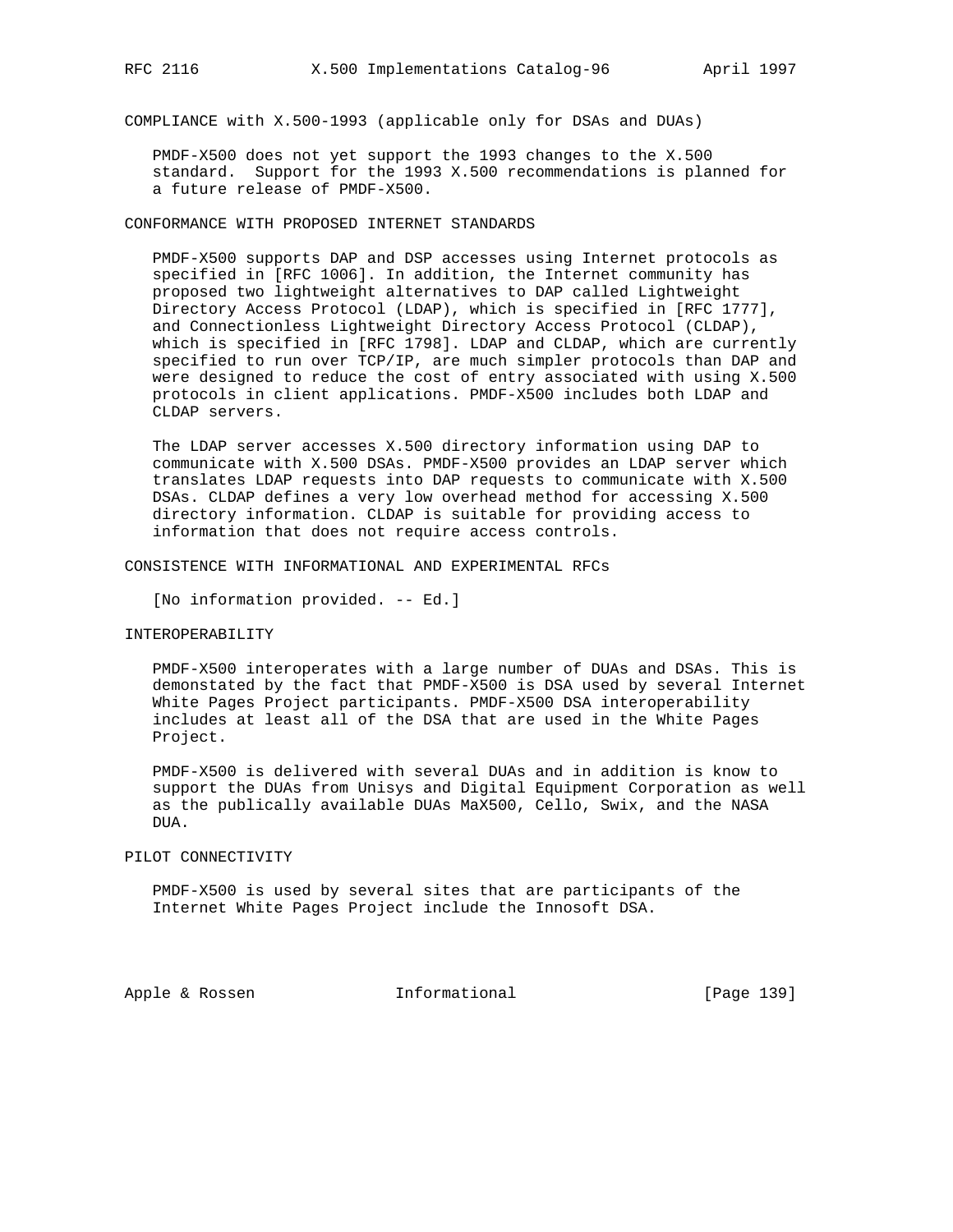## COMPLIANCE with X.500-1993 (applicable only for DSAs and DUAs)

PMDF-X500 does not yet support the 1993 changes to the X.500 standard. Support for the 1993 X.500 recommendations is planned for a future release of PMDF-X500.

## CONFORMANCE WITH PROPOSED INTERNET STANDARDS

PMDF-X500 supports DAP and DSP accesses using Internet protocols as specified in [RFC 1006]. In addition, the Internet community has proposed two lightweight alternatives to DAP called Lightweight Directory Access Protocol (LDAP), which is specified in [RFC 1777], and Connectionless Lightweight Directory Access Protocol (CLDAP), which is specified in [RFC 1798]. LDAP and CLDAP, which are currently specified to run over TCP/IP, are much simpler protocols than DAP and were designed to reduce the cost of entry associated with using X.500 protocols in client applications. PMDF-X500 includes both LDAP and CLDAP servers.

The LDAP server accesses X.500 directory information using DAP to communicate with X.500 DSAs. PMDF-X500 provides an LDAP server which translates LDAP requests into DAP requests to communicate with X.500 DSAs. CLDAP defines a very low overhead method for accessing X.500 directory information. CLDAP is suitable for providing access to information that does not require access controls.

## CONSISTENCE WITH INFORMATIONAL AND EXPERIMENTAL RFCs

[No information provided. -- Ed.]

## INTEROPERABILITY

PMDF-X500 interoperates with a large number of DUAs and DSAs. This is demonstated by the fact that PMDF-X500 is DSA used by several Internet White Pages Project participants. PMDF-X500 DSA interoperability includes at least all of the DSA that are used in the White Pages Project.

PMDF-X500 is delivered with several DUAs and in addition is know to support the DUAs from Unisys and Digital Equipment Corporation as well as the publically available DUAs MaX500, Cello, Swix, and the NASA DUA.

## PILOT CONNECTIVITY

PMDF-X500 is used by several sites that are participants of the Internet White Pages Project include the Innosoft DSA.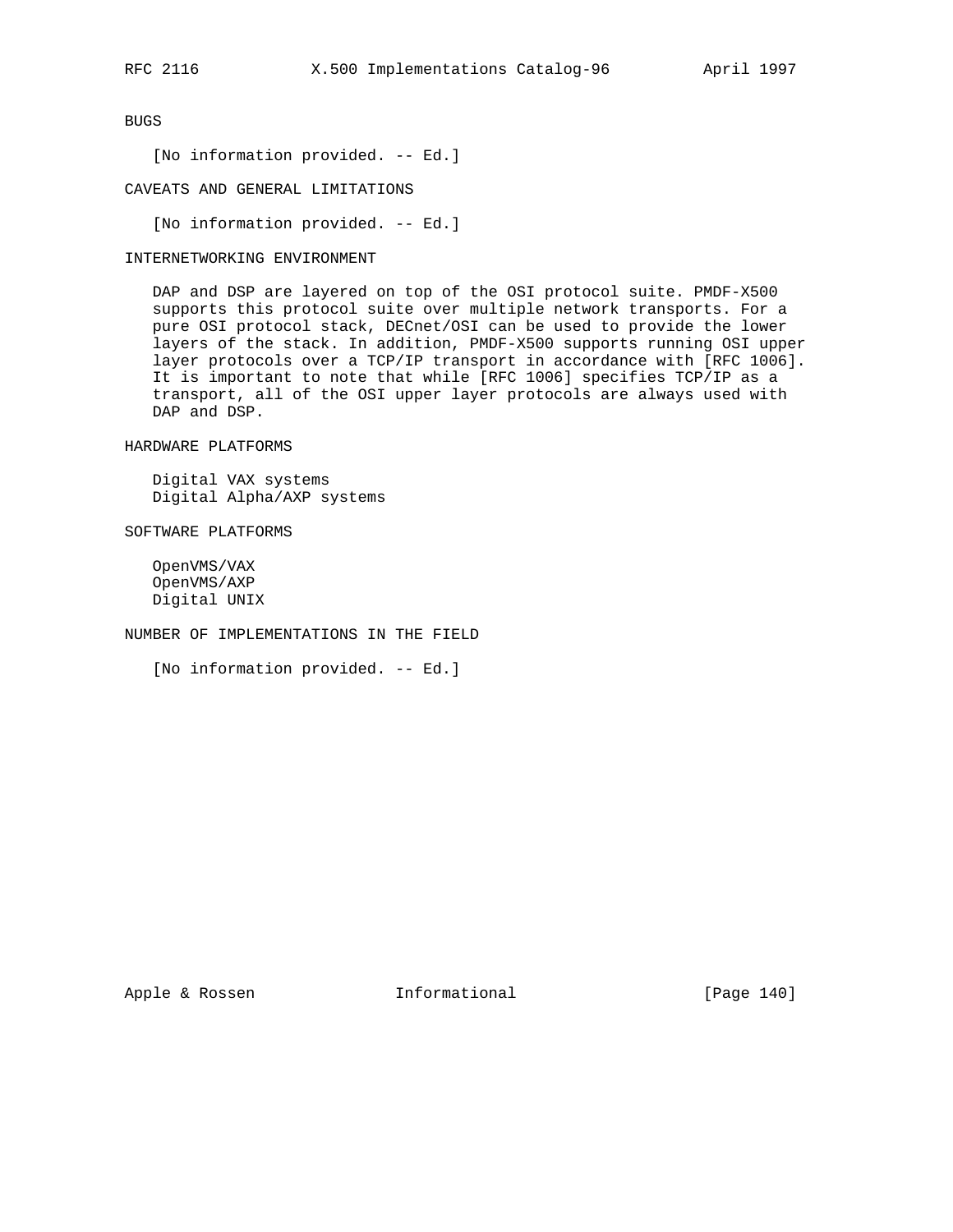BUGS

[No information provided. -- Ed.]

CAVEATS AND GENERAL LIMITATIONS

[No information provided. -- Ed.]

INTERNETWORKING ENVIRONMENT

DAP and DSP are layered on top of the OSI protocol suite. PMDF-X500 supports this protocol suite over multiple network transports. For a pure OSI protocol stack, DECnet/OSI can be used to provide the lower layers of the stack. In addition, PMDF-X500 supports running OSI upper layer protocols over a TCP/IP transport in accordance with [RFC 1006]. It is important to note that while [RFC 1006] specifies TCP/IP as a transport, all of the OSI upper layer protocols are always used with DAP and DSP.

HARDWARE PLATFORMS

Digital VAX systems
Digital Alpha/AXP systems

SOFTWARE PLATFORMS

OpenVMS/VAX
OpenVMS/AXP
Digital UNIX

NUMBER OF IMPLEMENTATIONS IN THE FIELD

[No information provided. -- Ed.]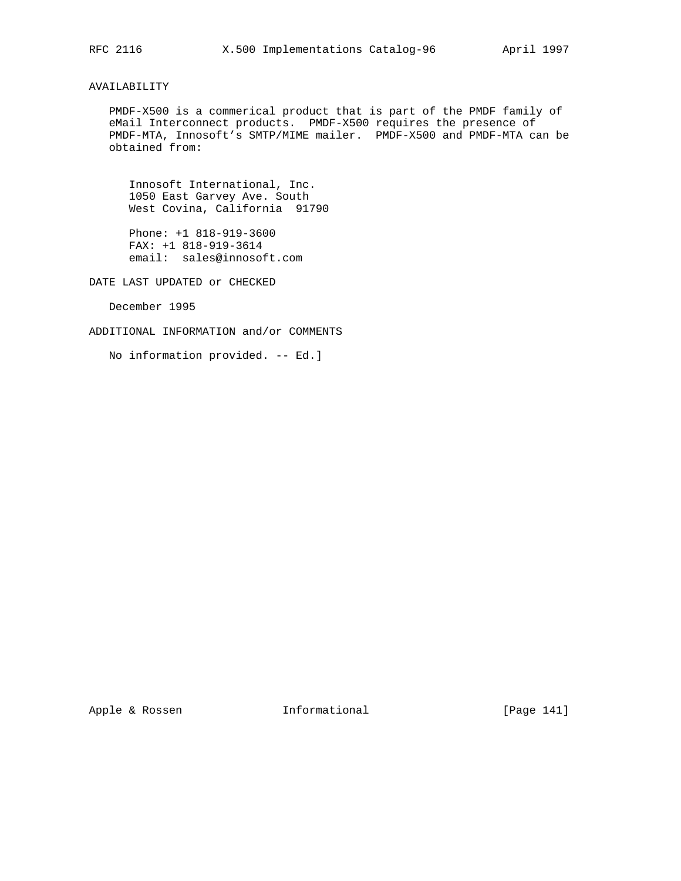## AVAILABILITY

PMDF-X500 is a commerical product that is part of the PMDF family of eMail Interconnect products. PMDF-X500 requires the presence of PMDF-MTA, Innosoft's SMTP/MIME mailer. PMDF-X500 and PMDF-MTA can be obtained from:

Innosoft International, Inc.
1050 East Garvey Ave. South
West Covina, California 91790

Phone: +1 818-919-3600
FAX: +1 818-919-3614
email: sales@innosoft.com

## DATE LAST UPDATED or CHECKED

December 1995

## ADDITIONAL INFORMATION and/or COMMENTS

No information provided. -- Ed.]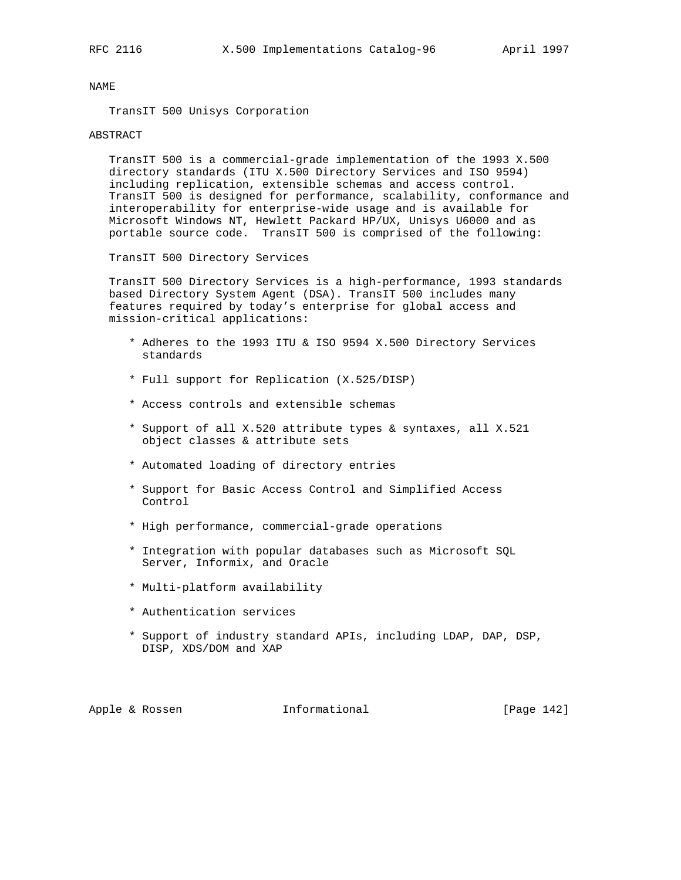NAME

TransIT 500 Unisys Corporation

ABSTRACT

TransIT 500 is a commercial-grade implementation of the 1993 X.500 directory standards (ITU X.500 Directory Services and ISO 9594) including replication, extensible schemas and access control. TransIT 500 is designed for performance, scalability, conformance and interoperability for enterprise-wide usage and is available for Microsoft Windows NT, Hewlett Packard HP/UX, Unisys U6000 and as portable source code. TransIT 500 is comprised of the following:

TransIT 500 Directory Services

TransIT 500 Directory Services is a high-performance, 1993 standards based Directory System Agent (DSA). TransIT 500 includes many features required by today's enterprise for global access and mission-critical applications:

* Adheres to the 1993 ITU & ISO 9594 X.500 Directory Services standards
* Full support for Replication (X.525/DISP)
* Access controls and extensible schemas
* Support of all X.520 attribute types & syntaxes, all X.521 object classes & attribute sets
* Automated loading of directory entries
* Support for Basic Access Control and Simplified Access Control
* High performance, commercial-grade operations
* Integration with popular databases such as Microsoft SQL Server, Informix, and Oracle
* Multi-platform availability
* Authentication services
* Support of industry standard APIs, including LDAP, DAP, DSP, DISP, XDS/DOM and XAP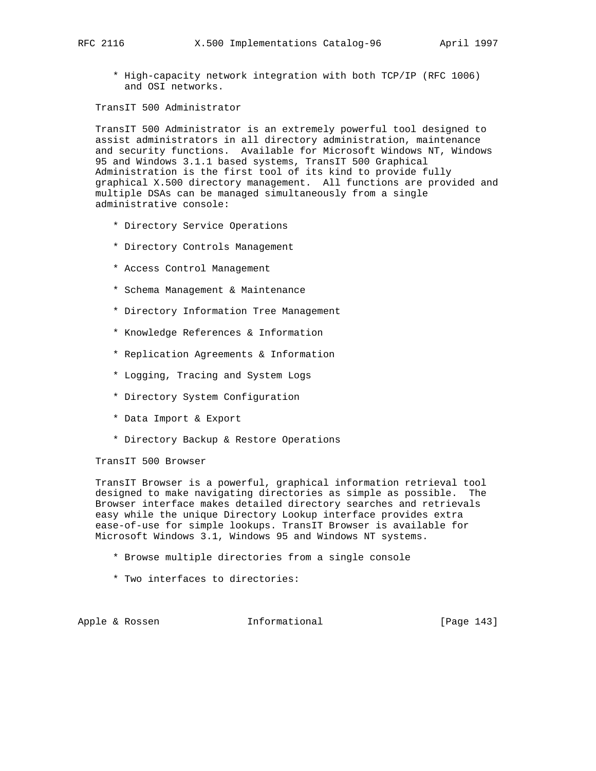* High-capacity network integration with both TCP/IP (RFC 1006) and OSI networks.

TransIT 500 Administrator

TransIT 500 Administrator is an extremely powerful tool designed to assist administrators in all directory administration, maintenance and security functions.  Available for Microsoft Windows NT, Windows 95 and Windows 3.1.1 based systems, TransIT 500 Graphical Administration is the first tool of its kind to provide fully graphical X.500 directory management.  All functions are provided and multiple DSAs can be managed simultaneously from a single administrative console:

* Directory Service Operations

* Directory Controls Management

* Access Control Management

* Schema Management & Maintenance

* Directory Information Tree Management

* Knowledge References & Information

* Replication Agreements & Information

* Logging, Tracing and System Logs

* Directory System Configuration

* Data Import & Export

* Directory Backup & Restore Operations

TransIT 500 Browser

TransIT Browser is a powerful, graphical information retrieval tool designed to make navigating directories as simple as possible.  The Browser interface makes detailed directory searches and retrievals easy while the unique Directory Lookup interface provides extra ease-of-use for simple lookups. TransIT Browser is available for Microsoft Windows 3.1, Windows 95 and Windows NT systems.

* Browse multiple directories from a single console

* Two interfaces to directories: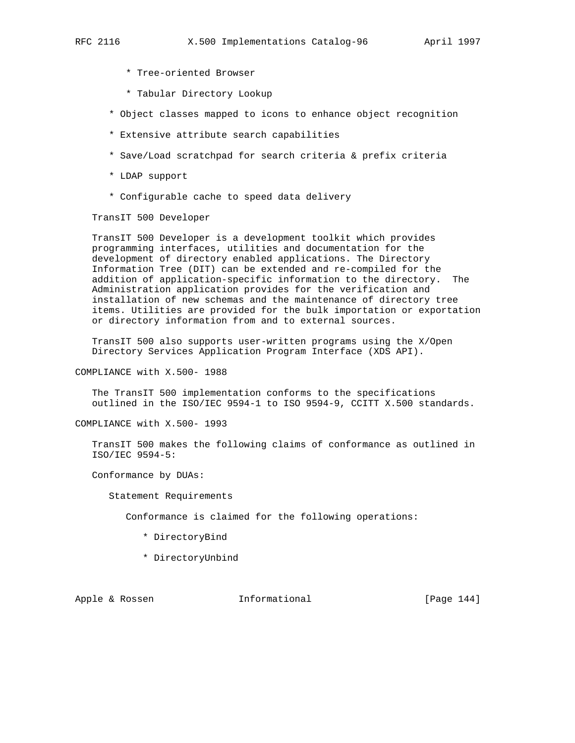* Tree-oriented Browser

      * Tabular Directory Lookup

   * Object classes mapped to icons to enhance object recognition

   * Extensive attribute search capabilities

   * Save/Load scratchpad for search criteria & prefix criteria

   * LDAP support

   * Configurable cache to speed data delivery

TransIT 500 Developer

TransIT 500 Developer is a development toolkit which provides programming interfaces, utilities and documentation for the development of directory enabled applications. The Directory Information Tree (DIT) can be extended and re-compiled for the addition of application-specific information to the directory.  The Administration application provides for the verification and installation of new schemas and the maintenance of directory tree items. Utilities are provided for the bulk importation or exportation or directory information from and to external sources.

TransIT 500 also supports user-written programs using the X/Open Directory Services Application Program Interface (XDS API).

COMPLIANCE with X.500- 1988

The TransIT 500 implementation conforms to the specifications outlined in the ISO/IEC 9594-1 to ISO 9594-9, CCITT X.500 standards.

COMPLIANCE with X.500- 1993

TransIT 500 makes the following claims of conformance as outlined in ISO/IEC 9594-5:

Conformance by DUAs:

Statement Requirements

Conformance is claimed for the following operations:

* DirectoryBind

* DirectoryUnbind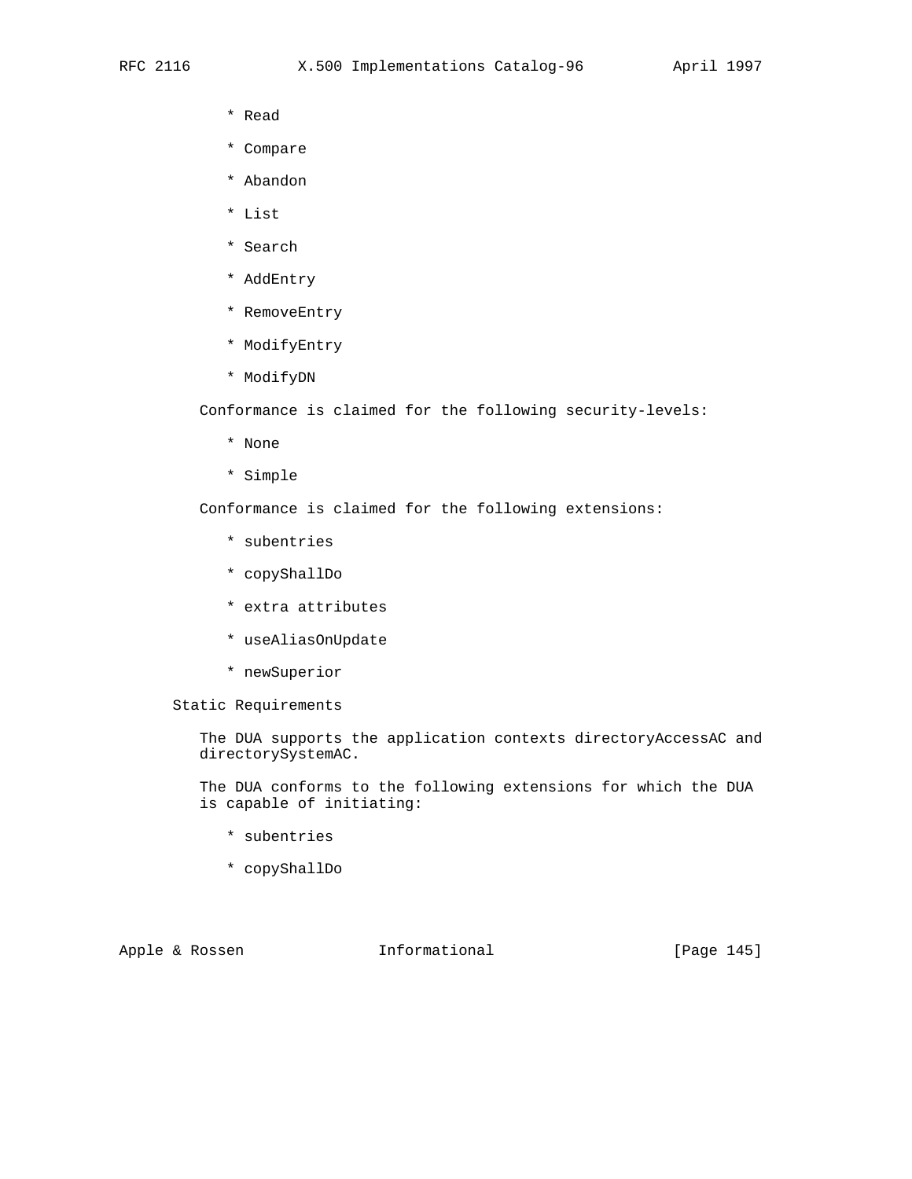* Read
* Compare
* Abandon
* List
* Search
* AddEntry
* RemoveEntry
* ModifyEntry
* ModifyDN

Conformance is claimed for the following security-levels:

* None
* Simple

Conformance is claimed for the following extensions:

* subentries
* copyShallDo
* extra attributes
* useAliasOnUpdate
* newSuperior

Static Requirements

The DUA supports the application contexts directoryAccessAC and directorySystemAC.

The DUA conforms to the following extensions for which the DUA is capable of initiating:

* subentries
* copyShallDo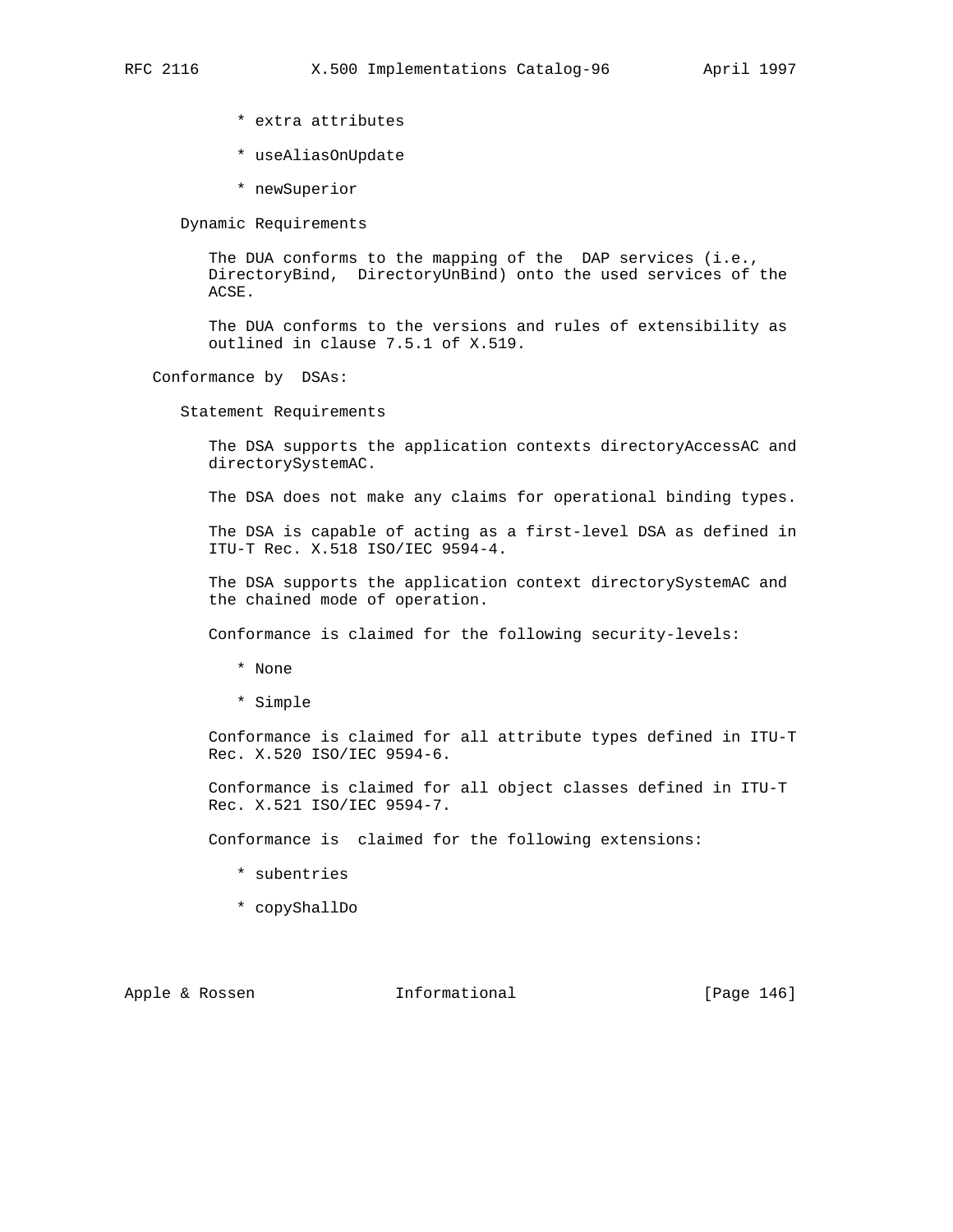* extra attributes

* useAliasOnUpdate

* newSuperior

Dynamic Requirements

The DUA conforms to the mapping of the DAP services (i.e., DirectoryBind, DirectoryUnBind) onto the used services of the ACSE.

The DUA conforms to the versions and rules of extensibility as outlined in clause 7.5.1 of X.519.

Conformance by DSAs:

Statement Requirements

The DSA supports the application contexts directoryAccessAC and directorySystemAC.

The DSA does not make any claims for operational binding types.

The DSA is capable of acting as a first-level DSA as defined in ITU-T Rec. X.518 ISO/IEC 9594-4.

The DSA supports the application context directorySystemAC and the chained mode of operation.

Conformance is claimed for the following security-levels:

* None

* Simple

Conformance is claimed for all attribute types defined in ITU-T Rec. X.520 ISO/IEC 9594-6.

Conformance is claimed for all object classes defined in ITU-T Rec. X.521 ISO/IEC 9594-7.

Conformance is claimed for the following extensions:

* subentries

* copyShallDo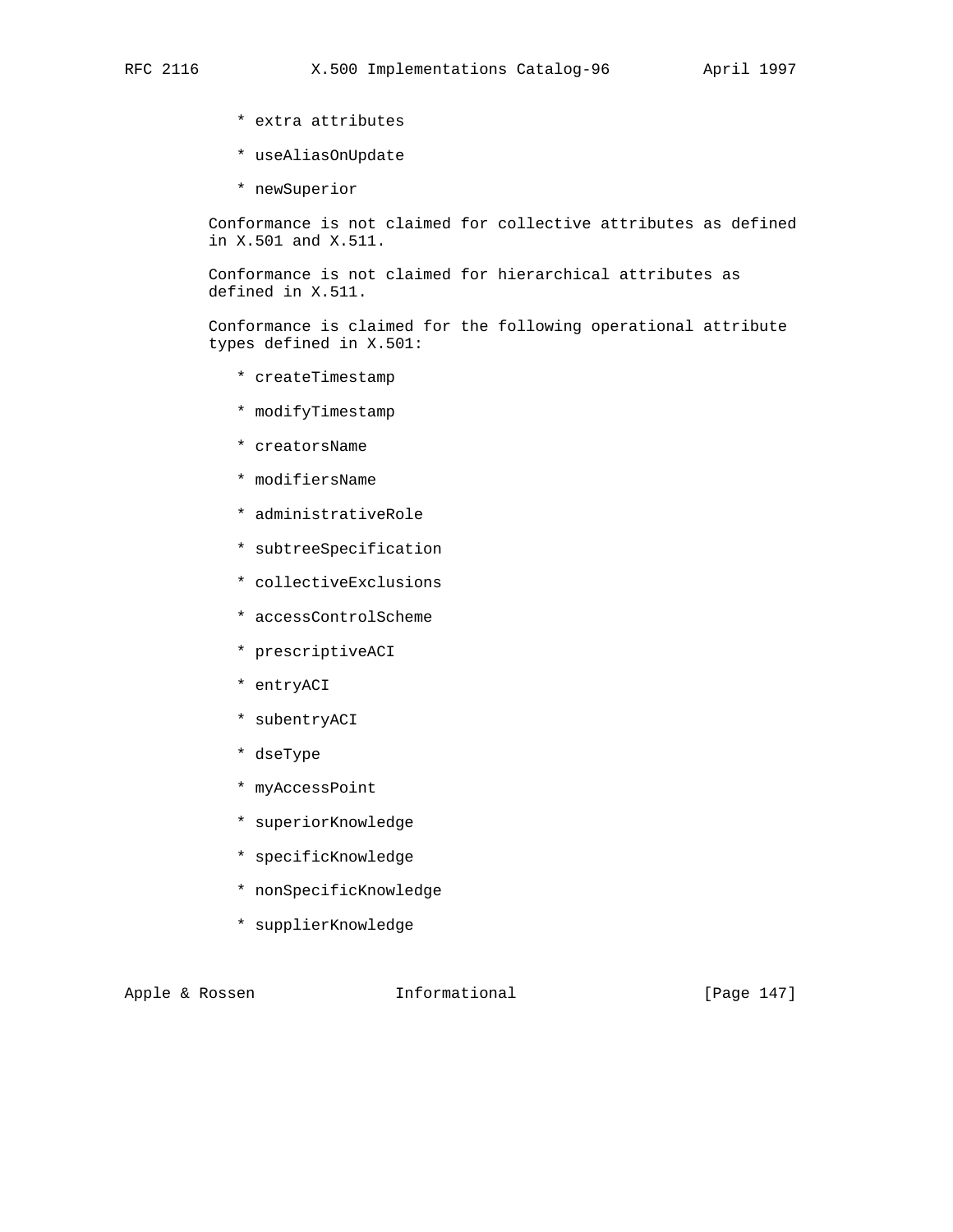* extra attributes
* useAliasOnUpdate
* newSuperior

Conformance is not claimed for collective attributes as defined in X.501 and X.511.

Conformance is not claimed for hierarchical attributes as defined in X.511.

Conformance is claimed for the following operational attribute types defined in X.501:

* createTimestamp
* modifyTimestamp
* creatorsName
* modifiersName
* administrativeRole
* subtreeSpecification
* collectiveExclusions
* accessControlScheme
* prescriptiveACI
* entryACI
* subentryACI
* dseType
* myAccessPoint
* superiorKnowledge
* specificKnowledge
* nonSpecificKnowledge
* supplierKnowledge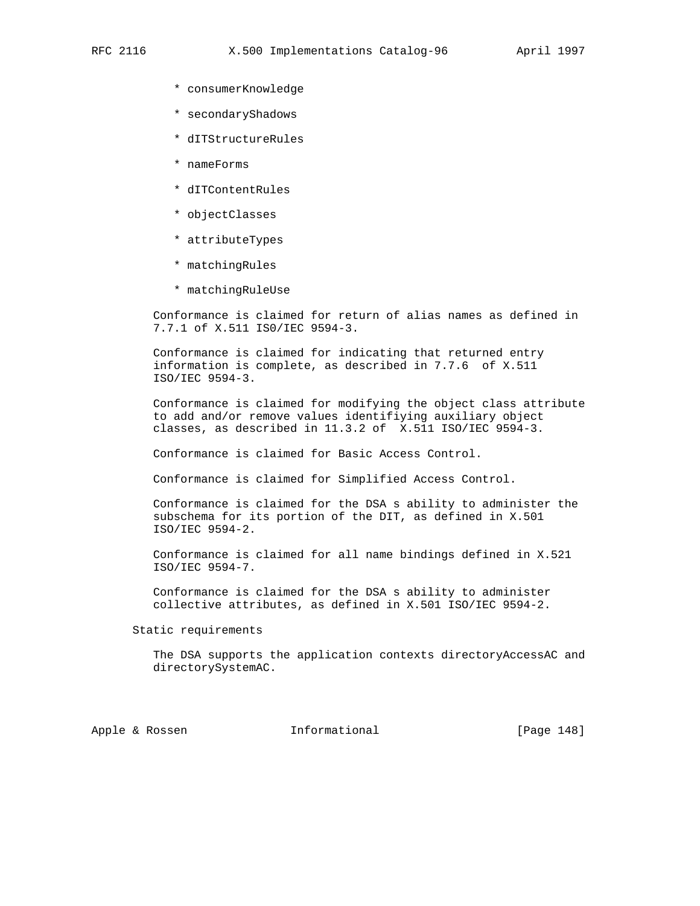* consumerKnowledge

* secondaryShadows

* dITStructureRules

* nameForms

* dITContentRules

* objectClasses

* attributeTypes

* matchingRules

* matchingRuleUse

Conformance is claimed for return of alias names as defined in 7.7.1 of X.511 IS0/IEC 9594-3.

Conformance is claimed for indicating that returned entry information is complete, as described in 7.7.6 of X.511 ISO/IEC 9594-3.

Conformance is claimed for modifying the object class attribute to add and/or remove values identifiying auxiliary object classes, as described in 11.3.2 of X.511 ISO/IEC 9594-3.

Conformance is claimed for Basic Access Control.

Conformance is claimed for Simplified Access Control.

Conformance is claimed for the DSA s ability to administer the subschema for its portion of the DIT, as defined in X.501 ISO/IEC 9594-2.

Conformance is claimed for all name bindings defined in X.521 ISO/IEC 9594-7.

Conformance is claimed for the DSA s ability to administer collective attributes, as defined in X.501 ISO/IEC 9594-2.

Static requirements

The DSA supports the application contexts directoryAccessAC and directorySystemAC.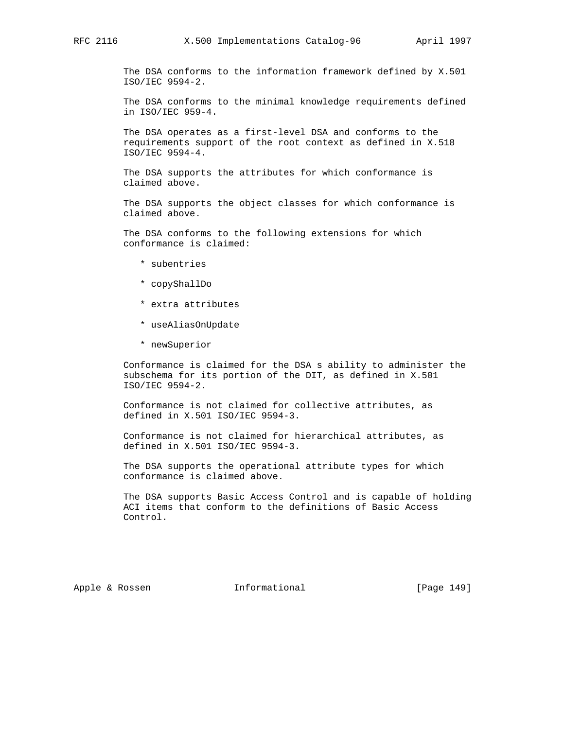The DSA conforms to the information framework defined by X.501 ISO/IEC 9594-2.

The DSA conforms to the minimal knowledge requirements defined in ISO/IEC 959-4.

The DSA operates as a first-level DSA and conforms to the requirements support of the root context as defined in X.518 ISO/IEC 9594-4.

The DSA supports the attributes for which conformance is claimed above.

The DSA supports the object classes for which conformance is claimed above.

The DSA conforms to the following extensions for which conformance is claimed:

* subentries
* copyShallDo
* extra attributes
* useAliasOnUpdate
* newSuperior

Conformance is claimed for the DSA s ability to administer the subschema for its portion of the DIT, as defined in X.501 ISO/IEC 9594-2.

Conformance is not claimed for collective attributes, as defined in X.501 ISO/IEC 9594-3.

Conformance is not claimed for hierarchical attributes, as defined in X.501 ISO/IEC 9594-3.

The DSA supports the operational attribute types for which conformance is claimed above.

The DSA supports Basic Access Control and is capable of holding ACI items that conform to the definitions of Basic Access Control.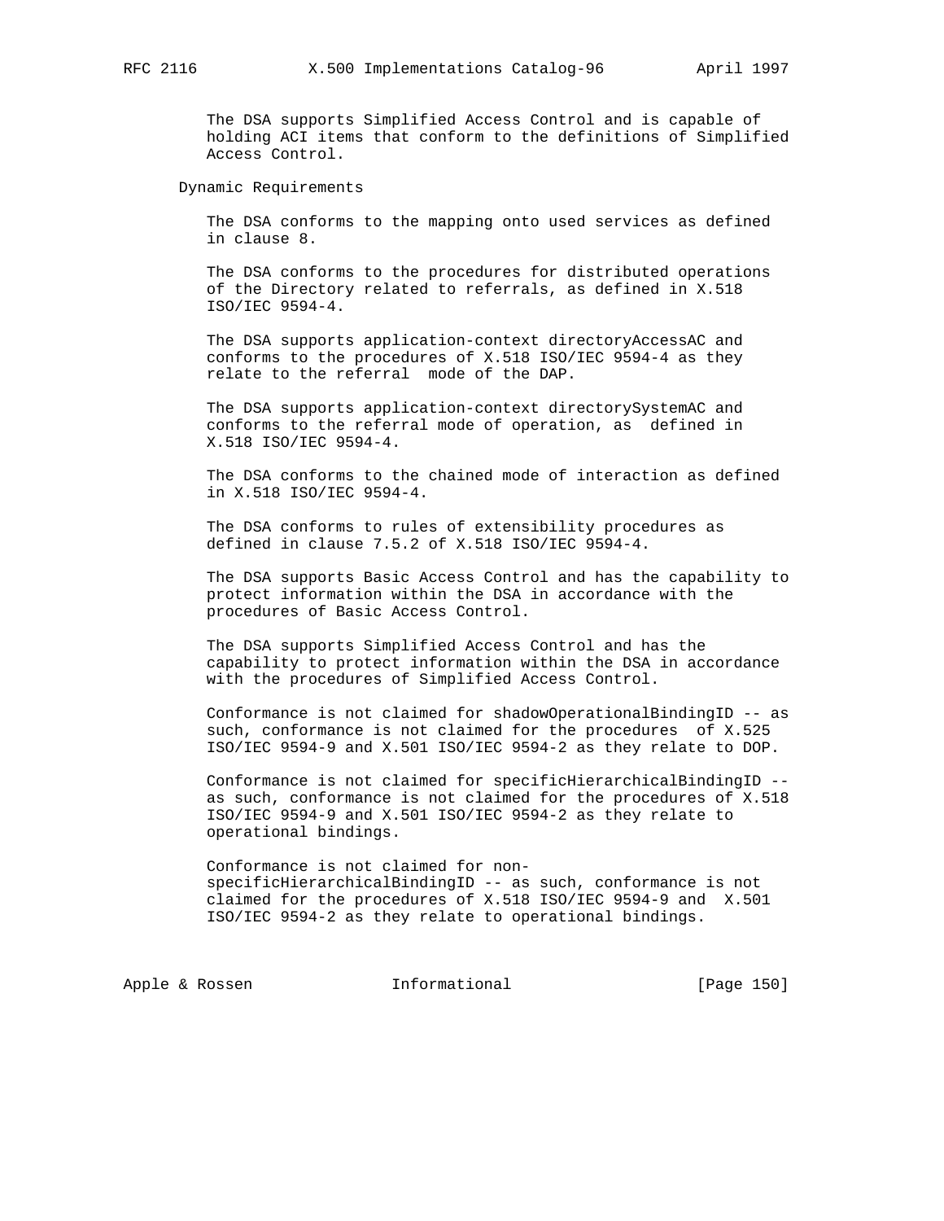The DSA supports Simplified Access Control and is capable of holding ACI items that conform to the definitions of Simplified Access Control.

Dynamic Requirements

The DSA conforms to the mapping onto used services as defined in clause 8.

The DSA conforms to the procedures for distributed operations of the Directory related to referrals, as defined in X.518 ISO/IEC 9594-4.

The DSA supports application-context directoryAccessAC and conforms to the procedures of X.518 ISO/IEC 9594-4 as they relate to the referral mode of the DAP.

The DSA supports application-context directorySystemAC and conforms to the referral mode of operation, as defined in X.518 ISO/IEC 9594-4.

The DSA conforms to the chained mode of interaction as defined in X.518 ISO/IEC 9594-4.

The DSA conforms to rules of extensibility procedures as defined in clause 7.5.2 of X.518 ISO/IEC 9594-4.

The DSA supports Basic Access Control and has the capability to protect information within the DSA in accordance with the procedures of Basic Access Control.

The DSA supports Simplified Access Control and has the capability to protect information within the DSA in accordance with the procedures of Simplified Access Control.

Conformance is not claimed for shadowOperationalBindingID -- as such, conformance is not claimed for the procedures of X.525 ISO/IEC 9594-9 and X.501 ISO/IEC 9594-2 as they relate to DOP.

Conformance is not claimed for specificHierarchicalBindingID -- as such, conformance is not claimed for the procedures of X.518 ISO/IEC 9594-9 and X.501 ISO/IEC 9594-2 as they relate to operational bindings.

Conformance is not claimed for non-specificHierarchicalBindingID -- as such, conformance is not claimed for the procedures of X.518 ISO/IEC 9594-9 and X.501 ISO/IEC 9594-2 as they relate to operational bindings.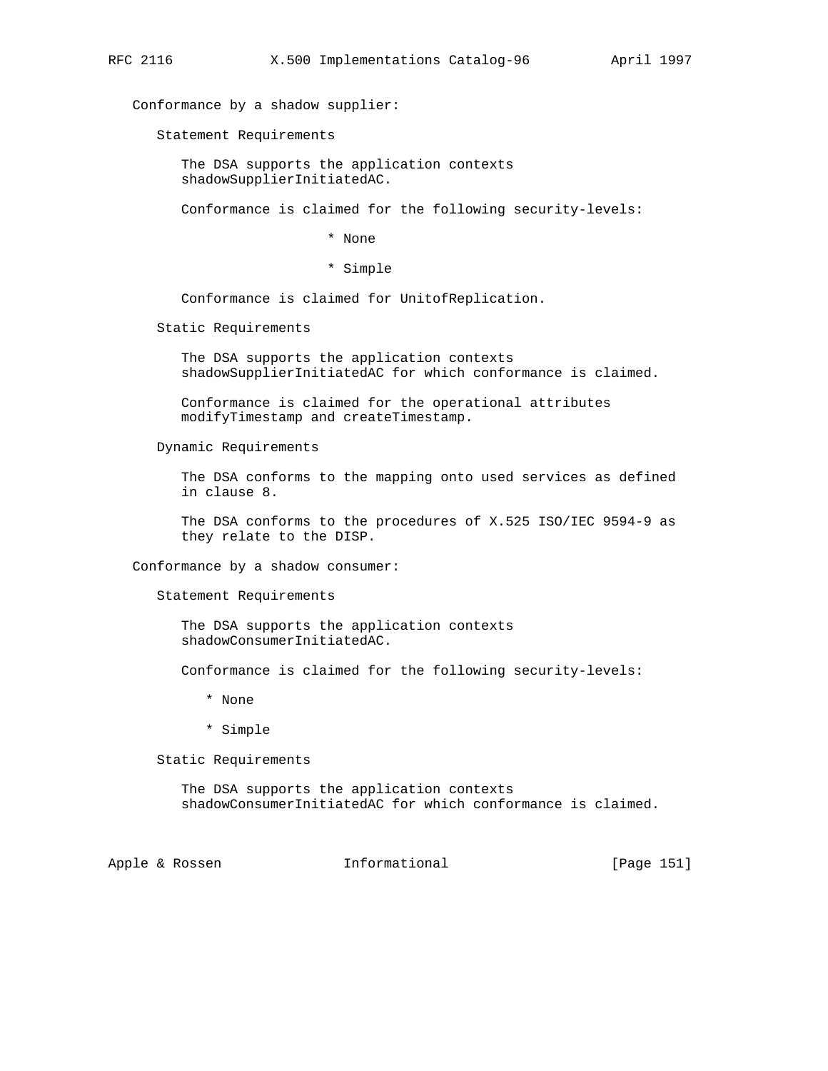Conformance by a shadow supplier:

Statement Requirements

The DSA supports the application contexts shadowSupplierInitiatedAC.

Conformance is claimed for the following security-levels:

* None
* Simple

Conformance is claimed for UnitofReplication.

Static Requirements

The DSA supports the application contexts shadowSupplierInitiatedAC for which conformance is claimed.

Conformance is claimed for the operational attributes modifyTimestamp and createTimestamp.

Dynamic Requirements

The DSA conforms to the mapping onto used services as defined in clause 8.

The DSA conforms to the procedures of X.525 ISO/IEC 9594-9 as they relate to the DISP.

Conformance by a shadow consumer:

Statement Requirements

The DSA supports the application contexts shadowConsumerInitiatedAC.

Conformance is claimed for the following security-levels:

* None
* Simple

Static Requirements

The DSA supports the application contexts shadowConsumerInitiatedAC for which conformance is claimed.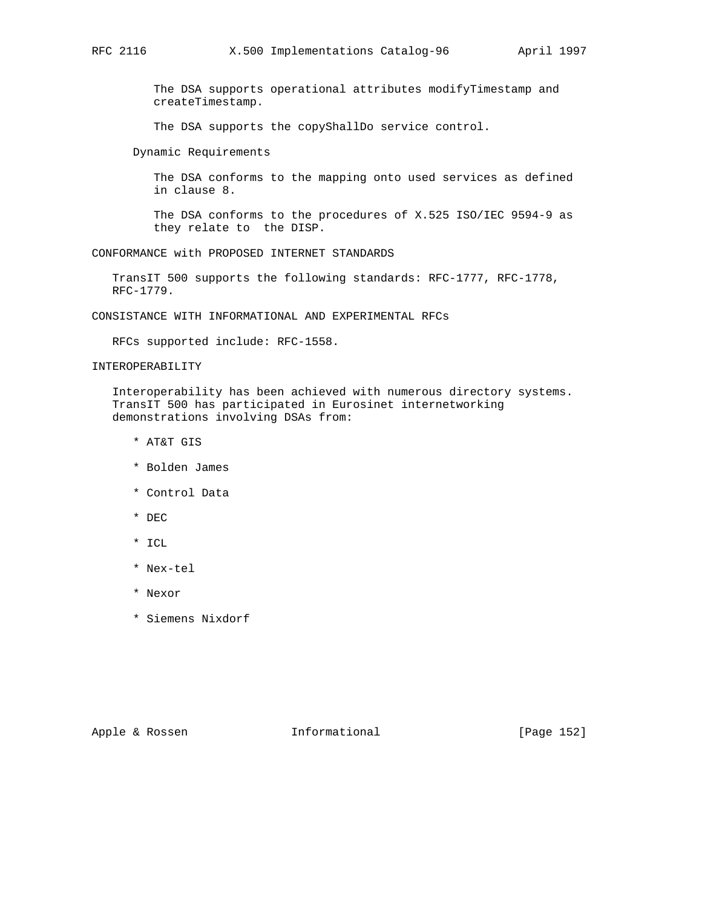The DSA supports operational attributes modifyTimestamp and createTimestamp.

The DSA supports the copyShallDo service control.

Dynamic Requirements

The DSA conforms to the mapping onto used services as defined in clause 8.

The DSA conforms to the procedures of X.525 ISO/IEC 9594-9 as they relate to the DISP.

## CONFORMANCE with PROPOSED INTERNET STANDARDS

TransIT 500 supports the following standards: RFC-1777, RFC-1778, RFC-1779.

## CONSISTANCE WITH INFORMATIONAL AND EXPERIMENTAL RFCs

RFCs supported include: RFC-1558.

## INTEROPERABILITY

Interoperability has been achieved with numerous directory systems. TransIT 500 has participated in Eurosinet internetworking demonstrations involving DSAs from:

* AT&T GIS
* Bolden James
* Control Data
* DEC
* ICL
* Nex-tel
* Nexor
* Siemens Nixdorf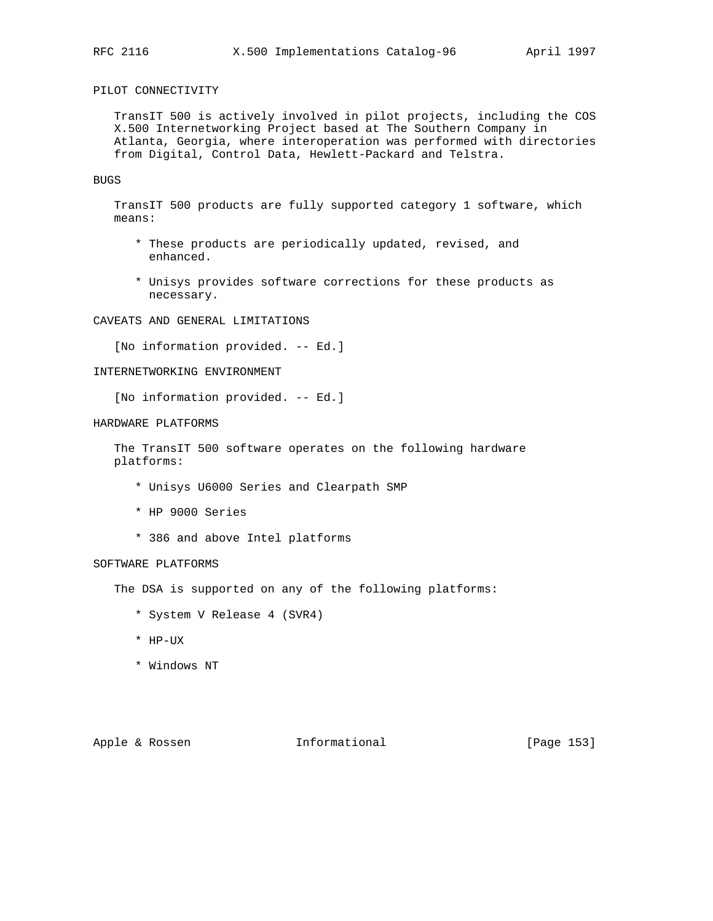## PILOT CONNECTIVITY

TransIT 500 is actively involved in pilot projects, including the COS X.500 Internetworking Project based at The Southern Company in Atlanta, Georgia, where interoperation was performed with directories from Digital, Control Data, Hewlett-Packard and Telstra.

## BUGS

TransIT 500 products are fully supported category 1 software, which means:

* These products are periodically updated, revised, and enhanced.

* Unisys provides software corrections for these products as necessary.

## CAVEATS AND GENERAL LIMITATIONS

[No information provided. -- Ed.]

## INTERNETWORKING ENVIRONMENT

[No information provided. -- Ed.]

## HARDWARE PLATFORMS

The TransIT 500 software operates on the following hardware platforms:

* Unisys U6000 Series and Clearpath SMP

* HP 9000 Series

* 386 and above Intel platforms

## SOFTWARE PLATFORMS

The DSA is supported on any of the following platforms:

* System V Release 4 (SVR4)

* HP-UX

* Windows NT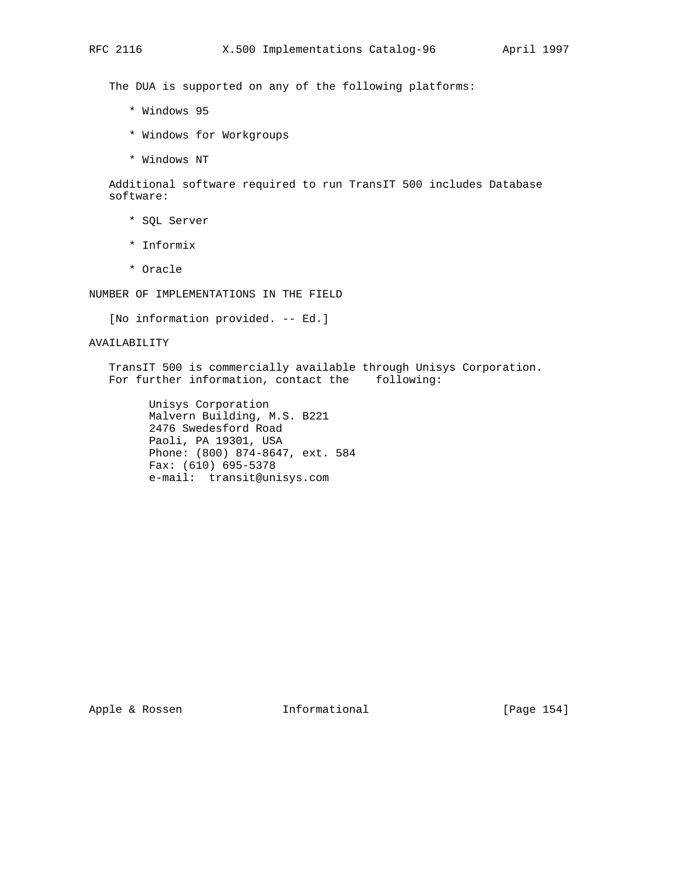The DUA is supported on any of the following platforms:

* Windows 95
* Windows for Workgroups
* Windows NT

Additional software required to run TransIT 500 includes Database software:

* SQL Server
* Informix
* Oracle

## NUMBER OF IMPLEMENTATIONS IN THE FIELD

[No information provided. -- Ed.]

## AVAILABILITY

TransIT 500 is commercially available through Unisys Corporation. For further information, contact the following:

Unisys Corporation
Malvern Building, M.S. B221
2476 Swedesford Road
Paoli, PA 19301, USA
Phone: (800) 874-8647, ext. 584
Fax: (610) 695-5378
e-mail: transit@unisys.com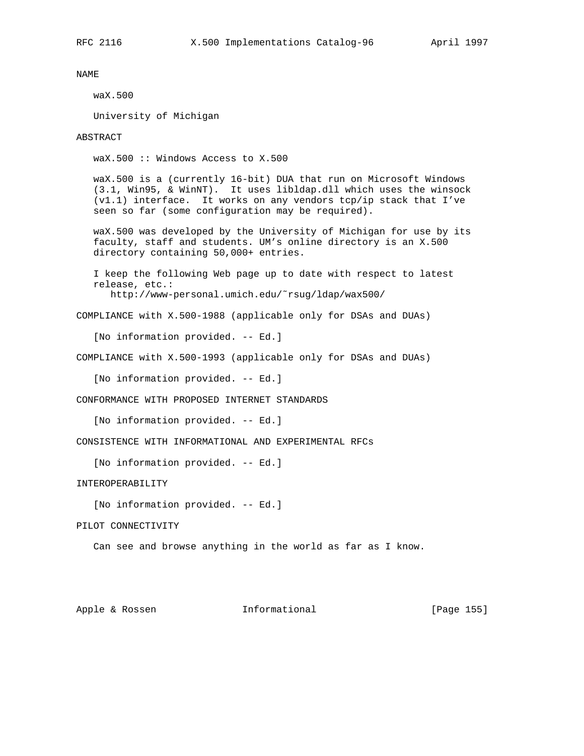## NAME

waX.500

University of Michigan

## ABSTRACT

waX.500 :: Windows Access to X.500

waX.500 is a (currently 16-bit) DUA that run on Microsoft Windows (3.1, Win95, & WinNT). It uses libldap.dll which uses the winsock (v1.1) interface. It works on any vendors tcp/ip stack that I've seen so far (some configuration may be required).

waX.500 was developed by the University of Michigan for use by its faculty, staff and students. UM's online directory is an X.500 directory containing 50,000+ entries.

I keep the following Web page up to date with respect to latest release, etc.:
   http://www-personal.umich.edu/~rsug/ldap/wax500/

## COMPLIANCE with X.500-1988 (applicable only for DSAs and DUAs)

[No information provided. -- Ed.]

## COMPLIANCE with X.500-1993 (applicable only for DSAs and DUAs)

[No information provided. -- Ed.]

## CONFORMANCE WITH PROPOSED INTERNET STANDARDS

[No information provided. -- Ed.]

## CONSISTENCE WITH INFORMATIONAL AND EXPERIMENTAL RFCs

[No information provided. -- Ed.]

## INTEROPERABILITY

[No information provided. -- Ed.]

## PILOT CONNECTIVITY

Can see and browse anything in the world as far as I know.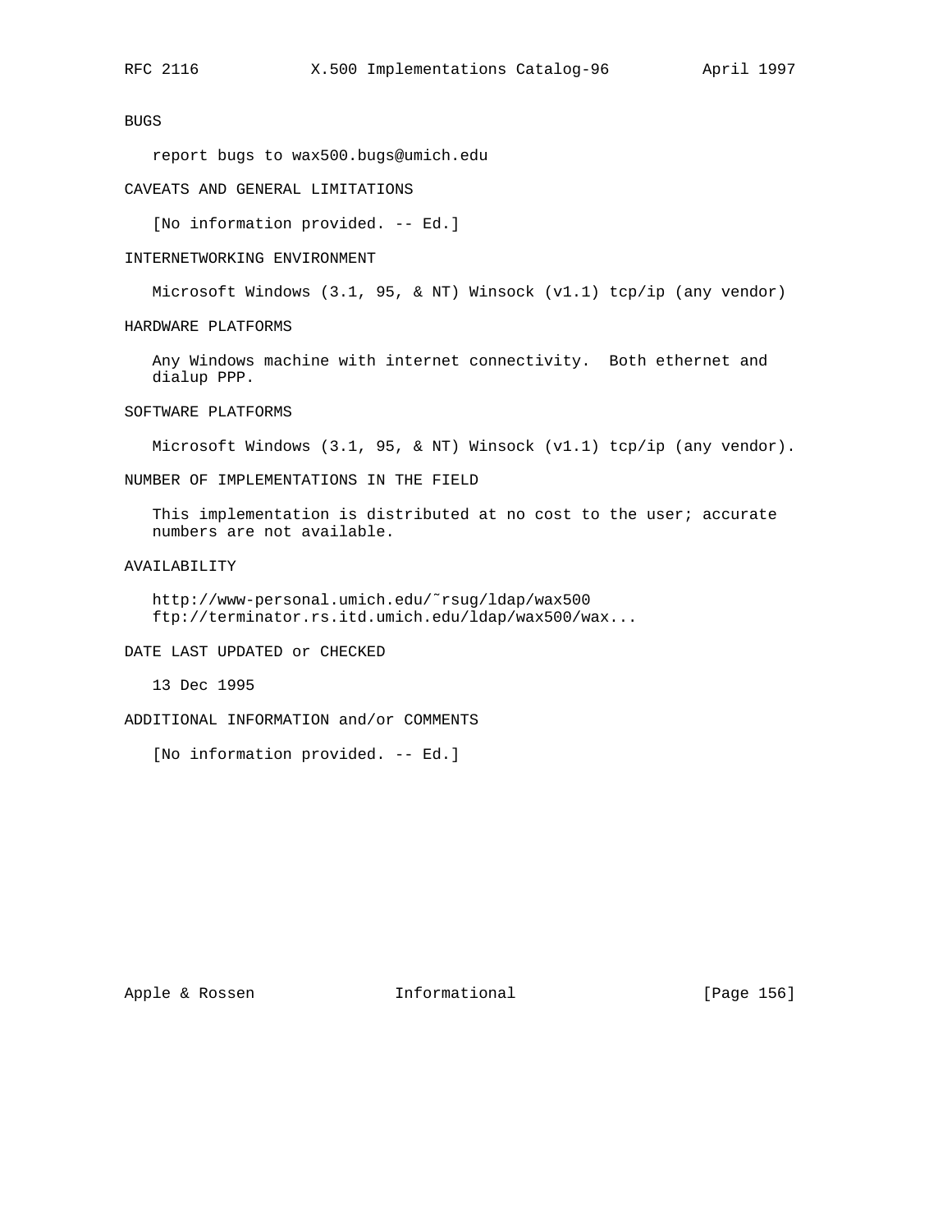BUGS

report bugs to wax500.bugs@umich.edu

CAVEATS AND GENERAL LIMITATIONS

[No information provided. -- Ed.]

INTERNETWORKING ENVIRONMENT

Microsoft Windows (3.1, 95, & NT) Winsock (v1.1) tcp/ip (any vendor)

HARDWARE PLATFORMS

Any Windows machine with internet connectivity. Both ethernet and dialup PPP.

SOFTWARE PLATFORMS

Microsoft Windows (3.1, 95, & NT) Winsock (v1.1) tcp/ip (any vendor).

NUMBER OF IMPLEMENTATIONS IN THE FIELD

This implementation is distributed at no cost to the user; accurate numbers are not available.

AVAILABILITY

http://www-personal.umich.edu/~rsug/ldap/wax500
ftp://terminator.rs.itd.umich.edu/ldap/wax500/wax...

DATE LAST UPDATED or CHECKED

13 Dec 1995

ADDITIONAL INFORMATION and/or COMMENTS

[No information provided. -- Ed.]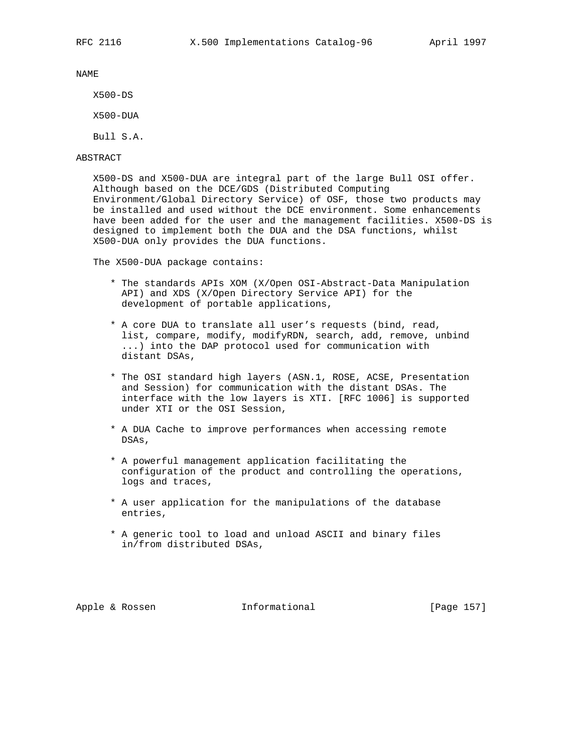NAME

X500-DS

X500-DUA

Bull S.A.

ABSTRACT

X500-DS and X500-DUA are integral part of the large Bull OSI offer. Although based on the DCE/GDS (Distributed Computing Environment/Global Directory Service) of OSF, those two products may be installed and used without the DCE environment. Some enhancements have been added for the user and the management facilities. X500-DS is designed to implement both the DUA and the DSA functions, whilst X500-DUA only provides the DUA functions.

The X500-DUA package contains:

* The standards APIs XOM (X/Open OSI-Abstract-Data Manipulation API) and XDS (X/Open Directory Service API) for the development of portable applications,

* A core DUA to translate all user's requests (bind, read, list, compare, modify, modifyRDN, search, add, remove, unbind ...) into the DAP protocol used for communication with distant DSAs,

* The OSI standard high layers (ASN.1, ROSE, ACSE, Presentation and Session) for communication with the distant DSAs. The interface with the low layers is XTI. [RFC 1006] is supported under XTI or the OSI Session,

* A DUA Cache to improve performances when accessing remote DSAs,

* A powerful management application facilitating the configuration of the product and controlling the operations, logs and traces,

* A user application for the manipulations of the database entries,

* A generic tool to load and unload ASCII and binary files in/from distributed DSAs,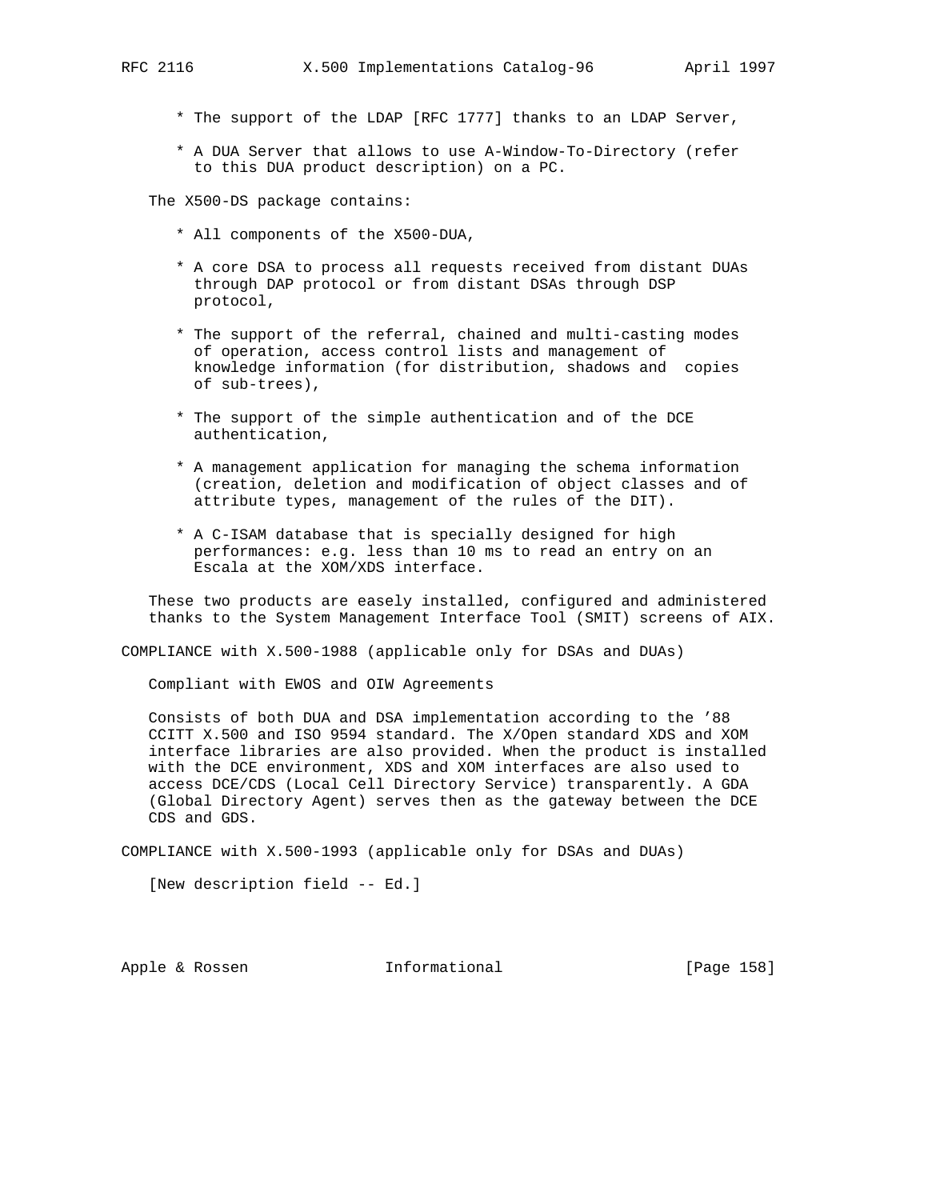* The support of the LDAP [RFC 1777] thanks to an LDAP Server,

* A DUA Server that allows to use A-Window-To-Directory (refer to this DUA product description) on a PC.

The X500-DS package contains:

* All components of the X500-DUA,

* A core DSA to process all requests received from distant DUAs through DAP protocol or from distant DSAs through DSP protocol,

* The support of the referral, chained and multi-casting modes of operation, access control lists and management of knowledge information (for distribution, shadows and copies of sub-trees),

* The support of the simple authentication and of the DCE authentication,

* A management application for managing the schema information (creation, deletion and modification of object classes and of attribute types, management of the rules of the DIT).

* A C-ISAM database that is specially designed for high performances: e.g. less than 10 ms to read an entry on an Escala at the XOM/XDS interface.

These two products are easely installed, configured and administered thanks to the System Management Interface Tool (SMIT) screens of AIX.

COMPLIANCE with X.500-1988 (applicable only for DSAs and DUAs)

Compliant with EWOS and OIW Agreements

Consists of both DUA and DSA implementation according to the '88 CCITT X.500 and ISO 9594 standard. The X/Open standard XDS and XOM interface libraries are also provided. When the product is installed with the DCE environment, XDS and XOM interfaces are also used to access DCE/CDS (Local Cell Directory Service) transparently. A GDA (Global Directory Agent) serves then as the gateway between the DCE CDS and GDS.

COMPLIANCE with X.500-1993 (applicable only for DSAs and DUAs)

[New description field -- Ed.]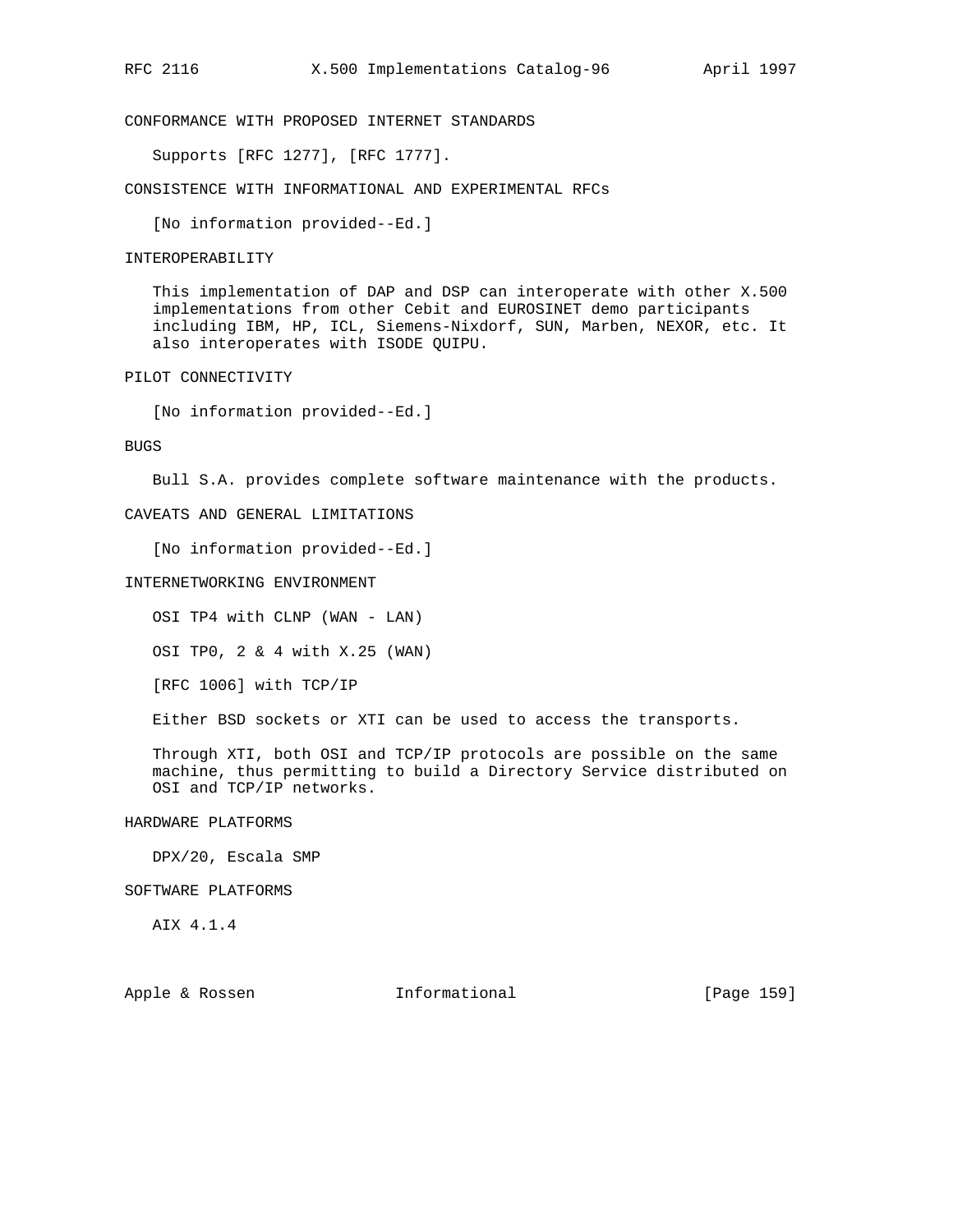CONFORMANCE WITH PROPOSED INTERNET STANDARDS

Supports [RFC 1277], [RFC 1777].

CONSISTENCE WITH INFORMATIONAL AND EXPERIMENTAL RFCs

[No information provided--Ed.]

INTEROPERABILITY

This implementation of DAP and DSP can interoperate with other X.500 implementations from other Cebit and EUROSINET demo participants including IBM, HP, ICL, Siemens-Nixdorf, SUN, Marben, NEXOR, etc. It also interoperates with ISODE QUIPU.

PILOT CONNECTIVITY

[No information provided--Ed.]

BUGS

Bull S.A. provides complete software maintenance with the products.

CAVEATS AND GENERAL LIMITATIONS

[No information provided--Ed.]

INTERNETWORKING ENVIRONMENT

OSI TP4 with CLNP (WAN - LAN)

OSI TP0, 2 & 4 with X.25 (WAN)

[RFC 1006] with TCP/IP

Either BSD sockets or XTI can be used to access the transports.

Through XTI, both OSI and TCP/IP protocols are possible on the same machine, thus permitting to build a Directory Service distributed on OSI and TCP/IP networks.

HARDWARE PLATFORMS

DPX/20, Escala SMP

SOFTWARE PLATFORMS

AIX 4.1.4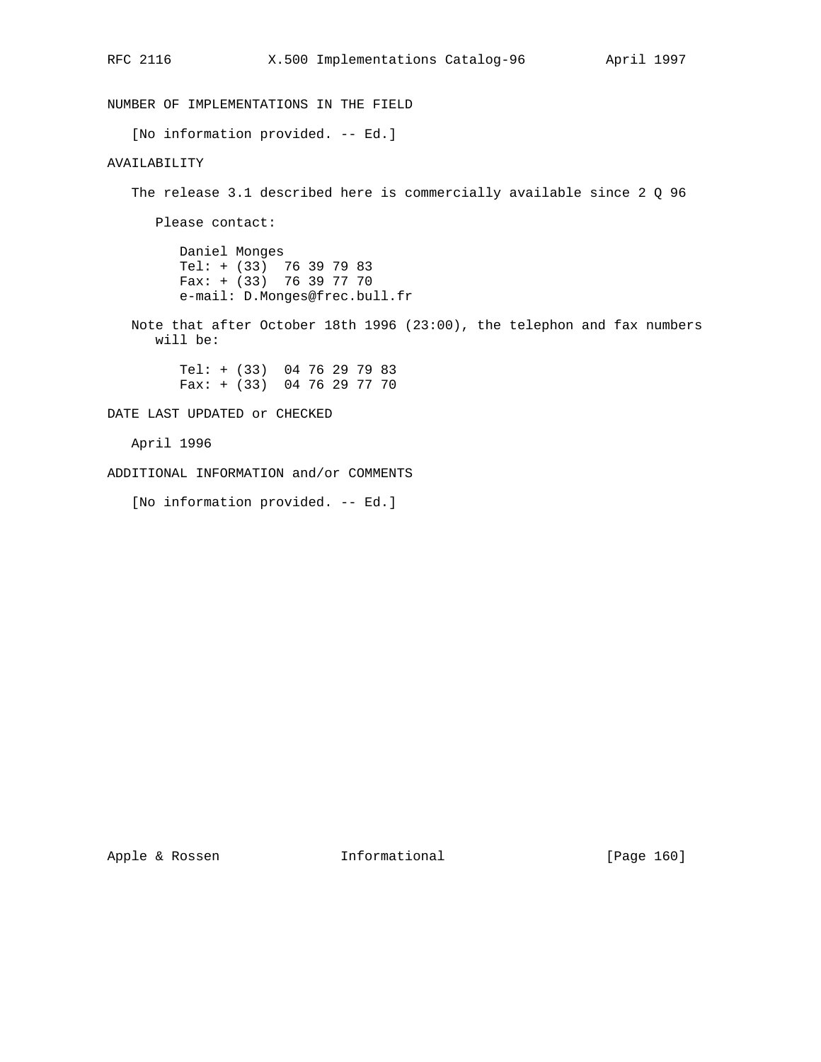NUMBER OF IMPLEMENTATIONS IN THE FIELD

[No information provided. -- Ed.]

AVAILABILITY

The release 3.1 described here is commercially available since 2 Q 96

Please contact:

Daniel Monges
Tel: + (33)  76 39 79 83
Fax: + (33)  76 39 77 70
e-mail: D.Monges@frec.bull.fr

Note that after October 18th 1996 (23:00), the telephon and fax numbers will be:

Tel: + (33)  04 76 29 79 83
Fax: + (33)  04 76 29 77 70

DATE LAST UPDATED or CHECKED

April 1996

ADDITIONAL INFORMATION and/or COMMENTS

[No information provided. -- Ed.]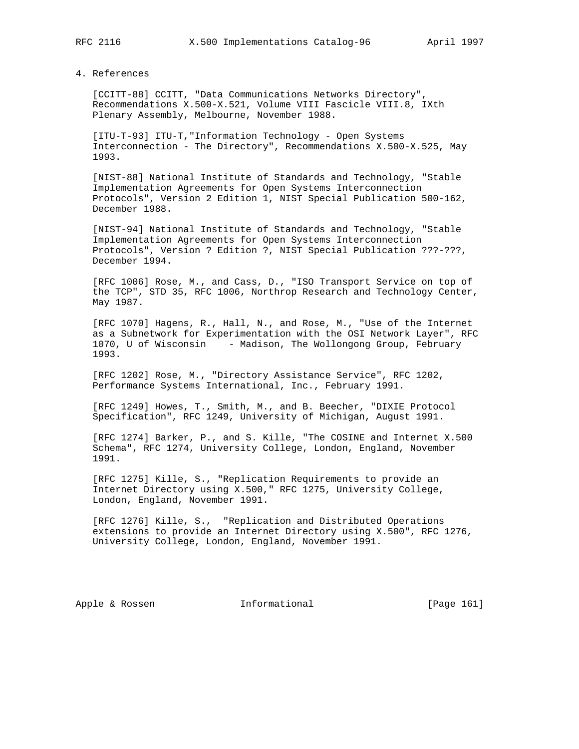# 4. References

[CCITT-88] CCITT, "Data Communications Networks Directory", Recommendations X.500-X.521, Volume VIII Fascicle VIII.8, IXth Plenary Assembly, Melbourne, November 1988.

[ITU-T-93] ITU-T,"Information Technology - Open Systems Interconnection - The Directory", Recommendations X.500-X.525, May 1993.

[NIST-88] National Institute of Standards and Technology, "Stable Implementation Agreements for Open Systems Interconnection Protocols", Version 2 Edition 1, NIST Special Publication 500-162, December 1988.

[NIST-94] National Institute of Standards and Technology, "Stable Implementation Agreements for Open Systems Interconnection Protocols", Version ? Edition ?, NIST Special Publication ???-???, December 1994.

[RFC 1006] Rose, M., and Cass, D., "ISO Transport Service on top of the TCP", STD 35, RFC 1006, Northrop Research and Technology Center, May 1987.

[RFC 1070] Hagens, R., Hall, N., and Rose, M., "Use of the Internet as a Subnetwork for Experimentation with the OSI Network Layer", RFC 1070, U of Wisconsin - Madison, The Wollongong Group, February 1993.

[RFC 1202] Rose, M., "Directory Assistance Service", RFC 1202, Performance Systems International, Inc., February 1991.

[RFC 1249] Howes, T., Smith, M., and B. Beecher, "DIXIE Protocol Specification", RFC 1249, University of Michigan, August 1991.

[RFC 1274] Barker, P., and S. Kille, "The COSINE and Internet X.500 Schema", RFC 1274, University College, London, England, November 1991.

[RFC 1275] Kille, S., "Replication Requirements to provide an Internet Directory using X.500," RFC 1275, University College, London, England, November 1991.

[RFC 1276] Kille, S., "Replication and Distributed Operations extensions to provide an Internet Directory using X.500", RFC 1276, University College, London, England, November 1991.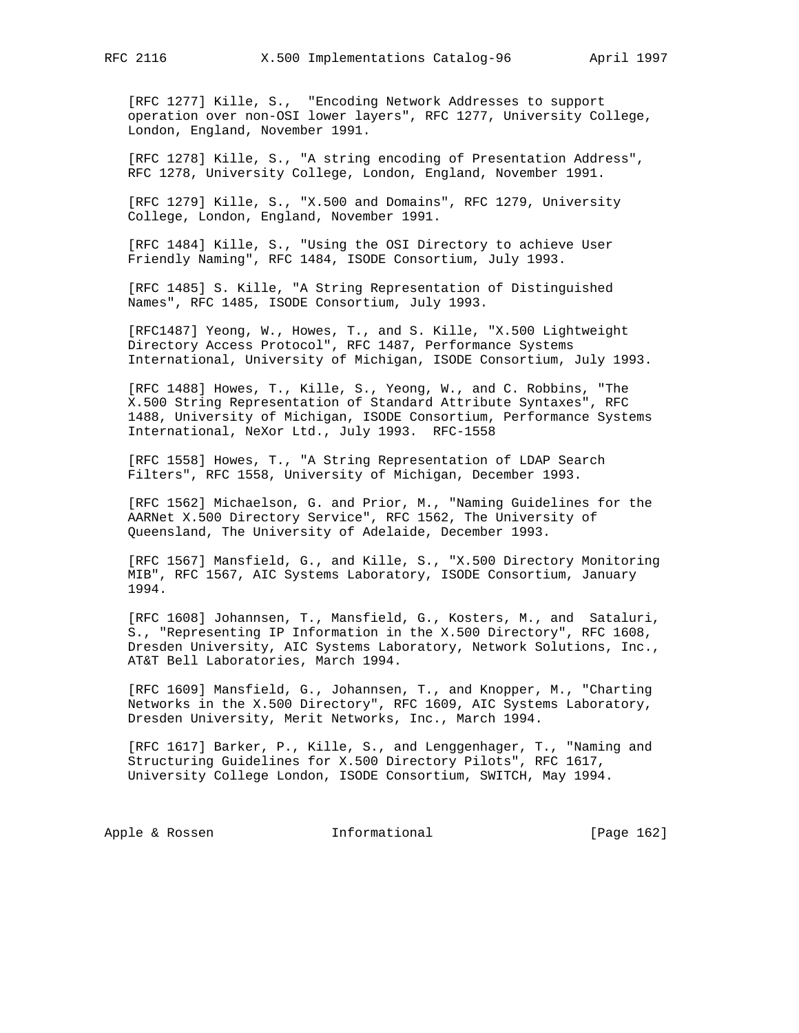[RFC 1277] Kille, S., "Encoding Network Addresses to support operation over non-OSI lower layers", RFC 1277, University College, London, England, November 1991.

[RFC 1278] Kille, S., "A string encoding of Presentation Address", RFC 1278, University College, London, England, November 1991.

[RFC 1279] Kille, S., "X.500 and Domains", RFC 1279, University College, London, England, November 1991.

[RFC 1484] Kille, S., "Using the OSI Directory to achieve User Friendly Naming", RFC 1484, ISODE Consortium, July 1993.

[RFC 1485] S. Kille, "A String Representation of Distinguished Names", RFC 1485, ISODE Consortium, July 1993.

[RFC1487] Yeong, W., Howes, T., and S. Kille, "X.500 Lightweight Directory Access Protocol", RFC 1487, Performance Systems International, University of Michigan, ISODE Consortium, July 1993.

[RFC 1488] Howes, T., Kille, S., Yeong, W., and C. Robbins, "The X.500 String Representation of Standard Attribute Syntaxes", RFC 1488, University of Michigan, ISODE Consortium, Performance Systems International, NeXor Ltd., July 1993. RFC-1558

[RFC 1558] Howes, T., "A String Representation of LDAP Search Filters", RFC 1558, University of Michigan, December 1993.

[RFC 1562] Michaelson, G. and Prior, M., "Naming Guidelines for the AARNet X.500 Directory Service", RFC 1562, The University of Queensland, The University of Adelaide, December 1993.

[RFC 1567] Mansfield, G., and Kille, S., "X.500 Directory Monitoring MIB", RFC 1567, AIC Systems Laboratory, ISODE Consortium, January 1994.

[RFC 1608] Johannsen, T., Mansfield, G., Kosters, M., and Sataluri, S., "Representing IP Information in the X.500 Directory", RFC 1608, Dresden University, AIC Systems Laboratory, Network Solutions, Inc., AT&T Bell Laboratories, March 1994.

[RFC 1609] Mansfield, G., Johannsen, T., and Knopper, M., "Charting Networks in the X.500 Directory", RFC 1609, AIC Systems Laboratory, Dresden University, Merit Networks, Inc., March 1994.

[RFC 1617] Barker, P., Kille, S., and Lenggenhager, T., "Naming and Structuring Guidelines for X.500 Directory Pilots", RFC 1617, University College London, ISODE Consortium, SWITCH, May 1994.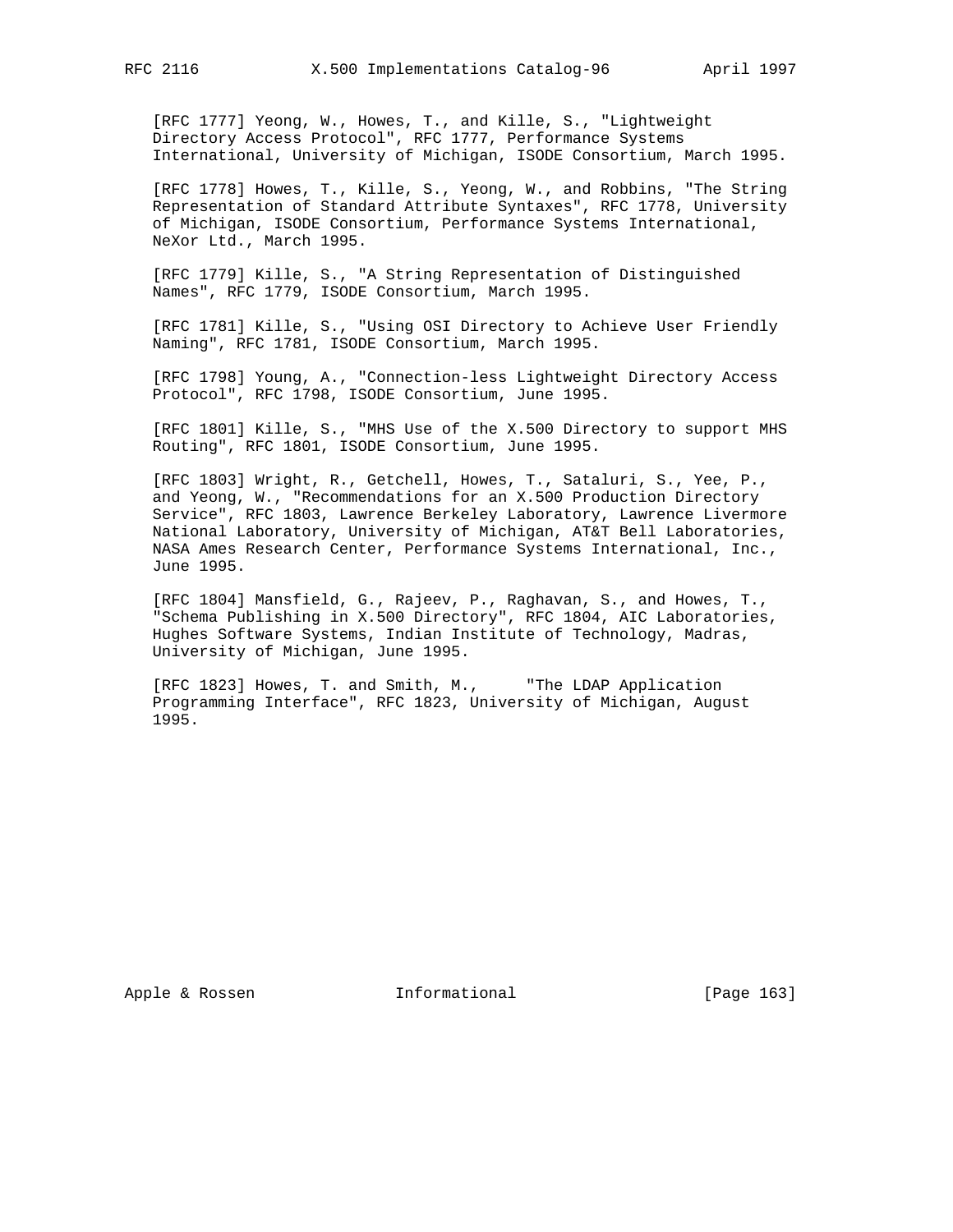[RFC 1777] Yeong, W., Howes, T., and Kille, S., "Lightweight Directory Access Protocol", RFC 1777, Performance Systems International, University of Michigan, ISODE Consortium, March 1995.

[RFC 1778] Howes, T., Kille, S., Yeong, W., and Robbins, "The String Representation of Standard Attribute Syntaxes", RFC 1778, University of Michigan, ISODE Consortium, Performance Systems International, NeXor Ltd., March 1995.

[RFC 1779] Kille, S., "A String Representation of Distinguished Names", RFC 1779, ISODE Consortium, March 1995.

[RFC 1781] Kille, S., "Using OSI Directory to Achieve User Friendly Naming", RFC 1781, ISODE Consortium, March 1995.

[RFC 1798] Young, A., "Connection-less Lightweight Directory Access Protocol", RFC 1798, ISODE Consortium, June 1995.

[RFC 1801] Kille, S., "MHS Use of the X.500 Directory to support MHS Routing", RFC 1801, ISODE Consortium, June 1995.

[RFC 1803] Wright, R., Getchell, Howes, T., Sataluri, S., Yee, P., and Yeong, W., "Recommendations for an X.500 Production Directory Service", RFC 1803, Lawrence Berkeley Laboratory, Lawrence Livermore National Laboratory, University of Michigan, AT&T Bell Laboratories, NASA Ames Research Center, Performance Systems International, Inc., June 1995.

[RFC 1804] Mansfield, G., Rajeev, P., Raghavan, S., and Howes, T., "Schema Publishing in X.500 Directory", RFC 1804, AIC Laboratories, Hughes Software Systems, Indian Institute of Technology, Madras, University of Michigan, June 1995.

[RFC 1823] Howes, T. and Smith, M., "The LDAP Application Programming Interface", RFC 1823, University of Michigan, August 1995.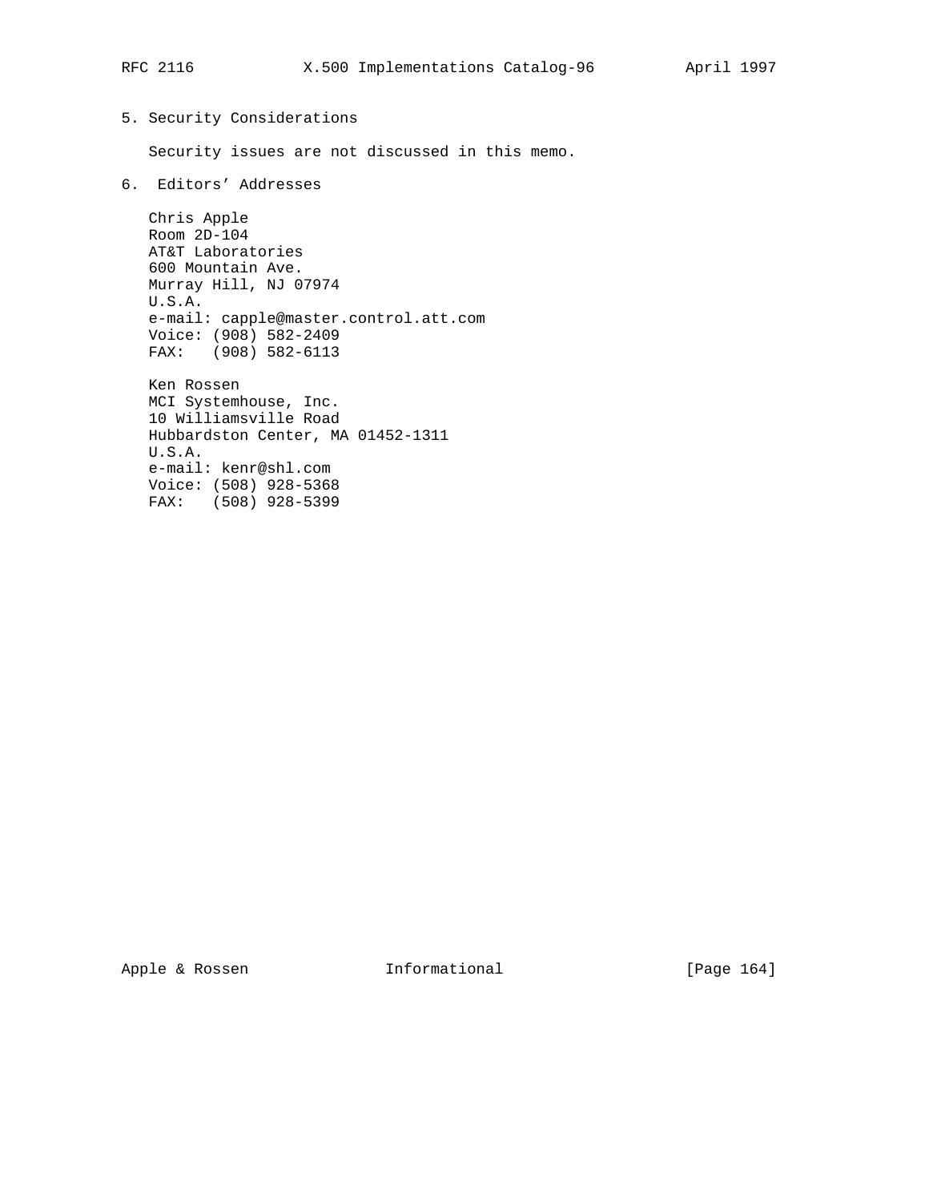## 5. Security Considerations

Security issues are not discussed in this memo.

## 6. Editors' Addresses

Chris Apple
Room 2D-104
AT&T Laboratories
600 Mountain Ave.
Murray Hill, NJ 07974
U.S.A.
e-mail: capple@master.control.att.com
Voice: (908) 582-2409
FAX: (908) 582-6113

Ken Rossen
MCI Systemhouse, Inc.
10 Williamsville Road
Hubbardston Center, MA 01452-1311
U.S.A.
e-mail: kenr@shl.com
Voice: (508) 928-5368
FAX: (508) 928-5399